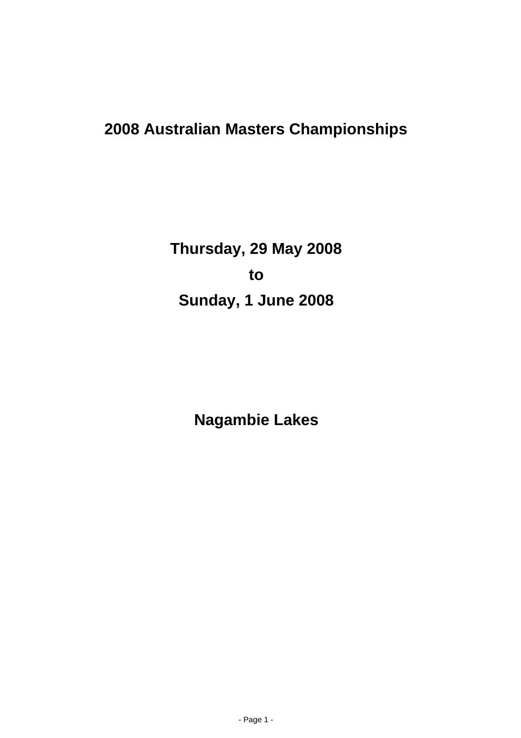# 2008 Australian Masters Championships

## Thursday, 29 May 2008

## to

## Sunday, 1 June 2008

## Nagambie Lakes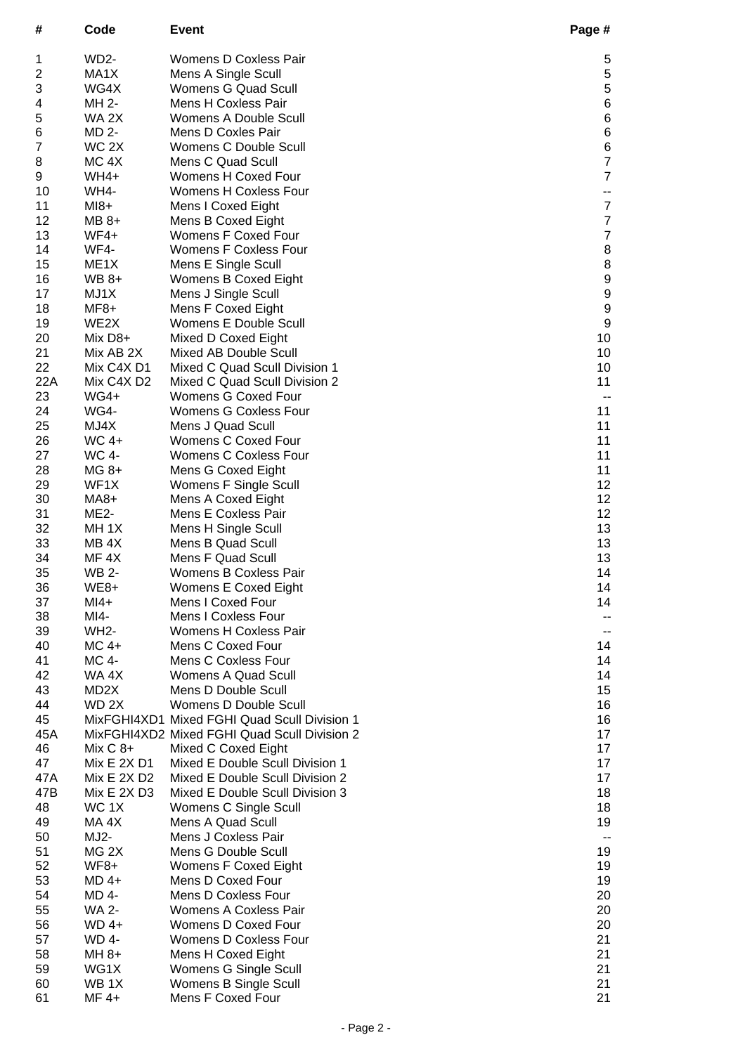| # | Code | Event | Page # |
|---|---|---|---|
| 1 | WD2- | Womens D Coxless Pair | 5 |
| 2 | MA1X | Mens A Single Scull | 5 |
| 3 | WG4X | Womens G Quad Scull | 5 |
| 4 | MH 2- | Mens H Coxless Pair | 6 |
| 5 | WA 2X | Womens A Double Scull | 6 |
| 6 | MD 2- | Mens D Coxles Pair | 6 |
| 7 | WC 2X | Womens C Double Scull | 6 |
| 8 | MC 4X | Mens C Quad Scull | 7 |
| 9 | WH4+ | Womens H Coxed Four | 7 |
| 10 | WH4- | Womens H Coxless Four | -- |
| 11 | MI8+ | Mens I Coxed Eight | 7 |
| 12 | MB 8+ | Mens B Coxed Eight | 7 |
| 13 | WF4+ | Womens F Coxed Four | 7 |
| 14 | WF4- | Womens F Coxless Four | 8 |
| 15 | ME1X | Mens E Single Scull | 8 |
| 16 | WB 8+ | Womens B Coxed Eight | 9 |
| 17 | MJ1X | Mens J Single Scull | 9 |
| 18 | MF8+ | Mens F Coxed Eight | 9 |
| 19 | WE2X | Womens E Double Scull | 9 |
| 20 | Mix D8+ | Mixed D Coxed Eight | 10 |
| 21 | Mix AB 2X | Mixed AB Double Scull | 10 |
| 22 | Mix C4X D1 | Mixed C Quad Scull Division 1 | 10 |
| 22A | Mix C4X D2 | Mixed C Quad Scull Division 2 | 11 |
| 23 | WG4+ | Womens G Coxed Four | -- |
| 24 | WG4- | Womens G Coxless Four | 11 |
| 25 | MJ4X | Mens J Quad Scull | 11 |
| 26 | WC 4+ | Womens C Coxed Four | 11 |
| 27 | WC 4- | Womens C Coxless Four | 11 |
| 28 | MG 8+ | Mens G Coxed Eight | 11 |
| 29 | WF1X | Womens F Single Scull | 12 |
| 30 | MA8+ | Mens A Coxed Eight | 12 |
| 31 | ME2- | Mens E Coxless Pair | 12 |
| 32 | MH 1X | Mens H Single Scull | 13 |
| 33 | MB 4X | Mens B Quad Scull | 13 |
| 34 | MF 4X | Mens F Quad Scull | 13 |
| 35 | WB 2- | Womens B Coxless Pair | 14 |
| 36 | WE8+ | Womens E Coxed Eight | 14 |
| 37 | MI4+ | Mens I Coxed Four | 14 |
| 38 | MI4- | Mens I Coxless Four | -- |
| 39 | WH2- | Womens H Coxless Pair | -- |
| 40 | MC 4+ | Mens C Coxed Four | 14 |
| 41 | MC 4- | Mens C Coxless Four | 14 |
| 42 | WA 4X | Womens A Quad Scull | 14 |
| 43 | MD2X | Mens D Double Scull | 15 |
| 44 | WD 2X | Womens D Double Scull | 16 |
| 45 | MixFGHI4XD1 | Mixed FGHI Quad Scull Division 1 | 16 |
| 45A | MixFGHI4XD2 | Mixed FGHI Quad Scull Division 2 | 17 |
| 46 | Mix C 8+ | Mixed C Coxed Eight | 17 |
| 47 | Mix E 2X D1 | Mixed E Double Scull Division 1 | 17 |
| 47A | Mix E 2X D2 | Mixed E Double Scull Division 2 | 17 |
| 47B | Mix E 2X D3 | Mixed E Double Scull Division 3 | 18 |
| 48 | WC 1X | Womens C Single Scull | 18 |
| 49 | MA 4X | Mens A Quad Scull | 19 |
| 50 | MJ2- | Mens J Coxless Pair | -- |
| 51 | MG 2X | Mens G Double Scull | 19 |
| 52 | WF8+ | Womens F Coxed Eight | 19 |
| 53 | MD 4+ | Mens D Coxed Four | 19 |
| 54 | MD 4- | Mens D Coxless Four | 20 |
| 55 | WA 2- | Womens A Coxless Pair | 20 |
| 56 | WD 4+ | Womens D Coxed Four | 20 |
| 57 | WD 4- | Womens D Coxless Four | 21 |
| 58 | MH 8+ | Mens H Coxed Eight | 21 |
| 59 | WG1X | Womens G Single Scull | 21 |
| 60 | WB 1X | Womens B Single Scull | 21 |
| 61 | MF 4+ | Mens F Coxed Four | 21 |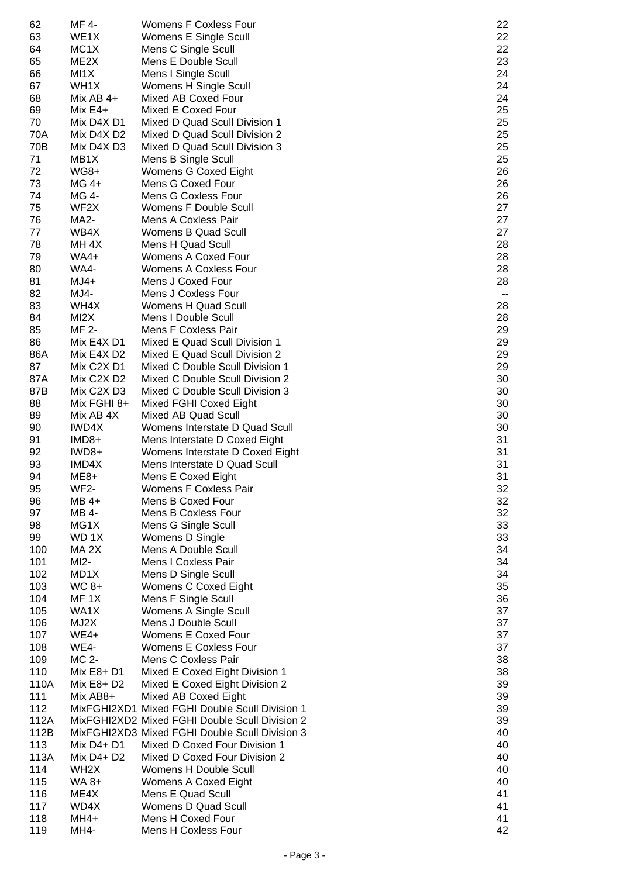| | | | |
|---|---|---|---|
| 62 | MF 4- | Womens F Coxless Four | 22 |
| 63 | WE1X | Womens E Single Scull | 22 |
| 64 | MC1X | Mens C Single Scull | 22 |
| 65 | ME2X | Mens E Double Scull | 23 |
| 66 | MI1X | Mens I Single Scull | 24 |
| 67 | WH1X | Womens H Single Scull | 24 |
| 68 | Mix AB 4+ | Mixed AB Coxed Four | 24 |
| 69 | Mix E4+ | Mixed E Coxed Four | 25 |
| 70 | Mix D4X D1 | Mixed D Quad Scull Division 1 | 25 |
| 70A | Mix D4X D2 | Mixed D Quad Scull Division 2 | 25 |
| 70B | Mix D4X D3 | Mixed D Quad Scull Division 3 | 25 |
| 71 | MB1X | Mens B Single Scull | 25 |
| 72 | WG8+ | Womens G Coxed Eight | 26 |
| 73 | MG 4+ | Mens G Coxed Four | 26 |
| 74 | MG 4- | Mens G Coxless Four | 26 |
| 75 | WF2X | Womens F Double Scull | 27 |
| 76 | MA2- | Mens A Coxless Pair | 27 |
| 77 | WB4X | Womens B Quad Scull | 27 |
| 78 | MH 4X | Mens H Quad Scull | 28 |
| 79 | WA4+ | Womens A Coxed Four | 28 |
| 80 | WA4- | Womens A Coxless Four | 28 |
| 81 | MJ4+ | Mens J Coxed Four | 28 |
| 82 | MJ4- | Mens J Coxless Four | -- |
| 83 | WH4X | Womens H Quad Scull | 28 |
| 84 | MI2X | Mens I Double Scull | 28 |
| 85 | MF 2- | Mens F Coxless Pair | 29 |
| 86 | Mix E4X D1 | Mixed E Quad Scull Division 1 | 29 |
| 86A | Mix E4X D2 | Mixed E Quad Scull Division 2 | 29 |
| 87 | Mix C2X D1 | Mixed C Double Scull Division 1 | 29 |
| 87A | Mix C2X D2 | Mixed C Double Scull Division 2 | 30 |
| 87B | Mix C2X D3 | Mixed C Double Scull Division 3 | 30 |
| 88 | Mix FGHI 8+ | Mixed FGHI Coxed Eight | 30 |
| 89 | Mix AB 4X | Mixed AB Quad Scull | 30 |
| 90 | IWD4X | Womens Interstate D Quad Scull | 30 |
| 91 | IMD8+ | Mens Interstate D Coxed Eight | 31 |
| 92 | IWD8+ | Womens Interstate D Coxed Eight | 31 |
| 93 | IMD4X | Mens Interstate D Quad Scull | 31 |
| 94 | ME8+ | Mens E Coxed Eight | 31 |
| 95 | WF2- | Womens F Coxless Pair | 32 |
| 96 | MB 4+ | Mens B Coxed Four | 32 |
| 97 | MB 4- | Mens B Coxless Four | 32 |
| 98 | MG1X | Mens G Single Scull | 33 |
| 99 | WD 1X | Womens D Single | 33 |
| 100 | MA 2X | Mens A Double Scull | 34 |
| 101 | MI2- | Mens I Coxless Pair | 34 |
| 102 | MD1X | Mens D Single Scull | 34 |
| 103 | WC 8+ | Womens C Coxed Eight | 35 |
| 104 | MF 1X | Mens F Single Scull | 36 |
| 105 | WA1X | Womens A Single Scull | 37 |
| 106 | MJ2X | Mens J Double Scull | 37 |
| 107 | WE4+ | Womens E Coxed Four | 37 |
| 108 | WE4- | Womens E Coxless Four | 37 |
| 109 | MC 2- | Mens C Coxless Pair | 38 |
| 110 | Mix E8+ D1 | Mixed E Coxed Eight Division 1 | 38 |
| 110A | Mix E8+ D2 | Mixed E Coxed Eight Division 2 | 39 |
| 111 | Mix AB8+ | Mixed AB Coxed Eight | 39 |
| 112 | MixFGHI2XD1 | Mixed FGHI Double Scull Division 1 | 39 |
| 112A | MixFGHI2XD2 | Mixed FGHI Double Scull Division 2 | 39 |
| 112B | MixFGHI2XD3 | Mixed FGHI Double Scull Division 3 | 40 |
| 113 | Mix D4+ D1 | Mixed D Coxed Four Division 1 | 40 |
| 113A | Mix D4+ D2 | Mixed D Coxed Four Division 2 | 40 |
| 114 | WH2X | Womens H Double Scull | 40 |
| 115 | WA 8+ | Womens A Coxed Eight | 40 |
| 116 | ME4X | Mens E Quad Scull | 41 |
| 117 | WD4X | Womens D Quad Scull | 41 |
| 118 | MH4+ | Mens H Coxed Four | 41 |
| 119 | MH4- | Mens H Coxless Four | 42 |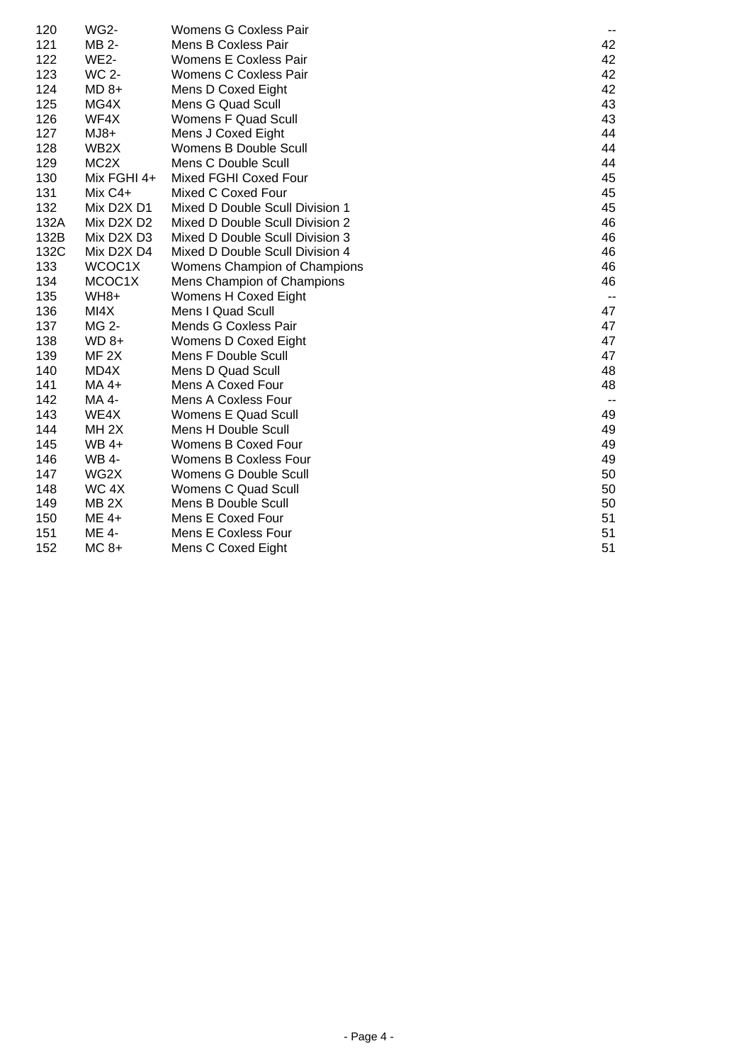| | | | |
|---|---|---|---|
| 120 | WG2- | Womens G Coxless Pair | -- |
| 121 | MB 2- | Mens B Coxless Pair | 42 |
| 122 | WE2- | Womens E Coxless Pair | 42 |
| 123 | WC 2- | Womens C Coxless Pair | 42 |
| 124 | MD 8+ | Mens D Coxed Eight | 42 |
| 125 | MG4X | Mens G Quad Scull | 43 |
| 126 | WF4X | Womens F Quad Scull | 43 |
| 127 | MJ8+ | Mens J Coxed Eight | 44 |
| 128 | WB2X | Womens B Double Scull | 44 |
| 129 | MC2X | Mens C Double Scull | 44 |
| 130 | Mix FGHI 4+ | Mixed FGHI Coxed Four | 45 |
| 131 | Mix C4+ | Mixed C Coxed Four | 45 |
| 132 | Mix D2X D1 | Mixed D Double Scull Division 1 | 45 |
| 132A | Mix D2X D2 | Mixed D Double Scull Division 2 | 46 |
| 132B | Mix D2X D3 | Mixed D Double Scull Division 3 | 46 |
| 132C | Mix D2X D4 | Mixed D Double Scull Division 4 | 46 |
| 133 | WCOC1X | Womens Champion of Champions | 46 |
| 134 | MCOC1X | Mens Champion of Champions | 46 |
| 135 | WH8+ | Womens H Coxed Eight | -- |
| 136 | MI4X | Mens I Quad Scull | 47 |
| 137 | MG 2- | Mends G Coxless Pair | 47 |
| 138 | WD 8+ | Womens D Coxed Eight | 47 |
| 139 | MF 2X | Mens F Double Scull | 47 |
| 140 | MD4X | Mens D Quad Scull | 48 |
| 141 | MA 4+ | Mens A Coxed Four | 48 |
| 142 | MA 4- | Mens A Coxless Four | -- |
| 143 | WE4X | Womens E Quad Scull | 49 |
| 144 | MH 2X | Mens H Double Scull | 49 |
| 145 | WB 4+ | Womens B Coxed Four | 49 |
| 146 | WB 4- | Womens B Coxless Four | 49 |
| 147 | WG2X | Womens G Double Scull | 50 |
| 148 | WC 4X | Womens C Quad Scull | 50 |
| 149 | MB 2X | Mens B Double Scull | 50 |
| 150 | ME 4+ | Mens E Coxed Four | 51 |
| 151 | ME 4- | Mens E Coxless Four | 51 |
| 152 | MC 8+ | Mens C Coxed Eight | 51 |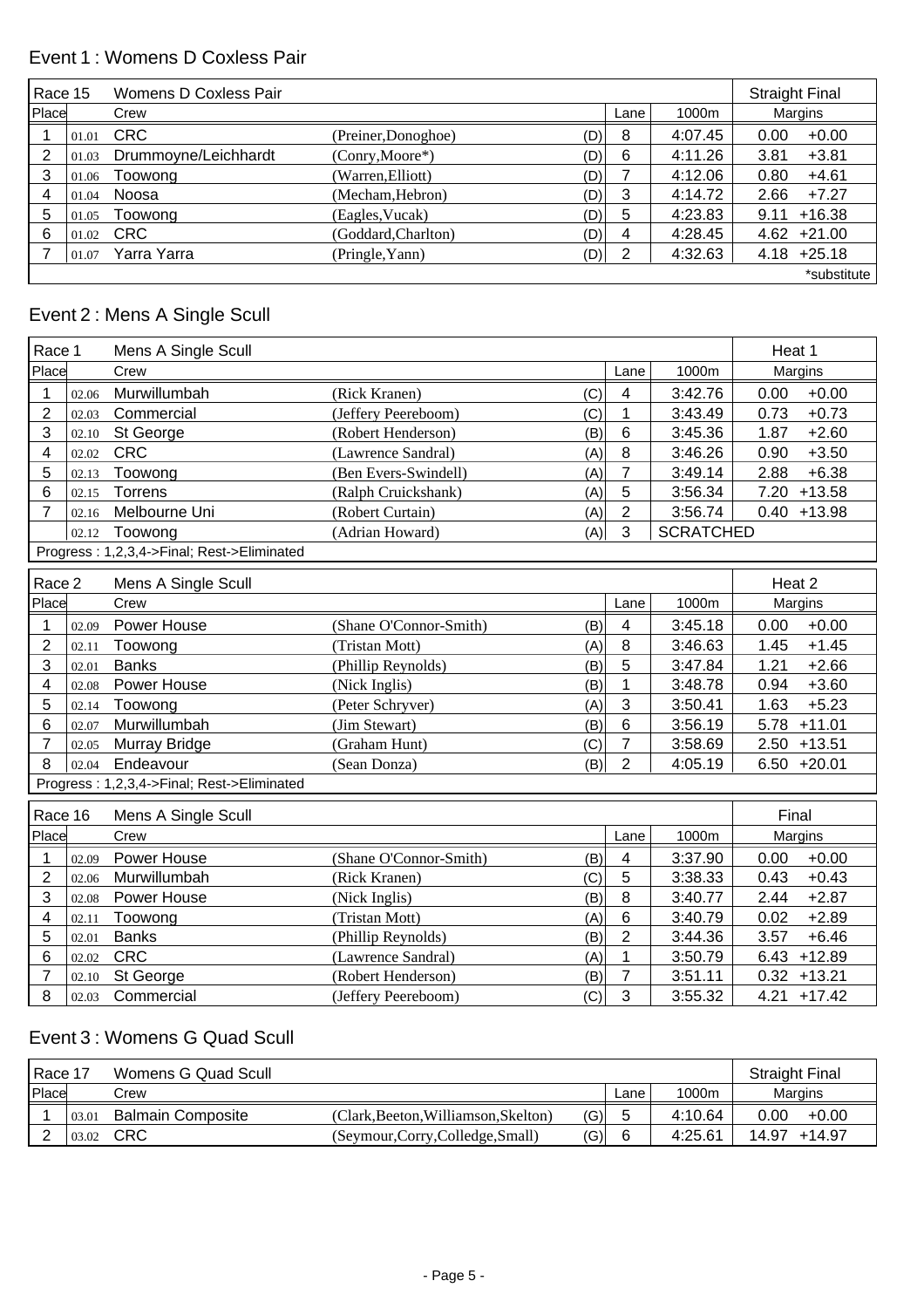## Event 1 : Womens D Coxless Pair

| Race 15 | | Womens D Coxless Pair | | | | | Straight Final | |
|---|---|---|---|---|---|---|---|---|
| Place | | Crew | | | Lane | 1000m | Margins | |
| 1 | 01.01 | CRC | (Preiner,Donoghoe) | (D) | 8 | 4:07.45 | 0.00 | +0.00 |
| 2 | 01.03 | Drummoyne/Leichhardt | (Conry,Moore*) | (D) | 6 | 4:11.26 | 3.81 | +3.81 |
| 3 | 01.06 | Toowong | (Warren,Elliott) | (D) | 7 | 4:12.06 | 0.80 | +4.61 |
| 4 | 01.04 | Noosa | (Mecham,Hebron) | (D) | 3 | 4:14.72 | 2.66 | +7.27 |
| 5 | 01.05 | Toowong | (Eagles,Vucak) | (D) | 5 | 4:23.83 | 9.11 | +16.38 |
| 6 | 01.02 | CRC | (Goddard,Charlton) | (D) | 4 | 4:28.45 | 4.62 | +21.00 |
| 7 | 01.07 | Yarra Yarra | (Pringle,Yann) | (D) | 2 | 4:32.63 | 4.18 | +25.18 |

*substitute

## Event 2 : Mens A Single Scull

| Race 1 | | Mens A Single Scull | | | | | Heat 1 | |
|---|---|---|---|---|---|---|---|---|
| Place | | Crew | | | Lane | 1000m | Margins | |
| 1 | 02.06 | Murwillumbah | (Rick Kranen) | (C) | 4 | 3:42.76 | 0.00 | +0.00 |
| 2 | 02.03 | Commercial | (Jeffery Peereboom) | (C) | 1 | 3:43.49 | 0.73 | +0.73 |
| 3 | 02.10 | St George | (Robert Henderson) | (B) | 6 | 3:45.36 | 1.87 | +2.60 |
| 4 | 02.02 | CRC | (Lawrence Sandral) | (A) | 8 | 3:46.26 | 0.90 | +3.50 |
| 5 | 02.13 | Toowong | (Ben Evers-Swindell) | (A) | 7 | 3:49.14 | 2.88 | +6.38 |
| 6 | 02.15 | Torrens | (Ralph Cruickshank) | (A) | 5 | 3:56.34 | 7.20 | +13.58 |
| 7 | 02.16 | Melbourne Uni | (Robert Curtain) | (A) | 2 | 3:56.74 | 0.40 | +13.98 |
| | 02.12 | Toowong | (Adrian Howard) | (A) | 3 | SCRATCHED | | |

Progress : 1,2,3,4->Final; Rest->Eliminated

| Race 2 | | Mens A Single Scull | | | | | Heat 2 | |
|---|---|---|---|---|---|---|---|---|
| Place | | Crew | | | Lane | 1000m | Margins | |
| 1 | 02.09 | Power House | (Shane O'Connor-Smith) | (B) | 4 | 3:45.18 | 0.00 | +0.00 |
| 2 | 02.11 | Toowong | (Tristan Mott) | (A) | 8 | 3:46.63 | 1.45 | +1.45 |
| 3 | 02.01 | Banks | (Phillip Reynolds) | (B) | 5 | 3:47.84 | 1.21 | +2.66 |
| 4 | 02.08 | Power House | (Nick Inglis) | (B) | 1 | 3:48.78 | 0.94 | +3.60 |
| 5 | 02.14 | Toowong | (Peter Schryver) | (A) | 3 | 3:50.41 | 1.63 | +5.23 |
| 6 | 02.07 | Murwillumbah | (Jim Stewart) | (B) | 6 | 3:56.19 | 5.78 | +11.01 |
| 7 | 02.05 | Murray Bridge | (Graham Hunt) | (C) | 7 | 3:58.69 | 2.50 | +13.51 |
| 8 | 02.04 | Endeavour | (Sean Donza) | (B) | 2 | 4:05.19 | 6.50 | +20.01 |

Progress : 1,2,3,4->Final; Rest->Eliminated

| Race 16 | | Mens A Single Scull | | | | | Final | |
|---|---|---|---|---|---|---|---|---|
| Place | | Crew | | | Lane | 1000m | Margins | |
| 1 | 02.09 | Power House | (Shane O'Connor-Smith) | (B) | 4 | 3:37.90 | 0.00 | +0.00 |
| 2 | 02.06 | Murwillumbah | (Rick Kranen) | (C) | 5 | 3:38.33 | 0.43 | +0.43 |
| 3 | 02.08 | Power House | (Nick Inglis) | (B) | 8 | 3:40.77 | 2.44 | +2.87 |
| 4 | 02.11 | Toowong | (Tristan Mott) | (A) | 6 | 3:40.79 | 0.02 | +2.89 |
| 5 | 02.01 | Banks | (Phillip Reynolds) | (B) | 2 | 3:44.36 | 3.57 | +6.46 |
| 6 | 02.02 | CRC | (Lawrence Sandral) | (A) | 1 | 3:50.79 | 6.43 | +12.89 |
| 7 | 02.10 | St George | (Robert Henderson) | (B) | 7 | 3:51.11 | 0.32 | +13.21 |
| 8 | 02.03 | Commercial | (Jeffery Peereboom) | (C) | 3 | 3:55.32 | 4.21 | +17.42 |

## Event 3 : Womens G Quad Scull

| Race 17 | | Womens G Quad Scull | | | | | Straight Final | |
|---|---|---|---|---|---|---|---|---|
| Place | | Crew | | | Lane | 1000m | Margins | |
| 1 | 03.01 | Balmain Composite | (Clark,Beeton,Williamson,Skelton) | (G) | 5 | 4:10.64 | 0.00 | +0.00 |
| 2 | 03.02 | CRC | (Seymour,Corry,Colledge,Small) | (G) | 6 | 4:25.61 | 14.97 | +14.97 |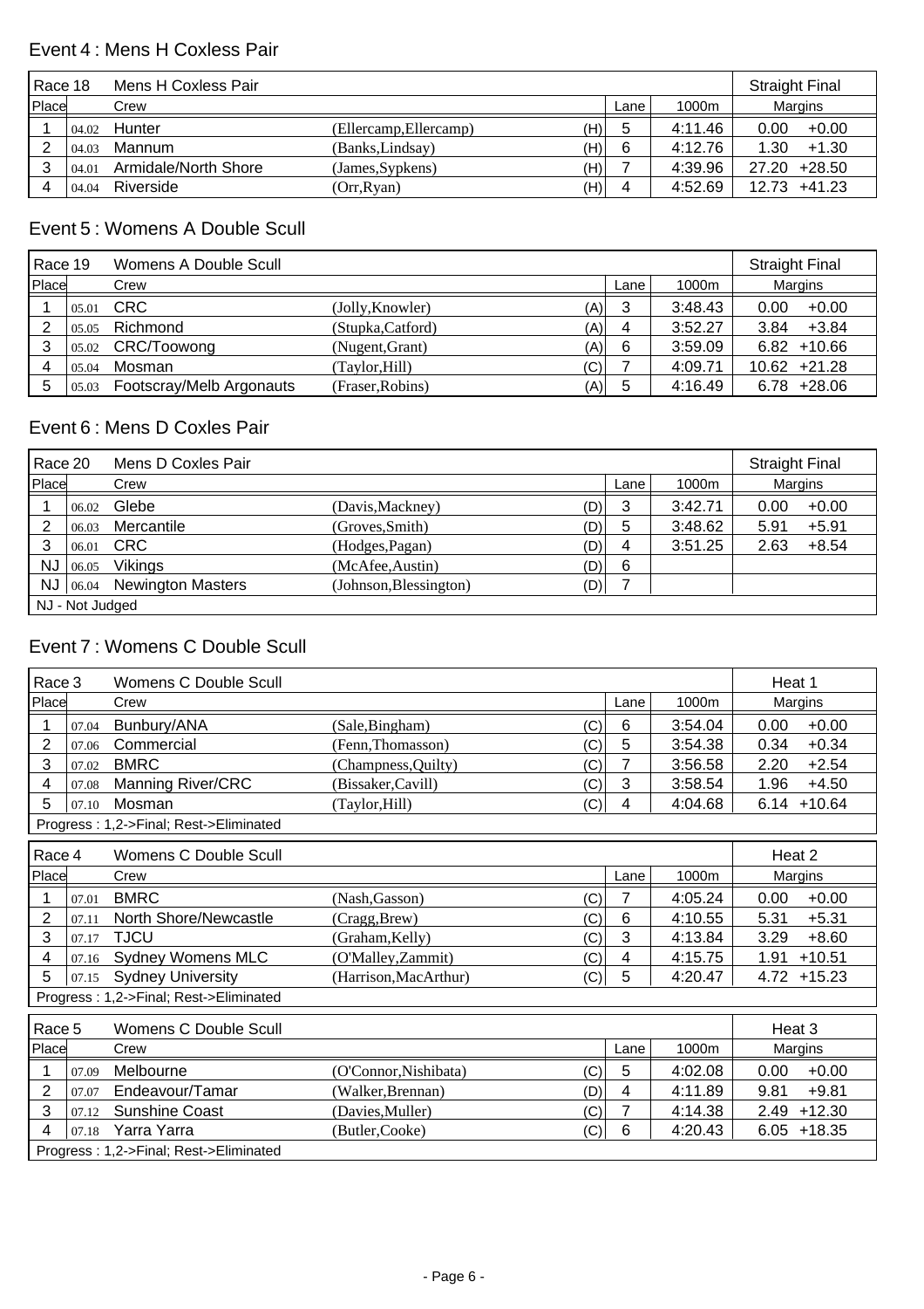## Event 4 : Mens H Coxless Pair

| Race 18 | | Mens H Coxless Pair | | | | | Straight Final | |
|---|---|---|---|---|---|---|---|---|
| Place | | Crew | | | Lane | 1000m | Margins | |
| 1 | 04.02 | Hunter | (Ellercamp,Ellercamp) | (H) | 5 | 4:11.46 | 0.00 | +0.00 |
| 2 | 04.03 | Mannum | (Banks,Lindsay) | (H) | 6 | 4:12.76 | 1.30 | +1.30 |
| 3 | 04.01 | Armidale/North Shore | (James,Sypkens) | (H) | 7 | 4:39.96 | 27.20 | +28.50 |
| 4 | 04.04 | Riverside | (Orr,Ryan) | (H) | 4 | 4:52.69 | 12.73 | +41.23 |

## Event 5 : Womens A Double Scull

| Race 19 | | Womens A Double Scull | | | | | Straight Final | |
|---|---|---|---|---|---|---|---|---|
| Place | | Crew | | | Lane | 1000m | Margins | |
| 1 | 05.01 | CRC | (Jolly,Knowler) | (A) | 3 | 3:48.43 | 0.00 | +0.00 |
| 2 | 05.05 | Richmond | (Stupka,Catford) | (A) | 4 | 3:52.27 | 3.84 | +3.84 |
| 3 | 05.02 | CRC/Toowong | (Nugent,Grant) | (A) | 6 | 3:59.09 | 6.82 | +10.66 |
| 4 | 05.04 | Mosman | (Taylor,Hill) | (C) | 7 | 4:09.71 | 10.62 | +21.28 |
| 5 | 05.03 | Footscray/Melb Argonauts | (Fraser,Robins) | (A) | 5 | 4:16.49 | 6.78 | +28.06 |

## Event 6 : Mens D Coxles Pair

| Race 20 | | Mens D Coxles Pair | | | | | Straight Final | |
|---|---|---|---|---|---|---|---|---|
| Place | | Crew | | | Lane | 1000m | Margins | |
| 1 | 06.02 | Glebe | (Davis,Mackney) | (D) | 3 | 3:42.71 | 0.00 | +0.00 |
| 2 | 06.03 | Mercantile | (Groves,Smith) | (D) | 5 | 3:48.62 | 5.91 | +5.91 |
| 3 | 06.01 | CRC | (Hodges,Pagan) | (D) | 4 | 3:51.25 | 2.63 | +8.54 |
| NJ | 06.05 | Vikings | (McAfee,Austin) | (D) | 6 | | | |
| NJ | 06.04 | Newington Masters | (Johnson,Blessington) | (D) | 7 | | | |

NJ - Not Judged

## Event 7 : Womens C Double Scull

| Race 3 | | Womens C Double Scull | | | | | Heat 1 | |
|---|---|---|---|---|---|---|---|---|
| Place | | Crew | | | Lane | 1000m | Margins | |
| 1 | 07.04 | Bunbury/ANA | (Sale,Bingham) | (C) | 6 | 3:54.04 | 0.00 | +0.00 |
| 2 | 07.06 | Commercial | (Fenn,Thomasson) | (C) | 5 | 3:54.38 | 0.34 | +0.34 |
| 3 | 07.02 | BMRC | (Champness,Quilty) | (C) | 7 | 3:56.58 | 2.20 | +2.54 |
| 4 | 07.08 | Manning River/CRC | (Bissaker,Cavill) | (C) | 3 | 3:58.54 | 1.96 | +4.50 |
| 5 | 07.10 | Mosman | (Taylor,Hill) | (C) | 4 | 4:04.68 | 6.14 | +10.64 |

Progress : 1,2->Final; Rest->Eliminated

| Race 4 | | Womens C Double Scull | | | | | Heat 2 | |
|---|---|---|---|---|---|---|---|---|
| Place | | Crew | | | Lane | 1000m | Margins | |
| 1 | 07.01 | BMRC | (Nash,Gasson) | (C) | 7 | 4:05.24 | 0.00 | +0.00 |
| 2 | 07.11 | North Shore/Newcastle | (Cragg,Brew) | (C) | 6 | 4:10.55 | 5.31 | +5.31 |
| 3 | 07.17 | TJCU | (Graham,Kelly) | (C) | 3 | 4:13.84 | 3.29 | +8.60 |
| 4 | 07.16 | Sydney Womens MLC | (O'Malley,Zammit) | (C) | 4 | 4:15.75 | 1.91 | +10.51 |
| 5 | 07.15 | Sydney University | (Harrison,MacArthur) | (C) | 5 | 4:20.47 | 4.72 | +15.23 |

Progress : 1,2->Final; Rest->Eliminated

| Race 5 | | Womens C Double Scull | | | | | Heat 3 | |
|---|---|---|---|---|---|---|---|---|
| Place | | Crew | | | Lane | 1000m | Margins | |
| 1 | 07.09 | Melbourne | (O'Connor,Nishibata) | (C) | 5 | 4:02.08 | 0.00 | +0.00 |
| 2 | 07.07 | Endeavour/Tamar | (Walker,Brennan) | (D) | 4 | 4:11.89 | 9.81 | +9.81 |
| 3 | 07.12 | Sunshine Coast | (Davies,Muller) | (C) | 7 | 4:14.38 | 2.49 | +12.30 |
| 4 | 07.18 | Yarra Yarra | (Butler,Cooke) | (C) | 6 | 4:20.43 | 6.05 | +18.35 |

Progress : 1,2->Final; Rest->Eliminated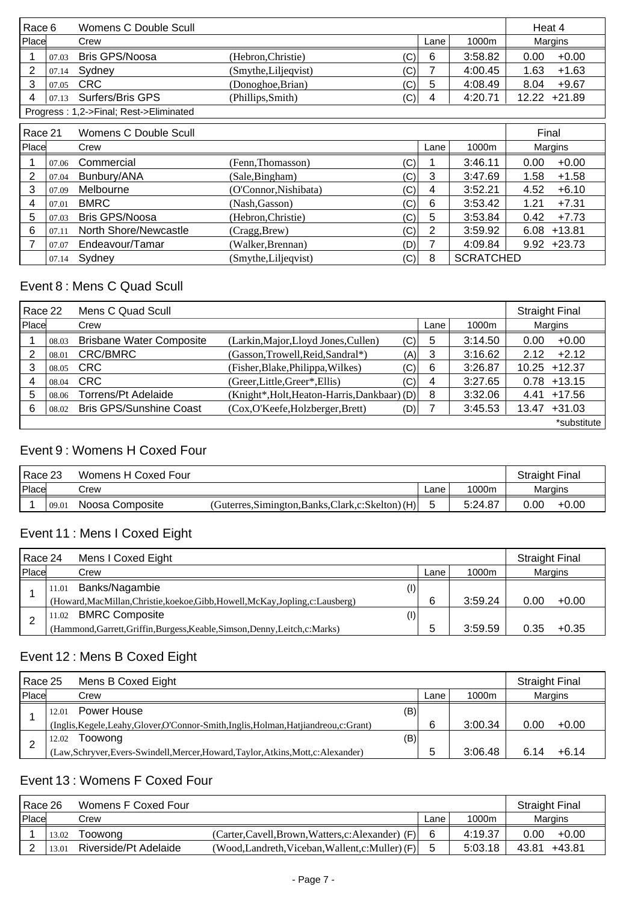| Race 6 | | Womens C Double Scull | | | | | Heat 4 | |
|---|---|---|---|---|---|---|---|---|
| Place | | Crew | | | Lane | 1000m | Margins | |
| 1 | 07.03 | Bris GPS/Noosa | (Hebron,Christie) | (C) | 6 | 3:58.82 | 0.00 | +0.00 |
| 2 | 07.14 | Sydney | (Smythe,Liljeqvist) | (C) | 7 | 4:00.45 | 1.63 | +1.63 |
| 3 | 07.05 | CRC | (Donoghoe,Brian) | (C) | 5 | 4:08.49 | 8.04 | +9.67 |
| 4 | 07.13 | Surfers/Bris GPS | (Phillips,Smith) | (C) | 4 | 4:20.71 | 12.22 | +21.89 |

Progress : 1,2->Final; Rest->Eliminated

| Race 21 | | Womens C Double Scull | | | | | Final | |
|---|---|---|---|---|---|---|---|---|
| Place | | Crew | | | Lane | 1000m | Margins | |
| 1 | 07.06 | Commercial | (Fenn,Thomasson) | (C) | 1 | 3:46.11 | 0.00 | +0.00 |
| 2 | 07.04 | Bunbury/ANA | (Sale,Bingham) | (C) | 3 | 3:47.69 | 1.58 | +1.58 |
| 3 | 07.09 | Melbourne | (O'Connor,Nishibata) | (C) | 4 | 3:52.21 | 4.52 | +6.10 |
| 4 | 07.01 | BMRC | (Nash,Gasson) | (C) | 6 | 3:53.42 | 1.21 | +7.31 |
| 5 | 07.03 | Bris GPS/Noosa | (Hebron,Christie) | (C) | 5 | 3:53.84 | 0.42 | +7.73 |
| 6 | 07.11 | North Shore/Newcastle | (Cragg,Brew) | (C) | 2 | 3:59.92 | 6.08 | +13.81 |
| 7 | 07.07 | Endeavour/Tamar | (Walker,Brennan) | (D) | 7 | 4:09.84 | 9.92 | +23.73 |
| | 07.14 | Sydney | (Smythe,Liljeqvist) | (C) | 8 | SCRATCHED | | |

## Event 8 : Mens C Quad Scull

| Race 22 | | Mens C Quad Scull | | | | | Straight Final | |
|---|---|---|---|---|---|---|---|---|
| Place | | Crew | | | Lane | 1000m | Margins | |
| 1 | 08.03 | Brisbane Water Composite | (Larkin,Major,Lloyd Jones,Cullen) | (C) | 5 | 3:14.50 | 0.00 | +0.00 |
| 2 | 08.01 | CRC/BMRC | (Gasson,Trowell,Reid,Sandral*) | (A) | 3 | 3:16.62 | 2.12 | +2.12 |
| 3 | 08.05 | CRC | (Fisher,Blake,Philippa,Wilkes) | (C) | 6 | 3:26.87 | 10.25 | +12.37 |
| 4 | 08.04 | CRC | (Greer,Little,Greer*,Ellis) | (C) | 4 | 3:27.65 | 0.78 | +13.15 |
| 5 | 08.06 | Torrens/Pt Adelaide | (Knight*,Holt,Heaton-Harris,Dankbaar) | (D) | 8 | 3:32.06 | 4.41 | +17.56 |
| 6 | 08.02 | Bris GPS/Sunshine Coast | (Cox,O'Keefe,Holzberger,Brett) | (D) | 7 | 3:45.53 | 13.47 | +31.03 |

*substitute

## Event 9 : Womens H Coxed Four

| Race 23 | | Womens H Coxed Four | | | | | Straight Final | |
|---|---|---|---|---|---|---|---|---|
| Place | | Crew | | | Lane | 1000m | Margins | |
| 1 | 09.01 | Noosa Composite | (Guterres,Simington,Banks,Clark,c:Skelton) | (H) | 5 | 5:24.87 | 0.00 | +0.00 |

## Event 11 : Mens I Coxed Eight

| Race 24 | | Mens I Coxed Eight | | | | Straight Final | |
|---|---|---|---|---|---|---|---|
| Place | | Crew | | Lane | 1000m | Margins | |
| 1 | 11.01 | Banks/Nagambie (Howard,MacMillan,Christie,koekoe,Gibb,Howell,McKay,Jopling,c:Lausberg) | (I) | 6 | 3:59.24 | 0.00 | +0.00 |
| 2 | 11.02 | BMRC Composite (Hammond,Garrett,Griffin,Burgess,Keable,Simson,Denny,Leitch,c:Marks) | (I) | 5 | 3:59.59 | 0.35 | +0.35 |

## Event 12 : Mens B Coxed Eight

| Race 25 | | Mens B Coxed Eight | | | | Straight Final | |
|---|---|---|---|---|---|---|---|
| Place | | Crew | | Lane | 1000m | Margins | |
| 1 | 12.01 | Power House (Inglis,Kegele,Leahy,Glover,O'Connor-Smith,Inglis,Holman,Hatjiandreou,c:Grant) | (B) | 6 | 3:00.34 | 0.00 | +0.00 |
| 2 | 12.02 | Toowong (Law,Schryver,Evers-Swindell,Mercer,Howard,Taylor,Atkins,Mott,c:Alexander) | (B) | 5 | 3:06.48 | 6.14 | +6.14 |

## Event 13 : Womens F Coxed Four

| Race 26 | | Womens F Coxed Four | | | | | Straight Final | |
|---|---|---|---|---|---|---|---|---|
| Place | | Crew | | | Lane | 1000m | Margins | |
| 1 | 13.02 | Toowong | (Carter,Cavell,Brown,Watters,c:Alexander) | (F) | 6 | 4:19.37 | 0.00 | +0.00 |
| 2 | 13.01 | Riverside/Pt Adelaide | (Wood,Landreth,Viceban,Wallent,c:Muller) | (F) | 5 | 5:03.18 | 43.81 | +43.81 |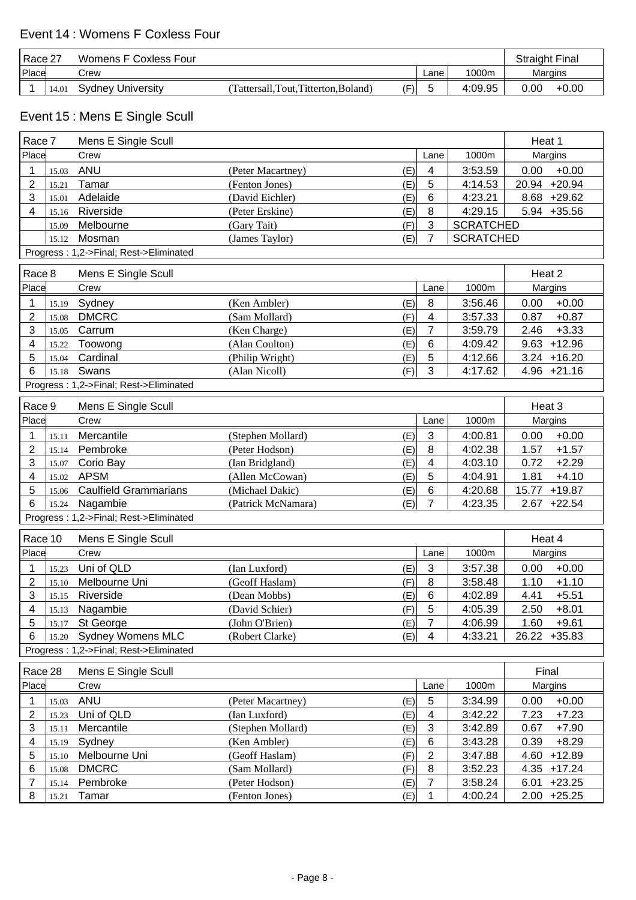## Event 14 : Womens F Coxless Four

| Race 27 | | Womens F Coxless Four | | | | | Straight Final | |
|---|---|---|---|---|---|---|---|---|
| Place | | Crew | | | Lane | 1000m | Margins | |
| 1 | 14.01 | Sydney University | (Tattersall,Tout,Titterton,Boland) | (F) | 5 | 4:09.95 | 0.00 | +0.00 |

## Event 15 : Mens E Single Scull

| Race 7 | | Mens E Single Scull | | | | | Heat 1 | |
|---|---|---|---|---|---|---|---|---|
| Place | | Crew | | | Lane | 1000m | Margins | |
| 1 | 15.03 | ANU | (Peter Macartney) | (E) | 4 | 3:53.59 | 0.00 | +0.00 |
| 2 | 15.21 | Tamar | (Fenton Jones) | (E) | 5 | 4:14.53 | 20.94 | +20.94 |
| 3 | 15.01 | Adelaide | (David Eichler) | (E) | 6 | 4:23.21 | 8.68 | +29.62 |
| 4 | 15.16 | Riverside | (Peter Erskine) | (E) | 8 | 4:29.15 | 5.94 | +35.56 |
| | 15.09 | Melbourne | (Gary Tait) | (F) | 3 | SCRATCHED | | |
| | 15.12 | Mosman | (James Taylor) | (E) | 7 | SCRATCHED | | |
| Progress : 1,2->Final; Rest->Eliminated | | | | | | | | |

| Race 8 | | Mens E Single Scull | | | | | Heat 2 | |
|---|---|---|---|---|---|---|---|---|
| Place | | Crew | | | Lane | 1000m | Margins | |
| 1 | 15.19 | Sydney | (Ken Ambler) | (E) | 8 | 3:56.46 | 0.00 | +0.00 |
| 2 | 15.08 | DMCRC | (Sam Mollard) | (F) | 4 | 3:57.33 | 0.87 | +0.87 |
| 3 | 15.05 | Carrum | (Ken Charge) | (E) | 7 | 3:59.79 | 2.46 | +3.33 |
| 4 | 15.22 | Toowong | (Alan Coulton) | (E) | 6 | 4:09.42 | 9.63 | +12.96 |
| 5 | 15.04 | Cardinal | (Philip Wright) | (E) | 5 | 4:12.66 | 3.24 | +16.20 |
| 6 | 15.18 | Swans | (Alan Nicoll) | (F) | 3 | 4:17.62 | 4.96 | +21.16 |
| Progress : 1,2->Final; Rest->Eliminated | | | | | | | | |

| Race 9 | | Mens E Single Scull | | | | | Heat 3 | |
|---|---|---|---|---|---|---|---|---|
| Place | | Crew | | | Lane | 1000m | Margins | |
| 1 | 15.11 | Mercantile | (Stephen Mollard) | (E) | 3 | 4:00.81 | 0.00 | +0.00 |
| 2 | 15.14 | Pembroke | (Peter Hodson) | (E) | 8 | 4:02.38 | 1.57 | +1.57 |
| 3 | 15.07 | Corio Bay | (Ian Bridgland) | (E) | 4 | 4:03.10 | 0.72 | +2.29 |
| 4 | 15.02 | APSM | (Allen McCowan) | (E) | 5 | 4:04.91 | 1.81 | +4.10 |
| 5 | 15.06 | Caulfield Grammarians | (Michael Dakic) | (E) | 6 | 4:20.68 | 15.77 | +19.87 |
| 6 | 15.24 | Nagambie | (Patrick McNamara) | (E) | 7 | 4:23.35 | 2.67 | +22.54 |
| Progress : 1,2->Final; Rest->Eliminated | | | | | | | | |

| Race 10 | | Mens E Single Scull | | | | | Heat 4 | |
|---|---|---|---|---|---|---|---|---|
| Place | | Crew | | | Lane | 1000m | Margins | |
| 1 | 15.23 | Uni of QLD | (Ian Luxford) | (E) | 3 | 3:57.38 | 0.00 | +0.00 |
| 2 | 15.10 | Melbourne Uni | (Geoff Haslam) | (F) | 8 | 3:58.48 | 1.10 | +1.10 |
| 3 | 15.15 | Riverside | (Dean Mobbs) | (E) | 6 | 4:02.89 | 4.41 | +5.51 |
| 4 | 15.13 | Nagambie | (David Schier) | (F) | 5 | 4:05.39 | 2.50 | +8.01 |
| 5 | 15.17 | St George | (John O'Brien) | (E) | 7 | 4:06.99 | 1.60 | +9.61 |
| 6 | 15.20 | Sydney Womens MLC | (Robert Clarke) | (E) | 4 | 4:33.21 | 26.22 | +35.83 |
| Progress : 1,2->Final; Rest->Eliminated | | | | | | | | |

| Race 28 | | Mens E Single Scull | | | | | Final | |
|---|---|---|---|---|---|---|---|---|
| Place | | Crew | | | Lane | 1000m | Margins | |
| 1 | 15.03 | ANU | (Peter Macartney) | (E) | 5 | 3:34.99 | 0.00 | +0.00 |
| 2 | 15.23 | Uni of QLD | (Ian Luxford) | (E) | 4 | 3:42.22 | 7.23 | +7.23 |
| 3 | 15.11 | Mercantile | (Stephen Mollard) | (E) | 3 | 3:42.89 | 0.67 | +7.90 |
| 4 | 15.19 | Sydney | (Ken Ambler) | (E) | 6 | 3:43.28 | 0.39 | +8.29 |
| 5 | 15.10 | Melbourne Uni | (Geoff Haslam) | (F) | 2 | 3:47.88 | 4.60 | +12.89 |
| 6 | 15.08 | DMCRC | (Sam Mollard) | (F) | 8 | 3:52.23 | 4.35 | +17.24 |
| 7 | 15.14 | Pembroke | (Peter Hodson) | (E) | 7 | 3:58.24 | 6.01 | +23.25 |
| 8 | 15.21 | Tamar | (Fenton Jones) | (E) | 1 | 4:00.24 | 2.00 | +25.25 |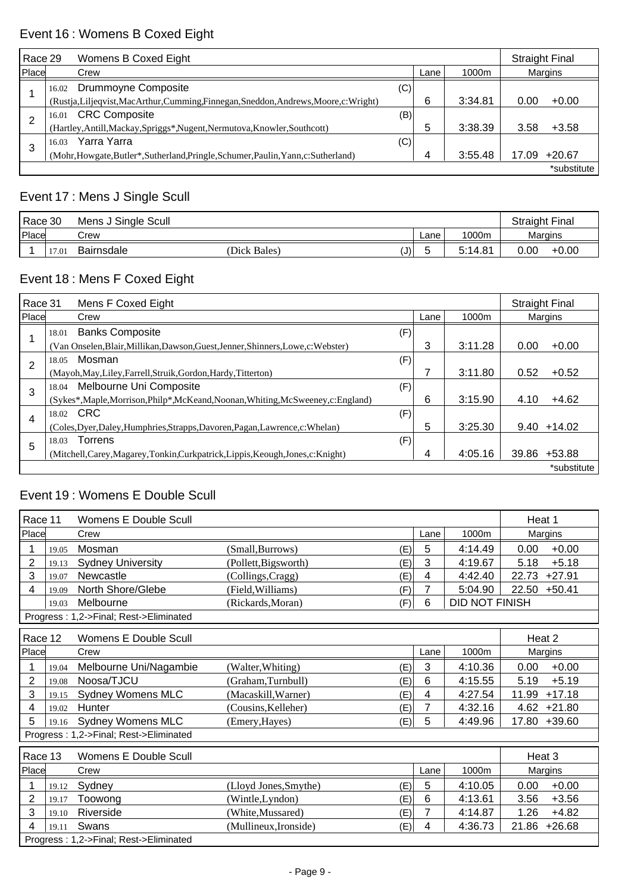## Event 16 : Womens B Coxed Eight

| Race 29 | Womens B Coxed Eight | | | | Straight Final | |
|---|---|---|---|---|---|---|
| Place | Crew | | Lane | 1000m | Margins | |
| 1 | 16.02 Drummoyne Composite (Rustja,Liljeqvist,MacArthur,Cumming,Finnegan,Sneddon,Andrews,Moore,c:Wright) | (C) | 6 | 3:34.81 | 0.00 | +0.00 |
| 2 | 16.01 CRC Composite (Hartley,Antill,Mackay,Spriggs*,Nugent,Nermutova,Knowler,Southcott) | (B) | 5 | 3:38.39 | 3.58 | +3.58 |
| 3 | 16.03 Yarra Yarra (Mohr,Howgate,Butler*,Sutherland,Pringle,Schumer,Paulin,Yann,c:Sutherland) | (C) | 4 | 3:55.48 | 17.09 | +20.67 |

*substitute

## Event 17 : Mens J Single Scull

| Race 30 | Mens J Single Scull | | | | | Straight Final | |
|---|---|---|---|---|---|---|---|
| Place | Crew | | | Lane | 1000m | Margins | |
| 1 | 17.01 Bairnsdale | (Dick Bales) | (J) | 5 | 5:14.81 | 0.00 | +0.00 |

## Event 18 : Mens F Coxed Eight

| Race 31 | Mens F Coxed Eight | | | | Straight Final | |
|---|---|---|---|---|---|---|
| Place | Crew | | Lane | 1000m | Margins | |
| 1 | 18.01 Banks Composite (Van Onselen,Blair,Millikan,Dawson,Guest,Jenner,Shinners,Lowe,c:Webster) | (F) | 3 | 3:11.28 | 0.00 | +0.00 |
| 2 | 18.05 Mosman (Mayoh,May,Liley,Farrell,Struik,Gordon,Hardy,Titterton) | (F) | 7 | 3:11.80 | 0.52 | +0.52 |
| 3 | 18.04 Melbourne Uni Composite (Sykes*,Maple,Morrison,Philp*,McKeand,Noonan,Whiting,McSweeney,c:England) | (F) | 6 | 3:15.90 | 4.10 | +4.62 |
| 4 | 18.02 CRC (Coles,Dyer,Daley,Humphries,Strapps,Davoren,Pagan,Lawrence,c:Whelan) | (F) | 5 | 3:25.30 | 9.40 | +14.02 |
| 5 | 18.03 Torrens (Mitchell,Carey,Magarey,Tonkin,Curkpatrick,Lippis,Keough,Jones,c:Knight) | (F) | 4 | 4:05.16 | 39.86 | +53.88 |

*substitute

## Event 19 : Womens E Double Scull

| Race 11 | Womens E Double Scull | | | | | Heat 1 | |
|---|---|---|---|---|---|---|---|
| Place | Crew | | | Lane | 1000m | Margins | |
| 1 | 19.05 Mosman | (Small,Burrows) | (E) | 5 | 4:14.49 | 0.00 | +0.00 |
| 2 | 19.13 Sydney University | (Pollett,Bigsworth) | (E) | 3 | 4:19.67 | 5.18 | +5.18 |
| 3 | 19.07 Newcastle | (Collings,Cragg) | (E) | 4 | 4:42.40 | 22.73 | +27.91 |
| 4 | 19.09 North Shore/Glebe | (Field,Williams) | (F) | 7 | 5:04.90 | 22.50 | +50.41 |
| | 19.03 Melbourne | (Rickards,Moran) | (F) | 6 | DID NOT FINISH | | |

Progress : 1,2->Final; Rest->Eliminated

| Race 12 | Womens E Double Scull | | | | | Heat 2 | |
|---|---|---|---|---|---|---|---|
| Place | Crew | | | Lane | 1000m | Margins | |
| 1 | 19.04 Melbourne Uni/Nagambie | (Walter,Whiting) | (E) | 3 | 4:10.36 | 0.00 | +0.00 |
| 2 | 19.08 Noosa/TJCU | (Graham,Turnbull) | (E) | 6 | 4:15.55 | 5.19 | +5.19 |
| 3 | 19.15 Sydney Womens MLC | (Macaskill,Warner) | (E) | 4 | 4:27.54 | 11.99 | +17.18 |
| 4 | 19.02 Hunter | (Cousins,Kelleher) | (E) | 7 | 4:32.16 | 4.62 | +21.80 |
| 5 | 19.16 Sydney Womens MLC | (Emery,Hayes) | (E) | 5 | 4:49.96 | 17.80 | +39.60 |

Progress : 1,2->Final; Rest->Eliminated

| Race 13 | Womens E Double Scull | | | | | Heat 3 | |
|---|---|---|---|---|---|---|---|
| Place | Crew | | | Lane | 1000m | Margins | |
| 1 | 19.12 Sydney | (Lloyd Jones,Smythe) | (E) | 5 | 4:10.05 | 0.00 | +0.00 |
| 2 | 19.17 Toowong | (Wintle,Lyndon) | (E) | 6 | 4:13.61 | 3.56 | +3.56 |
| 3 | 19.10 Riverside | (White,Mussared) | (E) | 7 | 4:14.87 | 1.26 | +4.82 |
| 4 | 19.11 Swans | (Mullineux,Ironside) | (E) | 4 | 4:36.73 | 21.86 | +26.68 |

Progress : 1,2->Final; Rest->Eliminated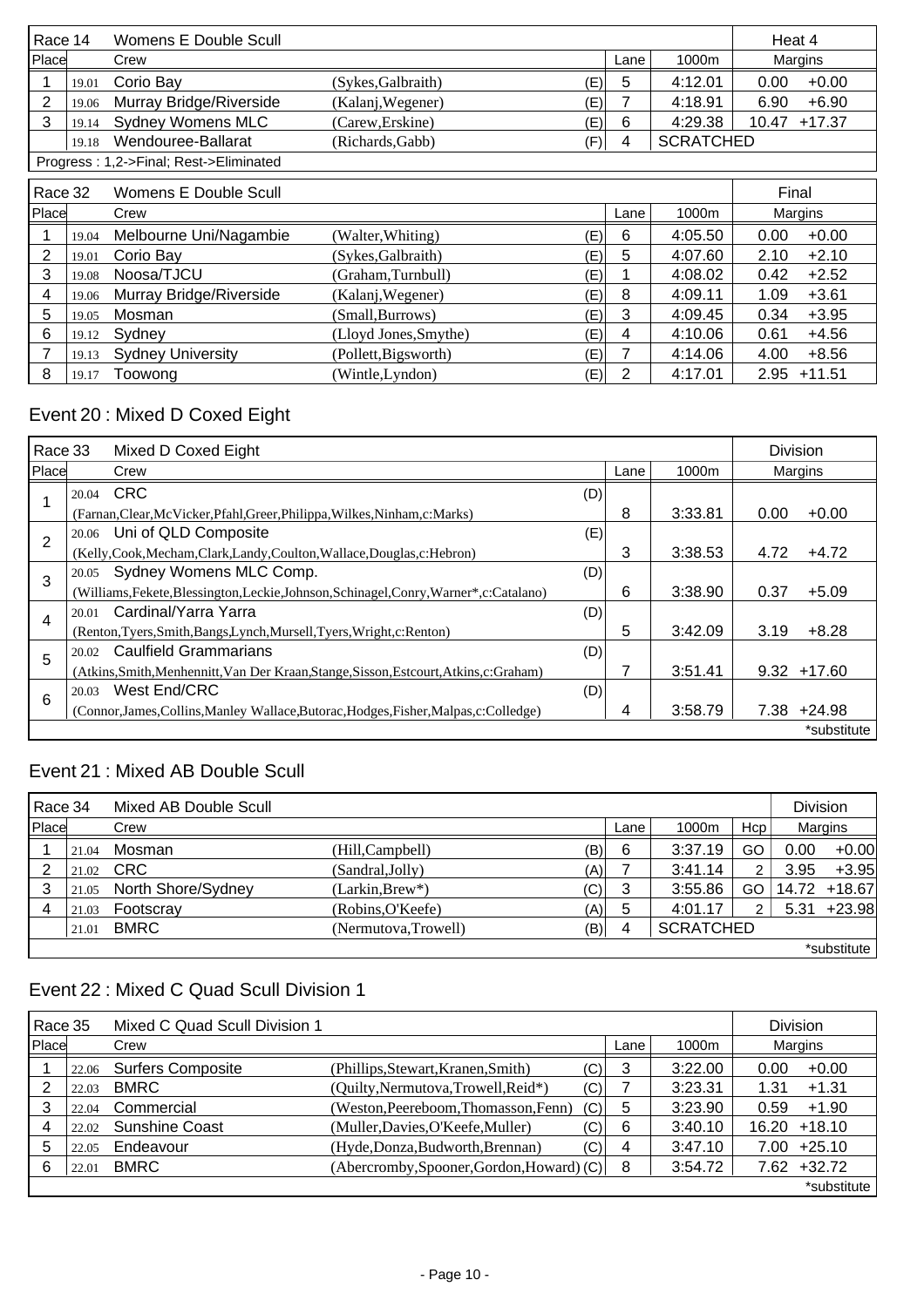| Race 14 | | Womens E Double Scull | | | | | Heat 4 | |
|---|---|---|---|---|---|---|---|---|
| Place | | Crew | | | Lane | 1000m | Margins | |
| 1 | 19.01 | Corio Bay | (Sykes,Galbraith) | (E) | 5 | 4:12.01 | 0.00 | +0.00 |
| 2 | 19.06 | Murray Bridge/Riverside | (Kalanj,Wegener) | (E) | 7 | 4:18.91 | 6.90 | +6.90 |
| 3 | 19.14 | Sydney Womens MLC | (Carew,Erskine) | (E) | 6 | 4:29.38 | 10.47 | +17.37 |
| | 19.18 | Wendouree-Ballarat | (Richards,Gabb) | (F) | 4 | SCRATCHED | | |
| Progress : 1,2->Final; Rest->Eliminated | | | | | | | | |

| Race 32 | | Womens E Double Scull | | | | | Final | |
|---|---|---|---|---|---|---|---|---|
| Place | | Crew | | | Lane | 1000m | Margins | |
| 1 | 19.04 | Melbourne Uni/Nagambie | (Walter,Whiting) | (E) | 6 | 4:05.50 | 0.00 | +0.00 |
| 2 | 19.01 | Corio Bay | (Sykes,Galbraith) | (E) | 5 | 4:07.60 | 2.10 | +2.10 |
| 3 | 19.08 | Noosa/TJCU | (Graham,Turnbull) | (E) | 1 | 4:08.02 | 0.42 | +2.52 |
| 4 | 19.06 | Murray Bridge/Riverside | (Kalanj,Wegener) | (E) | 8 | 4:09.11 | 1.09 | +3.61 |
| 5 | 19.05 | Mosman | (Small,Burrows) | (E) | 3 | 4:09.45 | 0.34 | +3.95 |
| 6 | 19.12 | Sydney | (Lloyd Jones,Smythe) | (E) | 4 | 4:10.06 | 0.61 | +4.56 |
| 7 | 19.13 | Sydney University | (Pollett,Bigsworth) | (E) | 7 | 4:14.06 | 4.00 | +8.56 |
| 8 | 19.17 | Toowong | (Wintle,Lyndon) | (E) | 2 | 4:17.01 | 2.95 | +11.51 |

## Event 20 : Mixed D Coxed Eight

| Race 33 | | Mixed D Coxed Eight | | | | Division | |
|---|---|---|---|---|---|---|---|
| Place | | Crew | | Lane | 1000m | Margins | |
| 1 | 20.04 | CRC (Farnan,Clear,McVicker,Pfahl,Greer,Philippa,Wilkes,Ninham,c:Marks) | (D) | 8 | 3:33.81 | 0.00 | +0.00 |
| 2 | 20.06 | Uni of QLD Composite (Kelly,Cook,Mecham,Clark,Landy,Coulton,Wallace,Douglas,c:Hebron) | (E) | 3 | 3:38.53 | 4.72 | +4.72 |
| 3 | 20.05 | Sydney Womens MLC Comp. (Williams,Fekete,Blessington,Leckie,Johnson,Schinagel,Conry,Warner*,c:Catalano) | (D) | 6 | 3:38.90 | 0.37 | +5.09 |
| 4 | 20.01 | Cardinal/Yarra Yarra (Renton,Tyers,Smith,Bangs,Lynch,Mursell,Tyers,Wright,c:Renton) | (D) | 5 | 3:42.09 | 3.19 | +8.28 |
| 5 | 20.02 | Caulfield Grammarians (Atkins,Smith,Menhennitt,Van Der Kraan,Stange,Sisson,Estcourt,Atkins,c:Graham) | (D) | 7 | 3:51.41 | 9.32 | +17.60 |
| 6 | 20.03 | West End/CRC (Connor,James,Collins,Manley Wallace,Butorac,Hodges,Fisher,Malpas,c:Colledge) | (D) | 4 | 3:58.79 | 7.38 | +24.98 |
| | | | | | | | *substitute |

## Event 21 : Mixed AB Double Scull

| Race 34 | | Mixed AB Double Scull | | | | | | Division | |
|---|---|---|---|---|---|---|---|---|---|
| Place | | Crew | | | Lane | 1000m | Hcp | Margins | |
| 1 | 21.04 | Mosman | (Hill,Campbell) | (B) | 6 | 3:37.19 | GO | 0.00 | +0.00 |
| 2 | 21.02 | CRC | (Sandral,Jolly) | (A) | 7 | 3:41.14 | 2 | 3.95 | +3.95 |
| 3 | 21.05 | North Shore/Sydney | (Larkin,Brew*) | (C) | 3 | 3:55.86 | GO | 14.72 | +18.67 |
| 4 | 21.03 | Footscray | (Robins,O'Keefe) | (A) | 5 | 4:01.17 | 2 | 5.31 | +23.98 |
| | 21.01 | BMRC | (Nermutova,Trowell) | (B) | 4 | SCRATCHED | | | |
| | | | | | | | | | *substitute |

## Event 22 : Mixed C Quad Scull Division 1

| Race 35 | | Mixed C Quad Scull Division 1 | | | | | Division | |
|---|---|---|---|---|---|---|---|---|
| Place | | Crew | | | Lane | 1000m | Margins | |
| 1 | 22.06 | Surfers Composite | (Phillips,Stewart,Kranen,Smith) | (C) | 3 | 3:22.00 | 0.00 | +0.00 |
| 2 | 22.03 | BMRC | (Quilty,Nermutova,Trowell,Reid*) | (C) | 7 | 3:23.31 | 1.31 | +1.31 |
| 3 | 22.04 | Commercial | (Weston,Peereboom,Thomasson,Fenn) | (C) | 5 | 3:23.90 | 0.59 | +1.90 |
| 4 | 22.02 | Sunshine Coast | (Muller,Davies,O'Keefe,Muller) | (C) | 6 | 3:40.10 | 16.20 | +18.10 |
| 5 | 22.05 | Endeavour | (Hyde,Donza,Budworth,Brennan) | (C) | 4 | 3:47.10 | 7.00 | +25.10 |
| 6 | 22.01 | BMRC | (Abercromby,Spooner,Gordon,Howard) | (C) | 8 | 3:54.72 | 7.62 | +32.72 |
| | | | | | | | | *substitute |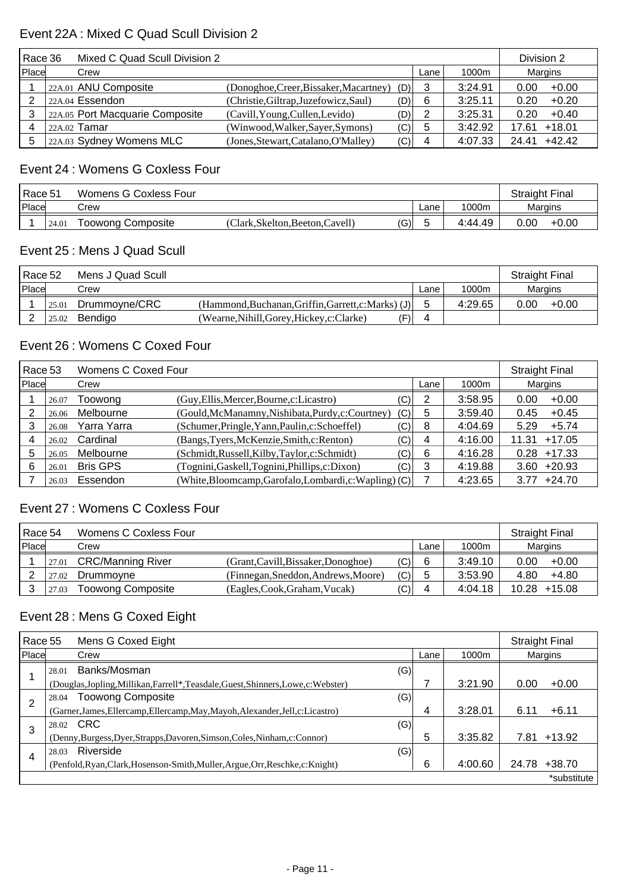## Event 22A : Mixed C Quad Scull Division 2

| Race 36 | Mixed C Quad Scull Division 2 | | | | | Division 2 | |
|---|---|---|---|---|---|---|---|
| Place | Crew | | | Lane | 1000m | Margins | |
| 1 | 22A.01 ANU Composite | (Donoghoe,Creer,Bissaker,Macartney) | (D) | 3 | 3:24.91 | 0.00 | +0.00 |
| 2 | 22A.04 Essendon | (Christie,Giltrap,Juzefowicz,Saul) | (D) | 6 | 3:25.11 | 0.20 | +0.20 |
| 3 | 22A.05 Port Macquarie Composite | (Cavill,Young,Cullen,Levido) | (D) | 2 | 3:25.31 | 0.20 | +0.40 |
| 4 | 22A.02 Tamar | (Winwood,Walker,Sayer,Symons) | (C) | 5 | 3:42.92 | 17.61 | +18.01 |
| 5 | 22A.03 Sydney Womens MLC | (Jones,Stewart,Catalano,O'Malley) | (C) | 4 | 4:07.33 | 24.41 | +42.42 |

## Event 24 : Womens G Coxless Four

| Race 51 | Womens G Coxless Four | | | | | Straight Final | |
|---|---|---|---|---|---|---|---|
| Place | Crew | | | Lane | 1000m | Margins | |
| 1 | 24.01 Toowong Composite | (Clark,Skelton,Beeton,Cavell) | (G) | 5 | 4:44.49 | 0.00 | +0.00 |

## Event 25 : Mens J Quad Scull

| Race 52 | Mens J Quad Scull | | | | | Straight Final | |
|---|---|---|---|---|---|---|---|
| Place | Crew | | | Lane | 1000m | Margins | |
| 1 | 25.01 Drummoyne/CRC | (Hammond,Buchanan,Griffin,Garrett,c:Marks) | (J) | 5 | 4:29.65 | 0.00 | +0.00 |
| 2 | 25.02 Bendigo | (Wearne,Nihill,Gorey,Hickey,c:Clarke) | (F) | 4 | | | |

## Event 26 : Womens C Coxed Four

| Race 53 | Womens C Coxed Four | | | | | Straight Final | |
|---|---|---|---|---|---|---|---|
| Place | Crew | | | Lane | 1000m | Margins | |
| 1 | 26.07 Toowong | (Guy,Ellis,Mercer,Bourne,c:Licastro) | (C) | 2 | 3:58.95 | 0.00 | +0.00 |
| 2 | 26.06 Melbourne | (Gould,McManamny,Nishibata,Purdy,c:Courtney) | (C) | 5 | 3:59.40 | 0.45 | +0.45 |
| 3 | 26.08 Yarra Yarra | (Schumer,Pringle,Yann,Paulin,c:Schoeffel) | (C) | 8 | 4:04.69 | 5.29 | +5.74 |
| 4 | 26.02 Cardinal | (Bangs,Tyers,McKenzie,Smith,c:Renton) | (C) | 4 | 4:16.00 | 11.31 | +17.05 |
| 5 | 26.05 Melbourne | (Schmidt,Russell,Kilby,Taylor,c:Schmidt) | (C) | 6 | 4:16.28 | 0.28 | +17.33 |
| 6 | 26.01 Bris GPS | (Tognini,Gaskell,Tognini,Phillips,c:Dixon) | (C) | 3 | 4:19.88 | 3.60 | +20.93 |
| 7 | 26.03 Essendon | (White,Bloomcamp,Garofalo,Lombardi,c:Wapling) | (C) | 7 | 4:23.65 | 3.77 | +24.70 |

## Event 27 : Womens C Coxless Four

| Race 54 | Womens C Coxless Four | | | | | Straight Final | |
|---|---|---|---|---|---|---|---|
| Place | Crew | | | Lane | 1000m | Margins | |
| 1 | 27.01 CRC/Manning River | (Grant,Cavill,Bissaker,Donoghoe) | (C) | 6 | 3:49.10 | 0.00 | +0.00 |
| 2 | 27.02 Drummoyne | (Finnegan,Sneddon,Andrews,Moore) | (C) | 5 | 3:53.90 | 4.80 | +4.80 |
| 3 | 27.03 Toowong Composite | (Eagles,Cook,Graham,Vucak) | (C) | 4 | 4:04.18 | 10.28 | +15.08 |

## Event 28 : Mens G Coxed Eight

| Race 55 | Mens G Coxed Eight | | Straight Final | | | |
|---|---|---|---|---|---|---|
| Place | Crew | | Lane | 1000m | Margins | |
| 1 | 28.01 Banks/Mosman (Douglas,Jopling,Millikan,Farrell*,Teasdale,Guest,Shinners,Lowe,c:Webster) | (G) | 7 | 3:21.90 | 0.00 | +0.00 |
| 2 | 28.04 Toowong Composite (Garner,James,Ellercamp,Ellercamp,May,Mayoh,Alexander,Jell,c:Licastro) | (G) | 4 | 3:28.01 | 6.11 | +6.11 |
| 3 | 28.02 CRC (Denny,Burgess,Dyer,Strapps,Davoren,Simson,Coles,Ninham,c:Connor) | (G) | 5 | 3:35.82 | 7.81 | +13.92 |
| 4 | 28.03 Riverside (Penfold,Ryan,Clark,Hosenson-Smith,Muller,Argue,Orr,Reschke,c:Knight) | (G) | 6 | 4:00.60 | 24.78 | +38.70 |

*substitute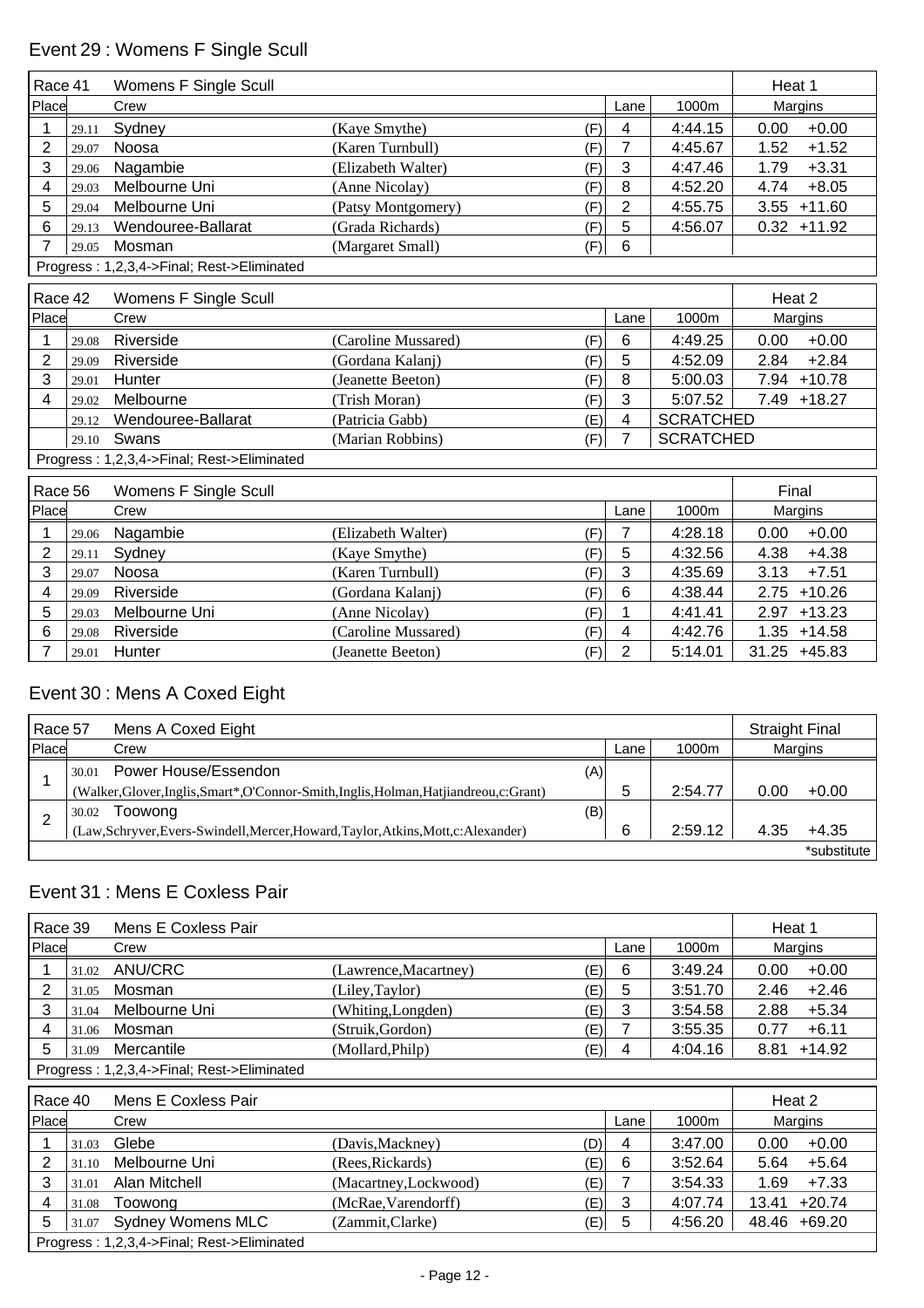## Event 29 : Womens F Single Scull

| Race 41 | | Womens F Single Scull | | | | | Heat 1 | |
|---|---|---|---|---|---|---|---|---|
| Place | | Crew | | | Lane | 1000m | Margins | |
| 1 | 29.11 | Sydney | (Kaye Smythe) | (F) | 4 | 4:44.15 | 0.00 | +0.00 |
| 2 | 29.07 | Noosa | (Karen Turnbull) | (F) | 7 | 4:45.67 | 1.52 | +1.52 |
| 3 | 29.06 | Nagambie | (Elizabeth Walter) | (F) | 3 | 4:47.46 | 1.79 | +3.31 |
| 4 | 29.03 | Melbourne Uni | (Anne Nicolay) | (F) | 8 | 4:52.20 | 4.74 | +8.05 |
| 5 | 29.04 | Melbourne Uni | (Patsy Montgomery) | (F) | 2 | 4:55.75 | 3.55 | +11.60 |
| 6 | 29.13 | Wendouree-Ballarat | (Grada Richards) | (F) | 5 | 4:56.07 | 0.32 | +11.92 |
| 7 | 29.05 | Mosman | (Margaret Small) | (F) | 6 | | | |
| Progress : 1,2,3,4->Final; Rest->Eliminated | | | | | | | | |

| Race 42 | | Womens F Single Scull | | | | | Heat 2 | |
|---|---|---|---|---|---|---|---|---|
| Place | | Crew | | | Lane | 1000m | Margins | |
| 1 | 29.08 | Riverside | (Caroline Mussared) | (F) | 6 | 4:49.25 | 0.00 | +0.00 |
| 2 | 29.09 | Riverside | (Gordana Kalanj) | (F) | 5 | 4:52.09 | 2.84 | +2.84 |
| 3 | 29.01 | Hunter | (Jeanette Beeton) | (F) | 8 | 5:00.03 | 7.94 | +10.78 |
| 4 | 29.02 | Melbourne | (Trish Moran) | (F) | 3 | 5:07.52 | 7.49 | +18.27 |
| | 29.12 | Wendouree-Ballarat | (Patricia Gabb) | (E) | 4 | SCRATCHED | | |
| | 29.10 | Swans | (Marian Robbins) | (F) | 7 | SCRATCHED | | |
| Progress : 1,2,3,4->Final; Rest->Eliminated | | | | | | | | |

| Race 56 | | Womens F Single Scull | | | | | Final | |
|---|---|---|---|---|---|---|---|---|
| Place | | Crew | | | Lane | 1000m | Margins | |
| 1 | 29.06 | Nagambie | (Elizabeth Walter) | (F) | 7 | 4:28.18 | 0.00 | +0.00 |
| 2 | 29.11 | Sydney | (Kaye Smythe) | (F) | 5 | 4:32.56 | 4.38 | +4.38 |
| 3 | 29.07 | Noosa | (Karen Turnbull) | (F) | 3 | 4:35.69 | 3.13 | +7.51 |
| 4 | 29.09 | Riverside | (Gordana Kalanj) | (F) | 6 | 4:38.44 | 2.75 | +10.26 |
| 5 | 29.03 | Melbourne Uni | (Anne Nicolay) | (F) | 1 | 4:41.41 | 2.97 | +13.23 |
| 6 | 29.08 | Riverside | (Caroline Mussared) | (F) | 4 | 4:42.76 | 1.35 | +14.58 |
| 7 | 29.01 | Hunter | (Jeanette Beeton) | (F) | 2 | 5:14.01 | 31.25 | +45.83 |

## Event 30 : Mens A Coxed Eight

| Race 57 | | Mens A Coxed Eight | | | | Straight Final | |
|---|---|---|---|---|---|---|---|
| Place | | Crew | | Lane | 1000m | Margins | |
| 1 | 30.01 | Power House/Essendon (Walker,Glover,Inglis,Smart*,O'Connor-Smith,Inglis,Holman,Hatjiandreou,c:Grant) | (A) | 5 | 2:54.77 | 0.00 | +0.00 |
| 2 | 30.02 | Toowong (Law,Schryver,Evers-Swindell,Mercer,Howard,Taylor,Atkins,Mott,c:Alexander) | (B) | 6 | 2:59.12 | 4.35 | +4.35 |
| | | | | | | | *substitute |

## Event 31 : Mens E Coxless Pair

| Race 39 | | Mens E Coxless Pair | | | | | Heat 1 | |
|---|---|---|---|---|---|---|---|---|
| Place | | Crew | | | Lane | 1000m | Margins | |
| 1 | 31.02 | ANU/CRC | (Lawrence,Macartney) | (E) | 6 | 3:49.24 | 0.00 | +0.00 |
| 2 | 31.05 | Mosman | (Liley,Taylor) | (E) | 5 | 3:51.70 | 2.46 | +2.46 |
| 3 | 31.04 | Melbourne Uni | (Whiting,Longden) | (E) | 3 | 3:54.58 | 2.88 | +5.34 |
| 4 | 31.06 | Mosman | (Struik,Gordon) | (E) | 7 | 3:55.35 | 0.77 | +6.11 |
| 5 | 31.09 | Mercantile | (Mollard,Philp) | (E) | 4 | 4:04.16 | 8.81 | +14.92 |
| Progress : 1,2,3,4->Final; Rest->Eliminated | | | | | | | | |

| Race 40 | | Mens E Coxless Pair | | | | | Heat 2 | |
|---|---|---|---|---|---|---|---|---|
| Place | | Crew | | | Lane | 1000m | Margins | |
| 1 | 31.03 | Glebe | (Davis,Mackney) | (D) | 4 | 3:47.00 | 0.00 | +0.00 |
| 2 | 31.10 | Melbourne Uni | (Rees,Rickards) | (E) | 6 | 3:52.64 | 5.64 | +5.64 |
| 3 | 31.01 | Alan Mitchell | (Macartney,Lockwood) | (E) | 7 | 3:54.33 | 1.69 | +7.33 |
| 4 | 31.08 | Toowong | (McRae,Varendorff) | (E) | 3 | 4:07.74 | 13.41 | +20.74 |
| 5 | 31.07 | Sydney Womens MLC | (Zammit,Clarke) | (E) | 5 | 4:56.20 | 48.46 | +69.20 |
| Progress : 1,2,3,4->Final; Rest->Eliminated | | | | | | | | |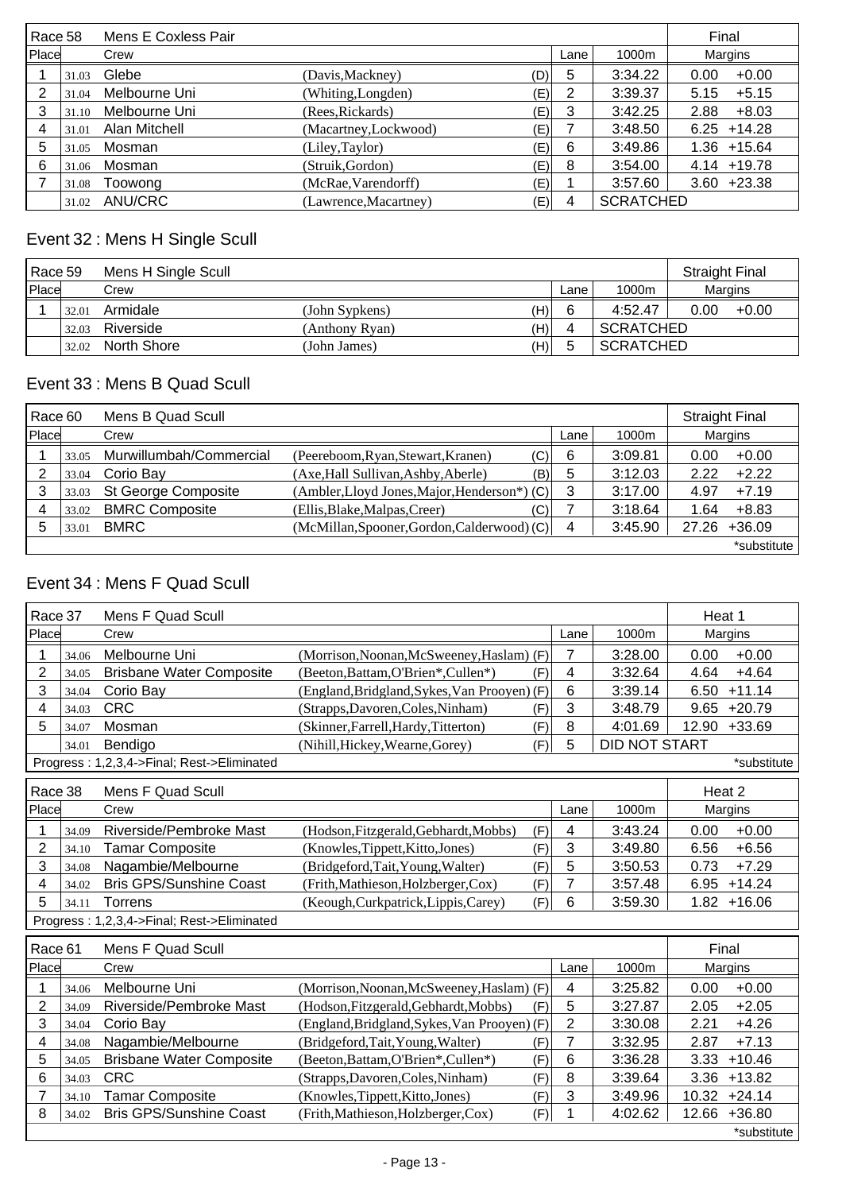| Race 58 | | Mens E Coxless Pair | | | | | Final | |
|---|---|---|---|---|---|---|---|---|
| Place | | Crew | | | Lane | 1000m | Margins | |
| 1 | 31.03 | Glebe | (Davis,Mackney) | (D) | 5 | 3:34.22 | 0.00 | +0.00 |
| 2 | 31.04 | Melbourne Uni | (Whiting,Longden) | (E) | 2 | 3:39.37 | 5.15 | +5.15 |
| 3 | 31.10 | Melbourne Uni | (Rees,Rickards) | (E) | 3 | 3:42.25 | 2.88 | +8.03 |
| 4 | 31.01 | Alan Mitchell | (Macartney,Lockwood) | (E) | 7 | 3:48.50 | 6.25 | +14.28 |
| 5 | 31.05 | Mosman | (Liley,Taylor) | (E) | 6 | 3:49.86 | 1.36 | +15.64 |
| 6 | 31.06 | Mosman | (Struik,Gordon) | (E) | 8 | 3:54.00 | 4.14 | +19.78 |
| 7 | 31.08 | Toowong | (McRae,Varendorff) | (E) | 1 | 3:57.60 | 3.60 | +23.38 |
| | 31.02 | ANU/CRC | (Lawrence,Macartney) | (E) | 4 | SCRATCHED | | |

## Event 32 : Mens H Single Scull

| Race 59 | | Mens H Single Scull | | | | | Straight Final | |
|---|---|---|---|---|---|---|---|---|
| Place | | Crew | | | Lane | 1000m | Margins | |
| 1 | 32.01 | Armidale | (John Sypkens) | (H) | 6 | 4:52.47 | 0.00 | +0.00 |
| | 32.03 | Riverside | (Anthony Ryan) | (H) | 4 | SCRATCHED | | |
| | 32.02 | North Shore | (John James) | (H) | 5 | SCRATCHED | | |

## Event 33 : Mens B Quad Scull

| Race 60 | | Mens B Quad Scull | | | | | Straight Final | |
|---|---|---|---|---|---|---|---|---|
| Place | | Crew | | | Lane | 1000m | Margins | |
| 1 | 33.05 | Murwillumbah/Commercial | (Peereboom,Ryan,Stewart,Kranen) | (C) | 6 | 3:09.81 | 0.00 | +0.00 |
| 2 | 33.04 | Corio Bay | (Axe,Hall Sullivan,Ashby,Aberle) | (B) | 5 | 3:12.03 | 2.22 | +2.22 |
| 3 | 33.03 | St George Composite | (Ambler,Lloyd Jones,Major,Henderson*) | (C) | 3 | 3:17.00 | 4.97 | +7.19 |
| 4 | 33.02 | BMRC Composite | (Ellis,Blake,Malpas,Creer) | (C) | 7 | 3:18.64 | 1.64 | +8.83 |
| 5 | 33.01 | BMRC | (McMillan,Spooner,Gordon,Calderwood) | (C) | 4 | 3:45.90 | 27.26 | +36.09 |
| | | | | | | | | *substitute |

## Event 34 : Mens F Quad Scull

| Race 37 | | Mens F Quad Scull | | | | | Heat 1 | |
|---|---|---|---|---|---|---|---|---|
| Place | | Crew | | | Lane | 1000m | Margins | |
| 1 | 34.06 | Melbourne Uni | (Morrison,Noonan,McSweeney,Haslam) | (F) | 7 | 3:28.00 | 0.00 | +0.00 |
| 2 | 34.05 | Brisbane Water Composite | (Beeton,Battam,O'Brien*,Cullen*) | (F) | 4 | 3:32.64 | 4.64 | +4.64 |
| 3 | 34.04 | Corio Bay | (England,Bridgland,Sykes,Van Prooyen) | (F) | 6 | 3:39.14 | 6.50 | +11.14 |
| 4 | 34.03 | CRC | (Strapps,Davoren,Coles,Ninham) | (F) | 3 | 3:48.79 | 9.65 | +20.79 |
| 5 | 34.07 | Mosman | (Skinner,Farrell,Hardy,Titterton) | (F) | 8 | 4:01.69 | 12.90 | +33.69 |
| | 34.01 | Bendigo | (Nihill,Hickey,Wearne,Gorey) | (F) | 5 | DID NOT START | | |
| Progress : 1,2,3,4->Final; Rest->Eliminated | | | | | | | | *substitute |

| Race 38 | | Mens F Quad Scull | | | | | Heat 2 | |
|---|---|---|---|---|---|---|---|---|
| Place | | Crew | | | Lane | 1000m | Margins | |
| 1 | 34.09 | Riverside/Pembroke Mast | (Hodson,Fitzgerald,Gebhardt,Mobbs) | (F) | 4 | 3:43.24 | 0.00 | +0.00 |
| 2 | 34.10 | Tamar Composite | (Knowles,Tippett,Kitto,Jones) | (F) | 3 | 3:49.80 | 6.56 | +6.56 |
| 3 | 34.08 | Nagambie/Melbourne | (Bridgeford,Tait,Young,Walter) | (F) | 5 | 3:50.53 | 0.73 | +7.29 |
| 4 | 34.02 | Bris GPS/Sunshine Coast | (Frith,Mathieson,Holzberger,Cox) | (F) | 7 | 3:57.48 | 6.95 | +14.24 |
| 5 | 34.11 | Torrens | (Keough,Curkpatrick,Lippis,Carey) | (F) | 6 | 3:59.30 | 1.82 | +16.06 |
| Progress : 1,2,3,4->Final; Rest->Eliminated | | | | | | | | |

| Race 61 | | Mens F Quad Scull | | | | | Final | |
|---|---|---|---|---|---|---|---|---|
| Place | | Crew | | | Lane | 1000m | Margins | |
| 1 | 34.06 | Melbourne Uni | (Morrison,Noonan,McSweeney,Haslam) | (F) | 4 | 3:25.82 | 0.00 | +0.00 |
| 2 | 34.09 | Riverside/Pembroke Mast | (Hodson,Fitzgerald,Gebhardt,Mobbs) | (F) | 5 | 3:27.87 | 2.05 | +2.05 |
| 3 | 34.04 | Corio Bay | (England,Bridgland,Sykes,Van Prooyen) | (F) | 2 | 3:30.08 | 2.21 | +4.26 |
| 4 | 34.08 | Nagambie/Melbourne | (Bridgeford,Tait,Young,Walter) | (F) | 7 | 3:32.95 | 2.87 | +7.13 |
| 5 | 34.05 | Brisbane Water Composite | (Beeton,Battam,O'Brien*,Cullen*) | (F) | 6 | 3:36.28 | 3.33 | +10.46 |
| 6 | 34.03 | CRC | (Strapps,Davoren,Coles,Ninham) | (F) | 8 | 3:39.64 | 3.36 | +13.82 |
| 7 | 34.10 | Tamar Composite | (Knowles,Tippett,Kitto,Jones) | (F) | 3 | 3:49.96 | 10.32 | +24.14 |
| 8 | 34.02 | Bris GPS/Sunshine Coast | (Frith,Mathieson,Holzberger,Cox) | (F) | 1 | 4:02.62 | 12.66 | +36.80 |
| | | | | | | | | *substitute |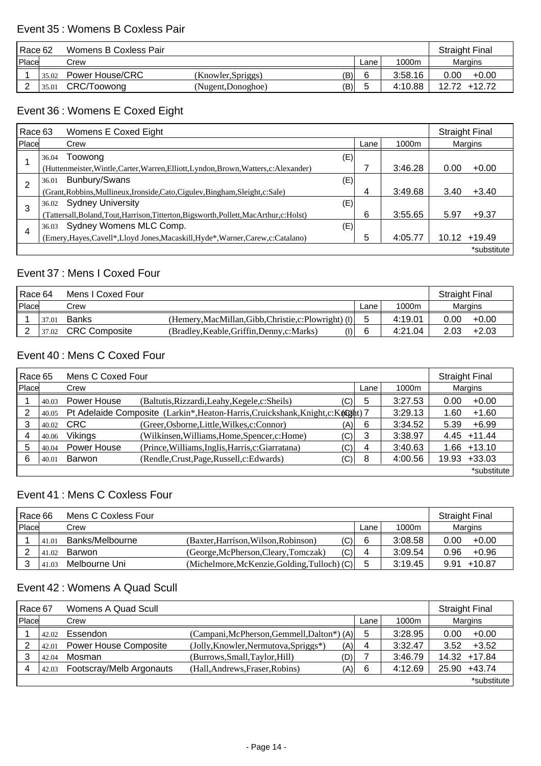## Event 35 : Womens B Coxless Pair

| Race 62 | | Womens B Coxless Pair | | | | | Straight Final | |
|---|---|---|---|---|---|---|---|---|
| Place | | Crew | | | Lane | 1000m | Margins | |
| 1 | 35.02 | Power House/CRC | (Knowler,Spriggs) | (B) | 6 | 3:58.16 | 0.00 | +0.00 |
| 2 | 35.01 | CRC/Toowong | (Nugent,Donoghoe) | (B) | 5 | 4:10.88 | 12.72 | +12.72 |

## Event 36 : Womens E Coxed Eight

| Race 63 | | Womens E Coxed Eight | | | | Straight Final | |
|---|---|---|---|---|---|---|---|
| Place | | Crew | | Lane | 1000m | Margins | |
| 1 | 36.04 | Toowong (Huttenmeister,Wintle,Carter,Warren,Elliott,Lyndon,Brown,Watters,c:Alexander) | (E) | 7 | 3:46.28 | 0.00 | +0.00 |
| 2 | 36.01 | Bunbury/Swans (Grant,Robbins,Mullineux,Ironside,Cato,Cigulev,Bingham,Sleight,c:Sale) | (E) | 4 | 3:49.68 | 3.40 | +3.40 |
| 3 | 36.02 | Sydney University (Tattersall,Boland,Tout,Harrison,Titterton,Bigsworth,Pollett,MacArthur,c:Holst) | (E) | 6 | 3:55.65 | 5.97 | +9.37 |
| 4 | 36.03 | Sydney Womens MLC Comp. (Emery,Hayes,Cavell*,Lloyd Jones,Macaskill,Hyde*,Warner,Carew,c:Catalano) | (E) | 5 | 4:05.77 | 10.12 | +19.49 |

*substitute

## Event 37 : Mens I Coxed Four

| Race 64 | | Mens I Coxed Four | | | | | Straight Final | |
|---|---|---|---|---|---|---|---|---|
| Place | | Crew | | | Lane | 1000m | Margins | |
| 1 | 37.01 | Banks | (Hemery,MacMillan,Gibb,Christie,c:Plowright) | (I) | 5 | 4:19.01 | 0.00 | +0.00 |
| 2 | 37.02 | CRC Composite | (Bradley,Keable,Griffin,Denny,c:Marks) | (I) | 6 | 4:21.04 | 2.03 | +2.03 |

## Event 40 : Mens C Coxed Four

| Race 65 | | Mens C Coxed Four | | | | | Straight Final | |
|---|---|---|---|---|---|---|---|---|
| Place | | Crew | | | Lane | 1000m | Margins | |
| 1 | 40.03 | Power House | (Baltutis,Rizzardi,Leahy,Kegele,c:Sheils) | (C) | 5 | 3:27.53 | 0.00 | +0.00 |
| 2 | 40.05 | Pt Adelaide Composite | (Larkin*,Heaton-Harris,Cruickshank,Knight,c:Knight) | (C) | 7 | 3:29.13 | 1.60 | +1.60 |
| 3 | 40.02 | CRC | (Greer,Osborne,Little,Wilkes,c:Connor) | (A) | 6 | 3:34.52 | 5.39 | +6.99 |
| 4 | 40.06 | Vikings | (Wilkinsen,Williams,Home,Spencer,c:Home) | (C) | 3 | 3:38.97 | 4.45 | +11.44 |
| 5 | 40.04 | Power House | (Prince,Williams,Inglis,Harris,c:Giarratana) | (C) | 4 | 3:40.63 | 1.66 | +13.10 |
| 6 | 40.01 | Barwon | (Rendle,Crust,Page,Russell,c:Edwards) | (C) | 8 | 4:00.56 | 19.93 | +33.03 |

*substitute

## Event 41 : Mens C Coxless Four

| Race 66 | | Mens C Coxless Four | | | | | Straight Final | |
|---|---|---|---|---|---|---|---|---|
| Place | | Crew | | | Lane | 1000m | Margins | |
| 1 | 41.01 | Banks/Melbourne | (Baxter,Harrison,Wilson,Robinson) | (C) | 6 | 3:08.58 | 0.00 | +0.00 |
| 2 | 41.02 | Barwon | (George,McPherson,Cleary,Tomczak) | (C) | 4 | 3:09.54 | 0.96 | +0.96 |
| 3 | 41.03 | Melbourne Uni | (Michelmore,McKenzie,Golding,Tulloch) | (C) | 5 | 3:19.45 | 9.91 | +10.87 |

## Event 42 : Womens A Quad Scull

| Race 67 | | Womens A Quad Scull | | | | | Straight Final | |
|---|---|---|---|---|---|---|---|---|
| Place | | Crew | | | Lane | 1000m | Margins | |
| 1 | 42.02 | Essendon | (Campani,McPherson,Gemmell,Dalton*) | (A) | 5 | 3:28.95 | 0.00 | +0.00 |
| 2 | 42.01 | Power House Composite | (Jolly,Knowler,Nermutova,Spriggs*) | (A) | 4 | 3:32.47 | 3.52 | +3.52 |
| 3 | 42.04 | Mosman | (Burrows,Small,Taylor,Hill) | (D) | 7 | 3:46.79 | 14.32 | +17.84 |
| 4 | 42.03 | Footscray/Melb Argonauts | (Hall,Andrews,Fraser,Robins) | (A) | 6 | 4:12.69 | 25.90 | +43.74 |

*substitute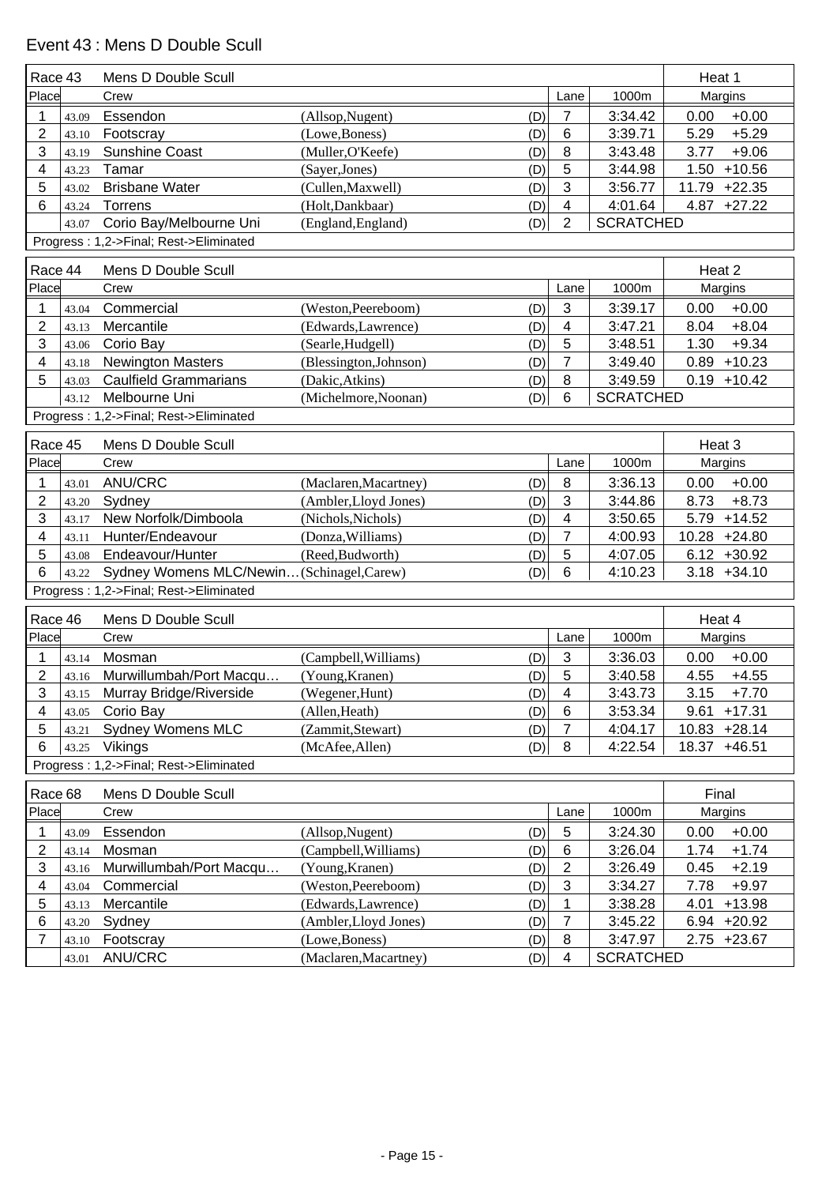# Event 43 : Mens D Double Scull

| Race 43 | | Mens D Double Scull | | | | | Heat 1 | |
|---|---|---|---|---|---|---|---|---|
| Place | | Crew | | | Lane | 1000m | Margins | |
| 1 | 43.09 | Essendon | (Allsop,Nugent) | (D) | 7 | 3:34.42 | 0.00 | +0.00 |
| 2 | 43.10 | Footscray | (Lowe,Boness) | (D) | 6 | 3:39.71 | 5.29 | +5.29 |
| 3 | 43.19 | Sunshine Coast | (Muller,O'Keefe) | (D) | 8 | 3:43.48 | 3.77 | +9.06 |
| 4 | 43.23 | Tamar | (Sayer,Jones) | (D) | 5 | 3:44.98 | 1.50 | +10.56 |
| 5 | 43.02 | Brisbane Water | (Cullen,Maxwell) | (D) | 3 | 3:56.77 | 11.79 | +22.35 |
| 6 | 43.24 | Torrens | (Holt,Dankbaar) | (D) | 4 | 4:01.64 | 4.87 | +27.22 |
| | 43.07 | Corio Bay/Melbourne Uni | (England,England) | (D) | 2 | SCRATCHED | | |
| Progress : 1,2->Final; Rest->Eliminated | | | | | | | | |

| Race 44 | | Mens D Double Scull | | | | | Heat 2 | |
|---|---|---|---|---|---|---|---|---|
| Place | | Crew | | | Lane | 1000m | Margins | |
| 1 | 43.04 | Commercial | (Weston,Peereboom) | (D) | 3 | 3:39.17 | 0.00 | +0.00 |
| 2 | 43.13 | Mercantile | (Edwards,Lawrence) | (D) | 4 | 3:47.21 | 8.04 | +8.04 |
| 3 | 43.06 | Corio Bay | (Searle,Hudgell) | (D) | 5 | 3:48.51 | 1.30 | +9.34 |
| 4 | 43.18 | Newington Masters | (Blessington,Johnson) | (D) | 7 | 3:49.40 | 0.89 | +10.23 |
| 5 | 43.03 | Caulfield Grammarians | (Dakic,Atkins) | (D) | 8 | 3:49.59 | 0.19 | +10.42 |
| | 43.12 | Melbourne Uni | (Michelmore,Noonan) | (D) | 6 | SCRATCHED | | |
| Progress : 1,2->Final; Rest->Eliminated | | | | | | | | |

| Race 45 | | Mens D Double Scull | | | | | Heat 3 | |
|---|---|---|---|---|---|---|---|---|
| Place | | Crew | | | Lane | 1000m | Margins | |
| 1 | 43.01 | ANU/CRC | (Maclaren,Macartney) | (D) | 8 | 3:36.13 | 0.00 | +0.00 |
| 2 | 43.20 | Sydney | (Ambler,Lloyd Jones) | (D) | 3 | 3:44.86 | 8.73 | +8.73 |
| 3 | 43.17 | New Norfolk/Dimboola | (Nichols,Nichols) | (D) | 4 | 3:50.65 | 5.79 | +14.52 |
| 4 | 43.11 | Hunter/Endeavour | (Donza,Williams) | (D) | 7 | 4:00.93 | 10.28 | +24.80 |
| 5 | 43.08 | Endeavour/Hunter | (Reed,Budworth) | (D) | 5 | 4:07.05 | 6.12 | +30.92 |
| 6 | 43.22 | Sydney Womens MLC/Newin… | (Schinagel,Carew) | (D) | 6 | 4:10.23 | 3.18 | +34.10 |
| Progress : 1,2->Final; Rest->Eliminated | | | | | | | | |

| Race 46 | | Mens D Double Scull | | | | | Heat 4 | |
|---|---|---|---|---|---|---|---|---|
| Place | | Crew | | | Lane | 1000m | Margins | |
| 1 | 43.14 | Mosman | (Campbell,Williams) | (D) | 3 | 3:36.03 | 0.00 | +0.00 |
| 2 | 43.16 | Murwillumbah/Port Macqu… | (Young,Kranen) | (D) | 5 | 3:40.58 | 4.55 | +4.55 |
| 3 | 43.15 | Murray Bridge/Riverside | (Wegener,Hunt) | (D) | 4 | 3:43.73 | 3.15 | +7.70 |
| 4 | 43.05 | Corio Bay | (Allen,Heath) | (D) | 6 | 3:53.34 | 9.61 | +17.31 |
| 5 | 43.21 | Sydney Womens MLC | (Zammit,Stewart) | (D) | 7 | 4:04.17 | 10.83 | +28.14 |
| 6 | 43.25 | Vikings | (McAfee,Allen) | (D) | 8 | 4:22.54 | 18.37 | +46.51 |
| Progress : 1,2->Final; Rest->Eliminated | | | | | | | | |

| Race 68 | | Mens D Double Scull | | | | | Final | |
|---|---|---|---|---|---|---|---|---|
| Place | | Crew | | | Lane | 1000m | Margins | |
| 1 | 43.09 | Essendon | (Allsop,Nugent) | (D) | 5 | 3:24.30 | 0.00 | +0.00 |
| 2 | 43.14 | Mosman | (Campbell,Williams) | (D) | 6 | 3:26.04 | 1.74 | +1.74 |
| 3 | 43.16 | Murwillumbah/Port Macqu… | (Young,Kranen) | (D) | 2 | 3:26.49 | 0.45 | +2.19 |
| 4 | 43.04 | Commercial | (Weston,Peereboom) | (D) | 3 | 3:34.27 | 7.78 | +9.97 |
| 5 | 43.13 | Mercantile | (Edwards,Lawrence) | (D) | 1 | 3:38.28 | 4.01 | +13.98 |
| 6 | 43.20 | Sydney | (Ambler,Lloyd Jones) | (D) | 7 | 3:45.22 | 6.94 | +20.92 |
| 7 | 43.10 | Footscray | (Lowe,Boness) | (D) | 8 | 3:47.97 | 2.75 | +23.67 |
| | 43.01 | ANU/CRC | (Maclaren,Macartney) | (D) | 4 | SCRATCHED | | |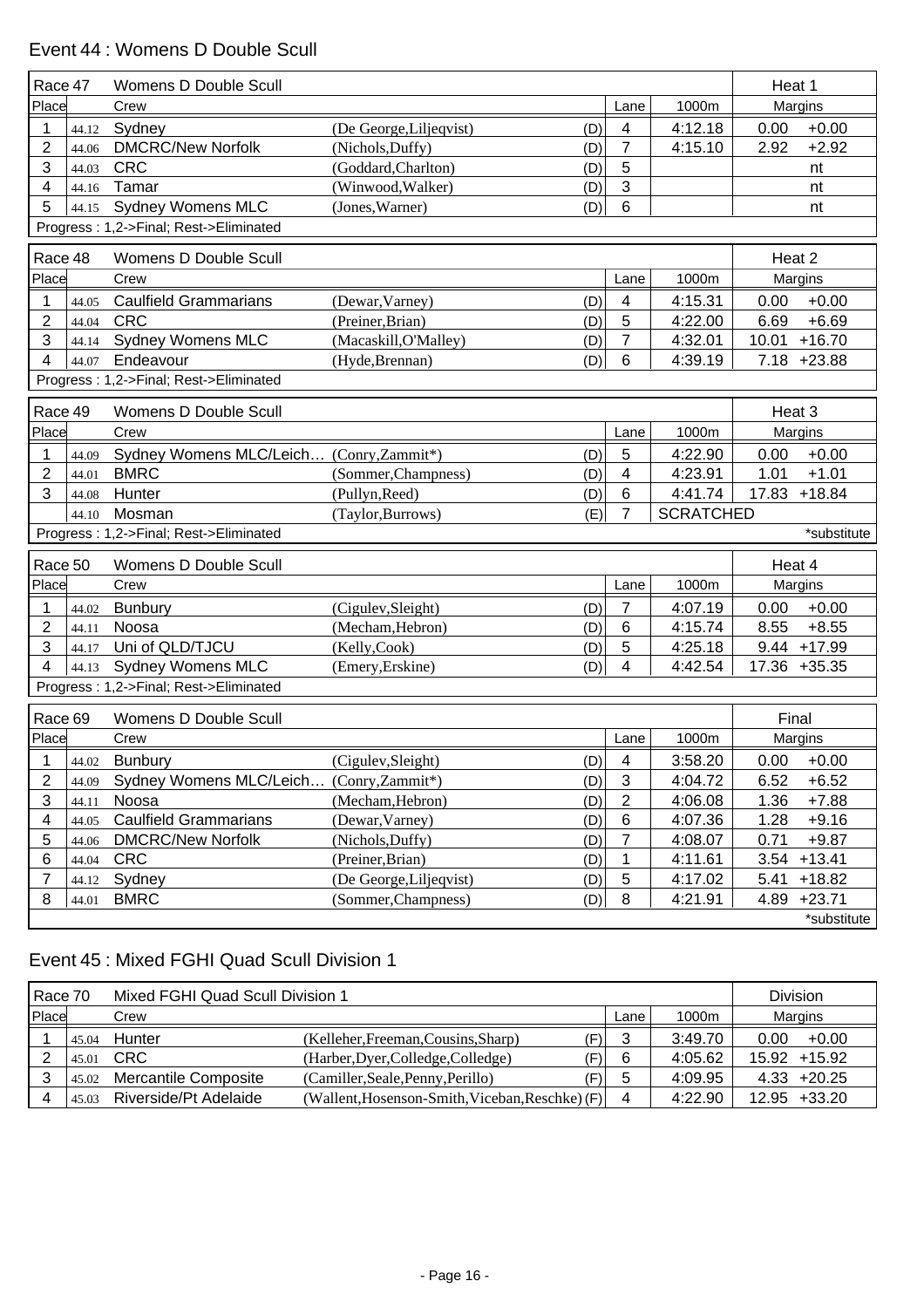## Event 44 : Womens D Double Scull

| Race 47 | | Womens D Double Scull | | | | | Heat 1 | |
|---|---|---|---|---|---|---|---|---|
| Place | | Crew | | | Lane | 1000m | Margins | |
| 1 | 44.12 | Sydney | (De George,Liljeqvist) | (D) | 4 | 4:12.18 | 0.00 | +0.00 |
| 2 | 44.06 | DMCRC/New Norfolk | (Nichols,Duffy) | (D) | 7 | 4:15.10 | 2.92 | +2.92 |
| 3 | 44.03 | CRC | (Goddard,Charlton) | (D) | 5 | | | nt |
| 4 | 44.16 | Tamar | (Winwood,Walker) | (D) | 3 | | | nt |
| 5 | 44.15 | Sydney Womens MLC | (Jones,Warner) | (D) | 6 | | | nt |
| Progress : 1,2->Final; Rest->Eliminated | | | | | | | | |

| Race 48 | | Womens D Double Scull | | | | | Heat 2 | |
|---|---|---|---|---|---|---|---|---|
| Place | | Crew | | | Lane | 1000m | Margins | |
| 1 | 44.05 | Caulfield Grammarians | (Dewar,Varney) | (D) | 4 | 4:15.31 | 0.00 | +0.00 |
| 2 | 44.04 | CRC | (Preiner,Brian) | (D) | 5 | 4:22.00 | 6.69 | +6.69 |
| 3 | 44.14 | Sydney Womens MLC | (Macaskill,O'Malley) | (D) | 7 | 4:32.01 | 10.01 | +16.70 |
| 4 | 44.07 | Endeavour | (Hyde,Brennan) | (D) | 6 | 4:39.19 | 7.18 | +23.88 |
| Progress : 1,2->Final; Rest->Eliminated | | | | | | | | |

| Race 49 | | Womens D Double Scull | | | | | Heat 3 | |
|---|---|---|---|---|---|---|---|---|
| Place | | Crew | | | Lane | 1000m | Margins | |
| 1 | 44.09 | Sydney Womens MLC/Leich… | (Conry,Zammit*) | (D) | 5 | 4:22.90 | 0.00 | +0.00 |
| 2 | 44.01 | BMRC | (Sommer,Champness) | (D) | 4 | 4:23.91 | 1.01 | +1.01 |
| 3 | 44.08 | Hunter | (Pullyn,Reed) | (D) | 6 | 4:41.74 | 17.83 | +18.84 |
| | 44.10 | Mosman | (Taylor,Burrows) | (E) | 7 | SCRATCHED | | |
| Progress : 1,2->Final; Rest->Eliminated | | | | | | | | *substitute |

| Race 50 | | Womens D Double Scull | | | | | Heat 4 | |
|---|---|---|---|---|---|---|---|---|
| Place | | Crew | | | Lane | 1000m | Margins | |
| 1 | 44.02 | Bunbury | (Cigulev,Sleight) | (D) | 7 | 4:07.19 | 0.00 | +0.00 |
| 2 | 44.11 | Noosa | (Mecham,Hebron) | (D) | 6 | 4:15.74 | 8.55 | +8.55 |
| 3 | 44.17 | Uni of QLD/TJCU | (Kelly,Cook) | (D) | 5 | 4:25.18 | 9.44 | +17.99 |
| 4 | 44.13 | Sydney Womens MLC | (Emery,Erskine) | (D) | 4 | 4:42.54 | 17.36 | +35.35 |
| Progress : 1,2->Final; Rest->Eliminated | | | | | | | | |

| Race 69 | | Womens D Double Scull | | | | | Final | |
|---|---|---|---|---|---|---|---|---|
| Place | | Crew | | | Lane | 1000m | Margins | |
| 1 | 44.02 | Bunbury | (Cigulev,Sleight) | (D) | 4 | 3:58.20 | 0.00 | +0.00 |
| 2 | 44.09 | Sydney Womens MLC/Leich… | (Conry,Zammit*) | (D) | 3 | 4:04.72 | 6.52 | +6.52 |
| 3 | 44.11 | Noosa | (Mecham,Hebron) | (D) | 2 | 4:06.08 | 1.36 | +7.88 |
| 4 | 44.05 | Caulfield Grammarians | (Dewar,Varney) | (D) | 6 | 4:07.36 | 1.28 | +9.16 |
| 5 | 44.06 | DMCRC/New Norfolk | (Nichols,Duffy) | (D) | 7 | 4:08.07 | 0.71 | +9.87 |
| 6 | 44.04 | CRC | (Preiner,Brian) | (D) | 1 | 4:11.61 | 3.54 | +13.41 |
| 7 | 44.12 | Sydney | (De George,Liljeqvist) | (D) | 5 | 4:17.02 | 5.41 | +18.82 |
| 8 | 44.01 | BMRC | (Sommer,Champness) | (D) | 8 | 4:21.91 | 4.89 | +23.71 |
| | | | | | | | | *substitute |

## Event 45 : Mixed FGHI Quad Scull Division 1

| Race 70 | | Mixed FGHI Quad Scull Division 1 | | | | | Division | |
|---|---|---|---|---|---|---|---|---|
| Place | | Crew | | | Lane | 1000m | Margins | |
| 1 | 45.04 | Hunter | (Kelleher,Freeman,Cousins,Sharp) | (F) | 3 | 3:49.70 | 0.00 | +0.00 |
| 2 | 45.01 | CRC | (Harber,Dyer,Colledge,Colledge) | (F) | 6 | 4:05.62 | 15.92 | +15.92 |
| 3 | 45.02 | Mercantile Composite | (Camiller,Seale,Penny,Perillo) | (F) | 5 | 4:09.95 | 4.33 | +20.25 |
| 4 | 45.03 | Riverside/Pt Adelaide | (Wallent,Hosenson-Smith,Viceban,Reschke) | (F) | 4 | 4:22.90 | 12.95 | +33.20 |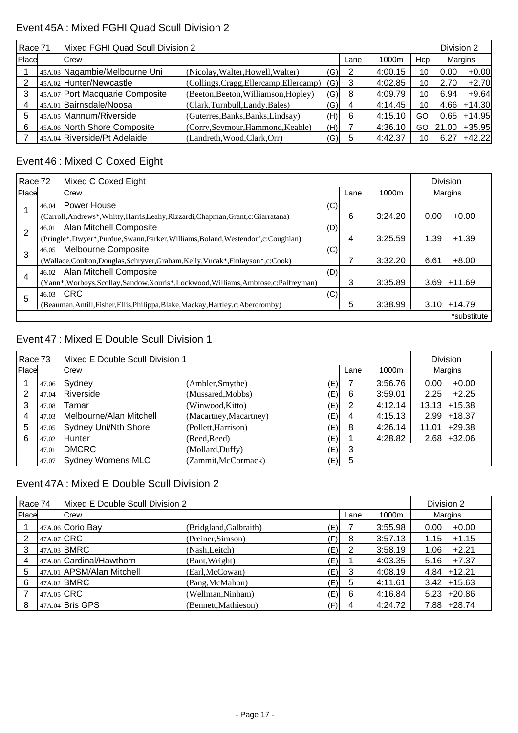## Event 45A : Mixed FGHI Quad Scull Division 2

| Race 71 | Mixed FGHI Quad Scull Division 2 | | | | | | Division 2 | |
|---|---|---|---|---|---|---|---|---|
| Place | Crew | | | Lane | 1000m | Hcp | Margins | |
| 1 | 45A.03 Nagambie/Melbourne Uni | (Nicolay,Walter,Howell,Walter) | (G) | 2 | 4:00.15 | 10 | 0.00 | +0.00 |
| 2 | 45A.02 Hunter/Newcastle | (Collings,Cragg,Ellercamp,Ellercamp) | (G) | 3 | 4:02.85 | 10 | 2.70 | +2.70 |
| 3 | 45A.07 Port Macquarie Composite | (Beeton,Beeton,Williamson,Hopley) | (G) | 8 | 4:09.79 | 10 | 6.94 | +9.64 |
| 4 | 45A.01 Bairnsdale/Noosa | (Clark,Turnbull,Landy,Bales) | (G) | 4 | 4:14.45 | 10 | 4.66 | +14.30 |
| 5 | 45A.05 Mannum/Riverside | (Guterres,Banks,Banks,Lindsay) | (H) | 6 | 4:15.10 | GO | 0.65 | +14.95 |
| 6 | 45A.06 North Shore Composite | (Corry,Seymour,Hammond,Keable) | (H) | 7 | 4:36.10 | GO | 21.00 | +35.95 |
| 7 | 45A.04 Riverside/Pt Adelaide | (Landreth,Wood,Clark,Orr) | (G) | 5 | 4:42.37 | 10 | 6.27 | +42.22 |

## Event 46 : Mixed C Coxed Eight

| Race 72 | Mixed C Coxed Eight | | | | Division | |
|---|---|---|---|---|---|---|
| Place | Crew | | Lane | 1000m | Margins | |
| 1 | 46.04 Power House (Carroll,Andrews*,Whitty,Harris,Leahy,Rizzardi,Chapman,Grant,c:Giarratana) | (C) | 6 | 3:24.20 | 0.00 | +0.00 |
| 2 | 46.01 Alan Mitchell Composite (Pringle*,Dwyer*,Purdue,Swann,Parker,Williams,Boland,Westendorf,c:Coughlan) | (D) | 4 | 3:25.59 | 1.39 | +1.39 |
| 3 | 46.05 Melbourne Composite (Wallace,Coulton,Douglas,Schryver,Graham,Kelly,Vucak*,Finlayson*,c:Cook) | (C) | 7 | 3:32.20 | 6.61 | +8.00 |
| 4 | 46.02 Alan Mitchell Composite (Yann*,Worboys,Scollay,Sandow,Xouris*,Lockwood,Williams,Ambrose,c:Palfreyman) | (D) | 3 | 3:35.89 | 3.69 | +11.69 |
| 5 | 46.03 CRC (Beauman,Antill,Fisher,Ellis,Philippa,Blake,Mackay,Hartley,c:Abercromby) | (C) | 5 | 3:38.99 | 3.10 | +14.79 |

*substitute

## Event 47 : Mixed E Double Scull Division 1

| Race 73 | Mixed E Double Scull Division 1 | | | | | Division | |
|---|---|---|---|---|---|---|---|
| Place | Crew | | | Lane | 1000m | Margins | |
| 1 | 47.06 Sydney | (Ambler,Smythe) | (E) | 7 | 3:56.76 | 0.00 | +0.00 |
| 2 | 47.04 Riverside | (Mussared,Mobbs) | (E) | 6 | 3:59.01 | 2.25 | +2.25 |
| 3 | 47.08 Tamar | (Winwood,Kitto) | (E) | 2 | 4:12.14 | 13.13 | +15.38 |
| 4 | 47.03 Melbourne/Alan Mitchell | (Macartney,Macartney) | (E) | 4 | 4:15.13 | 2.99 | +18.37 |
| 5 | 47.05 Sydney Uni/Nth Shore | (Pollett,Harrison) | (E) | 8 | 4:26.14 | 11.01 | +29.38 |
| 6 | 47.02 Hunter | (Reed,Reed) | (E) | 1 | 4:28.82 | 2.68 | +32.06 |
| | 47.01 DMCRC | (Mollard,Duffy) | (E) | 3 | | | |
| | 47.07 Sydney Womens MLC | (Zammit,McCormack) | (E) | 5 | | | |

## Event 47A : Mixed E Double Scull Division 2

| Race 74 | Mixed E Double Scull Division 2 | | | | | Division 2 | |
|---|---|---|---|---|---|---|---|
| Place | Crew | | | Lane | 1000m | Margins | |
| 1 | 47A.06 Corio Bay | (Bridgland,Galbraith) | (E) | 7 | 3:55.98 | 0.00 | +0.00 |
| 2 | 47A.07 CRC | (Preiner,Simson) | (F) | 8 | 3:57.13 | 1.15 | +1.15 |
| 3 | 47A.03 BMRC | (Nash,Leitch) | (E) | 2 | 3:58.19 | 1.06 | +2.21 |
| 4 | 47A.08 Cardinal/Hawthorn | (Bant,Wright) | (E) | 1 | 4:03.35 | 5.16 | +7.37 |
| 5 | 47A.01 APSM/Alan Mitchell | (Earl,McCowan) | (E) | 3 | 4:08.19 | 4.84 | +12.21 |
| 6 | 47A.02 BMRC | (Pang,McMahon) | (E) | 5 | 4:11.61 | 3.42 | +15.63 |
| 7 | 47A.05 CRC | (Wellman,Ninham) | (E) | 6 | 4:16.84 | 5.23 | +20.86 |
| 8 | 47A.04 Bris GPS | (Bennett,Mathieson) | (F) | 4 | 4:24.72 | 7.88 | +28.74 |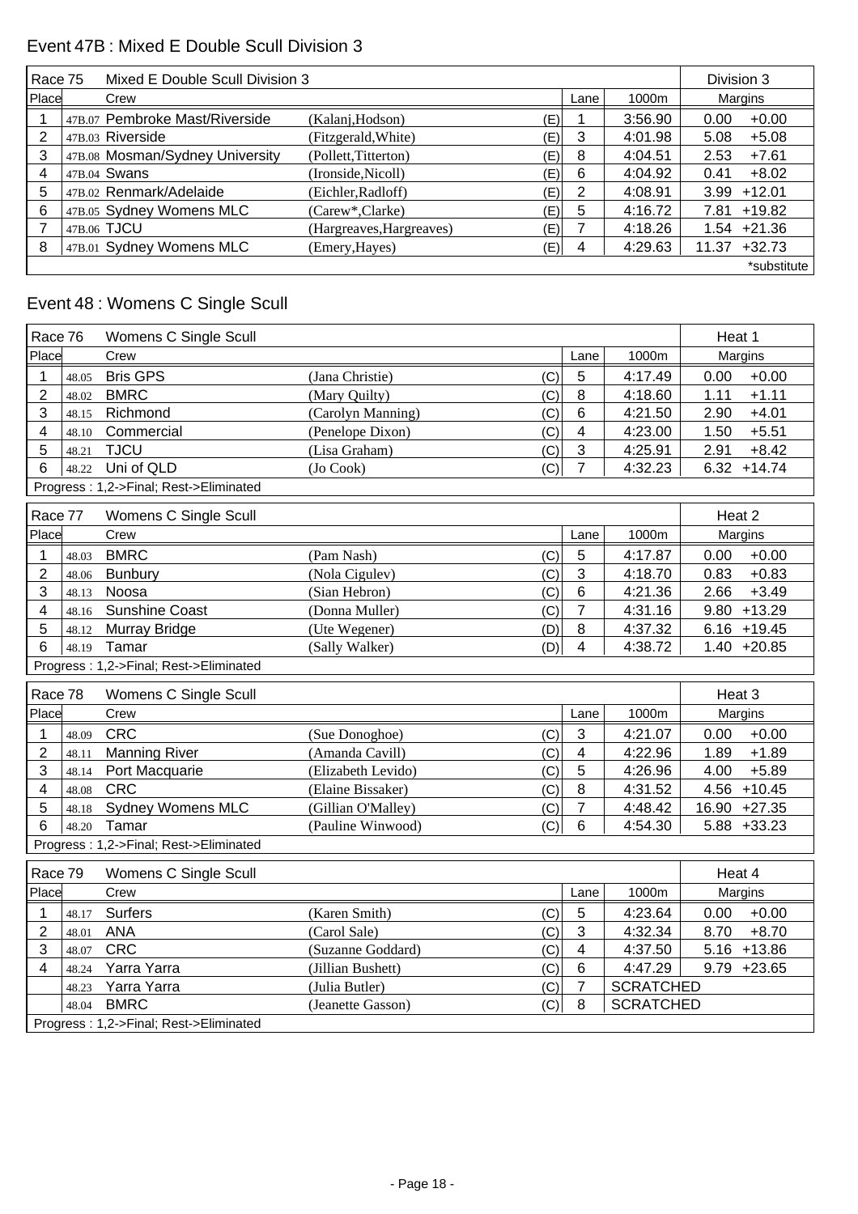## Event 47B : Mixed E Double Scull Division 3

| Race 75 | | Mixed E Double Scull Division 3 | | | | | Division 3 | |
|---|---|---|---|---|---|---|---|---|
| Place | | Crew | | | Lane | 1000m | Margins | |
| 1 | 47B.07 | Pembroke Mast/Riverside | (Kalanj,Hodson) | (E) | 1 | 3:56.90 | 0.00 | +0.00 |
| 2 | 47B.03 | Riverside | (Fitzgerald,White) | (E) | 3 | 4:01.98 | 5.08 | +5.08 |
| 3 | 47B.08 | Mosman/Sydney University | (Pollett,Titterton) | (E) | 8 | 4:04.51 | 2.53 | +7.61 |
| 4 | 47B.04 | Swans | (Ironside,Nicoll) | (E) | 6 | 4:04.92 | 0.41 | +8.02 |
| 5 | 47B.02 | Renmark/Adelaide | (Eichler,Radloff) | (E) | 2 | 4:08.91 | 3.99 | +12.01 |
| 6 | 47B.05 | Sydney Womens MLC | (Carew*,Clarke) | (E) | 5 | 4:16.72 | 7.81 | +19.82 |
| 7 | 47B.06 | TJCU | (Hargreaves,Hargreaves) | (E) | 7 | 4:18.26 | 1.54 | +21.36 |
| 8 | 47B.01 | Sydney Womens MLC | (Emery,Hayes) | (E) | 4 | 4:29.63 | 11.37 | +32.73 |
| | | | | | | | | *substitute |

## Event 48 : Womens C Single Scull

| Race 76 | | Womens C Single Scull | | | | | Heat 1 | |
|---|---|---|---|---|---|---|---|---|
| Place | | Crew | | | Lane | 1000m | Margins | |
| 1 | 48.05 | Bris GPS | (Jana Christie) | (C) | 5 | 4:17.49 | 0.00 | +0.00 |
| 2 | 48.02 | BMRC | (Mary Quilty) | (C) | 8 | 4:18.60 | 1.11 | +1.11 |
| 3 | 48.15 | Richmond | (Carolyn Manning) | (C) | 6 | 4:21.50 | 2.90 | +4.01 |
| 4 | 48.10 | Commercial | (Penelope Dixon) | (C) | 4 | 4:23.00 | 1.50 | +5.51 |
| 5 | 48.21 | TJCU | (Lisa Graham) | (C) | 3 | 4:25.91 | 2.91 | +8.42 |
| 6 | 48.22 | Uni of QLD | (Jo Cook) | (C) | 7 | 4:32.23 | 6.32 | +14.74 |
| Progress : 1,2->Final; Rest->Eliminated | | | | | | | | |

| Race 77 | | Womens C Single Scull | | | | | Heat 2 | |
|---|---|---|---|---|---|---|---|---|
| Place | | Crew | | | Lane | 1000m | Margins | |
| 1 | 48.03 | BMRC | (Pam Nash) | (C) | 5 | 4:17.87 | 0.00 | +0.00 |
| 2 | 48.06 | Bunbury | (Nola Cigulev) | (C) | 3 | 4:18.70 | 0.83 | +0.83 |
| 3 | 48.13 | Noosa | (Sian Hebron) | (C) | 6 | 4:21.36 | 2.66 | +3.49 |
| 4 | 48.16 | Sunshine Coast | (Donna Muller) | (C) | 7 | 4:31.16 | 9.80 | +13.29 |
| 5 | 48.12 | Murray Bridge | (Ute Wegener) | (D) | 8 | 4:37.32 | 6.16 | +19.45 |
| 6 | 48.19 | Tamar | (Sally Walker) | (D) | 4 | 4:38.72 | 1.40 | +20.85 |
| Progress : 1,2->Final; Rest->Eliminated | | | | | | | | |

| Race 78 | | Womens C Single Scull | | | | | Heat 3 | |
|---|---|---|---|---|---|---|---|---|
| Place | | Crew | | | Lane | 1000m | Margins | |
| 1 | 48.09 | CRC | (Sue Donoghoe) | (C) | 3 | 4:21.07 | 0.00 | +0.00 |
| 2 | 48.11 | Manning River | (Amanda Cavill) | (C) | 4 | 4:22.96 | 1.89 | +1.89 |
| 3 | 48.14 | Port Macquarie | (Elizabeth Levido) | (C) | 5 | 4:26.96 | 4.00 | +5.89 |
| 4 | 48.08 | CRC | (Elaine Bissaker) | (C) | 8 | 4:31.52 | 4.56 | +10.45 |
| 5 | 48.18 | Sydney Womens MLC | (Gillian O'Malley) | (C) | 7 | 4:48.42 | 16.90 | +27.35 |
| 6 | 48.20 | Tamar | (Pauline Winwood) | (C) | 6 | 4:54.30 | 5.88 | +33.23 |
| Progress : 1,2->Final; Rest->Eliminated | | | | | | | | |

| Race 79 | | Womens C Single Scull | | | | | Heat 4 | |
|---|---|---|---|---|---|---|---|---|
| Place | | Crew | | | Lane | 1000m | Margins | |
| 1 | 48.17 | Surfers | (Karen Smith) | (C) | 5 | 4:23.64 | 0.00 | +0.00 |
| 2 | 48.01 | ANA | (Carol Sale) | (C) | 3 | 4:32.34 | 8.70 | +8.70 |
| 3 | 48.07 | CRC | (Suzanne Goddard) | (C) | 4 | 4:37.50 | 5.16 | +13.86 |
| 4 | 48.24 | Yarra Yarra | (Jillian Bushett) | (C) | 6 | 4:47.29 | 9.79 | +23.65 |
| | 48.23 | Yarra Yarra | (Julia Butler) | (C) | 7 | SCRATCHED | | |
| | 48.04 | BMRC | (Jeanette Gasson) | (C) | 8 | SCRATCHED | | |
| Progress : 1,2->Final; Rest->Eliminated | | | | | | | | |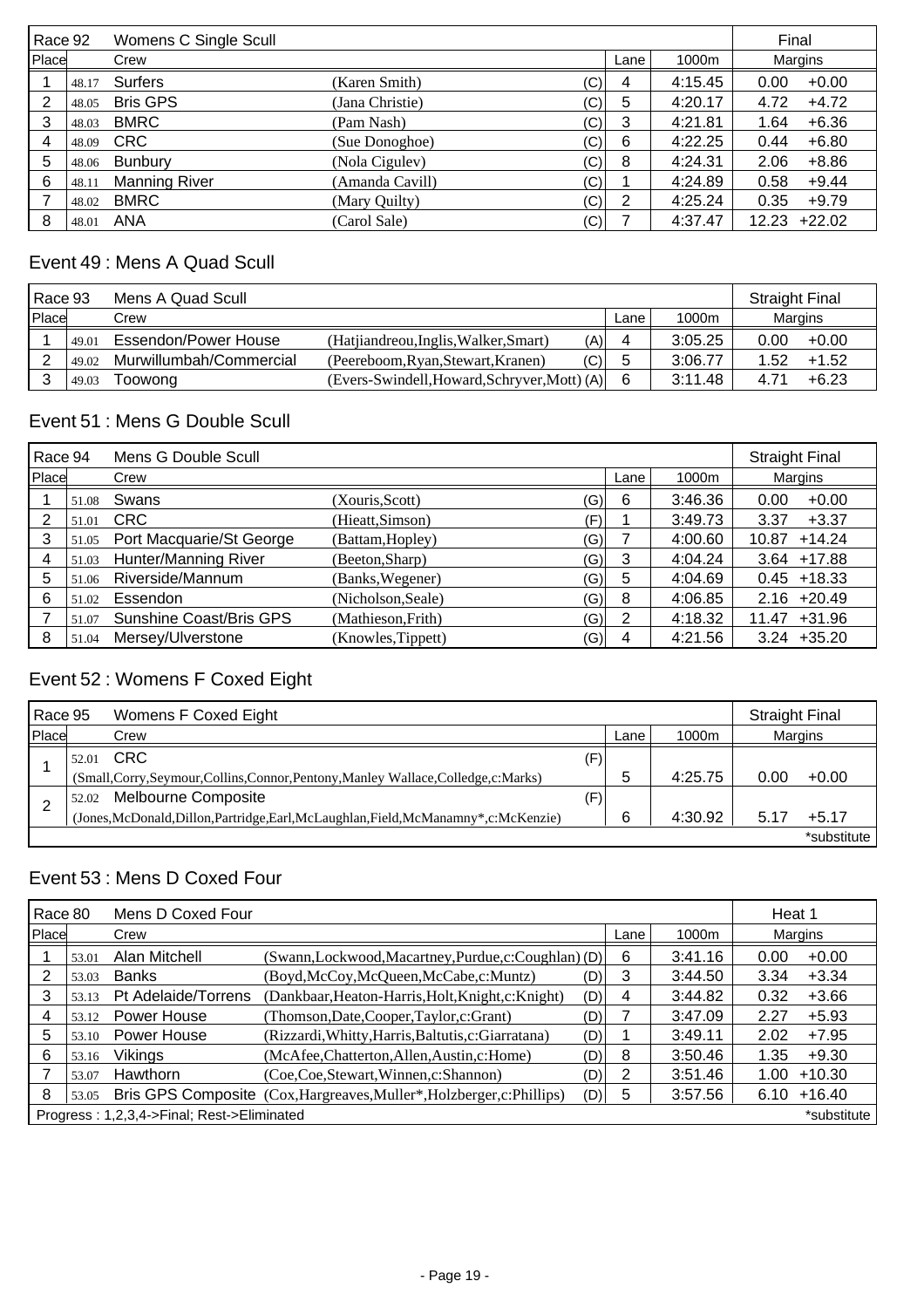| Race 92 | | Womens C Single Scull | | | | | Final | |
|---|---|---|---|---|---|---|---|---|
| Place | | Crew | | | Lane | 1000m | Margins | |
| 1 | 48.17 | Surfers | (Karen Smith) | (C) | 4 | 4:15.45 | 0.00 | +0.00 |
| 2 | 48.05 | Bris GPS | (Jana Christie) | (C) | 5 | 4:20.17 | 4.72 | +4.72 |
| 3 | 48.03 | BMRC | (Pam Nash) | (C) | 3 | 4:21.81 | 1.64 | +6.36 |
| 4 | 48.09 | CRC | (Sue Donoghoe) | (C) | 6 | 4:22.25 | 0.44 | +6.80 |
| 5 | 48.06 | Bunbury | (Nola Cigulev) | (C) | 8 | 4:24.31 | 2.06 | +8.86 |
| 6 | 48.11 | Manning River | (Amanda Cavill) | (C) | 1 | 4:24.89 | 0.58 | +9.44 |
| 7 | 48.02 | BMRC | (Mary Quilty) | (C) | 2 | 4:25.24 | 0.35 | +9.79 |
| 8 | 48.01 | ANA | (Carol Sale) | (C) | 7 | 4:37.47 | 12.23 | +22.02 |

## Event 49 : Mens A Quad Scull

| Race 93 | | Mens A Quad Scull | | | | | Straight Final | |
|---|---|---|---|---|---|---|---|---|
| Place | | Crew | | | Lane | 1000m | Margins | |
| 1 | 49.01 | Essendon/Power House | (Hatjiandreou,Inglis,Walker,Smart) | (A) | 4 | 3:05.25 | 0.00 | +0.00 |
| 2 | 49.02 | Murwillumbah/Commercial | (Peereboom,Ryan,Stewart,Kranen) | (C) | 5 | 3:06.77 | 1.52 | +1.52 |
| 3 | 49.03 | Toowong | (Evers-Swindell,Howard,Schryver,Mott) | (A) | 6 | 3:11.48 | 4.71 | +6.23 |

## Event 51 : Mens G Double Scull

| Race 94 | | Mens G Double Scull | | | | | Straight Final | |
|---|---|---|---|---|---|---|---|---|
| Place | | Crew | | | Lane | 1000m | Margins | |
| 1 | 51.08 | Swans | (Xouris,Scott) | (G) | 6 | 3:46.36 | 0.00 | +0.00 |
| 2 | 51.01 | CRC | (Hieatt,Simson) | (F) | 1 | 3:49.73 | 3.37 | +3.37 |
| 3 | 51.05 | Port Macquarie/St George | (Battam,Hopley) | (G) | 7 | 4:00.60 | 10.87 | +14.24 |
| 4 | 51.03 | Hunter/Manning River | (Beeton,Sharp) | (G) | 3 | 4:04.24 | 3.64 | +17.88 |
| 5 | 51.06 | Riverside/Mannum | (Banks,Wegener) | (G) | 5 | 4:04.69 | 0.45 | +18.33 |
| 6 | 51.02 | Essendon | (Nicholson,Seale) | (G) | 8 | 4:06.85 | 2.16 | +20.49 |
| 7 | 51.07 | Sunshine Coast/Bris GPS | (Mathieson,Frith) | (G) | 2 | 4:18.32 | 11.47 | +31.96 |
| 8 | 51.04 | Mersey/Ulverstone | (Knowles,Tippett) | (G) | 4 | 4:21.56 | 3.24 | +35.20 |

## Event 52 : Womens F Coxed Eight

| Race 95 | | Womens F Coxed Eight | | | | Straight Final | |
|---|---|---|---|---|---|---|---|
| Place | | Crew | | Lane | 1000m | Margins | |
| 1 | 52.01 | CRC (Small,Corry,Seymour,Collins,Connor,Pentony,Manley Wallace,Colledge,c:Marks) | (F) | 5 | 4:25.75 | 0.00 | +0.00 |
| 2 | 52.02 | Melbourne Composite (Jones,McDonald,Dillon,Partridge,Earl,McLaughlan,Field,McManamny*,c:McKenzie) | (F) | 6 | 4:30.92 | 5.17 | +5.17 |
| | | | | | | | *substitute |

## Event 53 : Mens D Coxed Four

| Race 80 | | Mens D Coxed Four | | | | | Heat 1 | |
|---|---|---|---|---|---|---|---|---|
| Place | | Crew | | | Lane | 1000m | Margins | |
| 1 | 53.01 | Alan Mitchell | (Swann,Lockwood,Macartney,Purdue,c:Coughlan) | (D) | 6 | 3:41.16 | 0.00 | +0.00 |
| 2 | 53.03 | Banks | (Boyd,McCoy,McQueen,McCabe,c:Muntz) | (D) | 3 | 3:44.50 | 3.34 | +3.34 |
| 3 | 53.13 | Pt Adelaide/Torrens | (Dankbaar,Heaton-Harris,Holt,Knight,c:Knight) | (D) | 4 | 3:44.82 | 0.32 | +3.66 |
| 4 | 53.12 | Power House | (Thomson,Date,Cooper,Taylor,c:Grant) | (D) | 7 | 3:47.09 | 2.27 | +5.93 |
| 5 | 53.10 | Power House | (Rizzardi,Whitty,Harris,Baltutis,c:Giarratana) | (D) | 1 | 3:49.11 | 2.02 | +7.95 |
| 6 | 53.16 | Vikings | (McAfee,Chatterton,Allen,Austin,c:Home) | (D) | 8 | 3:50.46 | 1.35 | +9.30 |
| 7 | 53.07 | Hawthorn | (Coe,Coe,Stewart,Winnen,c:Shannon) | (D) | 2 | 3:51.46 | 1.00 | +10.30 |
| 8 | 53.05 | Bris GPS Composite | (Cox,Hargreaves,Muller*,Holzberger,c:Phillips) | (D) | 5 | 3:57.56 | 6.10 | +16.40 |
| Progress : 1,2,3,4->Final; Rest->Eliminated | | | | | | | | *substitute |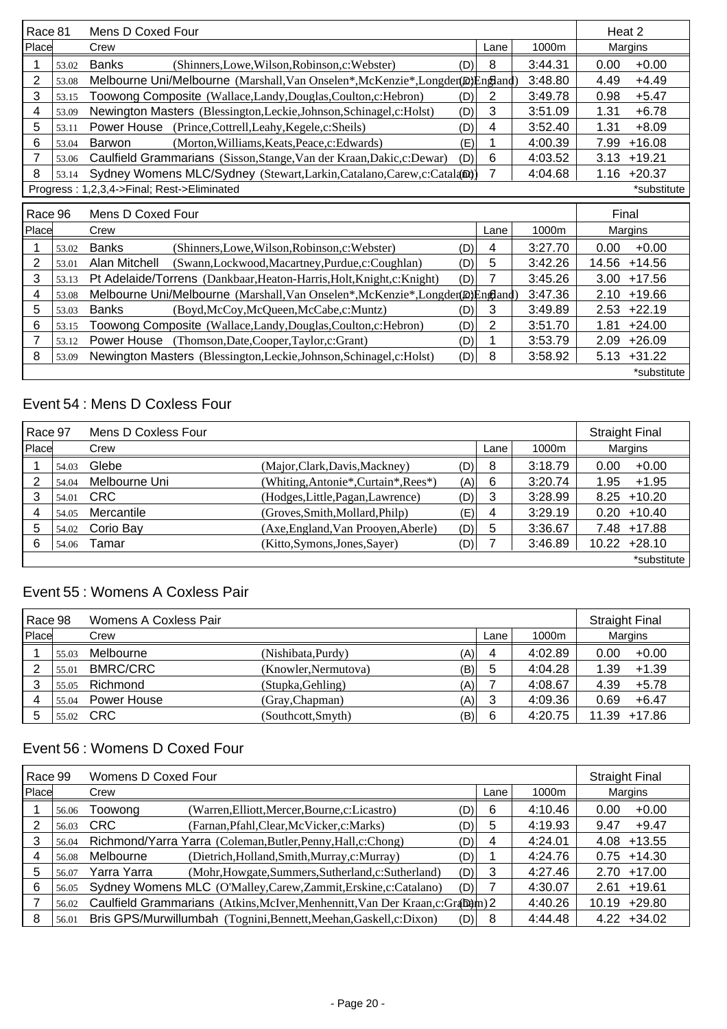| Race 81 | | Mens D Coxed Four | | | | Heat 2 | |
|---|---|---|---|---|---|---|---|
| Place | | Crew | | Lane | 1000m | Margins | |
| 1 | 53.02 | Banks (Shinners,Lowe,Wilson,Robinson,c:Webster) | (D) | 8 | 3:44.31 | 0.00 | +0.00 |
| 2 | 53.08 | Melbourne Uni/Melbourne (Marshall,Van Onselen*,McKenzie*,Longden,c:England) | (D) | 5 | 3:48.80 | 4.49 | +4.49 |
| 3 | 53.15 | Toowong Composite (Wallace,Landy,Douglas,Coulton,c:Hebron) | (D) | 2 | 3:49.78 | 0.98 | +5.47 |
| 4 | 53.09 | Newington Masters (Blessington,Leckie,Johnson,Schinagel,c:Holst) | (D) | 3 | 3:51.09 | 1.31 | +6.78 |
| 5 | 53.11 | Power House (Prince,Cottrell,Leahy,Kegele,c:Sheils) | (D) | 4 | 3:52.40 | 1.31 | +8.09 |
| 6 | 53.04 | Barwon (Morton,Williams,Keats,Peace,c:Edwards) | (E) | 1 | 4:00.39 | 7.99 | +16.08 |
| 7 | 53.06 | Caulfield Grammarians (Sisson,Stange,Van der Kraan,Dakic,c:Dewar) | (D) | 6 | 4:03.52 | 3.13 | +19.21 |
| 8 | 53.14 | Sydney Womens MLC/Sydney (Stewart,Larkin,Catalano,Carew,c:Catalano) | (D) | 7 | 4:04.68 | 1.16 | +20.37 |

Progress : 1,2,3,4->Final; Rest->Eliminated — *substitute

| Race 96 | | Mens D Coxed Four | | | | Final | |
|---|---|---|---|---|---|---|---|
| Place | | Crew | | Lane | 1000m | Margins | |
| 1 | 53.02 | Banks (Shinners,Lowe,Wilson,Robinson,c:Webster) | (D) | 4 | 3:27.70 | 0.00 | +0.00 |
| 2 | 53.01 | Alan Mitchell (Swann,Lockwood,Macartney,Purdue,c:Coughlan) | (D) | 5 | 3:42.26 | 14.56 | +14.56 |
| 3 | 53.13 | Pt Adelaide/Torrens (Dankbaar,Heaton-Harris,Holt,Knight,c:Knight) | (D) | 7 | 3:45.26 | 3.00 | +17.56 |
| 4 | 53.08 | Melbourne Uni/Melbourne (Marshall,Van Onselen*,McKenzie*,Longden,c:England) | (D) | 6 | 3:47.36 | 2.10 | +19.66 |
| 5 | 53.03 | Banks (Boyd,McCoy,McQueen,McCabe,c:Muntz) | (D) | 3 | 3:49.89 | 2.53 | +22.19 |
| 6 | 53.15 | Toowong Composite (Wallace,Landy,Douglas,Coulton,c:Hebron) | (D) | 2 | 3:51.70 | 1.81 | +24.00 |
| 7 | 53.12 | Power House (Thomson,Date,Cooper,Taylor,c:Grant) | (D) | 1 | 3:53.79 | 2.09 | +26.09 |
| 8 | 53.09 | Newington Masters (Blessington,Leckie,Johnson,Schinagel,c:Holst) | (D) | 8 | 3:58.92 | 5.13 | +31.22 |

*substitute

## Event 54 : Mens D Coxless Four

| Race 97 | | Mens D Coxless Four | | | | | Straight Final | |
|---|---|---|---|---|---|---|---|---|
| Place | | Crew | | | Lane | 1000m | Margins | |
| 1 | 54.03 | Glebe | (Major,Clark,Davis,Mackney) | (D) | 8 | 3:18.79 | 0.00 | +0.00 |
| 2 | 54.04 | Melbourne Uni | (Whiting,Antonie*,Curtain*,Rees*) | (A) | 6 | 3:20.74 | 1.95 | +1.95 |
| 3 | 54.01 | CRC | (Hodges,Little,Pagan,Lawrence) | (D) | 3 | 3:28.99 | 8.25 | +10.20 |
| 4 | 54.05 | Mercantile | (Groves,Smith,Mollard,Philp) | (E) | 4 | 3:29.19 | 0.20 | +10.40 |
| 5 | 54.02 | Corio Bay | (Axe,England,Van Prooyen,Aberle) | (D) | 5 | 3:36.67 | 7.48 | +17.88 |
| 6 | 54.06 | Tamar | (Kitto,Symons,Jones,Sayer) | (D) | 7 | 3:46.89 | 10.22 | +28.10 |

*substitute

## Event 55 : Womens A Coxless Pair

| Race 98 | | Womens A Coxless Pair | | | | | Straight Final | |
|---|---|---|---|---|---|---|---|---|
| Place | | Crew | | | Lane | 1000m | Margins | |
| 1 | 55.03 | Melbourne | (Nishibata,Purdy) | (A) | 4 | 4:02.89 | 0.00 | +0.00 |
| 2 | 55.01 | BMRC/CRC | (Knowler,Nermutova) | (B) | 5 | 4:04.28 | 1.39 | +1.39 |
| 3 | 55.05 | Richmond | (Stupka,Gehling) | (A) | 7 | 4:08.67 | 4.39 | +5.78 |
| 4 | 55.04 | Power House | (Gray,Chapman) | (A) | 3 | 4:09.36 | 0.69 | +6.47 |
| 5 | 55.02 | CRC | (Southcott,Smyth) | (B) | 6 | 4:20.75 | 11.39 | +17.86 |

## Event 56 : Womens D Coxed Four

| Race 99 | | Womens D Coxed Four | | | | Straight Final | |
|---|---|---|---|---|---|---|---|
| Place | | Crew | | Lane | 1000m | Margins | |
| 1 | 56.06 | Toowong (Warren,Elliott,Mercer,Bourne,c:Licastro) | (D) | 6 | 4:10.46 | 0.00 | +0.00 |
| 2 | 56.03 | CRC (Farnan,Pfahl,Clear,McVicker,c:Marks) | (D) | 5 | 4:19.93 | 9.47 | +9.47 |
| 3 | 56.04 | Richmond/Yarra Yarra (Coleman,Butler,Penny,Hall,c:Chong) | (D) | 4 | 4:24.01 | 4.08 | +13.55 |
| 4 | 56.08 | Melbourne (Dietrich,Holland,Smith,Murray,c:Murray) | (D) | 1 | 4:24.76 | 0.75 | +14.30 |
| 5 | 56.07 | Yarra Yarra (Mohr,Howgate,Summers,Sutherland,c:Sutherland) | (D) | 3 | 4:27.46 | 2.70 | +17.00 |
| 6 | 56.05 | Sydney Womens MLC (O'Malley,Carew,Zammit,Erskine,c:Catalano) | (D) | 7 | 4:30.07 | 2.61 | +19.61 |
| 7 | 56.02 | Caulfield Grammarians (Atkins,McIver,Menhennitt,Van Der Kraan,c:Graham) | (D) | 2 | 4:40.26 | 10.19 | +29.80 |
| 8 | 56.01 | Bris GPS/Murwillumbah (Tognini,Bennett,Meehan,Gaskell,c:Dixon) | (D) | 8 | 4:44.48 | 4.22 | +34.02 |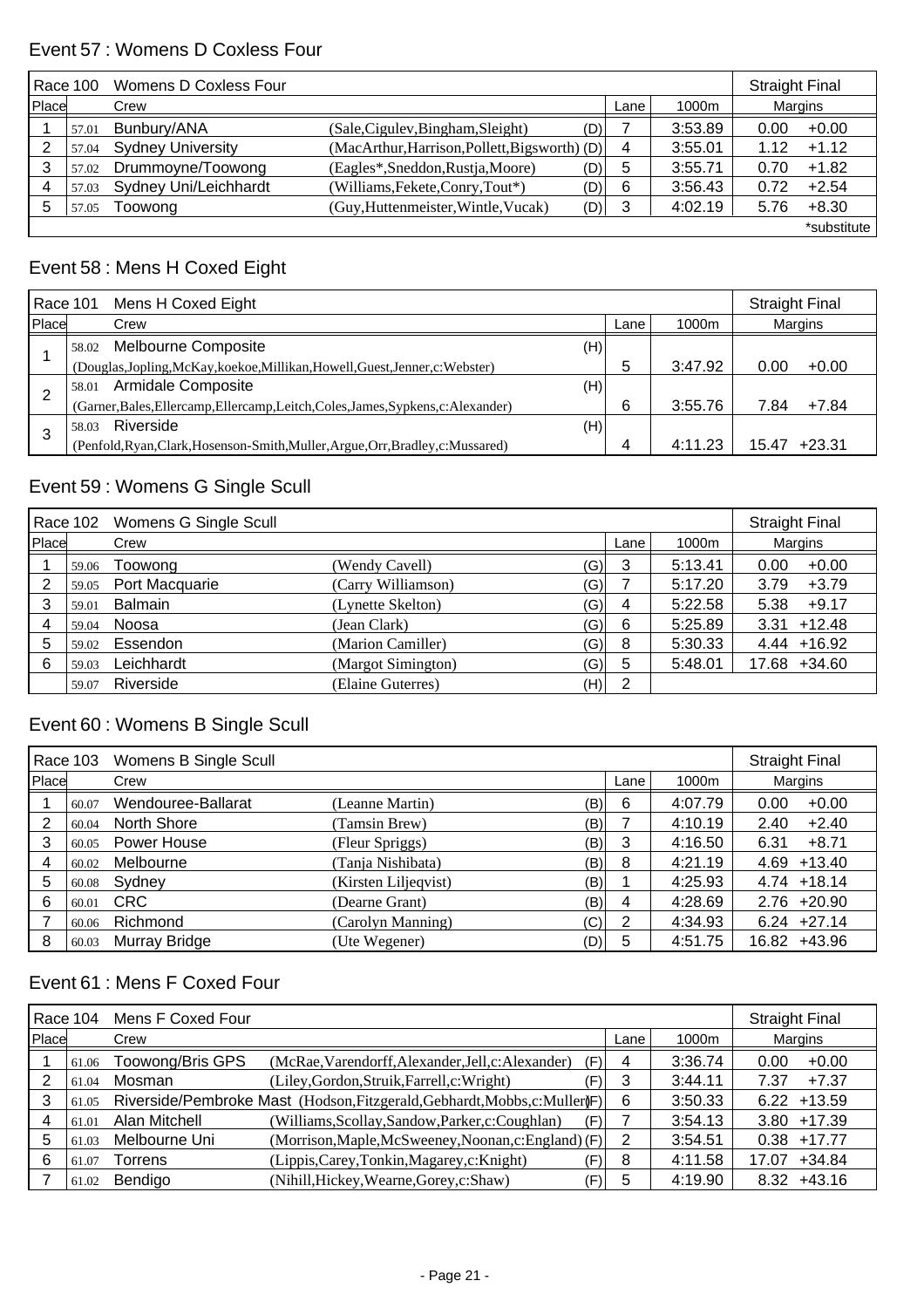## Event 57 : Womens D Coxless Four

| Race 100 | Womens D Coxless Four | | | | | Straight Final | |
|---|---|---|---|---|---|---|---|
| Place | | Crew | | Lane | 1000m | Margins | |
| 1 | 57.01 | Bunbury/ANA | (Sale,Cigulev,Bingham,Sleight) (D) | 7 | 3:53.89 | 0.00 | +0.00 |
| 2 | 57.04 | Sydney University | (MacArthur,Harrison,Pollett,Bigsworth) (D) | 4 | 3:55.01 | 1.12 | +1.12 |
| 3 | 57.02 | Drummoyne/Toowong | (Eagles*,Sneddon,Rustja,Moore) (D) | 5 | 3:55.71 | 0.70 | +1.82 |
| 4 | 57.03 | Sydney Uni/Leichhardt | (Williams,Fekete,Conry,Tout*) (D) | 6 | 3:56.43 | 0.72 | +2.54 |
| 5 | 57.05 | Toowong | (Guy,Huttenmeister,Wintle,Vucak) (D) | 3 | 4:02.19 | 5.76 | +8.30 |
| | | | | | | | *substitute |

## Event 58 : Mens H Coxed Eight

| Race 101 | Mens H Coxed Eight | | | | Straight Final | |
|---|---|---|---|---|---|---|
| Place | | Crew | Lane | 1000m | Margins | |
| 1 | 58.02 | Melbourne Composite (H) (Douglas,Jopling,McKay,koekoe,Millikan,Howell,Guest,Jenner,c:Webster) | 5 | 3:47.92 | 0.00 | +0.00 |
| 2 | 58.01 | Armidale Composite (H) (Garner,Bales,Ellercamp,Ellercamp,Leitch,Coles,James,Sypkens,c:Alexander) | 6 | 3:55.76 | 7.84 | +7.84 |
| 3 | 58.03 | Riverside (H) (Penfold,Ryan,Clark,Hosenson-Smith,Muller,Argue,Orr,Bradley,c:Mussared) | 4 | 4:11.23 | 15.47 | +23.31 |

## Event 59 : Womens G Single Scull

| Race 102 | Womens G Single Scull | | | | | Straight Final | |
|---|---|---|---|---|---|---|---|
| Place | | Crew | | Lane | 1000m | Margins | |
| 1 | 59.06 | Toowong | (Wendy Cavell) (G) | 3 | 5:13.41 | 0.00 | +0.00 |
| 2 | 59.05 | Port Macquarie | (Carry Williamson) (G) | 7 | 5:17.20 | 3.79 | +3.79 |
| 3 | 59.01 | Balmain | (Lynette Skelton) (G) | 4 | 5:22.58 | 5.38 | +9.17 |
| 4 | 59.04 | Noosa | (Jean Clark) (G) | 6 | 5:25.89 | 3.31 | +12.48 |
| 5 | 59.02 | Essendon | (Marion Camiller) (G) | 8 | 5:30.33 | 4.44 | +16.92 |
| 6 | 59.03 | Leichhardt | (Margot Simington) (G) | 5 | 5:48.01 | 17.68 | +34.60 |
| | 59.07 | Riverside | (Elaine Guterres) (H) | 2 | | | |

## Event 60 : Womens B Single Scull

| Race 103 | Womens B Single Scull | | | | | Straight Final | |
|---|---|---|---|---|---|---|---|
| Place | | Crew | | Lane | 1000m | Margins | |
| 1 | 60.07 | Wendouree-Ballarat | (Leanne Martin) (B) | 6 | 4:07.79 | 0.00 | +0.00 |
| 2 | 60.04 | North Shore | (Tamsin Brew) (B) | 7 | 4:10.19 | 2.40 | +2.40 |
| 3 | 60.05 | Power House | (Fleur Spriggs) (B) | 3 | 4:16.50 | 6.31 | +8.71 |
| 4 | 60.02 | Melbourne | (Tanja Nishibata) (B) | 8 | 4:21.19 | 4.69 | +13.40 |
| 5 | 60.08 | Sydney | (Kirsten Liljeqvist) (B) | 1 | 4:25.93 | 4.74 | +18.14 |
| 6 | 60.01 | CRC | (Dearne Grant) (B) | 4 | 4:28.69 | 2.76 | +20.90 |
| 7 | 60.06 | Richmond | (Carolyn Manning) (C) | 2 | 4:34.93 | 6.24 | +27.14 |
| 8 | 60.03 | Murray Bridge | (Ute Wegener) (D) | 5 | 4:51.75 | 16.82 | +43.96 |

## Event 61 : Mens F Coxed Four

| Race 104 | Mens F Coxed Four | | | | | Straight Final | |
|---|---|---|---|---|---|---|---|
| Place | | Crew | | Lane | 1000m | Margins | |
| 1 | 61.06 | Toowong/Bris GPS | (McRae,Varendorff,Alexander,Jell,c:Alexander) (F) | 4 | 3:36.74 | 0.00 | +0.00 |
| 2 | 61.04 | Mosman | (Liley,Gordon,Struik,Farrell,c:Wright) (F) | 3 | 3:44.11 | 7.37 | +7.37 |
| 3 | 61.05 | Riverside/Pembroke Mast | (Hodson,Fitzgerald,Gebhardt,Mobbs,c:Muller) (F) | 6 | 3:50.33 | 6.22 | +13.59 |
| 4 | 61.01 | Alan Mitchell | (Williams,Scollay,Sandow,Parker,c:Coughlan) (F) | 7 | 3:54.13 | 3.80 | +17.39 |
| 5 | 61.03 | Melbourne Uni | (Morrison,Maple,McSweeney,Noonan,c:England) (F) | 2 | 3:54.51 | 0.38 | +17.77 |
| 6 | 61.07 | Torrens | (Lippis,Carey,Tonkin,Magarey,c:Knight) (F) | 8 | 4:11.58 | 17.07 | +34.84 |
| 7 | 61.02 | Bendigo | (Nihill,Hickey,Wearne,Gorey,c:Shaw) (F) | 5 | 4:19.90 | 8.32 | +43.16 |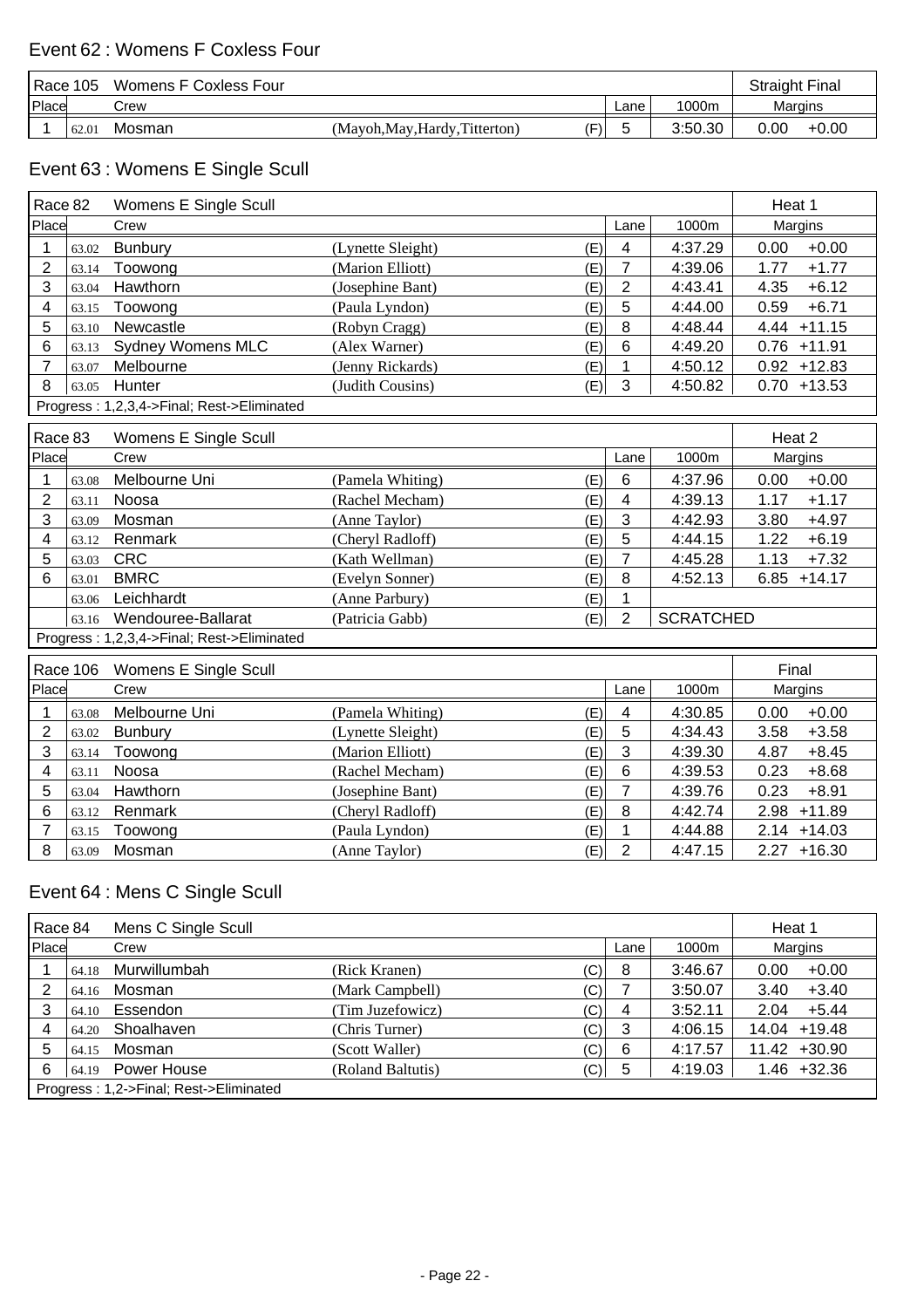## Event 62 : Womens F Coxless Four

| Race 105 | | Womens F Coxless Four | | | | | Straight Final | |
|---|---|---|---|---|---|---|---|---|
| Place | | Crew | | | Lane | 1000m | Margins | |
| 1 | 62.01 | Mosman | (Mayoh,May,Hardy,Titterton) | (F) | 5 | 3:50.30 | 0.00 | +0.00 |

## Event 63 : Womens E Single Scull

| Race 82 | | Womens E Single Scull | | | | | Heat 1 | |
|---|---|---|---|---|---|---|---|---|
| Place | | Crew | | | Lane | 1000m | Margins | |
| 1 | 63.02 | Bunbury | (Lynette Sleight) | (E) | 4 | 4:37.29 | 0.00 | +0.00 |
| 2 | 63.14 | Toowong | (Marion Elliott) | (E) | 7 | 4:39.06 | 1.77 | +1.77 |
| 3 | 63.04 | Hawthorn | (Josephine Bant) | (E) | 2 | 4:43.41 | 4.35 | +6.12 |
| 4 | 63.15 | Toowong | (Paula Lyndon) | (E) | 5 | 4:44.00 | 0.59 | +6.71 |
| 5 | 63.10 | Newcastle | (Robyn Cragg) | (E) | 8 | 4:48.44 | 4.44 | +11.15 |
| 6 | 63.13 | Sydney Womens MLC | (Alex Warner) | (E) | 6 | 4:49.20 | 0.76 | +11.91 |
| 7 | 63.07 | Melbourne | (Jenny Rickards) | (E) | 1 | 4:50.12 | 0.92 | +12.83 |
| 8 | 63.05 | Hunter | (Judith Cousins) | (E) | 3 | 4:50.82 | 0.70 | +13.53 |
| Progress : 1,2,3,4->Final; Rest->Eliminated | | | | | | | | |

| Race 83 | | Womens E Single Scull | | | | | Heat 2 | |
|---|---|---|---|---|---|---|---|---|
| Place | | Crew | | | Lane | 1000m | Margins | |
| 1 | 63.08 | Melbourne Uni | (Pamela Whiting) | (E) | 6 | 4:37.96 | 0.00 | +0.00 |
| 2 | 63.11 | Noosa | (Rachel Mecham) | (E) | 4 | 4:39.13 | 1.17 | +1.17 |
| 3 | 63.09 | Mosman | (Anne Taylor) | (E) | 3 | 4:42.93 | 3.80 | +4.97 |
| 4 | 63.12 | Renmark | (Cheryl Radloff) | (E) | 5 | 4:44.15 | 1.22 | +6.19 |
| 5 | 63.03 | CRC | (Kath Wellman) | (E) | 7 | 4:45.28 | 1.13 | +7.32 |
| 6 | 63.01 | BMRC | (Evelyn Sonner) | (E) | 8 | 4:52.13 | 6.85 | +14.17 |
| | 63.06 | Leichhardt | (Anne Parbury) | (E) | 1 | | | |
| | 63.16 | Wendouree-Ballarat | (Patricia Gabb) | (E) | 2 | SCRATCHED | | |
| Progress : 1,2,3,4->Final; Rest->Eliminated | | | | | | | | |

| Race 106 | | Womens E Single Scull | | | | | Final | |
|---|---|---|---|---|---|---|---|---|
| Place | | Crew | | | Lane | 1000m | Margins | |
| 1 | 63.08 | Melbourne Uni | (Pamela Whiting) | (E) | 4 | 4:30.85 | 0.00 | +0.00 |
| 2 | 63.02 | Bunbury | (Lynette Sleight) | (E) | 5 | 4:34.43 | 3.58 | +3.58 |
| 3 | 63.14 | Toowong | (Marion Elliott) | (E) | 3 | 4:39.30 | 4.87 | +8.45 |
| 4 | 63.11 | Noosa | (Rachel Mecham) | (E) | 6 | 4:39.53 | 0.23 | +8.68 |
| 5 | 63.04 | Hawthorn | (Josephine Bant) | (E) | 7 | 4:39.76 | 0.23 | +8.91 |
| 6 | 63.12 | Renmark | (Cheryl Radloff) | (E) | 8 | 4:42.74 | 2.98 | +11.89 |
| 7 | 63.15 | Toowong | (Paula Lyndon) | (E) | 1 | 4:44.88 | 2.14 | +14.03 |
| 8 | 63.09 | Mosman | (Anne Taylor) | (E) | 2 | 4:47.15 | 2.27 | +16.30 |

## Event 64 : Mens C Single Scull

| Race 84 | | Mens C Single Scull | | | | | Heat 1 | |
|---|---|---|---|---|---|---|---|---|
| Place | | Crew | | | Lane | 1000m | Margins | |
| 1 | 64.18 | Murwillumbah | (Rick Kranen) | (C) | 8 | 3:46.67 | 0.00 | +0.00 |
| 2 | 64.16 | Mosman | (Mark Campbell) | (C) | 7 | 3:50.07 | 3.40 | +3.40 |
| 3 | 64.10 | Essendon | (Tim Juzefowicz) | (C) | 4 | 3:52.11 | 2.04 | +5.44 |
| 4 | 64.20 | Shoalhaven | (Chris Turner) | (C) | 3 | 4:06.15 | 14.04 | +19.48 |
| 5 | 64.15 | Mosman | (Scott Waller) | (C) | 6 | 4:17.57 | 11.42 | +30.90 |
| 6 | 64.19 | Power House | (Roland Baltutis) | (C) | 5 | 4:19.03 | 1.46 | +32.36 |
| Progress : 1,2->Final; Rest->Eliminated | | | | | | | | |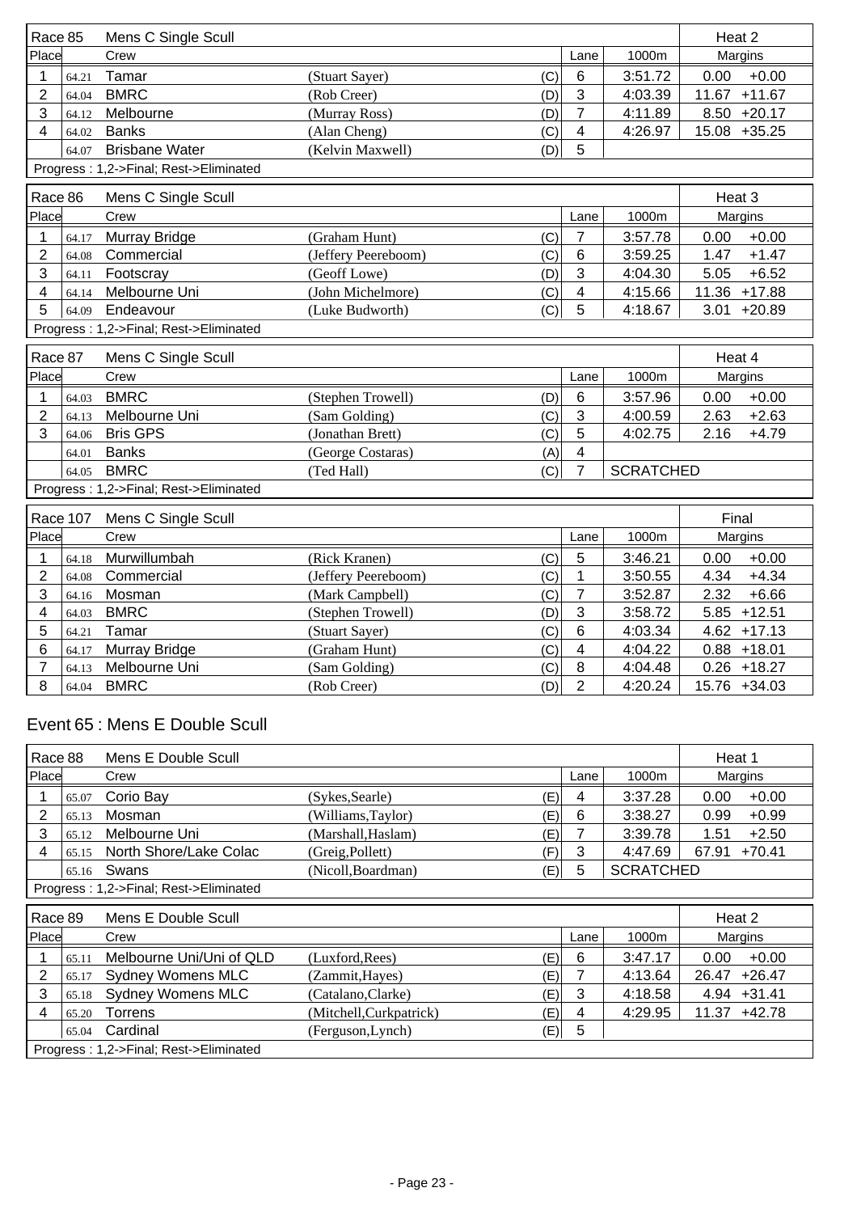| Race 85 | | Mens C Single Scull | | | | | Heat 2 | |
|---|---|---|---|---|---|---|---|---|
| Place | | Crew | | | Lane | 1000m | Margins | |
| 1 | 64.21 | Tamar | (Stuart Sayer) | (C) | 6 | 3:51.72 | 0.00 | +0.00 |
| 2 | 64.04 | BMRC | (Rob Creer) | (D) | 3 | 4:03.39 | 11.67 | +11.67 |
| 3 | 64.12 | Melbourne | (Murray Ross) | (D) | 7 | 4:11.89 | 8.50 | +20.17 |
| 4 | 64.02 | Banks | (Alan Cheng) | (C) | 4 | 4:26.97 | 15.08 | +35.25 |
| | 64.07 | Brisbane Water | (Kelvin Maxwell) | (D) | 5 | | | |
| Progress : 1,2->Final; Rest->Eliminated | | | | | | | | |

| Race 86 | | Mens C Single Scull | | | | | Heat 3 | |
|---|---|---|---|---|---|---|---|---|
| Place | | Crew | | | Lane | 1000m | Margins | |
| 1 | 64.17 | Murray Bridge | (Graham Hunt) | (C) | 7 | 3:57.78 | 0.00 | +0.00 |
| 2 | 64.08 | Commercial | (Jeffery Peereboom) | (C) | 6 | 3:59.25 | 1.47 | +1.47 |
| 3 | 64.11 | Footscray | (Geoff Lowe) | (D) | 3 | 4:04.30 | 5.05 | +6.52 |
| 4 | 64.14 | Melbourne Uni | (John Michelmore) | (C) | 4 | 4:15.66 | 11.36 | +17.88 |
| 5 | 64.09 | Endeavour | (Luke Budworth) | (C) | 5 | 4:18.67 | 3.01 | +20.89 |
| Progress : 1,2->Final; Rest->Eliminated | | | | | | | | |

| Race 87 | | Mens C Single Scull | | | | | Heat 4 | |
|---|---|---|---|---|---|---|---|---|
| Place | | Crew | | | Lane | 1000m | Margins | |
| 1 | 64.03 | BMRC | (Stephen Trowell) | (D) | 6 | 3:57.96 | 0.00 | +0.00 |
| 2 | 64.13 | Melbourne Uni | (Sam Golding) | (C) | 3 | 4:00.59 | 2.63 | +2.63 |
| 3 | 64.06 | Bris GPS | (Jonathan Brett) | (C) | 5 | 4:02.75 | 2.16 | +4.79 |
| | 64.01 | Banks | (George Costaras) | (A) | 4 | | | |
| | 64.05 | BMRC | (Ted Hall) | (C) | 7 | SCRATCHED | | |
| Progress : 1,2->Final; Rest->Eliminated | | | | | | | | |

| Race 107 | | Mens C Single Scull | | | | | Final | |
|---|---|---|---|---|---|---|---|---|
| Place | | Crew | | | Lane | 1000m | Margins | |
| 1 | 64.18 | Murwillumbah | (Rick Kranen) | (C) | 5 | 3:46.21 | 0.00 | +0.00 |
| 2 | 64.08 | Commercial | (Jeffery Peereboom) | (C) | 1 | 3:50.55 | 4.34 | +4.34 |
| 3 | 64.16 | Mosman | (Mark Campbell) | (C) | 7 | 3:52.87 | 2.32 | +6.66 |
| 4 | 64.03 | BMRC | (Stephen Trowell) | (D) | 3 | 3:58.72 | 5.85 | +12.51 |
| 5 | 64.21 | Tamar | (Stuart Sayer) | (C) | 6 | 4:03.34 | 4.62 | +17.13 |
| 6 | 64.17 | Murray Bridge | (Graham Hunt) | (C) | 4 | 4:04.22 | 0.88 | +18.01 |
| 7 | 64.13 | Melbourne Uni | (Sam Golding) | (C) | 8 | 4:04.48 | 0.26 | +18.27 |
| 8 | 64.04 | BMRC | (Rob Creer) | (D) | 2 | 4:20.24 | 15.76 | +34.03 |

## Event 65 : Mens E Double Scull

| Race 88 | | Mens E Double Scull | | | | | Heat 1 | |
|---|---|---|---|---|---|---|---|---|
| Place | | Crew | | | Lane | 1000m | Margins | |
| 1 | 65.07 | Corio Bay | (Sykes,Searle) | (E) | 4 | 3:37.28 | 0.00 | +0.00 |
| 2 | 65.13 | Mosman | (Williams,Taylor) | (E) | 6 | 3:38.27 | 0.99 | +0.99 |
| 3 | 65.12 | Melbourne Uni | (Marshall,Haslam) | (E) | 7 | 3:39.78 | 1.51 | +2.50 |
| 4 | 65.15 | North Shore/Lake Colac | (Greig,Pollett) | (F) | 3 | 4:47.69 | 67.91 | +70.41 |
| | 65.16 | Swans | (Nicoll,Boardman) | (E) | 5 | SCRATCHED | | |
| Progress : 1,2->Final; Rest->Eliminated | | | | | | | | |

| Race 89 | | Mens E Double Scull | | | | | Heat 2 | |
|---|---|---|---|---|---|---|---|---|
| Place | | Crew | | | Lane | 1000m | Margins | |
| 1 | 65.11 | Melbourne Uni/Uni of QLD | (Luxford,Rees) | (E) | 6 | 3:47.17 | 0.00 | +0.00 |
| 2 | 65.17 | Sydney Womens MLC | (Zammit,Hayes) | (E) | 7 | 4:13.64 | 26.47 | +26.47 |
| 3 | 65.18 | Sydney Womens MLC | (Catalano,Clarke) | (E) | 3 | 4:18.58 | 4.94 | +31.41 |
| 4 | 65.20 | Torrens | (Mitchell,Curkpatrick) | (E) | 4 | 4:29.95 | 11.37 | +42.78 |
| | 65.04 | Cardinal | (Ferguson,Lynch) | (E) | 5 | | | |
| Progress : 1,2->Final; Rest->Eliminated | | | | | | | | |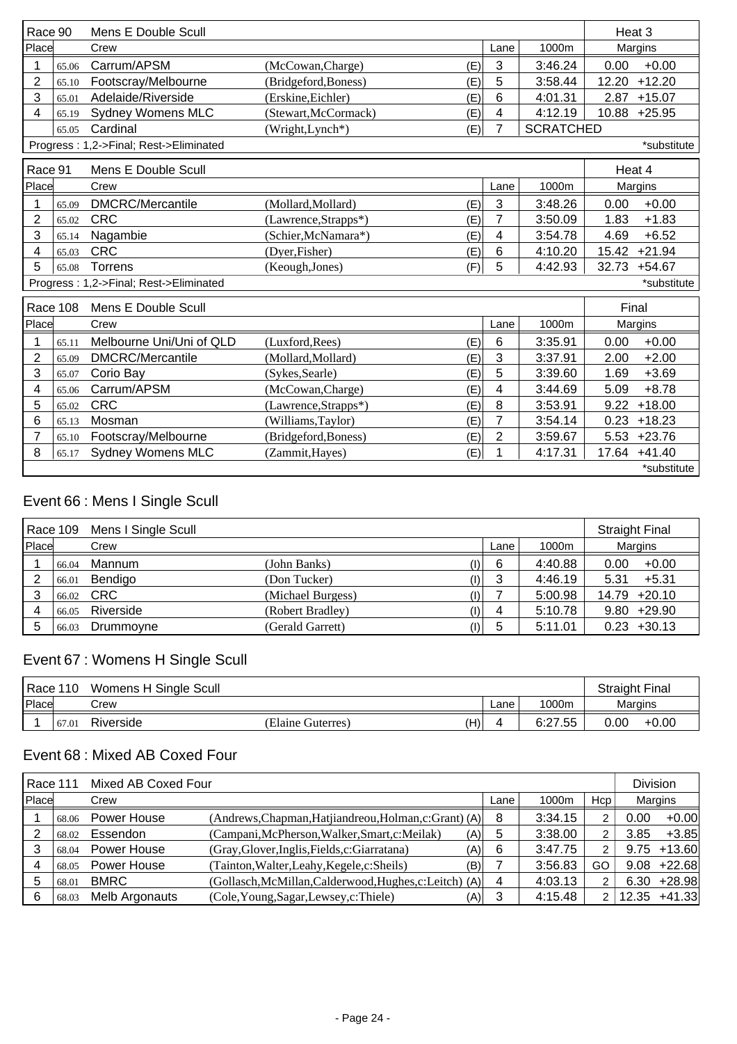| Race 90 | | Mens E Double Scull | | | | | Heat 3 | |
|---|---|---|---|---|---|---|---|---|
| Place | | Crew | | | Lane | 1000m | Margins | |
| 1 | 65.06 | Carrum/APSM | (McCowan,Charge) | (E) | 3 | 3:46.24 | 0.00 | +0.00 |
| 2 | 65.10 | Footscray/Melbourne | (Bridgeford,Boness) | (E) | 5 | 3:58.44 | 12.20 | +12.20 |
| 3 | 65.01 | Adelaide/Riverside | (Erskine,Eichler) | (E) | 6 | 4:01.31 | 2.87 | +15.07 |
| 4 | 65.19 | Sydney Womens MLC | (Stewart,McCormack) | (E) | 4 | 4:12.19 | 10.88 | +25.95 |
| | 65.05 | Cardinal | (Wright,Lynch*) | (E) | 7 | SCRATCHED | | |
| Progress : 1,2->Final; Rest->Eliminated | | | | | | | | *substitute |

| Race 91 | | Mens E Double Scull | | | | | Heat 4 | |
|---|---|---|---|---|---|---|---|---|
| Place | | Crew | | | Lane | 1000m | Margins | |
| 1 | 65.09 | DMCRC/Mercantile | (Mollard,Mollard) | (E) | 3 | 3:48.26 | 0.00 | +0.00 |
| 2 | 65.02 | CRC | (Lawrence,Strapps*) | (E) | 7 | 3:50.09 | 1.83 | +1.83 |
| 3 | 65.14 | Nagambie | (Schier,McNamara*) | (E) | 4 | 3:54.78 | 4.69 | +6.52 |
| 4 | 65.03 | CRC | (Dyer,Fisher) | (E) | 6 | 4:10.20 | 15.42 | +21.94 |
| 5 | 65.08 | Torrens | (Keough,Jones) | (F) | 5 | 4:42.93 | 32.73 | +54.67 |
| Progress : 1,2->Final; Rest->Eliminated | | | | | | | | *substitute |

| Race 108 | | Mens E Double Scull | | | | | Final | |
|---|---|---|---|---|---|---|---|---|
| Place | | Crew | | | Lane | 1000m | Margins | |
| 1 | 65.11 | Melbourne Uni/Uni of QLD | (Luxford,Rees) | (E) | 6 | 3:35.91 | 0.00 | +0.00 |
| 2 | 65.09 | DMCRC/Mercantile | (Mollard,Mollard) | (E) | 3 | 3:37.91 | 2.00 | +2.00 |
| 3 | 65.07 | Corio Bay | (Sykes,Searle) | (E) | 5 | 3:39.60 | 1.69 | +3.69 |
| 4 | 65.06 | Carrum/APSM | (McCowan,Charge) | (E) | 4 | 3:44.69 | 5.09 | +8.78 |
| 5 | 65.02 | CRC | (Lawrence,Strapps*) | (E) | 8 | 3:53.91 | 9.22 | +18.00 |
| 6 | 65.13 | Mosman | (Williams,Taylor) | (E) | 7 | 3:54.14 | 0.23 | +18.23 |
| 7 | 65.10 | Footscray/Melbourne | (Bridgeford,Boness) | (E) | 2 | 3:59.67 | 5.53 | +23.76 |
| 8 | 65.17 | Sydney Womens MLC | (Zammit,Hayes) | (E) | 1 | 4:17.31 | 17.64 | +41.40 |
| | | | | | | | | *substitute |

## Event 66 : Mens I Single Scull

| Race 109 | | Mens I Single Scull | | | | | Straight Final | |
|---|---|---|---|---|---|---|---|---|
| Place | | Crew | | | Lane | 1000m | Margins | |
| 1 | 66.04 | Mannum | (John Banks) | (I) | 6 | 4:40.88 | 0.00 | +0.00 |
| 2 | 66.01 | Bendigo | (Don Tucker) | (I) | 3 | 4:46.19 | 5.31 | +5.31 |
| 3 | 66.02 | CRC | (Michael Burgess) | (I) | 7 | 5:00.98 | 14.79 | +20.10 |
| 4 | 66.05 | Riverside | (Robert Bradley) | (I) | 4 | 5:10.78 | 9.80 | +29.90 |
| 5 | 66.03 | Drummoyne | (Gerald Garrett) | (I) | 5 | 5:11.01 | 0.23 | +30.13 |

## Event 67 : Womens H Single Scull

| Race 110 | | Womens H Single Scull | | | | | Straight Final | |
|---|---|---|---|---|---|---|---|---|
| Place | | Crew | | | Lane | 1000m | Margins | |
| 1 | 67.01 | Riverside | (Elaine Guterres) | (H) | 4 | 6:27.55 | 0.00 | +0.00 |

## Event 68 : Mixed AB Coxed Four

| Race 111 | | Mixed AB Coxed Four | | | | | | Division | |
|---|---|---|---|---|---|---|---|---|---|
| Place | | Crew | | | Lane | 1000m | Hcp | Margins | |
| 1 | 68.06 | Power House | (Andrews,Chapman,Hatjiandreou,Holman,c:Grant) | (A) | 8 | 3:34.15 | 2 | 0.00 | +0.00 |
| 2 | 68.02 | Essendon | (Campani,McPherson,Walker,Smart,c:Meilak) | (A) | 5 | 3:38.00 | 2 | 3.85 | +3.85 |
| 3 | 68.04 | Power House | (Gray,Glover,Inglis,Fields,c:Giarratana) | (A) | 6 | 3:47.75 | 2 | 9.75 | +13.60 |
| 4 | 68.05 | Power House | (Tainton,Walter,Leahy,Kegele,c:Sheils) | (B) | 7 | 3:56.83 | GO | 9.08 | +22.68 |
| 5 | 68.01 | BMRC | (Gollasch,McMillan,Calderwood,Hughes,c:Leitch) | (A) | 4 | 4:03.13 | 2 | 6.30 | +28.98 |
| 6 | 68.03 | Melb Argonauts | (Cole,Young,Sagar,Lewsey,c:Thiele) | (A) | 3 | 4:15.48 | 2 | 12.35 | +41.33 |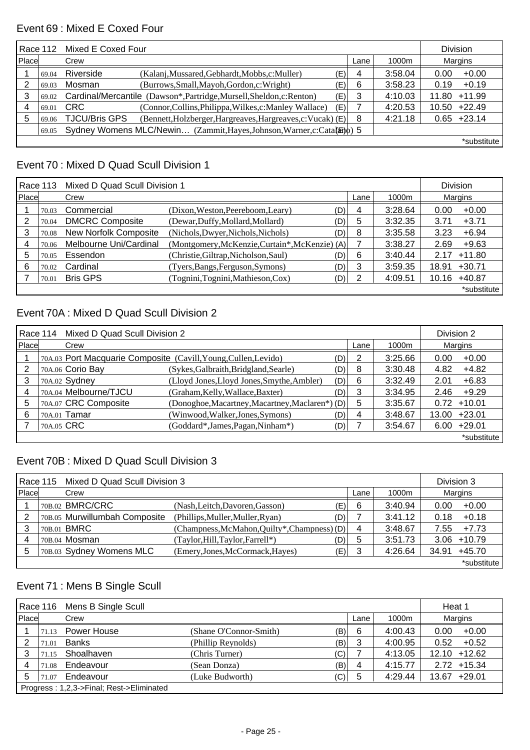## Event 69 : Mixed E Coxed Four

| Race 112 | | Mixed E Coxed Four | | | | | Division | |
|---|---|---|---|---|---|---|---|---|
| Place | | Crew | | | Lane | 1000m | Margins | |
| 1 | 69.04 | Riverside | (Kalanj,Mussared,Gebhardt,Mobbs,c:Muller) | (E) | 4 | 3:58.04 | 0.00 | +0.00 |
| 2 | 69.03 | Mosman | (Burrows,Small,Mayoh,Gordon,c:Wright) | (E) | 6 | 3:58.23 | 0.19 | +0.19 |
| 3 | 69.02 | Cardinal/Mercantile | (Dawson*,Partridge,Mursell,Sheldon,c:Renton) | (E) | 3 | 4:10.03 | 11.80 | +11.99 |
| 4 | 69.01 | CRC | (Connor,Collins,Philippa,Wilkes,c:Manley Wallace) | (E) | 7 | 4:20.53 | 10.50 | +22.49 |
| 5 | 69.06 | TJCU/Bris GPS | (Bennett,Holzberger,Hargreaves,Hargreaves,c:Vucak) | (E) | 8 | 4:21.18 | 0.65 | +23.14 |
| | 69.05 | Sydney Womens MLC/Newin… | (Zammit,Hayes,Johnson,Warner,c:Catalano) | (E) | 5 | | | |
| | | | | | | | | *substitute |

## Event 70 : Mixed D Quad Scull Division 1

| Race 113 | | Mixed D Quad Scull Division 1 | | | | | Division | |
|---|---|---|---|---|---|---|---|---|
| Place | | Crew | | | Lane | 1000m | Margins | |
| 1 | 70.03 | Commercial | (Dixon,Weston,Peereboom,Leary) | (D) | 4 | 3:28.64 | 0.00 | +0.00 |
| 2 | 70.04 | DMCRC Composite | (Dewar,Duffy,Mollard,Mollard) | (D) | 5 | 3:32.35 | 3.71 | +3.71 |
| 3 | 70.08 | New Norfolk Composite | (Nichols,Dwyer,Nichols,Nichols) | (D) | 8 | 3:35.58 | 3.23 | +6.94 |
| 4 | 70.06 | Melbourne Uni/Cardinal | (Montgomery,McKenzie,Curtain*,McKenzie) | (A) | 7 | 3:38.27 | 2.69 | +9.63 |
| 5 | 70.05 | Essendon | (Christie,Giltrap,Nicholson,Saul) | (D) | 6 | 3:40.44 | 2.17 | +11.80 |
| 6 | 70.02 | Cardinal | (Tyers,Bangs,Ferguson,Symons) | (D) | 3 | 3:59.35 | 18.91 | +30.71 |
| 7 | 70.01 | Bris GPS | (Tognini,Tognini,Mathieson,Cox) | (D) | 2 | 4:09.51 | 10.16 | +40.87 |
| | | | | | | | | *substitute |

## Event 70A : Mixed D Quad Scull Division 2

| Race 114 | | Mixed D Quad Scull Division 2 | | | | | Division 2 | |
|---|---|---|---|---|---|---|---|---|
| Place | | Crew | | | Lane | 1000m | Margins | |
| 1 | 70A.03 | Port Macquarie Composite | (Cavill,Young,Cullen,Levido) | (D) | 2 | 3:25.66 | 0.00 | +0.00 |
| 2 | 70A.06 | Corio Bay | (Sykes,Galbraith,Bridgland,Searle) | (D) | 8 | 3:30.48 | 4.82 | +4.82 |
| 3 | 70A.02 | Sydney | (Lloyd Jones,Lloyd Jones,Smythe,Ambler) | (D) | 6 | 3:32.49 | 2.01 | +6.83 |
| 4 | 70A.04 | Melbourne/TJCU | (Graham,Kelly,Wallace,Baxter) | (D) | 3 | 3:34.95 | 2.46 | +9.29 |
| 5 | 70A.07 | CRC Composite | (Donoghoe,Macartney,Macartney,Maclaren*) | (D) | 5 | 3:35.67 | 0.72 | +10.01 |
| 6 | 70A.01 | Tamar | (Winwood,Walker,Jones,Symons) | (D) | 4 | 3:48.67 | 13.00 | +23.01 |
| 7 | 70A.05 | CRC | (Goddard*,James,Pagan,Ninham*) | (D) | 7 | 3:54.67 | 6.00 | +29.01 |
| | | | | | | | | *substitute |

## Event 70B : Mixed D Quad Scull Division 3

| Race 115 | | Mixed D Quad Scull Division 3 | | | | | Division 3 | |
|---|---|---|---|---|---|---|---|---|
| Place | | Crew | | | Lane | 1000m | Margins | |
| 1 | 70B.02 | BMRC/CRC | (Nash,Leitch,Davoren,Gasson) | (E) | 6 | 3:40.94 | 0.00 | +0.00 |
| 2 | 70B.05 | Murwillumbah Composite | (Phillips,Muller,Muller,Ryan) | (D) | 7 | 3:41.12 | 0.18 | +0.18 |
| 3 | 70B.01 | BMRC | (Champness,McMahon,Quilty*,Champness) | (D) | 4 | 3:48.67 | 7.55 | +7.73 |
| 4 | 70B.04 | Mosman | (Taylor,Hill,Taylor,Farrell*) | (D) | 5 | 3:51.73 | 3.06 | +10.79 |
| 5 | 70B.03 | Sydney Womens MLC | (Emery,Jones,McCormack,Hayes) | (E) | 3 | 4:26.64 | 34.91 | +45.70 |
| | | | | | | | | *substitute |

## Event 71 : Mens B Single Scull

| Race 116 | | Mens B Single Scull | | | | | Heat 1 | |
|---|---|---|---|---|---|---|---|---|
| Place | | Crew | | | Lane | 1000m | Margins | |
| 1 | 71.13 | Power House | (Shane O'Connor-Smith) | (B) | 6 | 4:00.43 | 0.00 | +0.00 |
| 2 | 71.01 | Banks | (Phillip Reynolds) | (B) | 3 | 4:00.95 | 0.52 | +0.52 |
| 3 | 71.15 | Shoalhaven | (Chris Turner) | (C) | 7 | 4:13.05 | 12.10 | +12.62 |
| 4 | 71.08 | Endeavour | (Sean Donza) | (B) | 4 | 4:15.77 | 2.72 | +15.34 |
| 5 | 71.07 | Endeavour | (Luke Budworth) | (C) | 5 | 4:29.44 | 13.67 | +29.01 |
| Progress : 1,2,3->Final; Rest->Eliminated | | | | | | | | |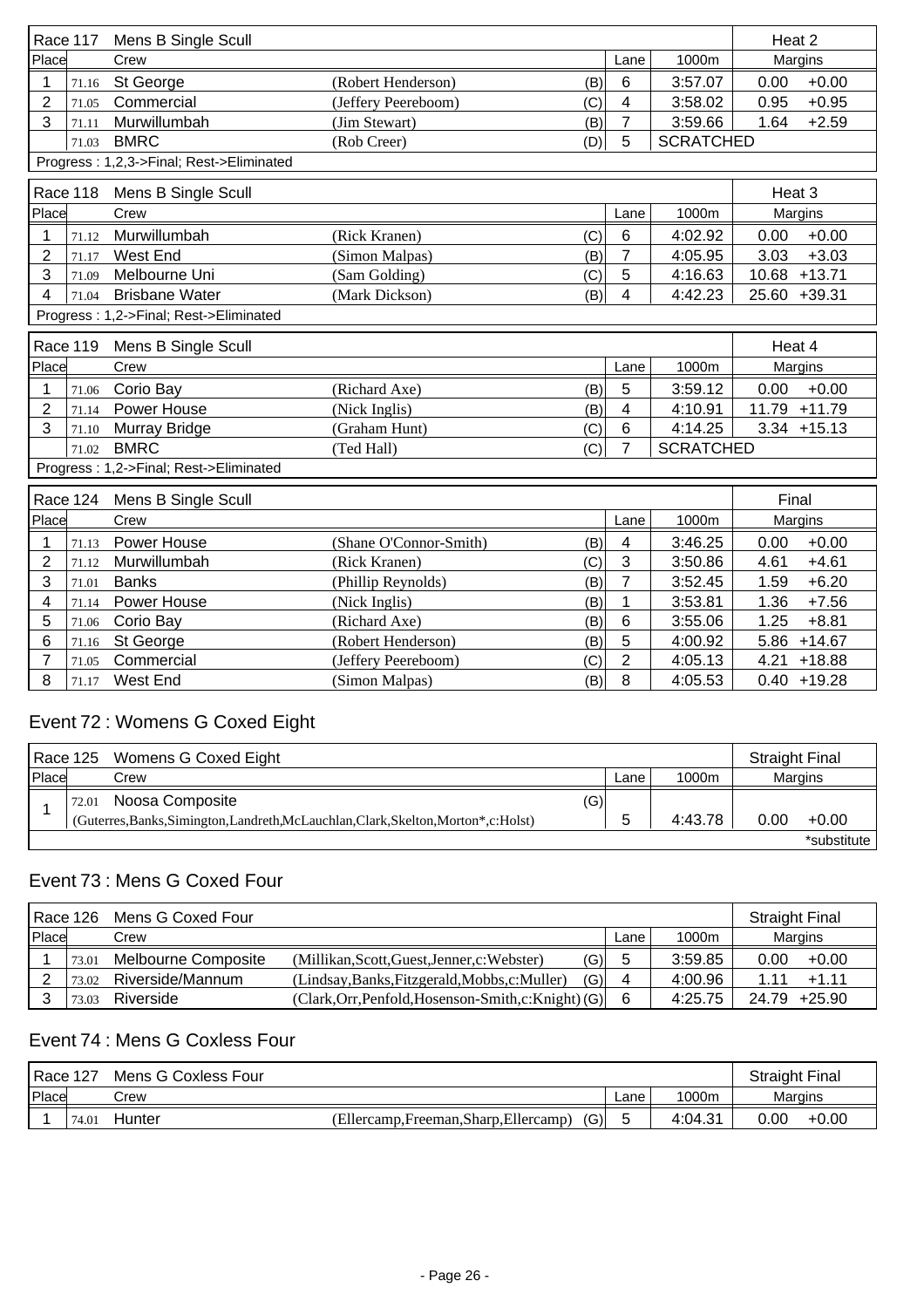| Race 117 | Mens B Single Scull | | | | | Heat 2 | |
|---|---|---|---|---|---|---|---|
| Place | | Crew | | Lane | 1000m | Margins | |
| 1 | 71.16 | St George | (Robert Henderson) (B) | 6 | 3:57.07 | 0.00 | +0.00 |
| 2 | 71.05 | Commercial | (Jeffery Peereboom) (C) | 4 | 3:58.02 | 0.95 | +0.95 |
| 3 | 71.11 | Murwillumbah | (Jim Stewart) (B) | 7 | 3:59.66 | 1.64 | +2.59 |
| | 71.03 | BMRC | (Rob Creer) (D) | 5 | SCRATCHED | | |

Progress : 1,2,3->Final; Rest->Eliminated

| Race 118 | Mens B Single Scull | | | | | Heat 3 | |
|---|---|---|---|---|---|---|---|
| Place | | Crew | | Lane | 1000m | Margins | |
| 1 | 71.12 | Murwillumbah | (Rick Kranen) (C) | 6 | 4:02.92 | 0.00 | +0.00 |
| 2 | 71.17 | West End | (Simon Malpas) (B) | 7 | 4:05.95 | 3.03 | +3.03 |
| 3 | 71.09 | Melbourne Uni | (Sam Golding) (C) | 5 | 4:16.63 | 10.68 | +13.71 |
| 4 | 71.04 | Brisbane Water | (Mark Dickson) (B) | 4 | 4:42.23 | 25.60 | +39.31 |

Progress : 1,2->Final; Rest->Eliminated

| Race 119 | Mens B Single Scull | | | | | Heat 4 | |
|---|---|---|---|---|---|---|---|
| Place | | Crew | | Lane | 1000m | Margins | |
| 1 | 71.06 | Corio Bay | (Richard Axe) (B) | 5 | 3:59.12 | 0.00 | +0.00 |
| 2 | 71.14 | Power House | (Nick Inglis) (B) | 4 | 4:10.91 | 11.79 | +11.79 |
| 3 | 71.10 | Murray Bridge | (Graham Hunt) (C) | 6 | 4:14.25 | 3.34 | +15.13 |
| | 71.02 | BMRC | (Ted Hall) (C) | 7 | SCRATCHED | | |

Progress : 1,2->Final; Rest->Eliminated

| Race 124 | Mens B Single Scull | | | | | Final | |
|---|---|---|---|---|---|---|---|
| Place | | Crew | | Lane | 1000m | Margins | |
| 1 | 71.13 | Power House | (Shane O'Connor-Smith) (B) | 4 | 3:46.25 | 0.00 | +0.00 |
| 2 | 71.12 | Murwillumbah | (Rick Kranen) (C) | 3 | 3:50.86 | 4.61 | +4.61 |
| 3 | 71.01 | Banks | (Phillip Reynolds) (B) | 7 | 3:52.45 | 1.59 | +6.20 |
| 4 | 71.14 | Power House | (Nick Inglis) (B) | 1 | 3:53.81 | 1.36 | +7.56 |
| 5 | 71.06 | Corio Bay | (Richard Axe) (B) | 6 | 3:55.06 | 1.25 | +8.81 |
| 6 | 71.16 | St George | (Robert Henderson) (B) | 5 | 4:00.92 | 5.86 | +14.67 |
| 7 | 71.05 | Commercial | (Jeffery Peereboom) (C) | 2 | 4:05.13 | 4.21 | +18.88 |
| 8 | 71.17 | West End | (Simon Malpas) (B) | 8 | 4:05.53 | 0.40 | +19.28 |

## Event 72 : Womens G Coxed Eight

| Race 125 | Womens G Coxed Eight | | | | Straight Final | |
|---|---|---|---|---|---|---|
| Place | | Crew | Lane | 1000m | Margins | |
| 1 | 72.01 | Noosa Composite (G) (Guterres,Banks,Simington,Landreth,McLauchlan,Clark,Skelton,Morton*,c:Holst) | 5 | 4:43.78 | 0.00 | +0.00 |

*substitute

## Event 73 : Mens G Coxed Four

| Race 126 | Mens G Coxed Four | | | | | Straight Final | |
|---|---|---|---|---|---|---|---|
| Place | | Crew | | Lane | 1000m | Margins | |
| 1 | 73.01 | Melbourne Composite | (Millikan,Scott,Guest,Jenner,c:Webster) (G) | 5 | 3:59.85 | 0.00 | +0.00 |
| 2 | 73.02 | Riverside/Mannum | (Lindsay,Banks,Fitzgerald,Mobbs,c:Muller) (G) | 4 | 4:00.96 | 1.11 | +1.11 |
| 3 | 73.03 | Riverside | (Clark,Orr,Penfold,Hosenson-Smith,c:Knight) (G) | 6 | 4:25.75 | 24.79 | +25.90 |

## Event 74 : Mens G Coxless Four

| Race 127 | Mens G Coxless Four | | | | | Straight Final | |
|---|---|---|---|---|---|---|---|
| Place | | Crew | | Lane | 1000m | Margins | |
| 1 | 74.01 | Hunter | (Ellercamp,Freeman,Sharp,Ellercamp) (G) | 5 | 4:04.31 | 0.00 | +0.00 |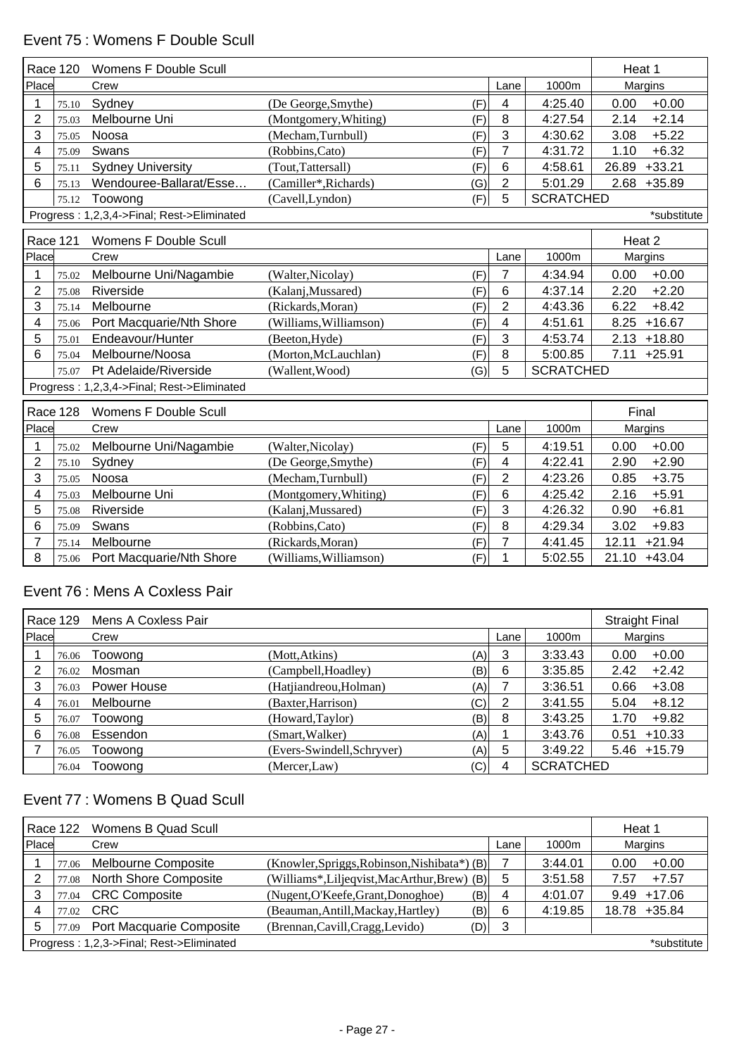## Event 75 : Womens F Double Scull

| Race 120 | | Womens F Double Scull | | | | | Heat 1 | |
|---|---|---|---|---|---|---|---|---|
| Place | | Crew | | | Lane | 1000m | Margins | |
| 1 | 75.10 | Sydney | (De George,Smythe) | (F) | 4 | 4:25.40 | 0.00 | +0.00 |
| 2 | 75.03 | Melbourne Uni | (Montgomery,Whiting) | (F) | 8 | 4:27.54 | 2.14 | +2.14 |
| 3 | 75.05 | Noosa | (Mecham,Turnbull) | (F) | 3 | 4:30.62 | 3.08 | +5.22 |
| 4 | 75.09 | Swans | (Robbins,Cato) | (F) | 7 | 4:31.72 | 1.10 | +6.32 |
| 5 | 75.11 | Sydney University | (Tout,Tattersall) | (F) | 6 | 4:58.61 | 26.89 | +33.21 |
| 6 | 75.13 | Wendouree-Ballarat/Esse… | (Camiller*,Richards) | (G) | 2 | 5:01.29 | 2.68 | +35.89 |
| | 75.12 | Toowong | (Cavell,Lyndon) | (F) | 5 | SCRATCHED | | |

Progress : 1,2,3,4->Final; Rest->Eliminated — *substitute

| Race 121 | | Womens F Double Scull | | | | | Heat 2 | |
|---|---|---|---|---|---|---|---|---|
| Place | | Crew | | | Lane | 1000m | Margins | |
| 1 | 75.02 | Melbourne Uni/Nagambie | (Walter,Nicolay) | (F) | 7 | 4:34.94 | 0.00 | +0.00 |
| 2 | 75.08 | Riverside | (Kalanj,Mussared) | (F) | 6 | 4:37.14 | 2.20 | +2.20 |
| 3 | 75.14 | Melbourne | (Rickards,Moran) | (F) | 2 | 4:43.36 | 6.22 | +8.42 |
| 4 | 75.06 | Port Macquarie/Nth Shore | (Williams,Williamson) | (F) | 4 | 4:51.61 | 8.25 | +16.67 |
| 5 | 75.01 | Endeavour/Hunter | (Beeton,Hyde) | (F) | 3 | 4:53.74 | 2.13 | +18.80 |
| 6 | 75.04 | Melbourne/Noosa | (Morton,McLauchlan) | (F) | 8 | 5:00.85 | 7.11 | +25.91 |
| | 75.07 | Pt Adelaide/Riverside | (Wallent,Wood) | (G) | 5 | SCRATCHED | | |

Progress : 1,2,3,4->Final; Rest->Eliminated

| Race 128 | | Womens F Double Scull | | | | | Final | |
|---|---|---|---|---|---|---|---|---|
| Place | | Crew | | | Lane | 1000m | Margins | |
| 1 | 75.02 | Melbourne Uni/Nagambie | (Walter,Nicolay) | (F) | 5 | 4:19.51 | 0.00 | +0.00 |
| 2 | 75.10 | Sydney | (De George,Smythe) | (F) | 4 | 4:22.41 | 2.90 | +2.90 |
| 3 | 75.05 | Noosa | (Mecham,Turnbull) | (F) | 2 | 4:23.26 | 0.85 | +3.75 |
| 4 | 75.03 | Melbourne Uni | (Montgomery,Whiting) | (F) | 6 | 4:25.42 | 2.16 | +5.91 |
| 5 | 75.08 | Riverside | (Kalanj,Mussared) | (F) | 3 | 4:26.32 | 0.90 | +6.81 |
| 6 | 75.09 | Swans | (Robbins,Cato) | (F) | 8 | 4:29.34 | 3.02 | +9.83 |
| 7 | 75.14 | Melbourne | (Rickards,Moran) | (F) | 7 | 4:41.45 | 12.11 | +21.94 |
| 8 | 75.06 | Port Macquarie/Nth Shore | (Williams,Williamson) | (F) | 1 | 5:02.55 | 21.10 | +43.04 |

## Event 76 : Mens A Coxless Pair

| Race 129 | | Mens A Coxless Pair | | | | | Straight Final | |
|---|---|---|---|---|---|---|---|---|
| Place | | Crew | | | Lane | 1000m | Margins | |
| 1 | 76.06 | Toowong | (Mott,Atkins) | (A) | 3 | 3:33.43 | 0.00 | +0.00 |
| 2 | 76.02 | Mosman | (Campbell,Hoadley) | (B) | 6 | 3:35.85 | 2.42 | +2.42 |
| 3 | 76.03 | Power House | (Hatjiandreou,Holman) | (A) | 7 | 3:36.51 | 0.66 | +3.08 |
| 4 | 76.01 | Melbourne | (Baxter,Harrison) | (C) | 2 | 3:41.55 | 5.04 | +8.12 |
| 5 | 76.07 | Toowong | (Howard,Taylor) | (B) | 8 | 3:43.25 | 1.70 | +9.82 |
| 6 | 76.08 | Essendon | (Smart,Walker) | (A) | 1 | 3:43.76 | 0.51 | +10.33 |
| 7 | 76.05 | Toowong | (Evers-Swindell,Schryver) | (A) | 5 | 3:49.22 | 5.46 | +15.79 |
| | 76.04 | Toowong | (Mercer,Law) | (C) | 4 | SCRATCHED | | |

## Event 77 : Womens B Quad Scull

| Race 122 | | Womens B Quad Scull | | | | | Heat 1 | |
|---|---|---|---|---|---|---|---|---|
| Place | | Crew | | | Lane | 1000m | Margins | |
| 1 | 77.06 | Melbourne Composite | (Knowler,Spriggs,Robinson,Nishibata*) | (B) | 7 | 3:44.01 | 0.00 | +0.00 |
| 2 | 77.08 | North Shore Composite | (Williams*,Liljeqvist,MacArthur,Brew) | (B) | 5 | 3:51.58 | 7.57 | +7.57 |
| 3 | 77.04 | CRC Composite | (Nugent,O'Keefe,Grant,Donoghoe) | (B) | 4 | 4:01.07 | 9.49 | +17.06 |
| 4 | 77.02 | CRC | (Beauman,Antill,Mackay,Hartley) | (B) | 6 | 4:19.85 | 18.78 | +35.84 |
| 5 | 77.09 | Port Macquarie Composite | (Brennan,Cavill,Cragg,Levido) | (D) | 3 | | | |

Progress : 1,2,3->Final; Rest->Eliminated — *substitute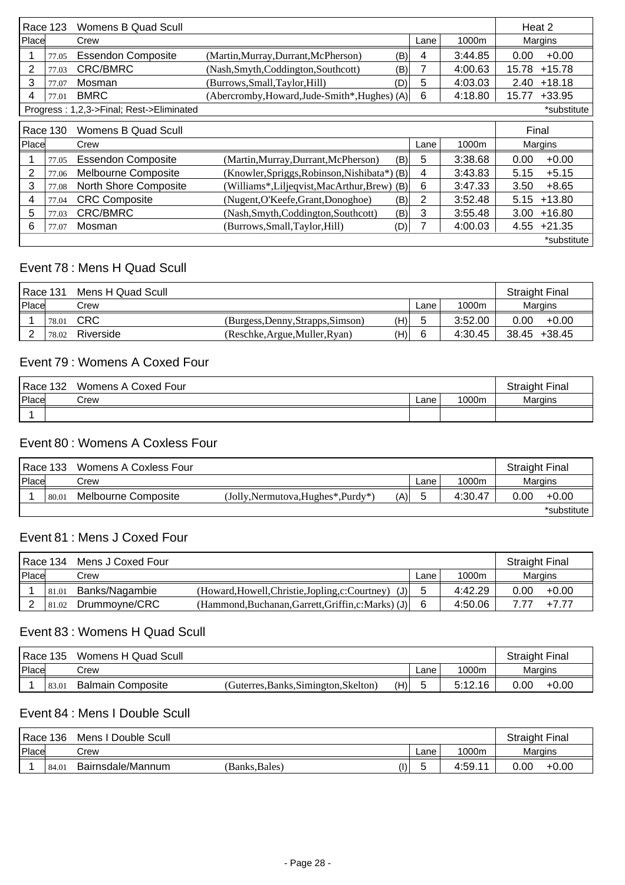| Race 123 | | Womens B Quad Scull | | | | | Heat 2 | |
|---|---|---|---|---|---|---|---|---|
| Place | | Crew | | | Lane | 1000m | Margins | |
| 1 | 77.05 | Essendon Composite | (Martin,Murray,Durrant,McPherson) | (B) | 4 | 3:44.85 | 0.00 | +0.00 |
| 2 | 77.03 | CRC/BMRC | (Nash,Smyth,Coddington,Southcott) | (B) | 7 | 4:00.63 | 15.78 | +15.78 |
| 3 | 77.07 | Mosman | (Burrows,Small,Taylor,Hill) | (D) | 5 | 4:03.03 | 2.40 | +18.18 |
| 4 | 77.01 | BMRC | (Abercromby,Howard,Jude-Smith*,Hughes) | (A) | 6 | 4:18.80 | 15.77 | +33.95 |
| Progress : 1,2,3->Final; Rest->Eliminated | | | | | | | | *substitute |

| Race 130 | | Womens B Quad Scull | | | | | Final | |
|---|---|---|---|---|---|---|---|---|
| Place | | Crew | | | Lane | 1000m | Margins | |
| 1 | 77.05 | Essendon Composite | (Martin,Murray,Durrant,McPherson) | (B) | 5 | 3:38.68 | 0.00 | +0.00 |
| 2 | 77.06 | Melbourne Composite | (Knowler,Spriggs,Robinson,Nishibata*) | (B) | 4 | 3:43.83 | 5.15 | +5.15 |
| 3 | 77.08 | North Shore Composite | (Williams*,Liljeqvist,MacArthur,Brew) | (B) | 6 | 3:47.33 | 3.50 | +8.65 |
| 4 | 77.04 | CRC Composite | (Nugent,O'Keefe,Grant,Donoghoe) | (B) | 2 | 3:52.48 | 5.15 | +13.80 |
| 5 | 77.03 | CRC/BMRC | (Nash,Smyth,Coddington,Southcott) | (B) | 3 | 3:55.48 | 3.00 | +16.80 |
| 6 | 77.07 | Mosman | (Burrows,Small,Taylor,Hill) | (D) | 7 | 4:00.03 | 4.55 | +21.35 |
| | | | | | | | | *substitute |

## Event 78 : Mens H Quad Scull

| Race 131 | | Mens H Quad Scull | | | | | Straight Final | |
|---|---|---|---|---|---|---|---|---|
| Place | | Crew | | | Lane | 1000m | Margins | |
| 1 | 78.01 | CRC | (Burgess,Denny,Strapps,Simson) | (H) | 5 | 3:52.00 | 0.00 | +0.00 |
| 2 | 78.02 | Riverside | (Reschke,Argue,Muller,Ryan) | (H) | 6 | 4:30.45 | 38.45 | +38.45 |

## Event 79 : Womens A Coxed Four

| Race 132 | | Womens A Coxed Four | | | | | Straight Final | |
|---|---|---|---|---|---|---|---|---|
| Place | | Crew | | | Lane | 1000m | Margins | |
| 1 | | | | | | | | |

## Event 80 : Womens A Coxless Four

| Race 133 | | Womens A Coxless Four | | | | | Straight Final | |
|---|---|---|---|---|---|---|---|---|
| Place | | Crew | | | Lane | 1000m | Margins | |
| 1 | 80.01 | Melbourne Composite | (Jolly,Nermutova,Hughes*,Purdy*) | (A) | 5 | 4:30.47 | 0.00 | +0.00 |
| | | | | | | | | *substitute |

## Event 81 : Mens J Coxed Four

| Race 134 | | Mens J Coxed Four | | | | | Straight Final | |
|---|---|---|---|---|---|---|---|---|
| Place | | Crew | | | Lane | 1000m | Margins | |
| 1 | 81.01 | Banks/Nagambie | (Howard,Howell,Christie,Jopling,c:Courtney) | (J) | 5 | 4:42.29 | 0.00 | +0.00 |
| 2 | 81.02 | Drummoyne/CRC | (Hammond,Buchanan,Garrett,Griffin,c:Marks) | (J) | 6 | 4:50.06 | 7.77 | +7.77 |

## Event 83 : Womens H Quad Scull

| Race 135 | | Womens H Quad Scull | | | | | Straight Final | |
|---|---|---|---|---|---|---|---|---|
| Place | | Crew | | | Lane | 1000m | Margins | |
| 1 | 83.01 | Balmain Composite | (Guterres,Banks,Simington,Skelton) | (H) | 5 | 5:12.16 | 0.00 | +0.00 |

## Event 84 : Mens I Double Scull

| Race 136 | | Mens I Double Scull | | | | | Straight Final | |
|---|---|---|---|---|---|---|---|---|
| Place | | Crew | | | Lane | 1000m | Margins | |
| 1 | 84.01 | Bairnsdale/Mannum | (Banks,Bales) | (I) | 5 | 4:59.11 | 0.00 | +0.00 |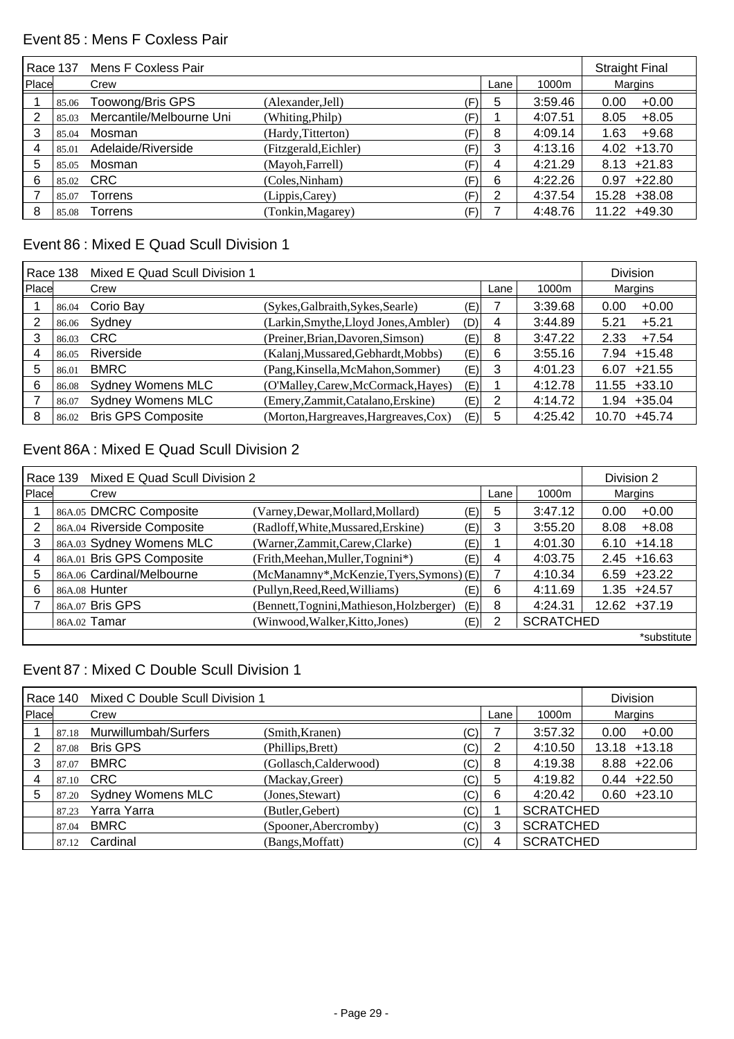## Event 85 : Mens F Coxless Pair

| Race 137 | Mens F Coxless Pair | | | | | Straight Final | |
|---|---|---|---|---|---|---|---|
| Place | | Crew | | Lane | 1000m | Margins | |
| 1 | 85.06 | Toowong/Bris GPS | (Alexander,Jell) (F) | 5 | 3:59.46 | 0.00 | +0.00 |
| 2 | 85.03 | Mercantile/Melbourne Uni | (Whiting,Philp) (F) | 1 | 4:07.51 | 8.05 | +8.05 |
| 3 | 85.04 | Mosman | (Hardy,Titterton) (F) | 8 | 4:09.14 | 1.63 | +9.68 |
| 4 | 85.01 | Adelaide/Riverside | (Fitzgerald,Eichler) (F) | 3 | 4:13.16 | 4.02 | +13.70 |
| 5 | 85.05 | Mosman | (Mayoh,Farrell) (F) | 4 | 4:21.29 | 8.13 | +21.83 |
| 6 | 85.02 | CRC | (Coles,Ninham) (F) | 6 | 4:22.26 | 0.97 | +22.80 |
| 7 | 85.07 | Torrens | (Lippis,Carey) (F) | 2 | 4:37.54 | 15.28 | +38.08 |
| 8 | 85.08 | Torrens | (Tonkin,Magarey) (F) | 7 | 4:48.76 | 11.22 | +49.30 |

## Event 86 : Mixed E Quad Scull Division 1

| Race 138 | Mixed E Quad Scull Division 1 | | | | | Division | |
|---|---|---|---|---|---|---|---|
| Place | | Crew | | Lane | 1000m | Margins | |
| 1 | 86.04 | Corio Bay | (Sykes,Galbraith,Sykes,Searle) (E) | 7 | 3:39.68 | 0.00 | +0.00 |
| 2 | 86.06 | Sydney | (Larkin,Smythe,Lloyd Jones,Ambler) (D) | 4 | 3:44.89 | 5.21 | +5.21 |
| 3 | 86.03 | CRC | (Preiner,Brian,Davoren,Simson) (E) | 8 | 3:47.22 | 2.33 | +7.54 |
| 4 | 86.05 | Riverside | (Kalanj,Mussared,Gebhardt,Mobbs) (E) | 6 | 3:55.16 | 7.94 | +15.48 |
| 5 | 86.01 | BMRC | (Pang,Kinsella,McMahon,Sommer) (E) | 3 | 4:01.23 | 6.07 | +21.55 |
| 6 | 86.08 | Sydney Womens MLC | (O'Malley,Carew,McCormack,Hayes) (E) | 1 | 4:12.78 | 11.55 | +33.10 |
| 7 | 86.07 | Sydney Womens MLC | (Emery,Zammit,Catalano,Erskine) (E) | 2 | 4:14.72 | 1.94 | +35.04 |
| 8 | 86.02 | Bris GPS Composite | (Morton,Hargreaves,Hargreaves,Cox) (E) | 5 | 4:25.42 | 10.70 | +45.74 |

## Event 86A : Mixed E Quad Scull Division 2

| Race 139 | Mixed E Quad Scull Division 2 | | | | | Division 2 | |
|---|---|---|---|---|---|---|---|
| Place | | Crew | | Lane | 1000m | Margins | |
| 1 | 86A.05 | DMCRC Composite | (Varney,Dewar,Mollard,Mollard) (E) | 5 | 3:47.12 | 0.00 | +0.00 |
| 2 | 86A.04 | Riverside Composite | (Radloff,White,Mussared,Erskine) (E) | 3 | 3:55.20 | 8.08 | +8.08 |
| 3 | 86A.03 | Sydney Womens MLC | (Warner,Zammit,Carew,Clarke) (E) | 1 | 4:01.30 | 6.10 | +14.18 |
| 4 | 86A.01 | Bris GPS Composite | (Frith,Meehan,Muller,Tognini*) (E) | 4 | 4:03.75 | 2.45 | +16.63 |
| 5 | 86A.06 | Cardinal/Melbourne | (McManamny*,McKenzie,Tyers,Symons) (E) | 7 | 4:10.34 | 6.59 | +23.22 |
| 6 | 86A.08 | Hunter | (Pullyn,Reed,Reed,Williams) (E) | 6 | 4:11.69 | 1.35 | +24.57 |
| 7 | 86A.07 | Bris GPS | (Bennett,Tognini,Mathieson,Holzberger) (E) | 8 | 4:24.31 | 12.62 | +37.19 |
| | 86A.02 | Tamar | (Winwood,Walker,Kitto,Jones) (E) | 2 | SCRATCHED | | |

*substitute

## Event 87 : Mixed C Double Scull Division 1

| Race 140 | Mixed C Double Scull Division 1 | | | | | Division | |
|---|---|---|---|---|---|---|---|
| Place | | Crew | | Lane | 1000m | Margins | |
| 1 | 87.18 | Murwillumbah/Surfers | (Smith,Kranen) (C) | 7 | 3:57.32 | 0.00 | +0.00 |
| 2 | 87.08 | Bris GPS | (Phillips,Brett) (C) | 2 | 4:10.50 | 13.18 | +13.18 |
| 3 | 87.07 | BMRC | (Gollasch,Calderwood) (C) | 8 | 4:19.38 | 8.88 | +22.06 |
| 4 | 87.10 | CRC | (Mackay,Greer) (C) | 5 | 4:19.82 | 0.44 | +22.50 |
| 5 | 87.20 | Sydney Womens MLC | (Jones,Stewart) (C) | 6 | 4:20.42 | 0.60 | +23.10 |
| | 87.23 | Yarra Yarra | (Butler,Gebert) (C) | 1 | SCRATCHED | | |
| | 87.04 | BMRC | (Spooner,Abercromby) (C) | 3 | SCRATCHED | | |
| | 87.12 | Cardinal | (Bangs,Moffatt) (C) | 4 | SCRATCHED | | |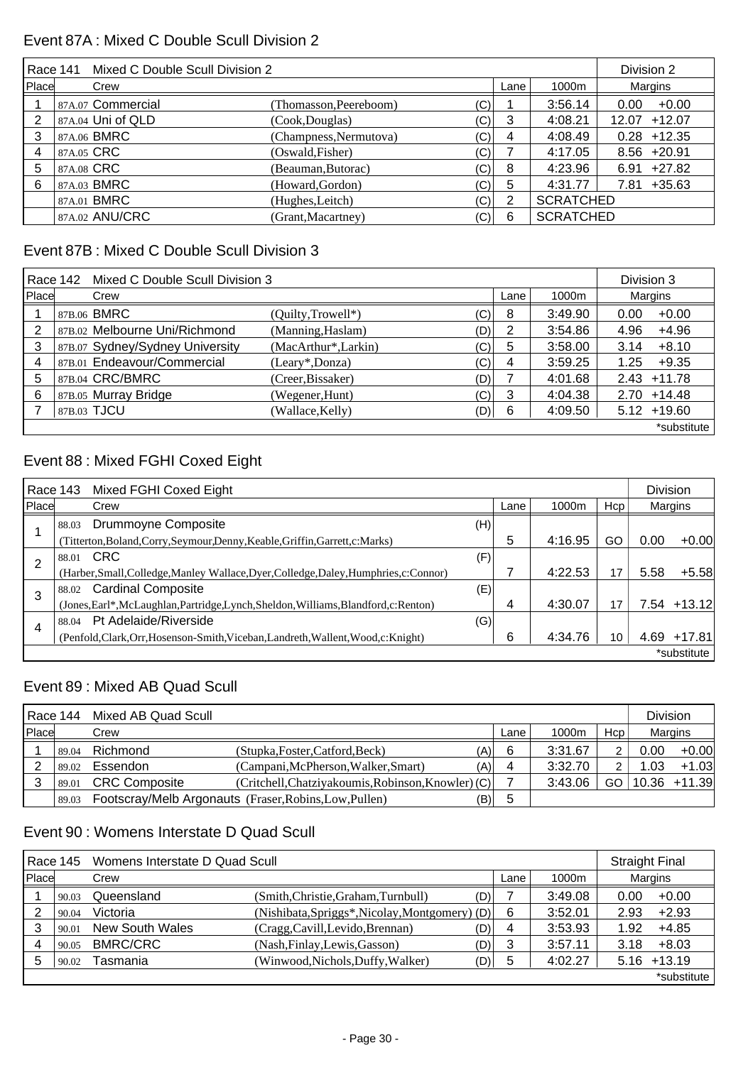## Event 87A : Mixed C Double Scull Division 2

| Race 141 | Mixed C Double Scull Division 2 | | | | | Division 2 | |
|---|---|---|---|---|---|---|---|
| Place | Crew | | | Lane | 1000m | Margins | |
| 1 | 87A.07 Commercial | (Thomasson,Peereboom) | (C) | 1 | 3:56.14 | 0.00 | +0.00 |
| 2 | 87A.04 Uni of QLD | (Cook,Douglas) | (C) | 3 | 4:08.21 | 12.07 | +12.07 |
| 3 | 87A.06 BMRC | (Champness,Nermutova) | (C) | 4 | 4:08.49 | 0.28 | +12.35 |
| 4 | 87A.05 CRC | (Oswald,Fisher) | (C) | 7 | 4:17.05 | 8.56 | +20.91 |
| 5 | 87A.08 CRC | (Beauman,Butorac) | (C) | 8 | 4:23.96 | 6.91 | +27.82 |
| 6 | 87A.03 BMRC | (Howard,Gordon) | (C) | 5 | 4:31.77 | 7.81 | +35.63 |
| | 87A.01 BMRC | (Hughes,Leitch) | (C) | 2 | SCRATCHED | | |
| | 87A.02 ANU/CRC | (Grant,Macartney) | (C) | 6 | SCRATCHED | | |

## Event 87B : Mixed C Double Scull Division 3

| Race 142 | Mixed C Double Scull Division 3 | | | | | Division 3 | |
|---|---|---|---|---|---|---|---|
| Place | Crew | | | Lane | 1000m | Margins | |
| 1 | 87B.06 BMRC | (Quilty,Trowell*) | (C) | 8 | 3:49.90 | 0.00 | +0.00 |
| 2 | 87B.02 Melbourne Uni/Richmond | (Manning,Haslam) | (D) | 2 | 3:54.86 | 4.96 | +4.96 |
| 3 | 87B.07 Sydney/Sydney University | (MacArthur*,Larkin) | (C) | 5 | 3:58.00 | 3.14 | +8.10 |
| 4 | 87B.01 Endeavour/Commercial | (Leary*,Donza) | (C) | 4 | 3:59.25 | 1.25 | +9.35 |
| 5 | 87B.04 CRC/BMRC | (Creer,Bissaker) | (D) | 7 | 4:01.68 | 2.43 | +11.78 |
| 6 | 87B.05 Murray Bridge | (Wegener,Hunt) | (C) | 3 | 4:04.38 | 2.70 | +14.48 |
| 7 | 87B.03 TJCU | (Wallace,Kelly) | (D) | 6 | 4:09.50 | 5.12 | +19.60 |
| | | | | | | | *substitute |

## Event 88 : Mixed FGHI Coxed Eight

| Race 143 | Mixed FGHI Coxed Eight | | | | | Division | |
|---|---|---|---|---|---|---|---|
| Place | Crew | | Lane | 1000m | Hcp | Margins | |
| 1 | 88.03 Drummoyne Composite (Titterton,Boland,Corry,Seymour,Denny,Keable,Griffin,Garrett,c:Marks) | (H) | 5 | 4:16.95 | GO | 0.00 | +0.00 |
| 2 | 88.01 CRC (Harber,Small,Colledge,Manley Wallace,Dyer,Colledge,Daley,Humphries,c:Connor) | (F) | 7 | 4:22.53 | 17 | 5.58 | +5.58 |
| 3 | 88.02 Cardinal Composite (Jones,Earl*,McLaughlan,Partridge,Lynch,Sheldon,Williams,Blandford,c:Renton) | (E) | 4 | 4:30.07 | 17 | 7.54 | +13.12 |
| 4 | 88.04 Pt Adelaide/Riverside (Penfold,Clark,Orr,Hosenson-Smith,Viceban,Landreth,Wallent,Wood,c:Knight) | (G) | 6 | 4:34.76 | 10 | 4.69 | +17.81 |
| | | | | | | | *substitute |

## Event 89 : Mixed AB Quad Scull

| Race 144 | Mixed AB Quad Scull | | | | | | Division | |
|---|---|---|---|---|---|---|---|---|
| Place | Crew | | | Lane | 1000m | Hcp | Margins | |
| 1 | 89.04 Richmond | (Stupka,Foster,Catford,Beck) | (A) | 6 | 3:31.67 | 2 | 0.00 | +0.00 |
| 2 | 89.02 Essendon | (Campani,McPherson,Walker,Smart) | (A) | 4 | 3:32.70 | 2 | 1.03 | +1.03 |
| 3 | 89.01 CRC Composite | (Critchell,Chatziyakoumis,Robinson,Knowler) | (C) | 7 | 3:43.06 | GO | 10.36 | +11.39 |
| | 89.03 Footscray/Melb Argonauts | (Fraser,Robins,Low,Pullen) | (B) | 5 | | | | |

## Event 90 : Womens Interstate D Quad Scull

| Race 145 | Womens Interstate D Quad Scull | | | | | Straight Final | |
|---|---|---|---|---|---|---|---|
| Place | Crew | | | Lane | 1000m | Margins | |
| 1 | 90.03 Queensland | (Smith,Christie,Graham,Turnbull) | (D) | 7 | 3:49.08 | 0.00 | +0.00 |
| 2 | 90.04 Victoria | (Nishibata,Spriggs*,Nicolay,Montgomery) | (D) | 6 | 3:52.01 | 2.93 | +2.93 |
| 3 | 90.01 New South Wales | (Cragg,Cavill,Levido,Brennan) | (D) | 4 | 3:53.93 | 1.92 | +4.85 |
| 4 | 90.05 BMRC/CRC | (Nash,Finlay,Lewis,Gasson) | (D) | 3 | 3:57.11 | 3.18 | +8.03 |
| 5 | 90.02 Tasmania | (Winwood,Nichols,Duffy,Walker) | (D) | 5 | 4:02.27 | 5.16 | +13.19 |
| | | | | | | | *substitute |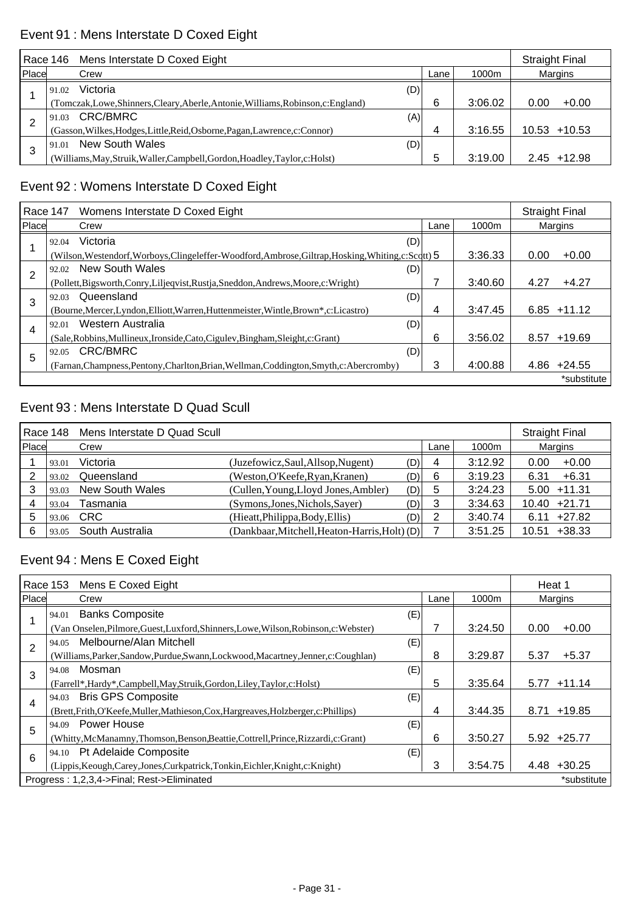## Event 91 : Mens Interstate D Coxed Eight

| Race 146 | Mens Interstate D Coxed Eight | | | Straight Final | |
|---|---|---|---|---|---|
| Place | Crew | Lane | 1000m | Margins | |
| 1 | 91.02 Victoria (D) (Tomczak,Lowe,Shinners,Cleary,Aberle,Antonie,Williams,Robinson,c:England) | 6 | 3:06.02 | 0.00 | +0.00 |
| 2 | 91.03 CRC/BMRC (A) (Gasson,Wilkes,Hodges,Little,Reid,Osborne,Pagan,Lawrence,c:Connor) | 4 | 3:16.55 | 10.53 | +10.53 |
| 3 | 91.01 New South Wales (D) (Williams,May,Struik,Waller,Campbell,Gordon,Hoadley,Taylor,c:Holst) | 5 | 3:19.00 | 2.45 | +12.98 |

## Event 92 : Womens Interstate D Coxed Eight

| Race 147 | Womens Interstate D Coxed Eight | | | Straight Final | |
|---|---|---|---|---|---|
| Place | Crew | Lane | 1000m | Margins | |
| 1 | 92.04 Victoria (D) (Wilson,Westendorf,Worboys,Clingeleffer-Woodford,Ambrose,Giltrap,Hosking,Whiting,c:Scott) | 5 | 3:36.33 | 0.00 | +0.00 |
| 2 | 92.02 New South Wales (D) (Pollett,Bigsworth,Conry,Liljeqvist,Rustja,Sneddon,Andrews,Moore,c:Wright) | 7 | 3:40.60 | 4.27 | +4.27 |
| 3 | 92.03 Queensland (D) (Bourne,Mercer,Lyndon,Elliott,Warren,Huttenmeister,Wintle,Brown*,c:Licastro) | 4 | 3:47.45 | 6.85 | +11.12 |
| 4 | 92.01 Western Australia (D) (Sale,Robbins,Mullineux,Ironside,Cato,Cigulev,Bingham,Sleight,c:Grant) | 6 | 3:56.02 | 8.57 | +19.69 |
| 5 | 92.05 CRC/BMRC (D) (Farnan,Champness,Pentony,Charlton,Brian,Wellman,Coddington,Smyth,c:Abercromby) | 3 | 4:00.88 | 4.86 | +24.55 |
| | | | | | *substitute |

## Event 93 : Mens Interstate D Quad Scull

| Race 148 | Mens Interstate D Quad Scull | | | | Straight Final | |
|---|---|---|---|---|---|---|
| Place | Crew | | Lane | 1000m | Margins | |
| 1 | 93.01 Victoria | (Juzefowicz,Saul,Allsop,Nugent) (D) | 4 | 3:12.92 | 0.00 | +0.00 |
| 2 | 93.02 Queensland | (Weston,O'Keefe,Ryan,Kranen) (D) | 6 | 3:19.23 | 6.31 | +6.31 |
| 3 | 93.03 New South Wales | (Cullen,Young,Lloyd Jones,Ambler) (D) | 5 | 3:24.23 | 5.00 | +11.31 |
| 4 | 93.04 Tasmania | (Symons,Jones,Nichols,Sayer) (D) | 3 | 3:34.63 | 10.40 | +21.71 |
| 5 | 93.06 CRC | (Hieatt,Philippa,Body,Ellis) (D) | 2 | 3:40.74 | 6.11 | +27.82 |
| 6 | 93.05 South Australia | (Dankbaar,Mitchell,Heaton-Harris,Holt) (D) | 7 | 3:51.25 | 10.51 | +38.33 |

## Event 94 : Mens E Coxed Eight

| Race 153 | Mens E Coxed Eight | | | Heat 1 | |
|---|---|---|---|---|---|
| Place | Crew | Lane | 1000m | Margins | |
| 1 | 94.01 Banks Composite (E) (Van Onselen,Pilmore,Guest,Luxford,Shinners,Lowe,Wilson,Robinson,c:Webster) | 7 | 3:24.50 | 0.00 | +0.00 |
| 2 | 94.05 Melbourne/Alan Mitchell (E) (Williams,Parker,Sandow,Purdue,Swann,Lockwood,Macartney,Jenner,c:Coughlan) | 8 | 3:29.87 | 5.37 | +5.37 |
| 3 | 94.08 Mosman (E) (Farrell*,Hardy*,Campbell,May,Struik,Gordon,Liley,Taylor,c:Holst) | 5 | 3:35.64 | 5.77 | +11.14 |
| 4 | 94.03 Bris GPS Composite (E) (Brett,Frith,O'Keefe,Muller,Mathieson,Cox,Hargreaves,Holzberger,c:Phillips) | 4 | 3:44.35 | 8.71 | +19.85 |
| 5 | 94.09 Power House (E) (Whitty,McManamny,Thomson,Benson,Beattie,Cottrell,Prince,Rizzardi,c:Grant) | 6 | 3:50.27 | 5.92 | +25.77 |
| 6 | 94.10 Pt Adelaide Composite (E) (Lippis,Keough,Carey,Jones,Curkpatrick,Tonkin,Eichler,Knight,c:Knight) | 3 | 3:54.75 | 4.48 | +30.25 |
| Progress : 1,2,3,4->Final; Rest->Eliminated | | | | | *substitute |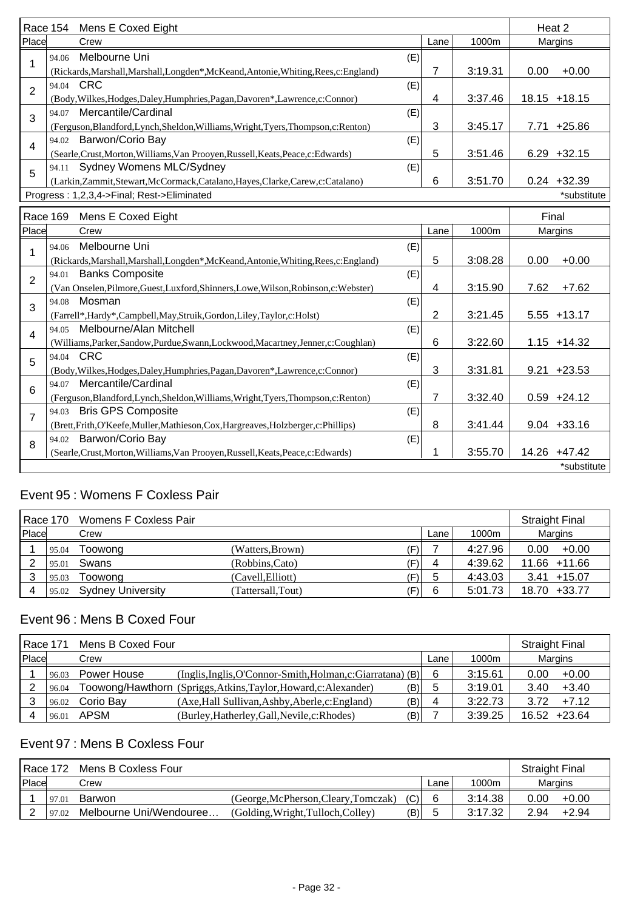| Race 154 | Mens E Coxed Eight | | | | Heat 2 |
|---|---|---|---|---|---|
| Place | Crew | | Lane | 1000m | Margins |
| 1 | 94.06 Melbourne Uni (Rickards,Marshall,Marshall,Longden*,McKeand,Antonie,Whiting,Rees,c:England) | (E) | 7 | 3:19.31 | 0.00 +0.00 |
| 2 | 94.04 CRC (Body,Wilkes,Hodges,Daley,Humphries,Pagan,Davoren*,Lawrence,c:Connor) | (E) | 4 | 3:37.46 | 18.15 +18.15 |
| 3 | 94.07 Mercantile/Cardinal (Ferguson,Blandford,Lynch,Sheldon,Williams,Wright,Tyers,Thompson,c:Renton) | (E) | 3 | 3:45.17 | 7.71 +25.86 |
| 4 | 94.02 Barwon/Corio Bay (Searle,Crust,Morton,Williams,Van Prooyen,Russell,Keats,Peace,c:Edwards) | (E) | 5 | 3:51.46 | 6.29 +32.15 |
| 5 | 94.11 Sydney Womens MLC/Sydney (Larkin,Zammit,Stewart,McCormack,Catalano,Hayes,Clarke,Carew,c:Catalano) | (E) | 6 | 3:51.70 | 0.24 +32.39 |
| Progress : 1,2,3,4->Final; Rest->Eliminated | | | | | *substitute |

| Race 169 | Mens E Coxed Eight | | | | Final |
|---|---|---|---|---|---|
| Place | Crew | | Lane | 1000m | Margins |
| 1 | 94.06 Melbourne Uni (Rickards,Marshall,Marshall,Longden*,McKeand,Antonie,Whiting,Rees,c:England) | (E) | 5 | 3:08.28 | 0.00 +0.00 |
| 2 | 94.01 Banks Composite (Van Onselen,Pilmore,Guest,Luxford,Shinners,Lowe,Wilson,Robinson,c:Webster) | (E) | 4 | 3:15.90 | 7.62 +7.62 |
| 3 | 94.08 Mosman (Farrell*,Hardy*,Campbell,May,Struik,Gordon,Liley,Taylor,c:Holst) | (E) | 2 | 3:21.45 | 5.55 +13.17 |
| 4 | 94.05 Melbourne/Alan Mitchell (Williams,Parker,Sandow,Purdue,Swann,Lockwood,Macartney,Jenner,c:Coughlan) | (E) | 6 | 3:22.60 | 1.15 +14.32 |
| 5 | 94.04 CRC (Body,Wilkes,Hodges,Daley,Humphries,Pagan,Davoren*,Lawrence,c:Connor) | (E) | 3 | 3:31.81 | 9.21 +23.53 |
| 6 | 94.07 Mercantile/Cardinal (Ferguson,Blandford,Lynch,Sheldon,Williams,Wright,Tyers,Thompson,c:Renton) | (E) | 7 | 3:32.40 | 0.59 +24.12 |
| 7 | 94.03 Bris GPS Composite (Brett,Frith,O'Keefe,Muller,Mathieson,Cox,Hargreaves,Holzberger,c:Phillips) | (E) | 8 | 3:41.44 | 9.04 +33.16 |
| 8 | 94.02 Barwon/Corio Bay (Searle,Crust,Morton,Williams,Van Prooyen,Russell,Keats,Peace,c:Edwards) | (E) | 1 | 3:55.70 | 14.26 +47.42 |
| | | | | | *substitute |

## Event 95 : Womens F Coxless Pair

| Race 170 | Womens F Coxless Pair | | | | | Straight Final |
|---|---|---|---|---|---|---|
| Place | Crew | | | Lane | 1000m | Margins |
| 1 | 95.04 Toowong | (Watters,Brown) | (F) | 7 | 4:27.96 | 0.00 +0.00 |
| 2 | 95.01 Swans | (Robbins,Cato) | (F) | 4 | 4:39.62 | 11.66 +11.66 |
| 3 | 95.03 Toowong | (Cavell,Elliott) | (F) | 5 | 4:43.03 | 3.41 +15.07 |
| 4 | 95.02 Sydney University | (Tattersall,Tout) | (F) | 6 | 5:01.73 | 18.70 +33.77 |

## Event 96 : Mens B Coxed Four

| Race 171 | Mens B Coxed Four | | | | | Straight Final |
|---|---|---|---|---|---|---|
| Place | Crew | | | Lane | 1000m | Margins |
| 1 | 96.03 Power House | (Inglis,Inglis,O'Connor-Smith,Holman,c:Giarratana) | (B) | 6 | 3:15.61 | 0.00 +0.00 |
| 2 | 96.04 Toowong/Hawthorn | (Spriggs,Atkins,Taylor,Howard,c:Alexander) | (B) | 5 | 3:19.01 | 3.40 +3.40 |
| 3 | 96.02 Corio Bay | (Axe,Hall Sullivan,Ashby,Aberle,c:England) | (B) | 4 | 3:22.73 | 3.72 +7.12 |
| 4 | 96.01 APSM | (Burley,Hatherley,Gall,Nevile,c:Rhodes) | (B) | 7 | 3:39.25 | 16.52 +23.64 |

## Event 97 : Mens B Coxless Four

| Race 172 | Mens B Coxless Four | | | | | Straight Final |
|---|---|---|---|---|---|---|
| Place | Crew | | | Lane | 1000m | Margins |
| 1 | 97.01 Barwon | (George,McPherson,Cleary,Tomczak) | (C) | 6 | 3:14.38 | 0.00 +0.00 |
| 2 | 97.02 Melbourne Uni/Wendouree… | (Golding,Wright,Tulloch,Colley) | (B) | 5 | 3:17.32 | 2.94 +2.94 |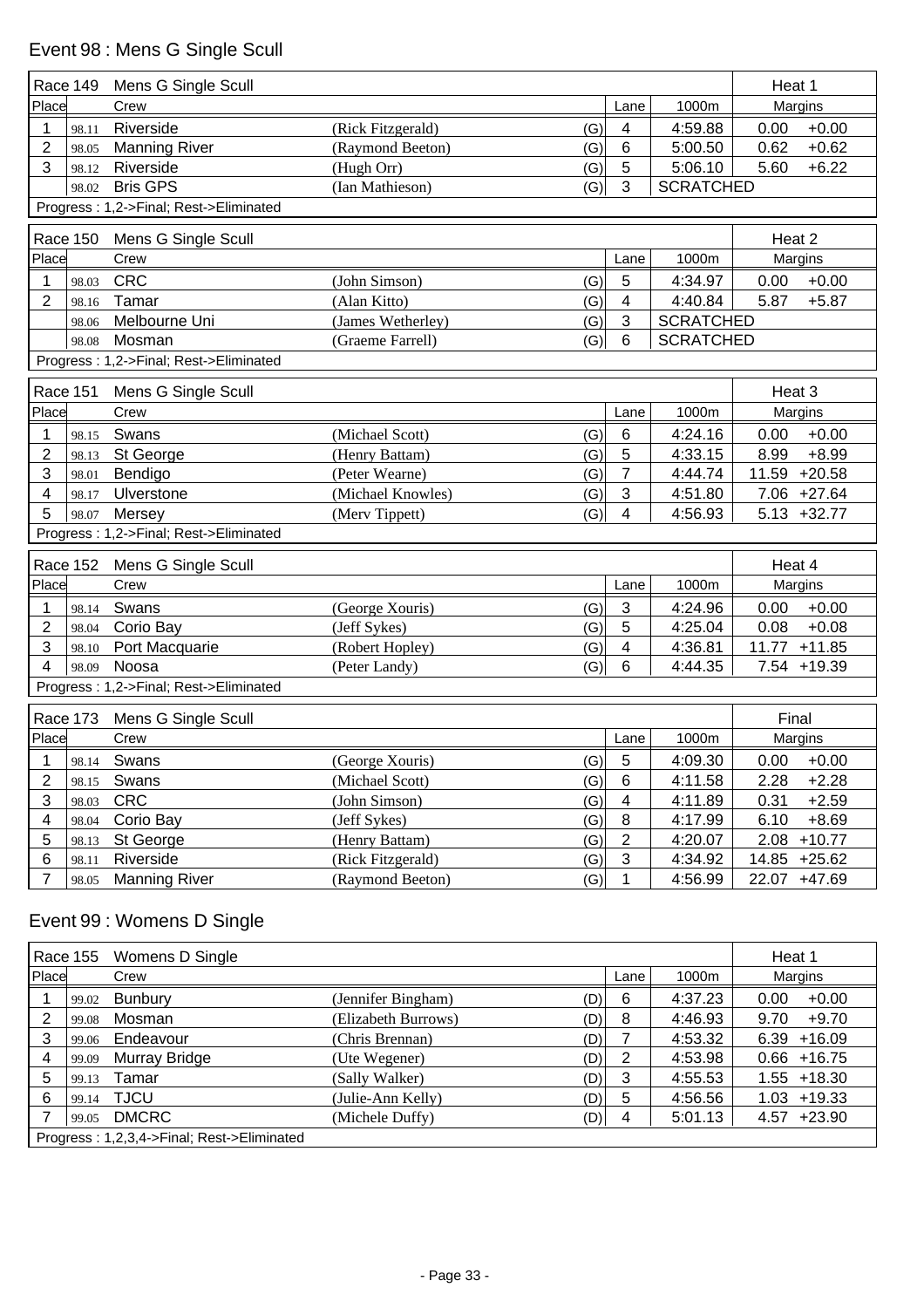## Event 98 : Mens G Single Scull

| Race 149 | Mens G Single Scull | | | | | | Heat 1 | |
|---|---|---|---|---|---|---|---|---|
| Place | | Crew | | | Lane | 1000m | Margins | |
| 1 | 98.11 | Riverside | (Rick Fitzgerald) | (G) | 4 | 4:59.88 | 0.00 | +0.00 |
| 2 | 98.05 | Manning River | (Raymond Beeton) | (G) | 6 | 5:00.50 | 0.62 | +0.62 |
| 3 | 98.12 | Riverside | (Hugh Orr) | (G) | 5 | 5:06.10 | 5.60 | +6.22 |
| | 98.02 | Bris GPS | (Ian Mathieson) | (G) | 3 | SCRATCHED | | |
| Progress : 1,2->Final; Rest->Eliminated | | | | | | | | |

| Race 150 | Mens G Single Scull | | | | | | Heat 2 | |
|---|---|---|---|---|---|---|---|---|
| Place | | Crew | | | Lane | 1000m | Margins | |
| 1 | 98.03 | CRC | (John Simson) | (G) | 5 | 4:34.97 | 0.00 | +0.00 |
| 2 | 98.16 | Tamar | (Alan Kitto) | (G) | 4 | 4:40.84 | 5.87 | +5.87 |
| | 98.06 | Melbourne Uni | (James Wetherley) | (G) | 3 | SCRATCHED | | |
| | 98.08 | Mosman | (Graeme Farrell) | (G) | 6 | SCRATCHED | | |
| Progress : 1,2->Final; Rest->Eliminated | | | | | | | | |

| Race 151 | Mens G Single Scull | | | | | | Heat 3 | |
|---|---|---|---|---|---|---|---|---|
| Place | | Crew | | | Lane | 1000m | Margins | |
| 1 | 98.15 | Swans | (Michael Scott) | (G) | 6 | 4:24.16 | 0.00 | +0.00 |
| 2 | 98.13 | St George | (Henry Battam) | (G) | 5 | 4:33.15 | 8.99 | +8.99 |
| 3 | 98.01 | Bendigo | (Peter Wearne) | (G) | 7 | 4:44.74 | 11.59 | +20.58 |
| 4 | 98.17 | Ulverstone | (Michael Knowles) | (G) | 3 | 4:51.80 | 7.06 | +27.64 |
| 5 | 98.07 | Mersey | (Merv Tippett) | (G) | 4 | 4:56.93 | 5.13 | +32.77 |
| Progress : 1,2->Final; Rest->Eliminated | | | | | | | | |

| Race 152 | Mens G Single Scull | | | | | | Heat 4 | |
|---|---|---|---|---|---|---|---|---|
| Place | | Crew | | | Lane | 1000m | Margins | |
| 1 | 98.14 | Swans | (George Xouris) | (G) | 3 | 4:24.96 | 0.00 | +0.00 |
| 2 | 98.04 | Corio Bay | (Jeff Sykes) | (G) | 5 | 4:25.04 | 0.08 | +0.08 |
| 3 | 98.10 | Port Macquarie | (Robert Hopley) | (G) | 4 | 4:36.81 | 11.77 | +11.85 |
| 4 | 98.09 | Noosa | (Peter Landy) | (G) | 6 | 4:44.35 | 7.54 | +19.39 |
| Progress : 1,2->Final; Rest->Eliminated | | | | | | | | |

| Race 173 | Mens G Single Scull | | | | | | Final | |
|---|---|---|---|---|---|---|---|---|
| Place | | Crew | | | Lane | 1000m | Margins | |
| 1 | 98.14 | Swans | (George Xouris) | (G) | 5 | 4:09.30 | 0.00 | +0.00 |
| 2 | 98.15 | Swans | (Michael Scott) | (G) | 6 | 4:11.58 | 2.28 | +2.28 |
| 3 | 98.03 | CRC | (John Simson) | (G) | 4 | 4:11.89 | 0.31 | +2.59 |
| 4 | 98.04 | Corio Bay | (Jeff Sykes) | (G) | 8 | 4:17.99 | 6.10 | +8.69 |
| 5 | 98.13 | St George | (Henry Battam) | (G) | 2 | 4:20.07 | 2.08 | +10.77 |
| 6 | 98.11 | Riverside | (Rick Fitzgerald) | (G) | 3 | 4:34.92 | 14.85 | +25.62 |
| 7 | 98.05 | Manning River | (Raymond Beeton) | (G) | 1 | 4:56.99 | 22.07 | +47.69 |

## Event 99 : Womens D Single

| Race 155 | Womens D Single | | | | | | Heat 1 | |
|---|---|---|---|---|---|---|---|---|
| Place | | Crew | | | Lane | 1000m | Margins | |
| 1 | 99.02 | Bunbury | (Jennifer Bingham) | (D) | 6 | 4:37.23 | 0.00 | +0.00 |
| 2 | 99.08 | Mosman | (Elizabeth Burrows) | (D) | 8 | 4:46.93 | 9.70 | +9.70 |
| 3 | 99.06 | Endeavour | (Chris Brennan) | (D) | 7 | 4:53.32 | 6.39 | +16.09 |
| 4 | 99.09 | Murray Bridge | (Ute Wegener) | (D) | 2 | 4:53.98 | 0.66 | +16.75 |
| 5 | 99.13 | Tamar | (Sally Walker) | (D) | 3 | 4:55.53 | 1.55 | +18.30 |
| 6 | 99.14 | TJCU | (Julie-Ann Kelly) | (D) | 5 | 4:56.56 | 1.03 | +19.33 |
| 7 | 99.05 | DMCRC | (Michele Duffy) | (D) | 4 | 5:01.13 | 4.57 | +23.90 |
| Progress : 1,2,3,4->Final; Rest->Eliminated | | | | | | | | |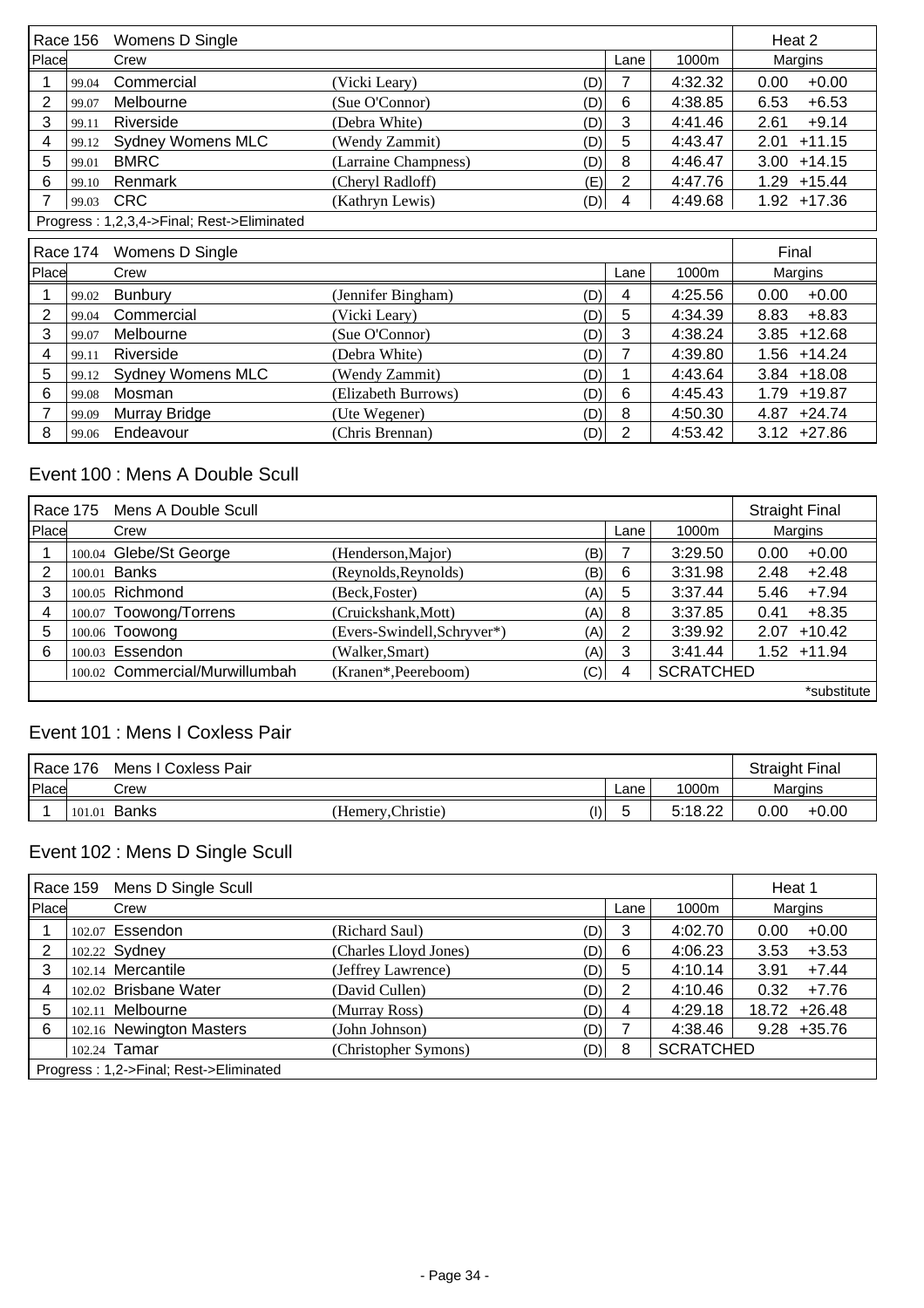| Race 156 | | Womens D Single | | | | | Heat 2 | |
|---|---|---|---|---|---|---|---|---|
| Place | | Crew | | | Lane | 1000m | Margins | |
| 1 | 99.04 | Commercial | (Vicki Leary) | (D) | 7 | 4:32.32 | 0.00 | +0.00 |
| 2 | 99.07 | Melbourne | (Sue O'Connor) | (D) | 6 | 4:38.85 | 6.53 | +6.53 |
| 3 | 99.11 | Riverside | (Debra White) | (D) | 3 | 4:41.46 | 2.61 | +9.14 |
| 4 | 99.12 | Sydney Womens MLC | (Wendy Zammit) | (D) | 5 | 4:43.47 | 2.01 | +11.15 |
| 5 | 99.01 | BMRC | (Larraine Champness) | (D) | 8 | 4:46.47 | 3.00 | +14.15 |
| 6 | 99.10 | Renmark | (Cheryl Radloff) | (E) | 2 | 4:47.76 | 1.29 | +15.44 |
| 7 | 99.03 | CRC | (Kathryn Lewis) | (D) | 4 | 4:49.68 | 1.92 | +17.36 |
| Progress : 1,2,3,4->Final; Rest->Eliminated | | | | | | | | |

| Race 174 | | Womens D Single | | | | | Final | |
|---|---|---|---|---|---|---|---|---|
| Place | | Crew | | | Lane | 1000m | Margins | |
| 1 | 99.02 | Bunbury | (Jennifer Bingham) | (D) | 4 | 4:25.56 | 0.00 | +0.00 |
| 2 | 99.04 | Commercial | (Vicki Leary) | (D) | 5 | 4:34.39 | 8.83 | +8.83 |
| 3 | 99.07 | Melbourne | (Sue O'Connor) | (D) | 3 | 4:38.24 | 3.85 | +12.68 |
| 4 | 99.11 | Riverside | (Debra White) | (D) | 7 | 4:39.80 | 1.56 | +14.24 |
| 5 | 99.12 | Sydney Womens MLC | (Wendy Zammit) | (D) | 1 | 4:43.64 | 3.84 | +18.08 |
| 6 | 99.08 | Mosman | (Elizabeth Burrows) | (D) | 6 | 4:45.43 | 1.79 | +19.87 |
| 7 | 99.09 | Murray Bridge | (Ute Wegener) | (D) | 8 | 4:50.30 | 4.87 | +24.74 |
| 8 | 99.06 | Endeavour | (Chris Brennan) | (D) | 2 | 4:53.42 | 3.12 | +27.86 |

## Event 100 : Mens A Double Scull

| Race 175 | | Mens A Double Scull | | | | | Straight Final | |
|---|---|---|---|---|---|---|---|---|
| Place | | Crew | | | Lane | 1000m | Margins | |
| 1 | 100.04 | Glebe/St George | (Henderson,Major) | (B) | 7 | 3:29.50 | 0.00 | +0.00 |
| 2 | 100.01 | Banks | (Reynolds,Reynolds) | (B) | 6 | 3:31.98 | 2.48 | +2.48 |
| 3 | 100.05 | Richmond | (Beck,Foster) | (A) | 5 | 3:37.44 | 5.46 | +7.94 |
| 4 | 100.07 | Toowong/Torrens | (Cruickshank,Mott) | (A) | 8 | 3:37.85 | 0.41 | +8.35 |
| 5 | 100.06 | Toowong | (Evers-Swindell,Schryver*) | (A) | 2 | 3:39.92 | 2.07 | +10.42 |
| 6 | 100.03 | Essendon | (Walker,Smart) | (A) | 3 | 3:41.44 | 1.52 | +11.94 |
| | 100.02 | Commercial/Murwillumbah | (Kranen*,Peereboom) | (C) | 4 | SCRATCHED | | |
| | | | | | | | | *substitute |

## Event 101 : Mens I Coxless Pair

| Race 176 | | Mens I Coxless Pair | | | | | Straight Final | |
|---|---|---|---|---|---|---|---|---|
| Place | | Crew | | | Lane | 1000m | Margins | |
| 1 | 101.01 | Banks | (Hemery,Christie) | (I) | 5 | 5:18.22 | 0.00 | +0.00 |

## Event 102 : Mens D Single Scull

| Race 159 | | Mens D Single Scull | | | | | Heat 1 | |
|---|---|---|---|---|---|---|---|---|
| Place | | Crew | | | Lane | 1000m | Margins | |
| 1 | 102.07 | Essendon | (Richard Saul) | (D) | 3 | 4:02.70 | 0.00 | +0.00 |
| 2 | 102.22 | Sydney | (Charles Lloyd Jones) | (D) | 6 | 4:06.23 | 3.53 | +3.53 |
| 3 | 102.14 | Mercantile | (Jeffrey Lawrence) | (D) | 5 | 4:10.14 | 3.91 | +7.44 |
| 4 | 102.02 | Brisbane Water | (David Cullen) | (D) | 2 | 4:10.46 | 0.32 | +7.76 |
| 5 | 102.11 | Melbourne | (Murray Ross) | (D) | 4 | 4:29.18 | 18.72 | +26.48 |
| 6 | 102.16 | Newington Masters | (John Johnson) | (D) | 7 | 4:38.46 | 9.28 | +35.76 |
| | 102.24 | Tamar | (Christopher Symons) | (D) | 8 | SCRATCHED | | |
| Progress : 1,2->Final; Rest->Eliminated | | | | | | | | |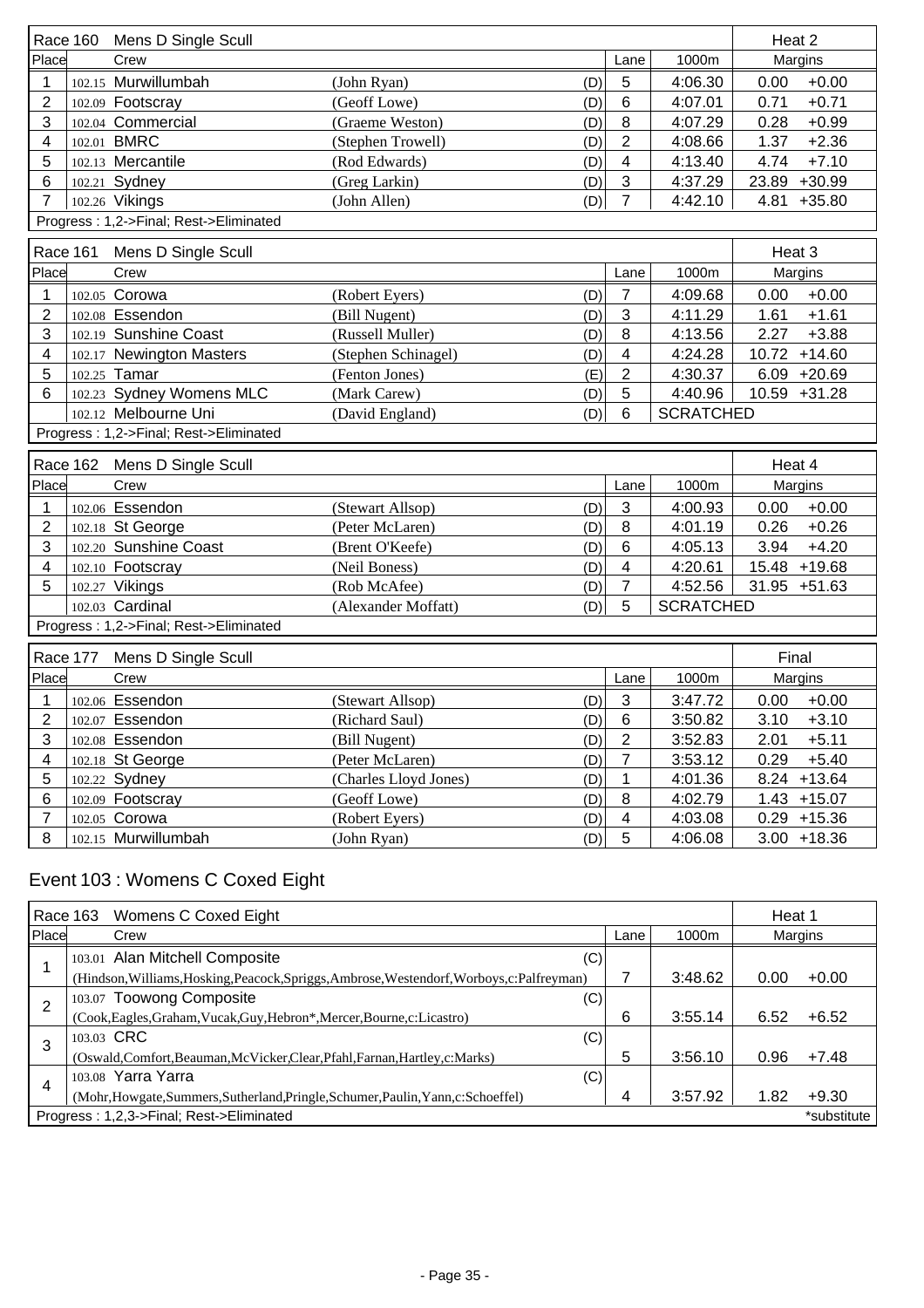| Race 160 | Mens D Single Scull | | | | | Heat 2 | |
|---|---|---|---|---|---|---|---|
| Place | Crew | | | Lane | 1000m | Margins | |
| 1 | 102.15 Murwillumbah | (John Ryan) | (D) | 5 | 4:06.30 | 0.00 | +0.00 |
| 2 | 102.09 Footscray | (Geoff Lowe) | (D) | 6 | 4:07.01 | 0.71 | +0.71 |
| 3 | 102.04 Commercial | (Graeme Weston) | (D) | 8 | 4:07.29 | 0.28 | +0.99 |
| 4 | 102.01 BMRC | (Stephen Trowell) | (D) | 2 | 4:08.66 | 1.37 | +2.36 |
| 5 | 102.13 Mercantile | (Rod Edwards) | (D) | 4 | 4:13.40 | 4.74 | +7.10 |
| 6 | 102.21 Sydney | (Greg Larkin) | (D) | 3 | 4:37.29 | 23.89 | +30.99 |
| 7 | 102.26 Vikings | (John Allen) | (D) | 7 | 4:42.10 | 4.81 | +35.80 |
| Progress : 1,2->Final; Rest->Eliminated | | | | | | | |

| Race 161 | Mens D Single Scull | | | | | Heat 3 | |
|---|---|---|---|---|---|---|---|
| Place | Crew | | | Lane | 1000m | Margins | |
| 1 | 102.05 Corowa | (Robert Eyers) | (D) | 7 | 4:09.68 | 0.00 | +0.00 |
| 2 | 102.08 Essendon | (Bill Nugent) | (D) | 3 | 4:11.29 | 1.61 | +1.61 |
| 3 | 102.19 Sunshine Coast | (Russell Muller) | (D) | 8 | 4:13.56 | 2.27 | +3.88 |
| 4 | 102.17 Newington Masters | (Stephen Schinagel) | (D) | 4 | 4:24.28 | 10.72 | +14.60 |
| 5 | 102.25 Tamar | (Fenton Jones) | (E) | 2 | 4:30.37 | 6.09 | +20.69 |
| 6 | 102.23 Sydney Womens MLC | (Mark Carew) | (D) | 5 | 4:40.96 | 10.59 | +31.28 |
| | 102.12 Melbourne Uni | (David England) | (D) | 6 | SCRATCHED | | |
| Progress : 1,2->Final; Rest->Eliminated | | | | | | | |

| Race 162 | Mens D Single Scull | | | | | Heat 4 | |
|---|---|---|---|---|---|---|---|
| Place | Crew | | | Lane | 1000m | Margins | |
| 1 | 102.06 Essendon | (Stewart Allsop) | (D) | 3 | 4:00.93 | 0.00 | +0.00 |
| 2 | 102.18 St George | (Peter McLaren) | (D) | 8 | 4:01.19 | 0.26 | +0.26 |
| 3 | 102.20 Sunshine Coast | (Brent O'Keefe) | (D) | 6 | 4:05.13 | 3.94 | +4.20 |
| 4 | 102.10 Footscray | (Neil Boness) | (D) | 4 | 4:20.61 | 15.48 | +19.68 |
| 5 | 102.27 Vikings | (Rob McAfee) | (D) | 7 | 4:52.56 | 31.95 | +51.63 |
| | 102.03 Cardinal | (Alexander Moffatt) | (D) | 5 | SCRATCHED | | |
| Progress : 1,2->Final; Rest->Eliminated | | | | | | | |

| Race 177 | Mens D Single Scull | | | | | Final | |
|---|---|---|---|---|---|---|---|
| Place | Crew | | | Lane | 1000m | Margins | |
| 1 | 102.06 Essendon | (Stewart Allsop) | (D) | 3 | 3:47.72 | 0.00 | +0.00 |
| 2 | 102.07 Essendon | (Richard Saul) | (D) | 6 | 3:50.82 | 3.10 | +3.10 |
| 3 | 102.08 Essendon | (Bill Nugent) | (D) | 2 | 3:52.83 | 2.01 | +5.11 |
| 4 | 102.18 St George | (Peter McLaren) | (D) | 7 | 3:53.12 | 0.29 | +5.40 |
| 5 | 102.22 Sydney | (Charles Lloyd Jones) | (D) | 1 | 4:01.36 | 8.24 | +13.64 |
| 6 | 102.09 Footscray | (Geoff Lowe) | (D) | 8 | 4:02.79 | 1.43 | +15.07 |
| 7 | 102.05 Corowa | (Robert Eyers) | (D) | 4 | 4:03.08 | 0.29 | +15.36 |
| 8 | 102.15 Murwillumbah | (John Ryan) | (D) | 5 | 4:06.08 | 3.00 | +18.36 |

## Event 103 : Womens C Coxed Eight

| Race 163 | Womens C Coxed Eight | | | | Heat 1 | |
|---|---|---|---|---|---|---|
| Place | Crew | | Lane | 1000m | Margins | |
| 1 | 103.01 Alan Mitchell Composite (Hindson,Williams,Hosking,Peacock,Spriggs,Ambrose,Westendorf,Worboys,c:Palfreyman) | (C) | 7 | 3:48.62 | 0.00 | +0.00 |
| 2 | 103.07 Toowong Composite (Cook,Eagles,Graham,Vucak,Guy,Hebron*,Mercer,Bourne,c:Licastro) | (C) | 6 | 3:55.14 | 6.52 | +6.52 |
| 3 | 103.03 CRC (Oswald,Comfort,Beauman,McVicker,Clear,Pfahl,Farnan,Hartley,c:Marks) | (C) | 5 | 3:56.10 | 0.96 | +7.48 |
| 4 | 103.08 Yarra Yarra (Mohr,Howgate,Summers,Sutherland,Pringle,Schumer,Paulin,Yann,c:Schoeffel) | (C) | 4 | 3:57.92 | 1.82 | +9.30 |
| Progress : 1,2,3->Final; Rest->Eliminated | | | | | | *substitute |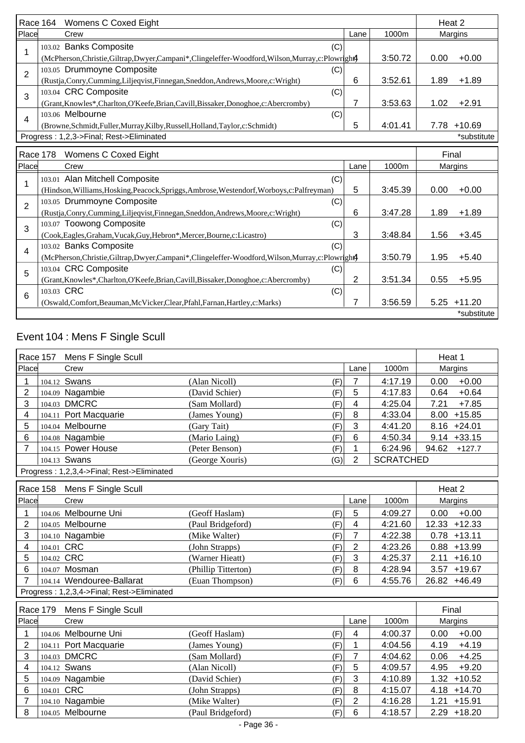| Race 164 | Womens C Coxed Eight | | | Heat 2 | |
|---|---|---|---|---|---|
| Place | Crew | Lane | 1000m | Margins | |
| 1 | 103.02 Banks Composite (C) (McPherson,Christie,Giltrap,Dwyer,Campani*,Clingeleffer-Woodford,Wilson,Murray,c:Plowright) | 4 | 3:50.72 | 0.00 | +0.00 |
| 2 | 103.05 Drummoyne Composite (C) (Rustja,Conry,Cumming,Liljeqvist,Finnegan,Sneddon,Andrews,Moore,c:Wright) | 6 | 3:52.61 | 1.89 | +1.89 |
| 3 | 103.04 CRC Composite (C) (Grant,Knowles*,Charlton,O'Keefe,Brian,Cavill,Bissaker,Donoghoe,c:Abercromby) | 7 | 3:53.63 | 1.02 | +2.91 |
| 4 | 103.06 Melbourne (C) (Browne,Schmidt,Fuller,Murray,Kilby,Russell,Holland,Taylor,c:Schmidt) | 5 | 4:01.41 | 7.78 | +10.69 |
| Progress : 1,2,3->Final; Rest->Eliminated | | | | | *substitute |

| Race 178 | Womens C Coxed Eight | | | Final | |
|---|---|---|---|---|---|
| Place | Crew | Lane | 1000m | Margins | |
| 1 | 103.01 Alan Mitchell Composite (C) (Hindson,Williams,Hosking,Peacock,Spriggs,Ambrose,Westendorf,Worboys,c:Palfreyman) | 5 | 3:45.39 | 0.00 | +0.00 |
| 2 | 103.05 Drummoyne Composite (C) (Rustja,Conry,Cumming,Liljeqvist,Finnegan,Sneddon,Andrews,Moore,c:Wright) | 6 | 3:47.28 | 1.89 | +1.89 |
| 3 | 103.07 Toowong Composite (C) (Cook,Eagles,Graham,Vucak,Guy,Hebron*,Mercer,Bourne,c:Licastro) | 3 | 3:48.84 | 1.56 | +3.45 |
| 4 | 103.02 Banks Composite (C) (McPherson,Christie,Giltrap,Dwyer,Campani*,Clingeleffer-Woodford,Wilson,Murray,c:Plowright) | 4 | 3:50.79 | 1.95 | +5.40 |
| 5 | 103.04 CRC Composite (C) (Grant,Knowles*,Charlton,O'Keefe,Brian,Cavill,Bissaker,Donoghoe,c:Abercromby) | 2 | 3:51.34 | 0.55 | +5.95 |
| 6 | 103.03 CRC (C) (Oswald,Comfort,Beauman,McVicker,Clear,Pfahl,Farnan,Hartley,c:Marks) | 7 | 3:56.59 | 5.25 | +11.20 |
| | | | | | *substitute |

## Event 104 : Mens F Single Scull

| Race 157 | Mens F Single Scull | | | | Heat 1 | |
|---|---|---|---|---|---|---|
| Place | Crew | | Lane | 1000m | Margins | |
| 1 | 104.12 Swans | (Alan Nicoll) (F) | 7 | 4:17.19 | 0.00 | +0.00 |
| 2 | 104.09 Nagambie | (David Schier) (F) | 5 | 4:17.83 | 0.64 | +0.64 |
| 3 | 104.03 DMCRC | (Sam Mollard) (F) | 4 | 4:25.04 | 7.21 | +7.85 |
| 4 | 104.11 Port Macquarie | (James Young) (F) | 8 | 4:33.04 | 8.00 | +15.85 |
| 5 | 104.04 Melbourne | (Gary Tait) (F) | 3 | 4:41.20 | 8.16 | +24.01 |
| 6 | 104.08 Nagambie | (Mario Laing) (F) | 6 | 4:50.34 | 9.14 | +33.15 |
| 7 | 104.15 Power House | (Peter Benson) (F) | 1 | 6:24.96 | 94.62 | +127.7 |
| | 104.13 Swans | (George Xouris) (G) | 2 | SCRATCHED | | |
| Progress : 1,2,3,4->Final; Rest->Eliminated | | | | | | |

| Race 158 | Mens F Single Scull | | | | Heat 2 | |
|---|---|---|---|---|---|---|
| Place | Crew | | Lane | 1000m | Margins | |
| 1 | 104.06 Melbourne Uni | (Geoff Haslam) (F) | 5 | 4:09.27 | 0.00 | +0.00 |
| 2 | 104.05 Melbourne | (Paul Bridgeford) (F) | 4 | 4:21.60 | 12.33 | +12.33 |
| 3 | 104.10 Nagambie | (Mike Walter) (F) | 7 | 4:22.38 | 0.78 | +13.11 |
| 4 | 104.01 CRC | (John Strapps) (F) | 2 | 4:23.26 | 0.88 | +13.99 |
| 5 | 104.02 CRC | (Warner Hieatt) (F) | 3 | 4:25.37 | 2.11 | +16.10 |
| 6 | 104.07 Mosman | (Phillip Titterton) (F) | 8 | 4:28.94 | 3.57 | +19.67 |
| 7 | 104.14 Wendouree-Ballarat | (Euan Thompson) (F) | 6 | 4:55.76 | 26.82 | +46.49 |
| Progress : 1,2,3,4->Final; Rest->Eliminated | | | | | | |

| Race 179 | Mens F Single Scull | | | | Final | |
|---|---|---|---|---|---|---|
| Place | Crew | | Lane | 1000m | Margins | |
| 1 | 104.06 Melbourne Uni | (Geoff Haslam) (F) | 4 | 4:00.37 | 0.00 | +0.00 |
| 2 | 104.11 Port Macquarie | (James Young) (F) | 1 | 4:04.56 | 4.19 | +4.19 |
| 3 | 104.03 DMCRC | (Sam Mollard) (F) | 7 | 4:04.62 | 0.06 | +4.25 |
| 4 | 104.12 Swans | (Alan Nicoll) (F) | 5 | 4:09.57 | 4.95 | +9.20 |
| 5 | 104.09 Nagambie | (David Schier) (F) | 3 | 4:10.89 | 1.32 | +10.52 |
| 6 | 104.01 CRC | (John Strapps) (F) | 8 | 4:15.07 | 4.18 | +14.70 |
| 7 | 104.10 Nagambie | (Mike Walter) (F) | 2 | 4:16.28 | 1.21 | +15.91 |
| 8 | 104.05 Melbourne | (Paul Bridgeford) (F) | 6 | 4:18.57 | 2.29 | +18.20 |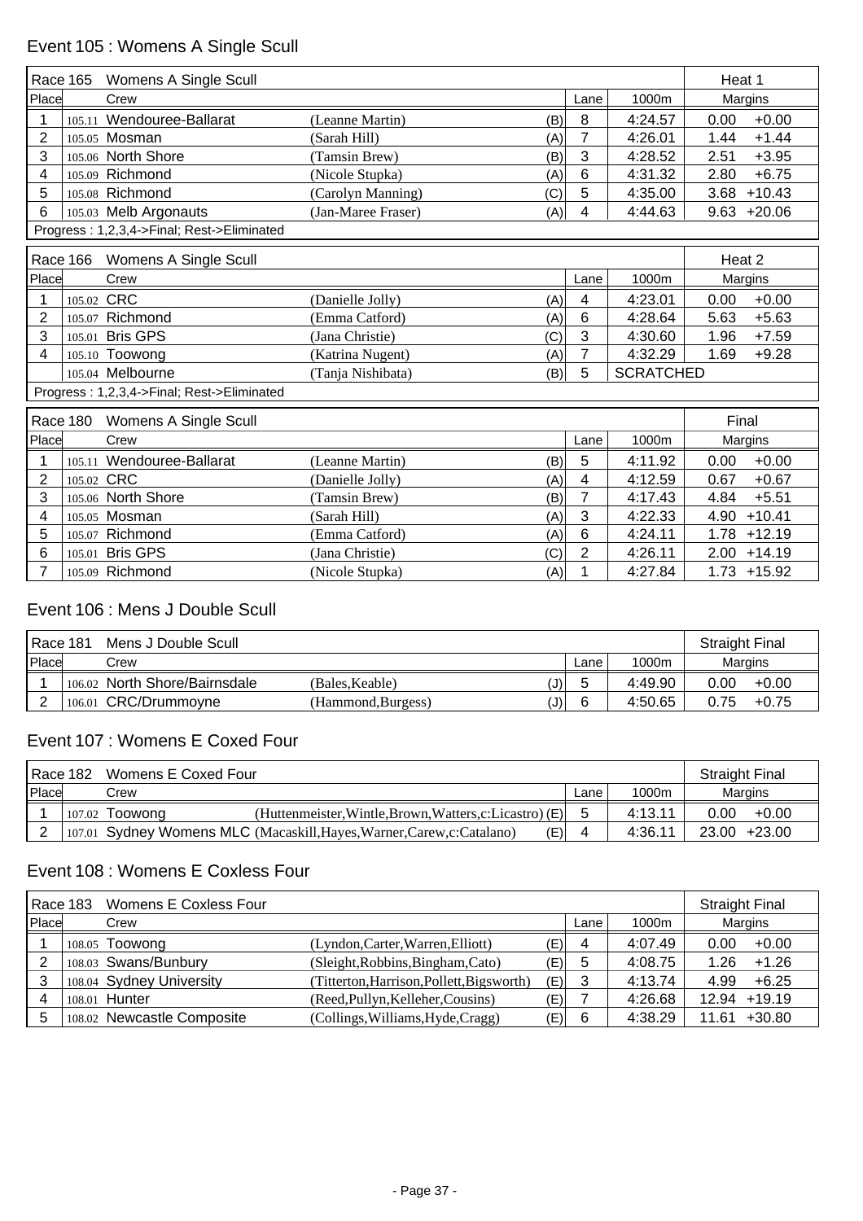## Event 105 : Womens A Single Scull

| Race 165 | Womens A Single Scull | | | | | Heat 1 | |
|---|---|---|---|---|---|---|---|
| Place | Crew | | | Lane | 1000m | Margins | |
| 1 | 105.11 Wendouree-Ballarat | (Leanne Martin) | (B) | 8 | 4:24.57 | 0.00 | +0.00 |
| 2 | 105.05 Mosman | (Sarah Hill) | (A) | 7 | 4:26.01 | 1.44 | +1.44 |
| 3 | 105.06 North Shore | (Tamsin Brew) | (B) | 3 | 4:28.52 | 2.51 | +3.95 |
| 4 | 105.09 Richmond | (Nicole Stupka) | (A) | 6 | 4:31.32 | 2.80 | +6.75 |
| 5 | 105.08 Richmond | (Carolyn Manning) | (C) | 5 | 4:35.00 | 3.68 | +10.43 |
| 6 | 105.03 Melb Argonauts | (Jan-Maree Fraser) | (A) | 4 | 4:44.63 | 9.63 | +20.06 |

Progress : 1,2,3,4->Final; Rest->Eliminated

| Race 166 | Womens A Single Scull | | | | | Heat 2 | |
|---|---|---|---|---|---|---|---|
| Place | Crew | | | Lane | 1000m | Margins | |
| 1 | 105.02 CRC | (Danielle Jolly) | (A) | 4 | 4:23.01 | 0.00 | +0.00 |
| 2 | 105.07 Richmond | (Emma Catford) | (A) | 6 | 4:28.64 | 5.63 | +5.63 |
| 3 | 105.01 Bris GPS | (Jana Christie) | (C) | 3 | 4:30.60 | 1.96 | +7.59 |
| 4 | 105.10 Toowong | (Katrina Nugent) | (A) | 7 | 4:32.29 | 1.69 | +9.28 |
| | 105.04 Melbourne | (Tanja Nishibata) | (B) | 5 | SCRATCHED | | |

Progress : 1,2,3,4->Final; Rest->Eliminated

| Race 180 | Womens A Single Scull | | | | | Final | |
|---|---|---|---|---|---|---|---|
| Place | Crew | | | Lane | 1000m | Margins | |
| 1 | 105.11 Wendouree-Ballarat | (Leanne Martin) | (B) | 5 | 4:11.92 | 0.00 | +0.00 |
| 2 | 105.02 CRC | (Danielle Jolly) | (A) | 4 | 4:12.59 | 0.67 | +0.67 |
| 3 | 105.06 North Shore | (Tamsin Brew) | (B) | 7 | 4:17.43 | 4.84 | +5.51 |
| 4 | 105.05 Mosman | (Sarah Hill) | (A) | 3 | 4:22.33 | 4.90 | +10.41 |
| 5 | 105.07 Richmond | (Emma Catford) | (A) | 6 | 4:24.11 | 1.78 | +12.19 |
| 6 | 105.01 Bris GPS | (Jana Christie) | (C) | 2 | 4:26.11 | 2.00 | +14.19 |
| 7 | 105.09 Richmond | (Nicole Stupka) | (A) | 1 | 4:27.84 | 1.73 | +15.92 |

## Event 106 : Mens J Double Scull

| Race 181 | Mens J Double Scull | | | | | Straight Final | |
|---|---|---|---|---|---|---|---|
| Place | Crew | | | Lane | 1000m | Margins | |
| 1 | 106.02 North Shore/Bairnsdale | (Bales,Keable) | (J) | 5 | 4:49.90 | 0.00 | +0.00 |
| 2 | 106.01 CRC/Drummoyne | (Hammond,Burgess) | (J) | 6 | 4:50.65 | 0.75 | +0.75 |

## Event 107 : Womens E Coxed Four

| Race 182 | Womens E Coxed Four | | | | | Straight Final | |
|---|---|---|---|---|---|---|---|
| Place | Crew | | | Lane | 1000m | Margins | |
| 1 | 107.02 Toowong | (Huttenmeister,Wintle,Brown,Watters,c:Licastro) | (E) | 5 | 4:13.11 | 0.00 | +0.00 |
| 2 | 107.01 Sydney Womens MLC | (Macaskill,Hayes,Warner,Carew,c:Catalano) | (E) | 4 | 4:36.11 | 23.00 | +23.00 |

## Event 108 : Womens E Coxless Four

| Race 183 | Womens E Coxless Four | | | | | Straight Final | |
|---|---|---|---|---|---|---|---|
| Place | Crew | | | Lane | 1000m | Margins | |
| 1 | 108.05 Toowong | (Lyndon,Carter,Warren,Elliott) | (E) | 4 | 4:07.49 | 0.00 | +0.00 |
| 2 | 108.03 Swans/Bunbury | (Sleight,Robbins,Bingham,Cato) | (E) | 5 | 4:08.75 | 1.26 | +1.26 |
| 3 | 108.04 Sydney University | (Titterton,Harrison,Pollett,Bigsworth) | (E) | 3 | 4:13.74 | 4.99 | +6.25 |
| 4 | 108.01 Hunter | (Reed,Pullyn,Kelleher,Cousins) | (E) | 7 | 4:26.68 | 12.94 | +19.19 |
| 5 | 108.02 Newcastle Composite | (Collings,Williams,Hyde,Cragg) | (E) | 6 | 4:38.29 | 11.61 | +30.80 |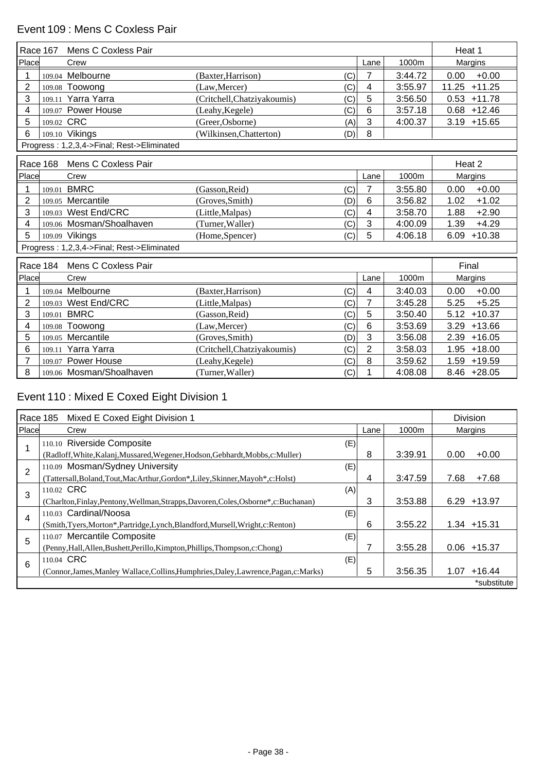## Event 109 : Mens C Coxless Pair

| Race 167 | Mens C Coxless Pair | | | | | Heat 1 | |
|---|---|---|---|---|---|---|---|
| Place | Crew | | | Lane | 1000m | Margins | |
| 1 | 109.04 Melbourne | (Baxter,Harrison) | (C) | 7 | 3:44.72 | 0.00 | +0.00 |
| 2 | 109.08 Toowong | (Law,Mercer) | (C) | 4 | 3:55.97 | 11.25 | +11.25 |
| 3 | 109.11 Yarra Yarra | (Critchell,Chatziyakoumis) | (C) | 5 | 3:56.50 | 0.53 | +11.78 |
| 4 | 109.07 Power House | (Leahy,Kegele) | (C) | 6 | 3:57.18 | 0.68 | +12.46 |
| 5 | 109.02 CRC | (Greer,Osborne) | (A) | 3 | 4:00.37 | 3.19 | +15.65 |
| 6 | 109.10 Vikings | (Wilkinsen,Chatterton) | (D) | 8 | | | |

Progress : 1,2,3,4->Final; Rest->Eliminated

| Race 168 | Mens C Coxless Pair | | | | | Heat 2 | |
|---|---|---|---|---|---|---|---|
| Place | Crew | | | Lane | 1000m | Margins | |
| 1 | 109.01 BMRC | (Gasson,Reid) | (C) | 7 | 3:55.80 | 0.00 | +0.00 |
| 2 | 109.05 Mercantile | (Groves,Smith) | (D) | 6 | 3:56.82 | 1.02 | +1.02 |
| 3 | 109.03 West End/CRC | (Little,Malpas) | (C) | 4 | 3:58.70 | 1.88 | +2.90 |
| 4 | 109.06 Mosman/Shoalhaven | (Turner,Waller) | (C) | 3 | 4:00.09 | 1.39 | +4.29 |
| 5 | 109.09 Vikings | (Home,Spencer) | (C) | 5 | 4:06.18 | 6.09 | +10.38 |

Progress : 1,2,3,4->Final; Rest->Eliminated

| Race 184 | Mens C Coxless Pair | | | | | Final | |
|---|---|---|---|---|---|---|---|
| Place | Crew | | | Lane | 1000m | Margins | |
| 1 | 109.04 Melbourne | (Baxter,Harrison) | (C) | 4 | 3:40.03 | 0.00 | +0.00 |
| 2 | 109.03 West End/CRC | (Little,Malpas) | (C) | 7 | 3:45.28 | 5.25 | +5.25 |
| 3 | 109.01 BMRC | (Gasson,Reid) | (C) | 5 | 3:50.40 | 5.12 | +10.37 |
| 4 | 109.08 Toowong | (Law,Mercer) | (C) | 6 | 3:53.69 | 3.29 | +13.66 |
| 5 | 109.05 Mercantile | (Groves,Smith) | (D) | 3 | 3:56.08 | 2.39 | +16.05 |
| 6 | 109.11 Yarra Yarra | (Critchell,Chatziyakoumis) | (C) | 2 | 3:58.03 | 1.95 | +18.00 |
| 7 | 109.07 Power House | (Leahy,Kegele) | (C) | 8 | 3:59.62 | 1.59 | +19.59 |
| 8 | 109.06 Mosman/Shoalhaven | (Turner,Waller) | (C) | 1 | 4:08.08 | 8.46 | +28.05 |

## Event 110 : Mixed E Coxed Eight Division 1

| Race 185 | Mixed E Coxed Eight Division 1 | | | | Division | |
|---|---|---|---|---|---|---|
| Place | Crew | | Lane | 1000m | Margins | |
| 1 | 110.10 Riverside Composite (Radloff,White,Kalanj,Mussared,Wegener,Hodson,Gebhardt,Mobbs,c:Muller) | (E) | 8 | 3:39.91 | 0.00 | +0.00 |
| 2 | 110.09 Mosman/Sydney University (Tattersall,Boland,Tout,MacArthur,Gordon*,Liley,Skinner,Mayoh*,c:Holst) | (E) | 4 | 3:47.59 | 7.68 | +7.68 |
| 3 | 110.02 CRC (Charlton,Finlay,Pentony,Wellman,Strapps,Davoren,Coles,Osborne*,c:Buchanan) | (A) | 3 | 3:53.88 | 6.29 | +13.97 |
| 4 | 110.03 Cardinal/Noosa (Smith,Tyers,Morton*,Partridge,Lynch,Blandford,Mursell,Wright,c:Renton) | (E) | 6 | 3:55.22 | 1.34 | +15.31 |
| 5 | 110.07 Mercantile Composite (Penny,Hall,Allen,Bushett,Perillo,Kimpton,Phillips,Thompson,c:Chong) | (E) | 7 | 3:55.28 | 0.06 | +15.37 |
| 6 | 110.04 CRC (Connor,James,Manley Wallace,Collins,Humphries,Daley,Lawrence,Pagan,c:Marks) | (E) | 5 | 3:56.35 | 1.07 | +16.44 |

*substitute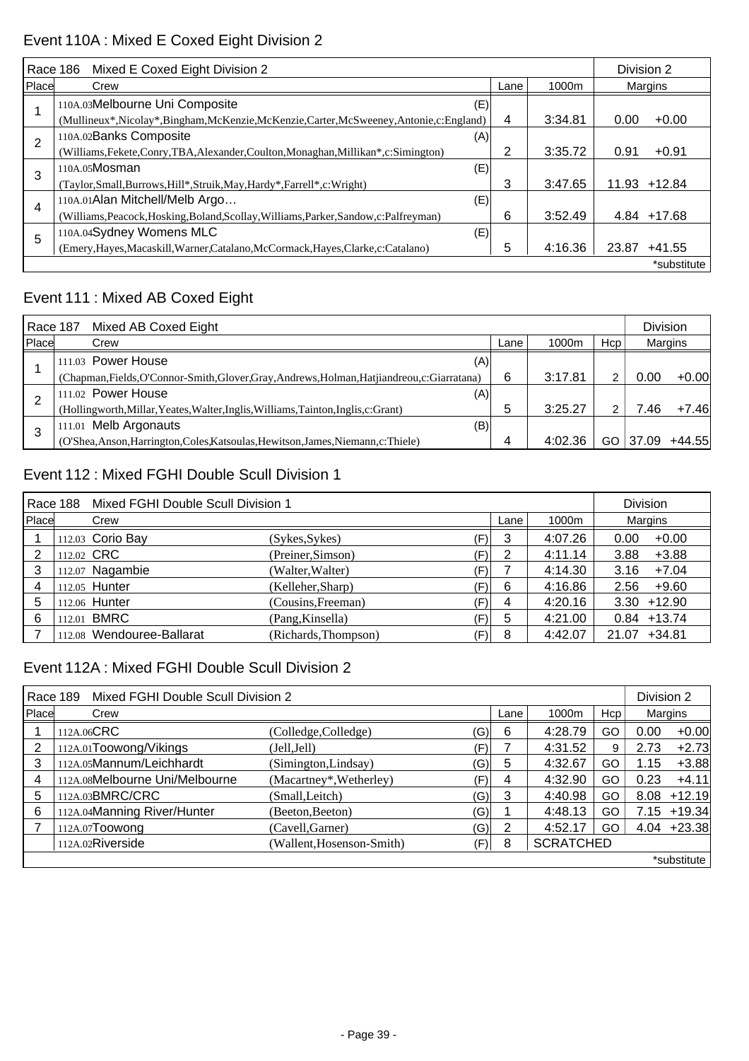## Event 110A : Mixed E Coxed Eight Division 2

| Race 186 | Mixed E Coxed Eight Division 2 | | | | Division 2 | |
|---|---|---|---|---|---|---|
| Place | Crew | | Lane | 1000m | Margins | |
| 1 | 110A.03Melbourne Uni Composite (Mullineux*,Nicolay*,Bingham,McKenzie,McKenzie,Carter,McSweeney,Antonie,c:England) | (E) | 4 | 3:34.81 | 0.00 | +0.00 |
| 2 | 110A.02Banks Composite (Williams,Fekete,Conry,TBA,Alexander,Coulton,Monaghan,Millikan*,c:Simington) | (A) | 2 | 3:35.72 | 0.91 | +0.91 |
| 3 | 110A.05Mosman (Taylor,Small,Burrows,Hill*,Struik,May,Hardy*,Farrell*,c:Wright) | (E) | 3 | 3:47.65 | 11.93 | +12.84 |
| 4 | 110A.01Alan Mitchell/Melb Argo… (Williams,Peacock,Hosking,Boland,Scollay,Williams,Parker,Sandow,c:Palfreyman) | (E) | 6 | 3:52.49 | 4.84 | +17.68 |
| 5 | 110A.04Sydney Womens MLC (Emery,Hayes,Macaskill,Warner,Catalano,McCormack,Hayes,Clarke,c:Catalano) | (E) | 5 | 4:16.36 | 23.87 | +41.55 |

*substitute

## Event 111 : Mixed AB Coxed Eight

| Race 187 | Mixed AB Coxed Eight | | | | | Division | |
|---|---|---|---|---|---|---|---|
| Place | Crew | | Lane | 1000m | Hcp | Margins | |
| 1 | 111.03 Power House (Chapman,Fields,O'Connor-Smith,Glover,Gray,Andrews,Holman,Hatjiandreou,c:Giarratana) | (A) | 6 | 3:17.81 | 2 | 0.00 | +0.00 |
| 2 | 111.02 Power House (Hollingworth,Millar,Yeates,Walter,Inglis,Williams,Tainton,Inglis,c:Grant) | (A) | 5 | 3:25.27 | 2 | 7.46 | +7.46 |
| 3 | 111.01 Melb Argonauts (O'Shea,Anson,Harrington,Coles,Katsoulas,Hewitson,James,Niemann,c:Thiele) | (B) | 4 | 4:02.36 | GO | 37.09 | +44.55 |

## Event 112 : Mixed FGHI Double Scull Division 1

| Race 188 | Mixed FGHI Double Scull Division 1 | | | | | Division | |
|---|---|---|---|---|---|---|---|
| Place | Crew | | | Lane | 1000m | Margins | |
| 1 | 112.03 Corio Bay | (Sykes,Sykes) | (F) | 3 | 4:07.26 | 0.00 | +0.00 |
| 2 | 112.02 CRC | (Preiner,Simson) | (F) | 2 | 4:11.14 | 3.88 | +3.88 |
| 3 | 112.07 Nagambie | (Walter,Walter) | (F) | 7 | 4:14.30 | 3.16 | +7.04 |
| 4 | 112.05 Hunter | (Kelleher,Sharp) | (F) | 6 | 4:16.86 | 2.56 | +9.60 |
| 5 | 112.06 Hunter | (Cousins,Freeman) | (F) | 4 | 4:20.16 | 3.30 | +12.90 |
| 6 | 112.01 BMRC | (Pang,Kinsella) | (F) | 5 | 4:21.00 | 0.84 | +13.74 |
| 7 | 112.08 Wendouree-Ballarat | (Richards,Thompson) | (F) | 8 | 4:42.07 | 21.07 | +34.81 |

## Event 112A : Mixed FGHI Double Scull Division 2

| Race 189 | Mixed FGHI Double Scull Division 2 | | | | | | Division 2 | |
|---|---|---|---|---|---|---|---|---|
| Place | Crew | | | Lane | 1000m | Hcp | Margins | |
| 1 | 112A.06CRC | (Colledge,Colledge) | (G) | 6 | 4:28.79 | GO | 0.00 | +0.00 |
| 2 | 112A.01Toowong/Vikings | (Jell,Jell) | (F) | 7 | 4:31.52 | 9 | 2.73 | +2.73 |
| 3 | 112A.05Mannum/Leichhardt | (Simington,Lindsay) | (G) | 5 | 4:32.67 | GO | 1.15 | +3.88 |
| 4 | 112A.08Melbourne Uni/Melbourne | (Macartney*,Wetherley) | (F) | 4 | 4:32.90 | GO | 0.23 | +4.11 |
| 5 | 112A.03BMRC/CRC | (Small,Leitch) | (G) | 3 | 4:40.98 | GO | 8.08 | +12.19 |
| 6 | 112A.04Manning River/Hunter | (Beeton,Beeton) | (G) | 1 | 4:48.13 | GO | 7.15 | +19.34 |
| 7 | 112A.07Toowong | (Cavell,Garner) | (G) | 2 | 4:52.17 | GO | 4.04 | +23.38 |
| | 112A.02Riverside | (Wallent,Hosenson-Smith) | (F) | 8 | SCRATCHED | | | |

*substitute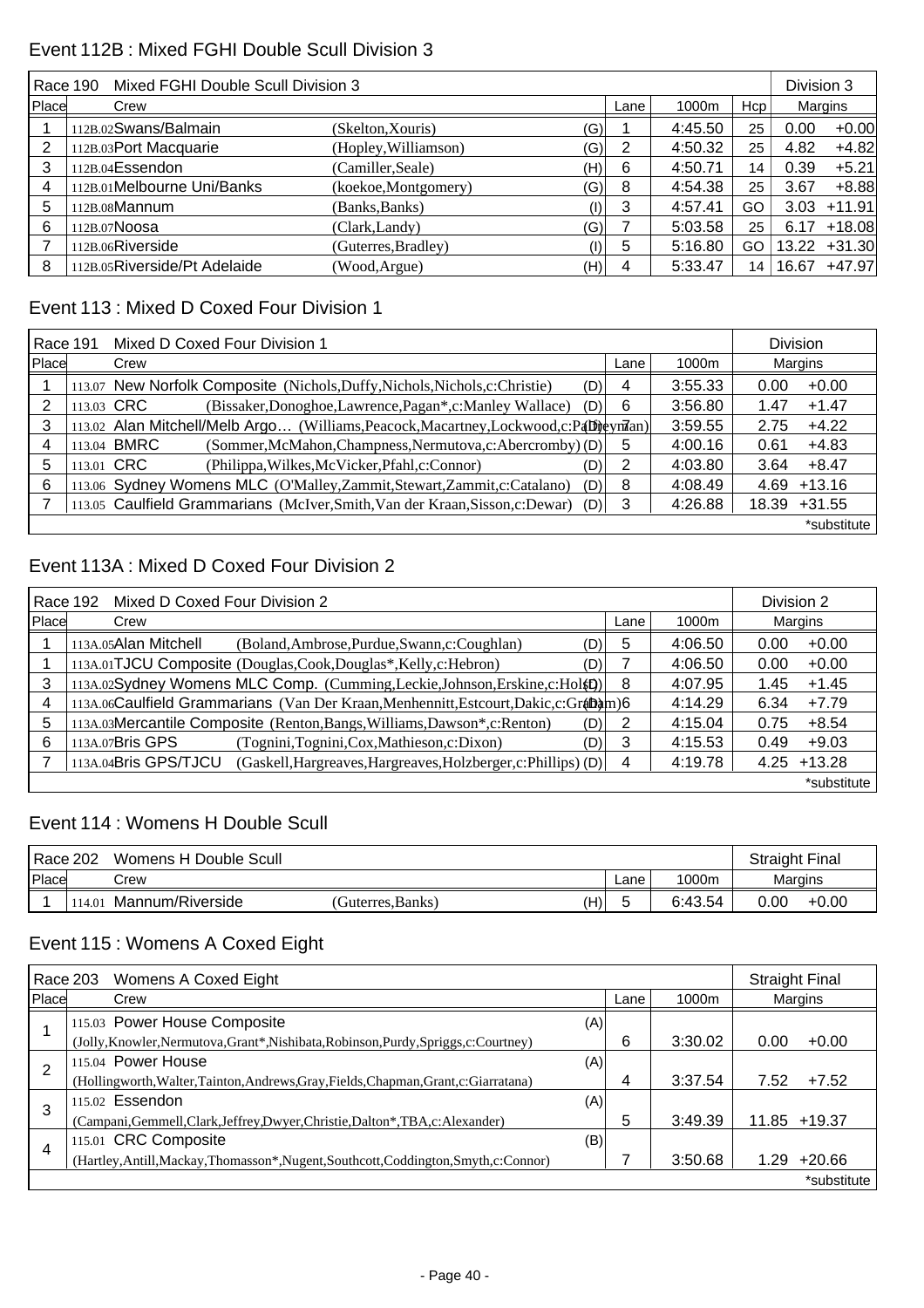## Event 112B : Mixed FGHI Double Scull Division 3

| Race 190 | Mixed FGHI Double Scull Division 3 | | | | | | Division 3 | |
|---|---|---|---|---|---|---|---|---|
| Place | Crew | | | Lane | 1000m | Hcp | Margins | |
| 1 | 112B.02 Swans/Balmain | (Skelton,Xouris) | (G) | 1 | 4:45.50 | 25 | 0.00 | +0.00 |
| 2 | 112B.03 Port Macquarie | (Hopley,Williamson) | (G) | 2 | 4:50.32 | 25 | 4.82 | +4.82 |
| 3 | 112B.04 Essendon | (Camiller,Seale) | (H) | 6 | 4:50.71 | 14 | 0.39 | +5.21 |
| 4 | 112B.01 Melbourne Uni/Banks | (koekoe,Montgomery) | (G) | 8 | 4:54.38 | 25 | 3.67 | +8.88 |
| 5 | 112B.08 Mannum | (Banks,Banks) | (I) | 3 | 4:57.41 | GO | 3.03 | +11.91 |
| 6 | 112B.07 Noosa | (Clark,Landy) | (G) | 7 | 5:03.58 | 25 | 6.17 | +18.08 |
| 7 | 112B.06 Riverside | (Guterres,Bradley) | (I) | 5 | 5:16.80 | GO | 13.22 | +31.30 |
| 8 | 112B.05 Riverside/Pt Adelaide | (Wood,Argue) | (H) | 4 | 5:33.47 | 14 | 16.67 | +47.97 |

## Event 113 : Mixed D Coxed Four Division 1

| Race 191 | Mixed D Coxed Four Division 1 | | | | Division | |
|---|---|---|---|---|---|---|
| Place | Crew | | Lane | 1000m | Margins | |
| 1 | 113.07 New Norfolk Composite (Nichols,Duffy,Nichols,Nichols,c:Christie) | (D) | 4 | 3:55.33 | 0.00 | +0.00 |
| 2 | 113.03 CRC (Bissaker,Donoghoe,Lawrence,Pagan*,c:Manley Wallace) | (D) | 6 | 3:56.80 | 1.47 | +1.47 |
| 3 | 113.02 Alan Mitchell/Melb Argo… (Williams,Peacock,Macartney,Lockwood,c:Parbeyman) | (D) | 7 | 3:59.55 | 2.75 | +4.22 |
| 4 | 113.04 BMRC (Sommer,McMahon,Champness,Nermutova,c:Abercromby) | (D) | 5 | 4:00.16 | 0.61 | +4.83 |
| 5 | 113.01 CRC (Philippa,Wilkes,McVicker,Pfahl,c:Connor) | (D) | 2 | 4:03.80 | 3.64 | +8.47 |
| 6 | 113.06 Sydney Womens MLC (O'Malley,Zammit,Stewart,Zammit,c:Catalano) | (D) | 8 | 4:08.49 | 4.69 | +13.16 |
| 7 | 113.05 Caulfield Grammarians (McIver,Smith,Van der Kraan,Sisson,c:Dewar) | (D) | 3 | 4:26.88 | 18.39 | +31.55 |

*substitute

## Event 113A : Mixed D Coxed Four Division 2

| Race 192 | Mixed D Coxed Four Division 2 | | | | Division 2 | |
|---|---|---|---|---|---|---|
| Place | Crew | | Lane | 1000m | Margins | |
| 1 | 113A.05 Alan Mitchell (Boland,Ambrose,Purdue,Swann,c:Coughlan) | (D) | 5 | 4:06.50 | 0.00 | +0.00 |
| 1 | 113A.01 TJCU Composite (Douglas,Cook,Douglas*,Kelly,c:Hebron) | (D) | 7 | 4:06.50 | 0.00 | +0.00 |
| 3 | 113A.02 Sydney Womens MLC Comp. (Cumming,Leckie,Johnson,Erskine,c:Holst) | (D) | 8 | 4:07.95 | 1.45 | +1.45 |
| 4 | 113A.06 Caulfield Grammarians (Van Der Kraan,Menhennitt,Estcourt,Dakic,c:Graham) | (D) | 6 | 4:14.29 | 6.34 | +7.79 |
| 5 | 113A.03 Mercantile Composite (Renton,Bangs,Williams,Dawson*,c:Renton) | (D) | 2 | 4:15.04 | 0.75 | +8.54 |
| 6 | 113A.07 Bris GPS (Tognini,Tognini,Cox,Mathieson,c:Dixon) | (D) | 3 | 4:15.53 | 0.49 | +9.03 |
| 7 | 113A.04 Bris GPS/TJCU (Gaskell,Hargreaves,Hargreaves,Holzberger,c:Phillips) | (D) | 4 | 4:19.78 | 4.25 | +13.28 |

*substitute

## Event 114 : Womens H Double Scull

| Race 202 | Womens H Double Scull | | | | | Straight Final | |
|---|---|---|---|---|---|---|---|
| Place | Crew | | | Lane | 1000m | Margins | |
| 1 | 114.01 Mannum/Riverside | (Guterres,Banks) | (H) | 5 | 6:43.54 | 0.00 | +0.00 |

## Event 115 : Womens A Coxed Eight

| Race 203 | Womens A Coxed Eight | | | | Straight Final | |
|---|---|---|---|---|---|---|
| Place | Crew | | Lane | 1000m | Margins | |
| 1 | 115.03 Power House Composite (Jolly,Knowler,Nermutova,Grant*,Nishibata,Robinson,Purdy,Spriggs,c:Courtney) | (A) | 6 | 3:30.02 | 0.00 | +0.00 |
| 2 | 115.04 Power House (Hollingworth,Walter,Tainton,Andrews,Gray,Fields,Chapman,Grant,c:Giarratana) | (A) | 4 | 3:37.54 | 7.52 | +7.52 |
| 3 | 115.02 Essendon (Campani,Gemmell,Clark,Jeffrey,Dwyer,Christie,Dalton*,TBA,c:Alexander) | (A) | 5 | 3:49.39 | 11.85 | +19.37 |
| 4 | 115.01 CRC Composite (Hartley,Antill,Mackay,Thomasson*,Nugent,Southcott,Coddington,Smyth,c:Connor) | (B) | 7 | 3:50.68 | 1.29 | +20.66 |

*substitute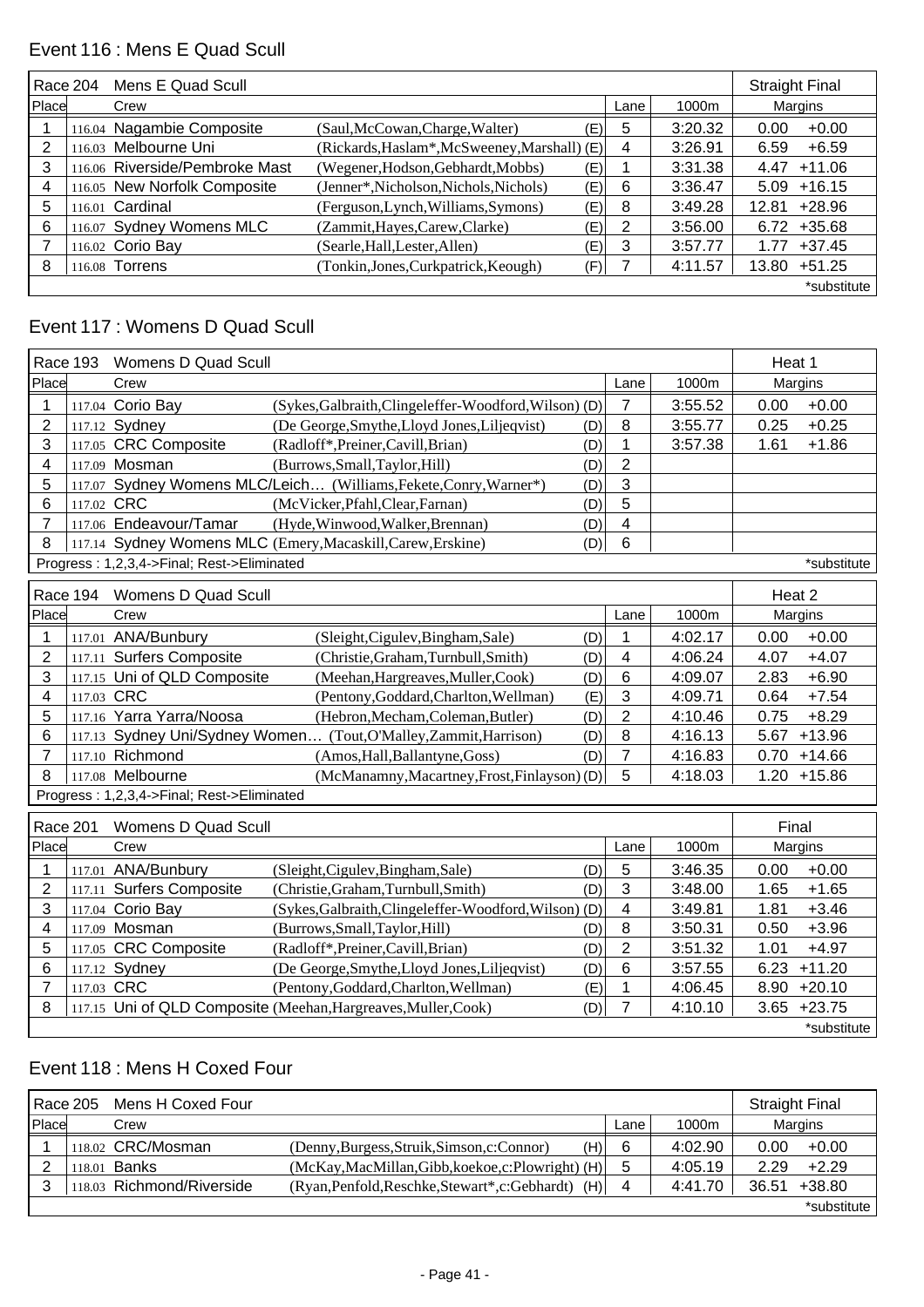## Event 116 : Mens E Quad Scull

| Race 204 | Mens E Quad Scull | | | | | Straight Final | |
|---|---|---|---|---|---|---|---|
| Place | | Crew | | Lane | 1000m | Margins | |
| 1 | 116.04 | Nagambie Composite | (Saul,McCowan,Charge,Walter) (E) | 5 | 3:20.32 | 0.00 | +0.00 |
| 2 | 116.03 | Melbourne Uni | (Rickards,Haslam*,McSweeney,Marshall) (E) | 4 | 3:26.91 | 6.59 | +6.59 |
| 3 | 116.06 | Riverside/Pembroke Mast | (Wegener,Hodson,Gebhardt,Mobbs) (E) | 1 | 3:31.38 | 4.47 | +11.06 |
| 4 | 116.05 | New Norfolk Composite | (Jenner*,Nicholson,Nichols,Nichols) (E) | 6 | 3:36.47 | 5.09 | +16.15 |
| 5 | 116.01 | Cardinal | (Ferguson,Lynch,Williams,Symons) (E) | 8 | 3:49.28 | 12.81 | +28.96 |
| 6 | 116.07 | Sydney Womens MLC | (Zammit,Hayes,Carew,Clarke) (E) | 2 | 3:56.00 | 6.72 | +35.68 |
| 7 | 116.02 | Corio Bay | (Searle,Hall,Lester,Allen) (E) | 3 | 3:57.77 | 1.77 | +37.45 |
| 8 | 116.08 | Torrens | (Tonkin,Jones,Curkpatrick,Keough) (F) | 7 | 4:11.57 | 13.80 | +51.25 |
| | | | | | | | *substitute |

## Event 117 : Womens D Quad Scull

| Race 193 | Womens D Quad Scull | | | | | Heat 1 | |
|---|---|---|---|---|---|---|---|
| Place | | Crew | | Lane | 1000m | Margins | |
| 1 | 117.04 | Corio Bay | (Sykes,Galbraith,Clingeleffer-Woodford,Wilson) (D) | 7 | 3:55.52 | 0.00 | +0.00 |
| 2 | 117.12 | Sydney | (De George,Smythe,Lloyd Jones,Liljeqvist) (D) | 8 | 3:55.77 | 0.25 | +0.25 |
| 3 | 117.05 | CRC Composite | (Radloff*,Preiner,Cavill,Brian) (D) | 1 | 3:57.38 | 1.61 | +1.86 |
| 4 | 117.09 | Mosman | (Burrows,Small,Taylor,Hill) (D) | 2 | | | |
| 5 | 117.07 | Sydney Womens MLC/Leich… | (Williams,Fekete,Conry,Warner*) (D) | 3 | | | |
| 6 | 117.02 | CRC | (McVicker,Pfahl,Clear,Farnan) (D) | 5 | | | |
| 7 | 117.06 | Endeavour/Tamar | (Hyde,Winwood,Walker,Brennan) (D) | 4 | | | |
| 8 | 117.14 | Sydney Womens MLC | (Emery,Macaskill,Carew,Erskine) (D) | 6 | | | |
| Progress : 1,2,3,4->Final; Rest->Eliminated | | | | | | | *substitute |

| Race 194 | Womens D Quad Scull | | | | | Heat 2 | |
|---|---|---|---|---|---|---|---|
| Place | | Crew | | Lane | 1000m | Margins | |
| 1 | 117.01 | ANA/Bunbury | (Sleight,Cigulev,Bingham,Sale) (D) | 1 | 4:02.17 | 0.00 | +0.00 |
| 2 | 117.11 | Surfers Composite | (Christie,Graham,Turnbull,Smith) (D) | 4 | 4:06.24 | 4.07 | +4.07 |
| 3 | 117.15 | Uni of QLD Composite | (Meehan,Hargreaves,Muller,Cook) (D) | 6 | 4:09.07 | 2.83 | +6.90 |
| 4 | 117.03 | CRC | (Pentony,Goddard,Charlton,Wellman) (E) | 3 | 4:09.71 | 0.64 | +7.54 |
| 5 | 117.16 | Yarra Yarra/Noosa | (Hebron,Mecham,Coleman,Butler) (D) | 2 | 4:10.46 | 0.75 | +8.29 |
| 6 | 117.13 | Sydney Uni/Sydney Women… | (Tout,O'Malley,Zammit,Harrison) (D) | 8 | 4:16.13 | 5.67 | +13.96 |
| 7 | 117.10 | Richmond | (Amos,Hall,Ballantyne,Goss) (D) | 7 | 4:16.83 | 0.70 | +14.66 |
| 8 | 117.08 | Melbourne | (McManamny,Macartney,Frost,Finlayson) (D) | 5 | 4:18.03 | 1.20 | +15.86 |
| Progress : 1,2,3,4->Final; Rest->Eliminated | | | | | | | |

| Race 201 | Womens D Quad Scull | | | | | Final | |
|---|---|---|---|---|---|---|---|
| Place | | Crew | | Lane | 1000m | Margins | |
| 1 | 117.01 | ANA/Bunbury | (Sleight,Cigulev,Bingham,Sale) (D) | 5 | 3:46.35 | 0.00 | +0.00 |
| 2 | 117.11 | Surfers Composite | (Christie,Graham,Turnbull,Smith) (D) | 3 | 3:48.00 | 1.65 | +1.65 |
| 3 | 117.04 | Corio Bay | (Sykes,Galbraith,Clingeleffer-Woodford,Wilson) (D) | 4 | 3:49.81 | 1.81 | +3.46 |
| 4 | 117.09 | Mosman | (Burrows,Small,Taylor,Hill) (D) | 8 | 3:50.31 | 0.50 | +3.96 |
| 5 | 117.05 | CRC Composite | (Radloff*,Preiner,Cavill,Brian) (D) | 2 | 3:51.32 | 1.01 | +4.97 |
| 6 | 117.12 | Sydney | (De George,Smythe,Lloyd Jones,Liljeqvist) (D) | 6 | 3:57.55 | 6.23 | +11.20 |
| 7 | 117.03 | CRC | (Pentony,Goddard,Charlton,Wellman) (E) | 1 | 4:06.45 | 8.90 | +20.10 |
| 8 | 117.15 | Uni of QLD Composite | (Meehan,Hargreaves,Muller,Cook) (D) | 7 | 4:10.10 | 3.65 | +23.75 |
| | | | | | | | *substitute |

## Event 118 : Mens H Coxed Four

| Race 205 | Mens H Coxed Four | | | | | Straight Final | |
|---|---|---|---|---|---|---|---|
| Place | | Crew | | Lane | 1000m | Margins | |
| 1 | 118.02 | CRC/Mosman | (Denny,Burgess,Struik,Simson,c:Connor) (H) | 6 | 4:02.90 | 0.00 | +0.00 |
| 2 | 118.01 | Banks | (McKay,MacMillan,Gibb,koekoe,c:Plowright) (H) | 5 | 4:05.19 | 2.29 | +2.29 |
| 3 | 118.03 | Richmond/Riverside | (Ryan,Penfold,Reschke,Stewart*,c:Gebhardt) (H) | 4 | 4:41.70 | 36.51 | +38.80 |
| | | | | | | | *substitute |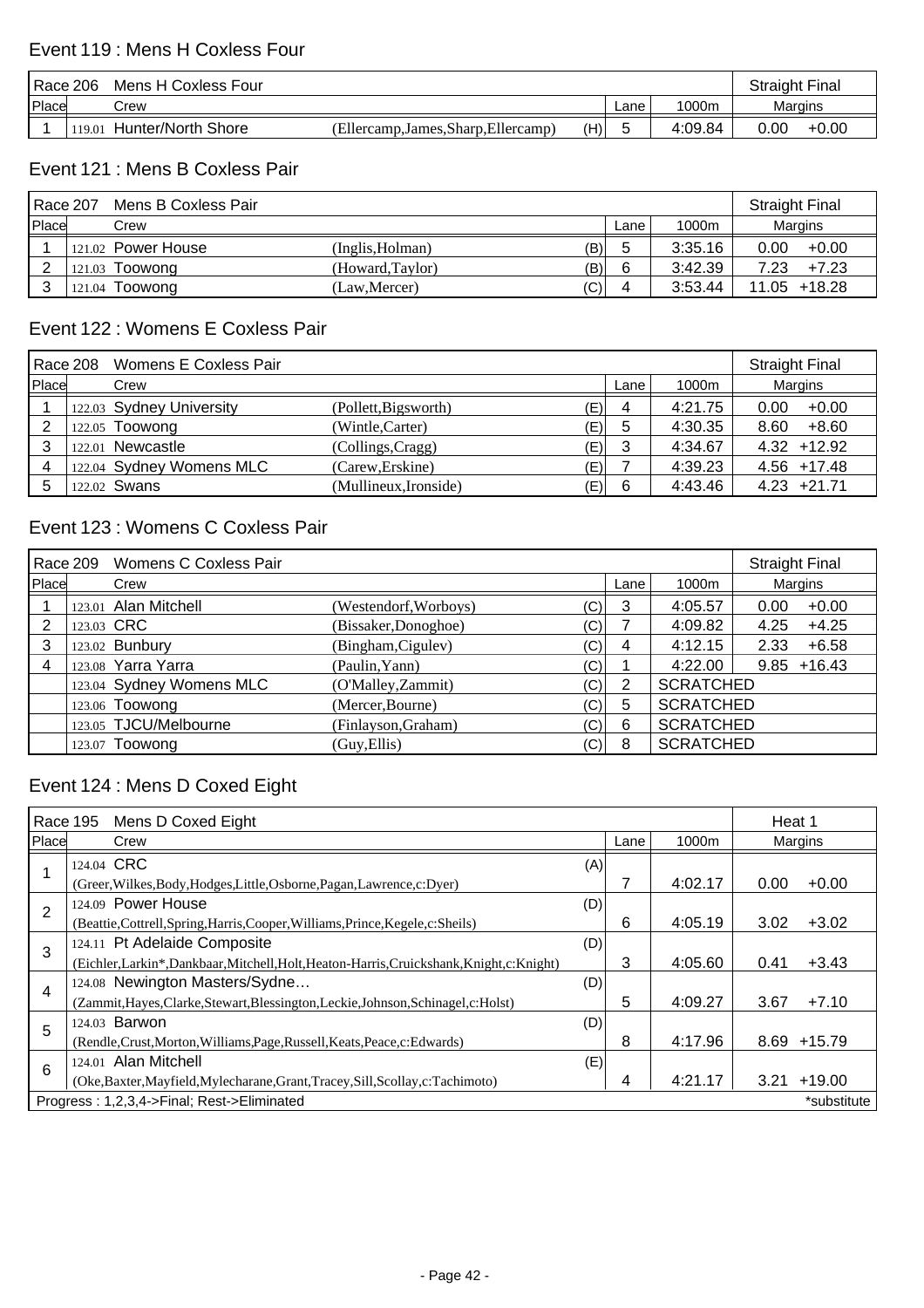## Event 119 : Mens H Coxless Four

| Race 206 | Mens H Coxless Four | | | | | Straight Final |
|---|---|---|---|---|---|---|
| Place | Crew | | | Lane | 1000m | Margins |
| 1 | 119.01 Hunter/North Shore | (Ellercamp,James,Sharp,Ellercamp) | (H) | 5 | 4:09.84 | 0.00 +0.00 |

## Event 121 : Mens B Coxless Pair

| Race 207 | Mens B Coxless Pair | | | | | Straight Final |
|---|---|---|---|---|---|---|
| Place | Crew | | | Lane | 1000m | Margins |
| 1 | 121.02 Power House | (Inglis,Holman) | (B) | 5 | 3:35.16 | 0.00 +0.00 |
| 2 | 121.03 Toowong | (Howard,Taylor) | (B) | 6 | 3:42.39 | 7.23 +7.23 |
| 3 | 121.04 Toowong | (Law,Mercer) | (C) | 4 | 3:53.44 | 11.05 +18.28 |

## Event 122 : Womens E Coxless Pair

| Race 208 | Womens E Coxless Pair | | | | | Straight Final |
|---|---|---|---|---|---|---|
| Place | Crew | | | Lane | 1000m | Margins |
| 1 | 122.03 Sydney University | (Pollett,Bigsworth) | (E) | 4 | 4:21.75 | 0.00 +0.00 |
| 2 | 122.05 Toowong | (Wintle,Carter) | (E) | 5 | 4:30.35 | 8.60 +8.60 |
| 3 | 122.01 Newcastle | (Collings,Cragg) | (E) | 3 | 4:34.67 | 4.32 +12.92 |
| 4 | 122.04 Sydney Womens MLC | (Carew,Erskine) | (E) | 7 | 4:39.23 | 4.56 +17.48 |
| 5 | 122.02 Swans | (Mullineux,Ironside) | (E) | 6 | 4:43.46 | 4.23 +21.71 |

## Event 123 : Womens C Coxless Pair

| Race 209 | Womens C Coxless Pair | | | | | Straight Final |
|---|---|---|---|---|---|---|
| Place | Crew | | | Lane | 1000m | Margins |
| 1 | 123.01 Alan Mitchell | (Westendorf,Worboys) | (C) | 3 | 4:05.57 | 0.00 +0.00 |
| 2 | 123.03 CRC | (Bissaker,Donoghoe) | (C) | 7 | 4:09.82 | 4.25 +4.25 |
| 3 | 123.02 Bunbury | (Bingham,Cigulev) | (C) | 4 | 4:12.15 | 2.33 +6.58 |
| 4 | 123.08 Yarra Yarra | (Paulin,Yann) | (C) | 1 | 4:22.00 | 9.85 +16.43 |
| | 123.04 Sydney Womens MLC | (O'Malley,Zammit) | (C) | 2 | SCRATCHED | |
| | 123.06 Toowong | (Mercer,Bourne) | (C) | 5 | SCRATCHED | |
| | 123.05 TJCU/Melbourne | (Finlayson,Graham) | (C) | 6 | SCRATCHED | |
| | 123.07 Toowong | (Guy,Ellis) | (C) | 8 | SCRATCHED | |

## Event 124 : Mens D Coxed Eight

| Race 195 | Mens D Coxed Eight | | | | Heat 1 |
|---|---|---|---|---|---|
| Place | Crew | | Lane | 1000m | Margins |
| 1 | 124.04 CRC (Greer,Wilkes,Body,Hodges,Little,Osborne,Pagan,Lawrence,c:Dyer) | (A) | 7 | 4:02.17 | 0.00 +0.00 |
| 2 | 124.09 Power House (Beattie,Cottrell,Spring,Harris,Cooper,Williams,Prince,Kegele,c:Sheils) | (D) | 6 | 4:05.19 | 3.02 +3.02 |
| 3 | 124.11 Pt Adelaide Composite (Eichler,Larkin*,Dankbaar,Mitchell,Holt,Heaton-Harris,Cruickshank,Knight,c:Knight) | (D) | 3 | 4:05.60 | 0.41 +3.43 |
| 4 | 124.08 Newington Masters/Sydne… (Zammit,Hayes,Clarke,Stewart,Blessington,Leckie,Johnson,Schinagel,c:Holst) | (D) | 5 | 4:09.27 | 3.67 +7.10 |
| 5 | 124.03 Barwon (Rendle,Crust,Morton,Williams,Page,Russell,Keats,Peace,c:Edwards) | (D) | 8 | 4:17.96 | 8.69 +15.79 |
| 6 | 124.01 Alan Mitchell (Oke,Baxter,Mayfield,Mylecharane,Grant,Tracey,Sill,Scollay,c:Tachimoto) | (E) | 4 | 4:21.17 | 3.21 +19.00 |

Progress : 1,2,3,4->Final; Rest->Eliminated — *substitute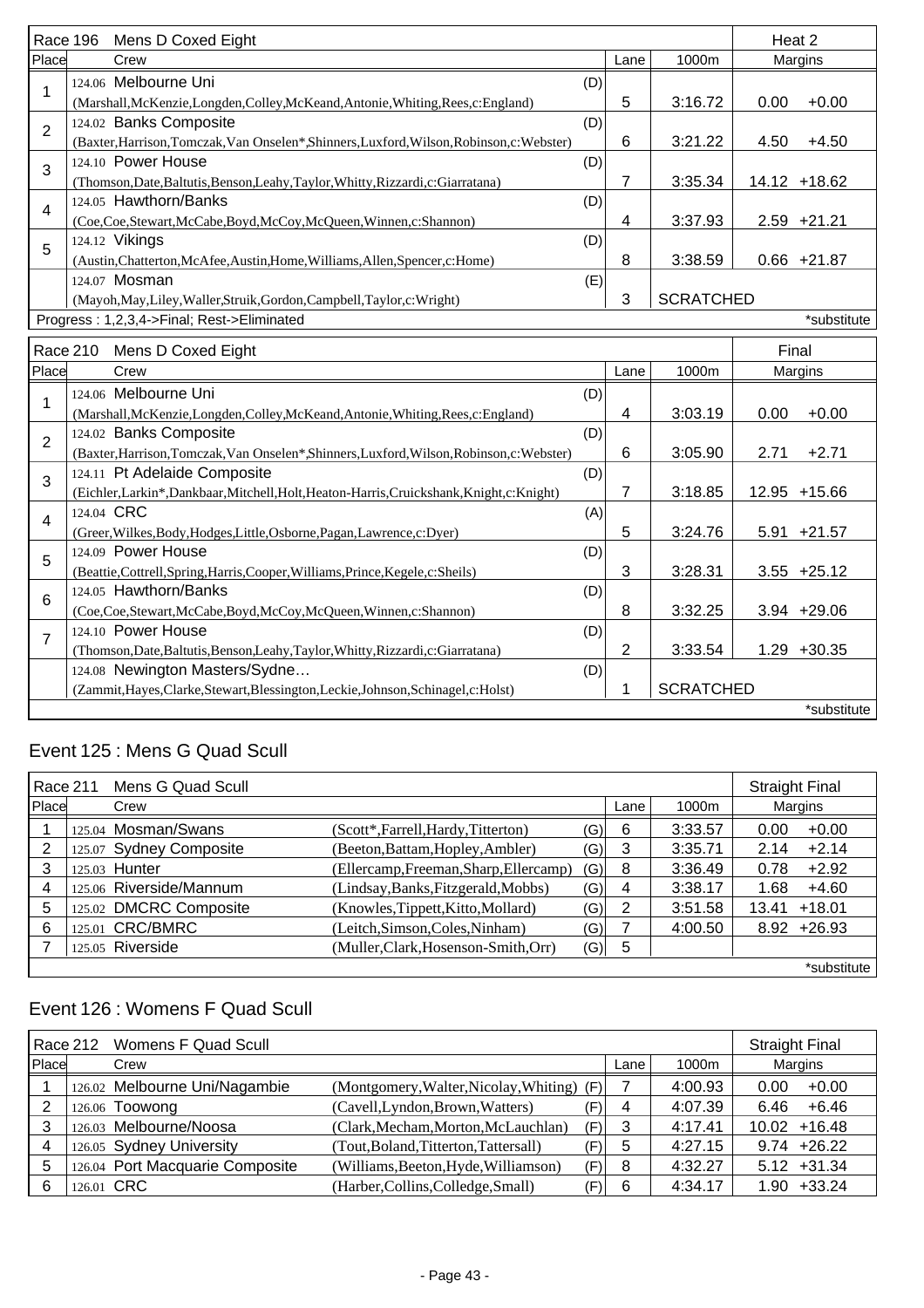| Race 196 | Mens D Coxed Eight | | | | Heat 2 | |
|---|---|---|---|---|---|---|
| Place | Crew | | Lane | 1000m | Margins | |
| 1 | 124.06 Melbourne Uni (Marshall,McKenzie,Longden,Colley,McKeand,Antonie,Whiting,Rees,c:England) | (D) | 5 | 3:16.72 | 0.00 | +0.00 |
| 2 | 124.02 Banks Composite (Baxter,Harrison,Tomczak,Van Onselen*,Shinners,Luxford,Wilson,Robinson,c:Webster) | (D) | 6 | 3:21.22 | 4.50 | +4.50 |
| 3 | 124.10 Power House (Thomson,Date,Baltutis,Benson,Leahy,Taylor,Whitty,Rizzardi,c:Giarratana) | (D) | 7 | 3:35.34 | 14.12 | +18.62 |
| 4 | 124.05 Hawthorn/Banks (Coe,Coe,Stewart,McCabe,Boyd,McCoy,McQueen,Winnen,c:Shannon) | (D) | 4 | 3:37.93 | 2.59 | +21.21 |
| 5 | 124.12 Vikings (Austin,Chatterton,McAfee,Austin,Home,Williams,Allen,Spencer,c:Home) | (D) | 8 | 3:38.59 | 0.66 | +21.87 |
| | 124.07 Mosman (Mayoh,May,Liley,Waller,Struik,Gordon,Campbell,Taylor,c:Wright) | (E) | 3 | SCRATCHED | | |

Progress : 1,2,3,4->Final; Rest->Eliminated

*substitute

| Race 210 | Mens D Coxed Eight | | | | Final | |
|---|---|---|---|---|---|---|
| Place | Crew | | Lane | 1000m | Margins | |
| 1 | 124.06 Melbourne Uni (Marshall,McKenzie,Longden,Colley,McKeand,Antonie,Whiting,Rees,c:England) | (D) | 4 | 3:03.19 | 0.00 | +0.00 |
| 2 | 124.02 Banks Composite (Baxter,Harrison,Tomczak,Van Onselen*,Shinners,Luxford,Wilson,Robinson,c:Webster) | (D) | 6 | 3:05.90 | 2.71 | +2.71 |
| 3 | 124.11 Pt Adelaide Composite (Eichler,Larkin*,Dankbaar,Mitchell,Holt,Heaton-Harris,Cruickshank,Knight,c:Knight) | (D) | 7 | 3:18.85 | 12.95 | +15.66 |
| 4 | 124.04 CRC (Greer,Wilkes,Body,Hodges,Little,Osborne,Pagan,Lawrence,c:Dyer) | (A) | 5 | 3:24.76 | 5.91 | +21.57 |
| 5 | 124.09 Power House (Beattie,Cottrell,Spring,Harris,Cooper,Williams,Prince,Kegele,c:Sheils) | (D) | 3 | 3:28.31 | 3.55 | +25.12 |
| 6 | 124.05 Hawthorn/Banks (Coe,Coe,Stewart,McCabe,Boyd,McCoy,McQueen,Winnen,c:Shannon) | (D) | 8 | 3:32.25 | 3.94 | +29.06 |
| 7 | 124.10 Power House (Thomson,Date,Baltutis,Benson,Leahy,Taylor,Whitty,Rizzardi,c:Giarratana) | (D) | 2 | 3:33.54 | 1.29 | +30.35 |
| | 124.08 Newington Masters/Sydne… (Zammit,Hayes,Clarke,Stewart,Blessington,Leckie,Johnson,Schinagel,c:Holst) | (D) | 1 | SCRATCHED | | |

*substitute

## Event 125 : Mens G Quad Scull

| Race 211 | Mens G Quad Scull | | | | | Straight Final | |
|---|---|---|---|---|---|---|---|
| Place | Crew | | | Lane | 1000m | Margins | |
| 1 | 125.04 Mosman/Swans | (Scott*,Farrell,Hardy,Titterton) | (G) | 6 | 3:33.57 | 0.00 | +0.00 |
| 2 | 125.07 Sydney Composite | (Beeton,Battam,Hopley,Ambler) | (G) | 3 | 3:35.71 | 2.14 | +2.14 |
| 3 | 125.03 Hunter | (Ellercamp,Freeman,Sharp,Ellercamp) | (G) | 8 | 3:36.49 | 0.78 | +2.92 |
| 4 | 125.06 Riverside/Mannum | (Lindsay,Banks,Fitzgerald,Mobbs) | (G) | 4 | 3:38.17 | 1.68 | +4.60 |
| 5 | 125.02 DMCRC Composite | (Knowles,Tippett,Kitto,Mollard) | (G) | 2 | 3:51.58 | 13.41 | +18.01 |
| 6 | 125.01 CRC/BMRC | (Leitch,Simson,Coles,Ninham) | (G) | 7 | 4:00.50 | 8.92 | +26.93 |
| 7 | 125.05 Riverside | (Muller,Clark,Hosenson-Smith,Orr) | (G) | 5 | | | |

*substitute

## Event 126 : Womens F Quad Scull

| Race 212 | Womens F Quad Scull | | | | | Straight Final | |
|---|---|---|---|---|---|---|---|
| Place | Crew | | | Lane | 1000m | Margins | |
| 1 | 126.02 Melbourne Uni/Nagambie | (Montgomery,Walter,Nicolay,Whiting) | (F) | 7 | 4:00.93 | 0.00 | +0.00 |
| 2 | 126.06 Toowong | (Cavell,Lyndon,Brown,Watters) | (F) | 4 | 4:07.39 | 6.46 | +6.46 |
| 3 | 126.03 Melbourne/Noosa | (Clark,Mecham,Morton,McLauchlan) | (F) | 3 | 4:17.41 | 10.02 | +16.48 |
| 4 | 126.05 Sydney University | (Tout,Boland,Titterton,Tattersall) | (F) | 5 | 4:27.15 | 9.74 | +26.22 |
| 5 | 126.04 Port Macquarie Composite | (Williams,Beeton,Hyde,Williamson) | (F) | 8 | 4:32.27 | 5.12 | +31.34 |
| 6 | 126.01 CRC | (Harber,Collins,Colledge,Small) | (F) | 6 | 4:34.17 | 1.90 | +33.24 |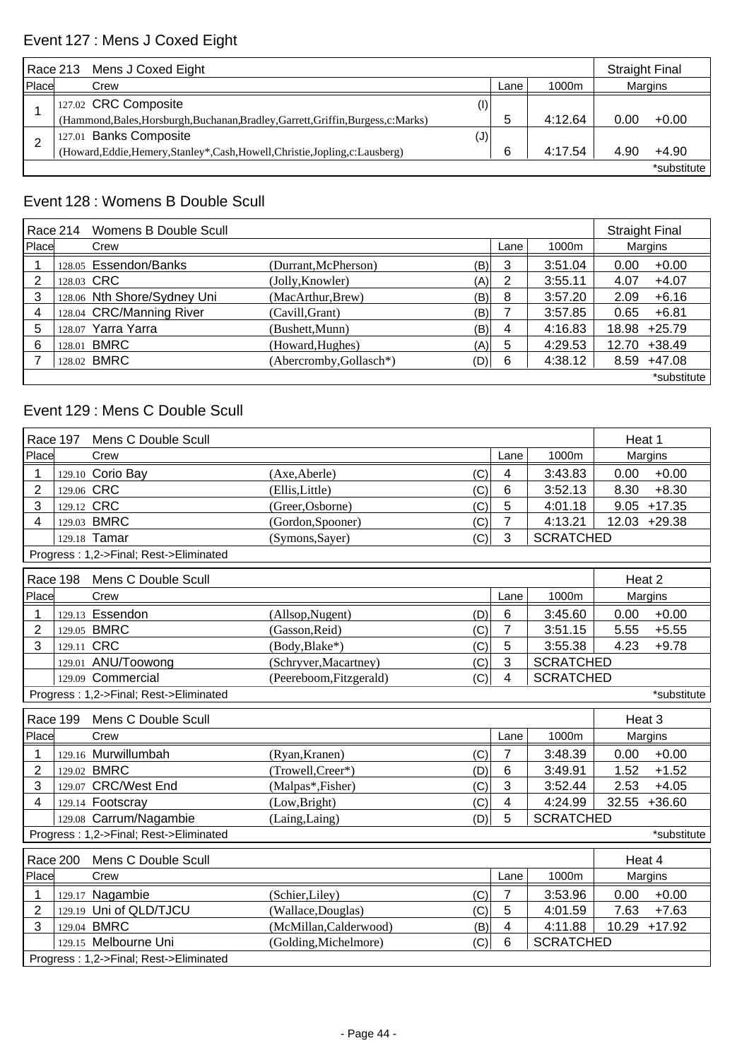## Event 127 : Mens J Coxed Eight

| Race 213 Mens J Coxed Eight | | | | | | Straight Final | |
|---|---|---|---|---|---|---|---|
| Place | Crew | | | Lane | 1000m | Margins | |
| 1 | 127.02 CRC Composite (Hammond,Bales,Horsburgh,Buchanan,Bradley,Garrett,Griffin,Burgess,c:Marks) | | (I) | 5 | 4:12.64 | 0.00 | +0.00 |
| 2 | 127.01 Banks Composite (Howard,Eddie,Hemery,Stanley*,Cash,Howell,Christie,Jopling,c:Lausberg) | | (J) | 6 | 4:17.54 | 4.90 | +4.90 |
| | *substitute | | | | | | |

## Event 128 : Womens B Double Scull

| Race 214 Womens B Double Scull | | | | | | Straight Final | |
|---|---|---|---|---|---|---|---|
| Place | Crew | | | Lane | 1000m | Margins | |
| 1 | 128.05 Essendon/Banks | (Durrant,McPherson) | (B) | 3 | 3:51.04 | 0.00 | +0.00 |
| 2 | 128.03 CRC | (Jolly,Knowler) | (A) | 2 | 3:55.11 | 4.07 | +4.07 |
| 3 | 128.06 Nth Shore/Sydney Uni | (MacArthur,Brew) | (B) | 8 | 3:57.20 | 2.09 | +6.16 |
| 4 | 128.04 CRC/Manning River | (Cavill,Grant) | (B) | 7 | 3:57.85 | 0.65 | +6.81 |
| 5 | 128.07 Yarra Yarra | (Bushett,Munn) | (B) | 4 | 4:16.83 | 18.98 | +25.79 |
| 6 | 128.01 BMRC | (Howard,Hughes) | (A) | 5 | 4:29.53 | 12.70 | +38.49 |
| 7 | 128.02 BMRC | (Abercromby,Gollasch*) | (D) | 6 | 4:38.12 | 8.59 | +47.08 |
| | *substitute | | | | | | |

## Event 129 : Mens C Double Scull

| Race 197 Mens C Double Scull | | | | | | Heat 1 | |
|---|---|---|---|---|---|---|---|
| Place | Crew | | | Lane | 1000m | Margins | |
| 1 | 129.10 Corio Bay | (Axe,Aberle) | (C) | 4 | 3:43.83 | 0.00 | +0.00 |
| 2 | 129.06 CRC | (Ellis,Little) | (C) | 6 | 3:52.13 | 8.30 | +8.30 |
| 3 | 129.12 CRC | (Greer,Osborne) | (C) | 5 | 4:01.18 | 9.05 | +17.35 |
| 4 | 129.03 BMRC | (Gordon,Spooner) | (C) | 7 | 4:13.21 | 12.03 | +29.38 |
| | 129.18 Tamar | (Symons,Sayer) | (C) | 3 | SCRATCHED | | |
| | Progress : 1,2->Final; Rest->Eliminated | | | | | | |

| Race 198 Mens C Double Scull | | | | | | Heat 2 | |
|---|---|---|---|---|---|---|---|
| Place | Crew | | | Lane | 1000m | Margins | |
| 1 | 129.13 Essendon | (Allsop,Nugent) | (D) | 6 | 3:45.60 | 0.00 | +0.00 |
| 2 | 129.05 BMRC | (Gasson,Reid) | (C) | 7 | 3:51.15 | 5.55 | +5.55 |
| 3 | 129.11 CRC | (Body,Blake*) | (C) | 5 | 3:55.38 | 4.23 | +9.78 |
| | 129.01 ANU/Toowong | (Schryver,Macartney) | (C) | 3 | SCRATCHED | | |
| | 129.09 Commercial | (Peereboom,Fitzgerald) | (C) | 4 | SCRATCHED | | |
| | Progress : 1,2->Final; Rest->Eliminated | | | | | | *substitute |

| Race 199 Mens C Double Scull | | | | | | Heat 3 | |
|---|---|---|---|---|---|---|---|
| Place | Crew | | | Lane | 1000m | Margins | |
| 1 | 129.16 Murwillumbah | (Ryan,Kranen) | (C) | 7 | 3:48.39 | 0.00 | +0.00 |
| 2 | 129.02 BMRC | (Trowell,Creer*) | (D) | 6 | 3:49.91 | 1.52 | +1.52 |
| 3 | 129.07 CRC/West End | (Malpas*,Fisher) | (C) | 3 | 3:52.44 | 2.53 | +4.05 |
| 4 | 129.14 Footscray | (Low,Bright) | (C) | 4 | 4:24.99 | 32.55 | +36.60 |
| | 129.08 Carrum/Nagambie | (Laing,Laing) | (D) | 5 | SCRATCHED | | |
| | Progress : 1,2->Final; Rest->Eliminated | | | | | | *substitute |

| Race 200 Mens C Double Scull | | | | | | Heat 4 | |
|---|---|---|---|---|---|---|---|
| Place | Crew | | | Lane | 1000m | Margins | |
| 1 | 129.17 Nagambie | (Schier,Liley) | (C) | 7 | 3:53.96 | 0.00 | +0.00 |
| 2 | 129.19 Uni of QLD/TJCU | (Wallace,Douglas) | (C) | 5 | 4:01.59 | 7.63 | +7.63 |
| 3 | 129.04 BMRC | (McMillan,Calderwood) | (B) | 4 | 4:11.88 | 10.29 | +17.92 |
| | 129.15 Melbourne Uni | (Golding,Michelmore) | (C) | 6 | SCRATCHED | | |
| | Progress : 1,2->Final; Rest->Eliminated | | | | | | |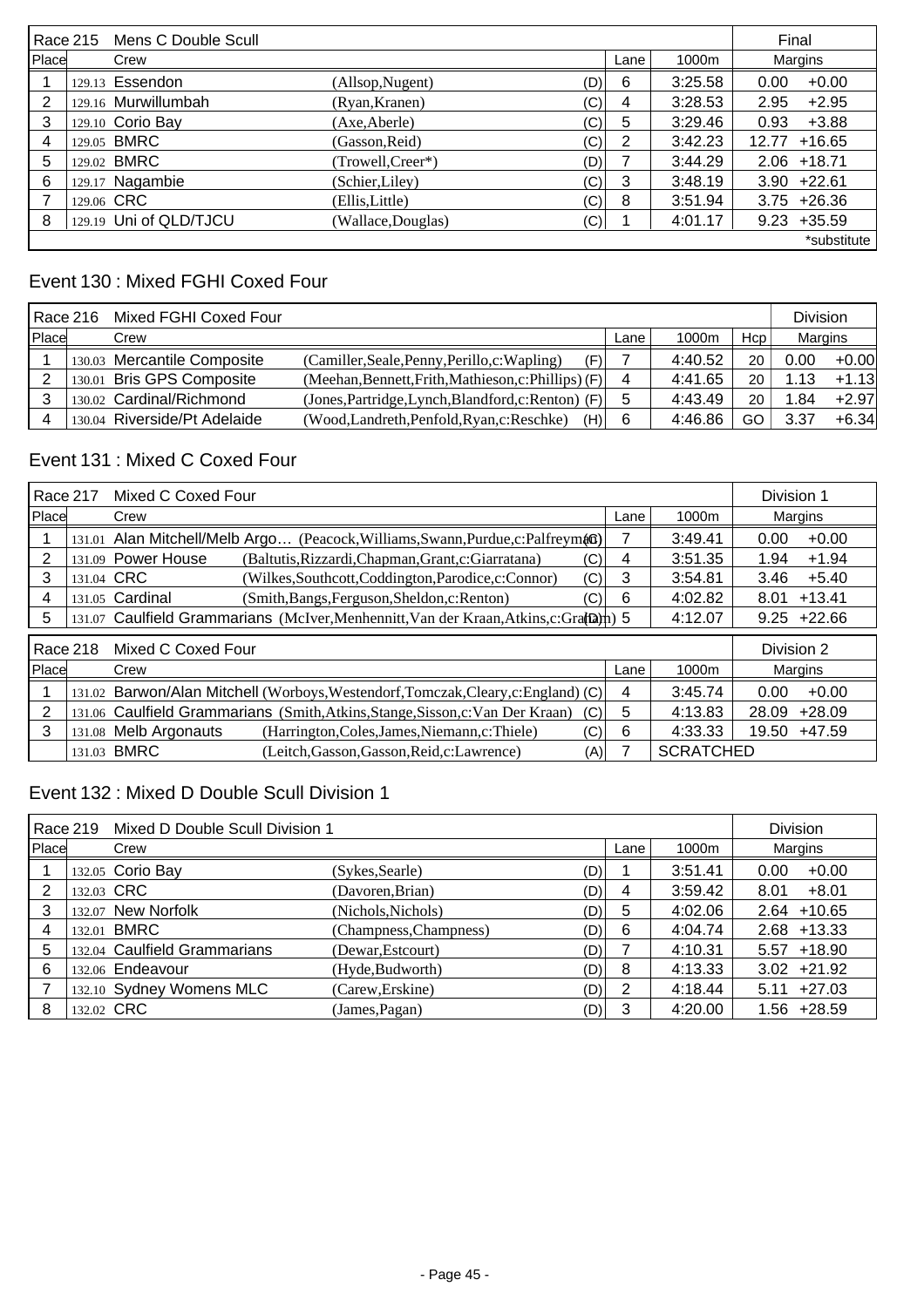| Race 215 | Mens C Double Scull | | | | | Final | |
|---|---|---|---|---|---|---|---|
| Place | | Crew | | Lane | 1000m | Margins | |
| 1 | 129.13 | Essendon | (Allsop,Nugent) (D) | 6 | 3:25.58 | 0.00 | +0.00 |
| 2 | 129.16 | Murwillumbah | (Ryan,Kranen) (C) | 4 | 3:28.53 | 2.95 | +2.95 |
| 3 | 129.10 | Corio Bay | (Axe,Aberle) (C) | 5 | 3:29.46 | 0.93 | +3.88 |
| 4 | 129.05 | BMRC | (Gasson,Reid) (C) | 2 | 3:42.23 | 12.77 | +16.65 |
| 5 | 129.02 | BMRC | (Trowell,Creer*) (D) | 7 | 3:44.29 | 2.06 | +18.71 |
| 6 | 129.17 | Nagambie | (Schier,Liley) (C) | 3 | 3:48.19 | 3.90 | +22.61 |
| 7 | 129.06 | CRC | (Ellis,Little) (C) | 8 | 3:51.94 | 3.75 | +26.36 |
| 8 | 129.19 | Uni of QLD/TJCU | (Wallace,Douglas) (C) | 1 | 4:01.17 | 9.23 | +35.59 |

*substitute

## Event 130 : Mixed FGHI Coxed Four

| Race 216 | Mixed FGHI Coxed Four | | | | | | Division | |
|---|---|---|---|---|---|---|---|---|
| Place | | Crew | | Lane | 1000m | Hcp | Margins | |
| 1 | 130.03 | Mercantile Composite | (Camiller,Seale,Penny,Perillo,c:Wapling) (F) | 7 | 4:40.52 | 20 | 0.00 | +0.00 |
| 2 | 130.01 | Bris GPS Composite | (Meehan,Bennett,Frith,Mathieson,c:Phillips) (F) | 4 | 4:41.65 | 20 | 1.13 | +1.13 |
| 3 | 130.02 | Cardinal/Richmond | (Jones,Partridge,Lynch,Blandford,c:Renton) (F) | 5 | 4:43.49 | 20 | 1.84 | +2.97 |
| 4 | 130.04 | Riverside/Pt Adelaide | (Wood,Landreth,Penfold,Ryan,c:Reschke) (H) | 6 | 4:46.86 | GO | 3.37 | +6.34 |

## Event 131 : Mixed C Coxed Four

| Race 217 | Mixed C Coxed Four | | | | | Division 1 | |
|---|---|---|---|---|---|---|---|
| Place | | Crew | | Lane | 1000m | Margins | |
| 1 | 131.01 | Alan Mitchell/Melb Argo… | (Peacock,Williams,Swann,Purdue,c:Palfreyman) (C) | 7 | 3:49.41 | 0.00 | +0.00 |
| 2 | 131.09 | Power House | (Baltutis,Rizzardi,Chapman,Grant,c:Giarratana) (C) | 4 | 3:51.35 | 1.94 | +1.94 |
| 3 | 131.04 | CRC | (Wilkes,Southcott,Coddington,Parodice,c:Connor) (C) | 3 | 3:54.81 | 3.46 | +5.40 |
| 4 | 131.05 | Cardinal | (Smith,Bangs,Ferguson,Sheldon,c:Renton) (C) | 6 | 4:02.82 | 8.01 | +13.41 |
| 5 | 131.07 | Caulfield Grammarians | (McIver,Menhennitt,Van der Kraan,Atkins,c:Graham) (D) | 5 | 4:12.07 | 9.25 | +22.66 |

| Race 218 | Mixed C Coxed Four | | | | | Division 2 | |
|---|---|---|---|---|---|---|---|
| Place | | Crew | | Lane | 1000m | Margins | |
| 1 | 131.02 | Barwon/Alan Mitchell | (Worboys,Westendorf,Tomczak,Cleary,c:England) (C) | 4 | 3:45.74 | 0.00 | +0.00 |
| 2 | 131.06 | Caulfield Grammarians | (Smith,Atkins,Stange,Sisson,c:Van Der Kraan) (C) | 5 | 4:13.83 | 28.09 | +28.09 |
| 3 | 131.08 | Melb Argonauts | (Harrington,Coles,James,Niemann,c:Thiele) (C) | 6 | 4:33.33 | 19.50 | +47.59 |
| | 131.03 | BMRC | (Leitch,Gasson,Gasson,Reid,c:Lawrence) (A) | 7 | SCRATCHED | | |

## Event 132 : Mixed D Double Scull Division 1

| Race 219 | Mixed D Double Scull Division 1 | | | | | Division | |
|---|---|---|---|---|---|---|---|
| Place | | Crew | | Lane | 1000m | Margins | |
| 1 | 132.05 | Corio Bay | (Sykes,Searle) (D) | 1 | 3:51.41 | 0.00 | +0.00 |
| 2 | 132.03 | CRC | (Davoren,Brian) (D) | 4 | 3:59.42 | 8.01 | +8.01 |
| 3 | 132.07 | New Norfolk | (Nichols,Nichols) (D) | 5 | 4:02.06 | 2.64 | +10.65 |
| 4 | 132.01 | BMRC | (Champness,Champness) (D) | 6 | 4:04.74 | 2.68 | +13.33 |
| 5 | 132.04 | Caulfield Grammarians | (Dewar,Estcourt) (D) | 7 | 4:10.31 | 5.57 | +18.90 |
| 6 | 132.06 | Endeavour | (Hyde,Budworth) (D) | 8 | 4:13.33 | 3.02 | +21.92 |
| 7 | 132.10 | Sydney Womens MLC | (Carew,Erskine) (D) | 2 | 4:18.44 | 5.11 | +27.03 |
| 8 | 132.02 | CRC | (James,Pagan) (D) | 3 | 4:20.00 | 1.56 | +28.59 |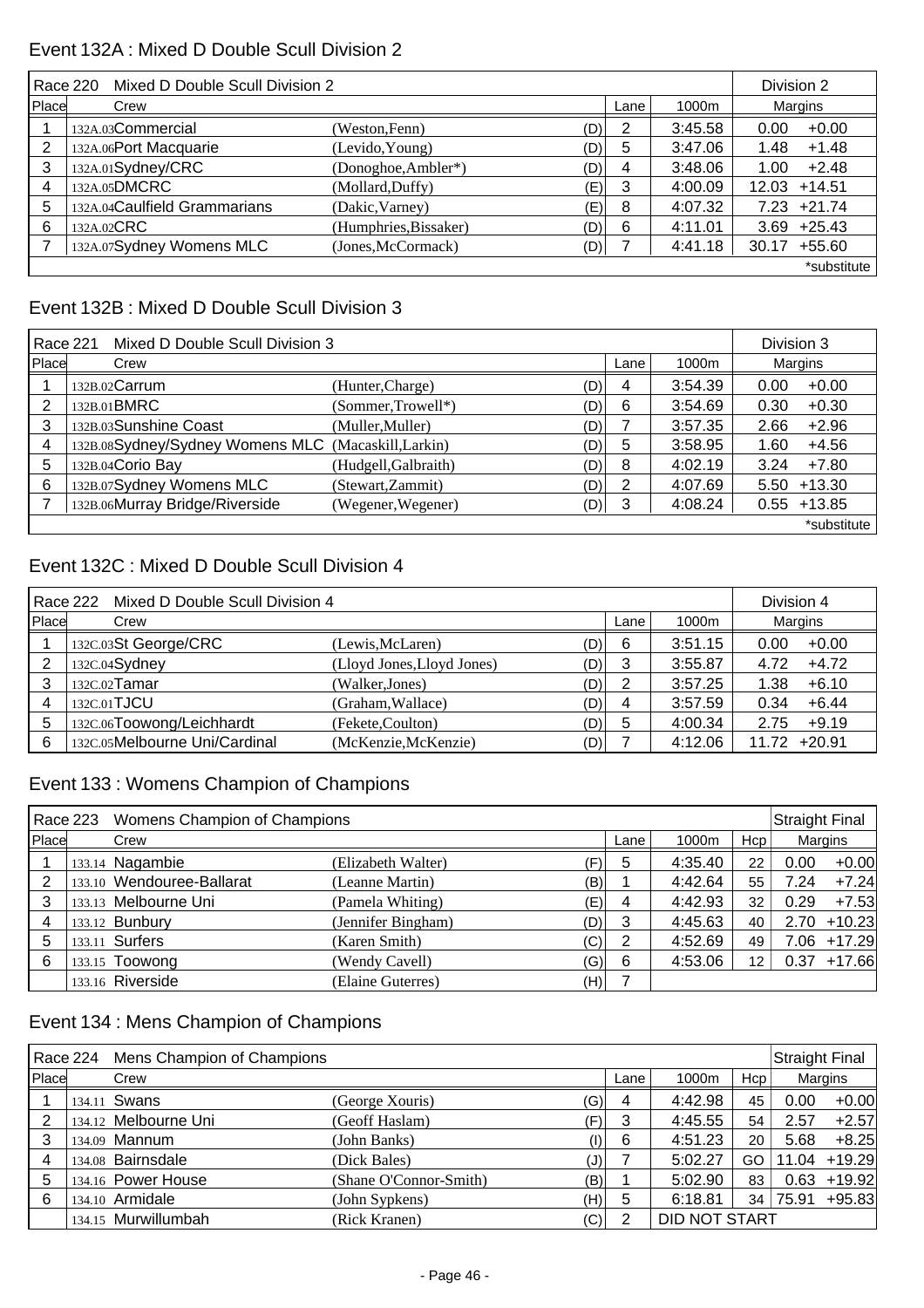## Event 132A : Mixed D Double Scull Division 2

| Race 220 | Mixed D Double Scull Division 2 | | | | | Division 2 | |
|---|---|---|---|---|---|---|---|
| Place | Crew | | | Lane | 1000m | Margins | |
| 1 | 132A.03Commercial | (Weston,Fenn) | (D) | 2 | 3:45.58 | 0.00 | +0.00 |
| 2 | 132A.06Port Macquarie | (Levido,Young) | (D) | 5 | 3:47.06 | 1.48 | +1.48 |
| 3 | 132A.01Sydney/CRC | (Donoghoe,Ambler*) | (D) | 4 | 3:48.06 | 1.00 | +2.48 |
| 4 | 132A.05DMCRC | (Mollard,Duffy) | (E) | 3 | 4:00.09 | 12.03 | +14.51 |
| 5 | 132A.04Caulfield Grammarians | (Dakic,Varney) | (E) | 8 | 4:07.32 | 7.23 | +21.74 |
| 6 | 132A.02CRC | (Humphries,Bissaker) | (D) | 6 | 4:11.01 | 3.69 | +25.43 |
| 7 | 132A.07Sydney Womens MLC | (Jones,McCormack) | (D) | 7 | 4:41.18 | 30.17 | +55.60 |
| | | | | | | | *substitute |

## Event 132B : Mixed D Double Scull Division 3

| Race 221 | Mixed D Double Scull Division 3 | | | | | Division 3 | |
|---|---|---|---|---|---|---|---|
| Place | Crew | | | Lane | 1000m | Margins | |
| 1 | 132B.02Carrum | (Hunter,Charge) | (D) | 4 | 3:54.39 | 0.00 | +0.00 |
| 2 | 132B.01BMRC | (Sommer,Trowell*) | (D) | 6 | 3:54.69 | 0.30 | +0.30 |
| 3 | 132B.03Sunshine Coast | (Muller,Muller) | (D) | 7 | 3:57.35 | 2.66 | +2.96 |
| 4 | 132B.08Sydney/Sydney Womens MLC | (Macaskill,Larkin) | (D) | 5 | 3:58.95 | 1.60 | +4.56 |
| 5 | 132B.04Corio Bay | (Hudgell,Galbraith) | (D) | 8 | 4:02.19 | 3.24 | +7.80 |
| 6 | 132B.07Sydney Womens MLC | (Stewart,Zammit) | (D) | 2 | 4:07.69 | 5.50 | +13.30 |
| 7 | 132B.06Murray Bridge/Riverside | (Wegener,Wegener) | (D) | 3 | 4:08.24 | 0.55 | +13.85 |
| | | | | | | | *substitute |

## Event 132C : Mixed D Double Scull Division 4

| Race 222 | Mixed D Double Scull Division 4 | | | | | Division 4 | |
|---|---|---|---|---|---|---|---|
| Place | Crew | | | Lane | 1000m | Margins | |
| 1 | 132C.03St George/CRC | (Lewis,McLaren) | (D) | 6 | 3:51.15 | 0.00 | +0.00 |
| 2 | 132C.04Sydney | (Lloyd Jones,Lloyd Jones) | (D) | 3 | 3:55.87 | 4.72 | +4.72 |
| 3 | 132C.02Tamar | (Walker,Jones) | (D) | 2 | 3:57.25 | 1.38 | +6.10 |
| 4 | 132C.01TJCU | (Graham,Wallace) | (D) | 4 | 3:57.59 | 0.34 | +6.44 |
| 5 | 132C.06Toowong/Leichhardt | (Fekete,Coulton) | (D) | 5 | 4:00.34 | 2.75 | +9.19 |
| 6 | 132C.05Melbourne Uni/Cardinal | (McKenzie,McKenzie) | (D) | 7 | 4:12.06 | 11.72 | +20.91 |

## Event 133 : Womens Champion of Champions

| Race 223 | Womens Champion of Champions | | | | | | Straight Final | |
|---|---|---|---|---|---|---|---|---|
| Place | Crew | | | Lane | 1000m | Hcp | Margins | |
| 1 | 133.14 Nagambie | (Elizabeth Walter) | (F) | 5 | 4:35.40 | 22 | 0.00 | +0.00 |
| 2 | 133.10 Wendouree-Ballarat | (Leanne Martin) | (B) | 1 | 4:42.64 | 55 | 7.24 | +7.24 |
| 3 | 133.13 Melbourne Uni | (Pamela Whiting) | (E) | 4 | 4:42.93 | 32 | 0.29 | +7.53 |
| 4 | 133.12 Bunbury | (Jennifer Bingham) | (D) | 3 | 4:45.63 | 40 | 2.70 | +10.23 |
| 5 | 133.11 Surfers | (Karen Smith) | (C) | 2 | 4:52.69 | 49 | 7.06 | +17.29 |
| 6 | 133.15 Toowong | (Wendy Cavell) | (G) | 6 | 4:53.06 | 12 | 0.37 | +17.66 |
| | 133.16 Riverside | (Elaine Guterres) | (H) | 7 | | | | |

## Event 134 : Mens Champion of Champions

| Race 224 | Mens Champion of Champions | | | | | | Straight Final | |
|---|---|---|---|---|---|---|---|---|
| Place | Crew | | | Lane | 1000m | Hcp | Margins | |
| 1 | 134.11 Swans | (George Xouris) | (G) | 4 | 4:42.98 | 45 | 0.00 | +0.00 |
| 2 | 134.12 Melbourne Uni | (Geoff Haslam) | (F) | 3 | 4:45.55 | 54 | 2.57 | +2.57 |
| 3 | 134.09 Mannum | (John Banks) | (I) | 6 | 4:51.23 | 20 | 5.68 | +8.25 |
| 4 | 134.08 Bairnsdale | (Dick Bales) | (J) | 7 | 5:02.27 | GO | 11.04 | +19.29 |
| 5 | 134.16 Power House | (Shane O'Connor-Smith) | (B) | 1 | 5:02.90 | 83 | 0.63 | +19.92 |
| 6 | 134.10 Armidale | (John Sypkens) | (H) | 5 | 6:18.81 | 34 | 75.91 | +95.83 |
| | 134.15 Murwillumbah | (Rick Kranen) | (C) | 2 | DID NOT START | | | |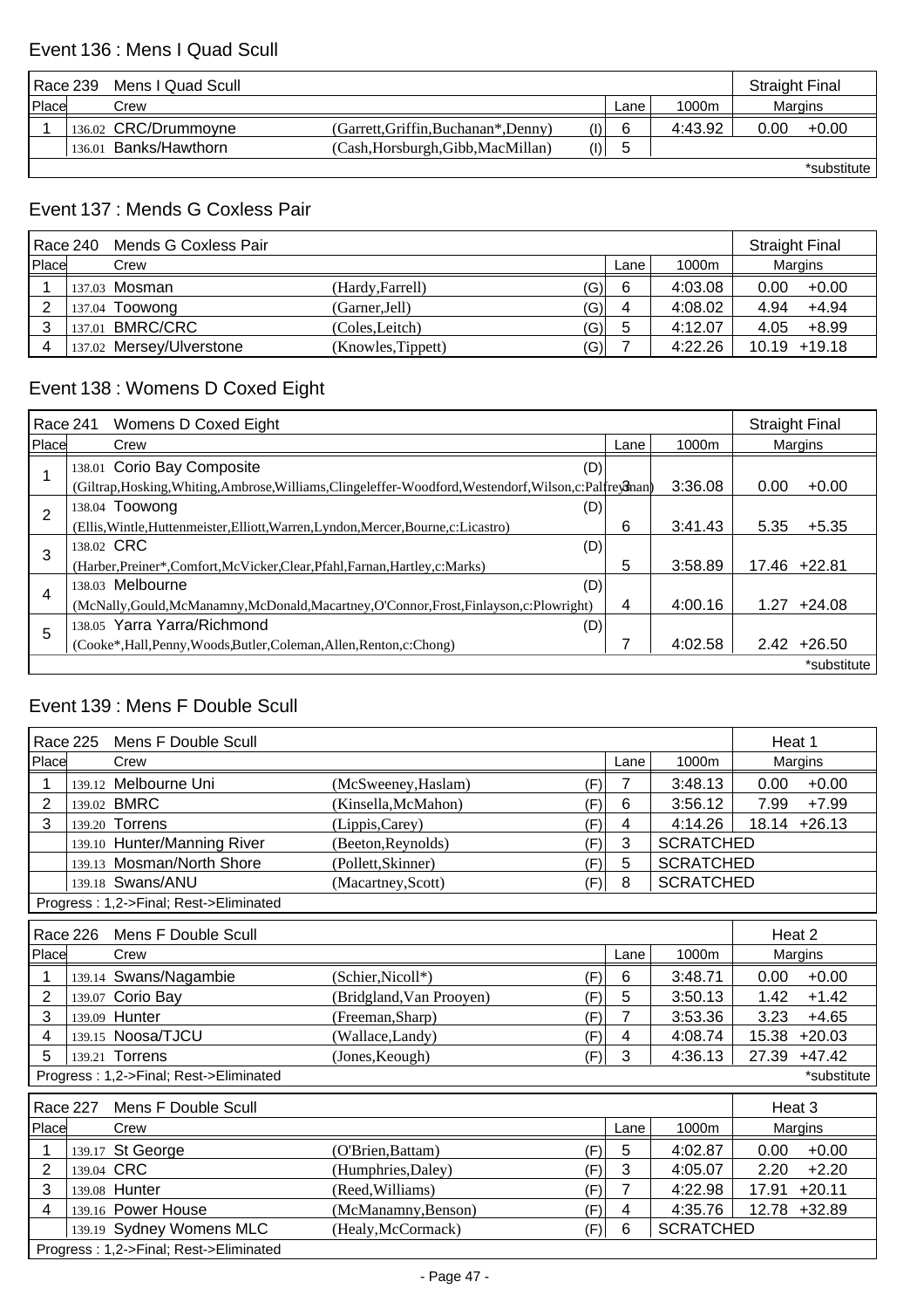## Event 136 : Mens I Quad Scull

| Race 239 | Mens I Quad Scull | | | | | Straight Final |
|---|---|---|---|---|---|---|
| Place | Crew | | | Lane | 1000m | Margins |
| 1 | 136.02 CRC/Drummoyne | (Garrett,Griffin,Buchanan*,Denny) | (I) | 6 | 4:43.92 | 0.00 +0.00 |
| | 136.01 Banks/Hawthorn | (Cash,Horsburgh,Gibb,MacMillan) | (I) | 5 | | |

*substitute

## Event 137 : Mends G Coxless Pair

| Race 240 | Mends G Coxless Pair | | | | | Straight Final |
|---|---|---|---|---|---|---|
| Place | Crew | | | Lane | 1000m | Margins |
| 1 | 137.03 Mosman | (Hardy,Farrell) | (G) | 6 | 4:03.08 | 0.00 +0.00 |
| 2 | 137.04 Toowong | (Garner,Jell) | (G) | 4 | 4:08.02 | 4.94 +4.94 |
| 3 | 137.01 BMRC/CRC | (Coles,Leitch) | (G) | 5 | 4:12.07 | 4.05 +8.99 |
| 4 | 137.02 Mersey/Ulverstone | (Knowles,Tippett) | (G) | 7 | 4:22.26 | 10.19 +19.18 |

## Event 138 : Womens D Coxed Eight

| Race 241 | Womens D Coxed Eight | | | | Straight Final |
|---|---|---|---|---|---|
| Place | Crew | | Lane | 1000m | Margins |
| 1 | 138.01 Corio Bay Composite (Giltrap,Hosking,Whiting,Ambrose,Williams,Clingeleffer-Woodford,Westendorf,Wilson,c:Palfreyman) | (D) | 3 | 3:36.08 | 0.00 +0.00 |
| 2 | 138.04 Toowong (Ellis,Wintle,Huttenmeister,Elliott,Warren,Lyndon,Mercer,Bourne,c:Licastro) | (D) | 6 | 3:41.43 | 5.35 +5.35 |
| 3 | 138.02 CRC (Harber,Preiner*,Comfort,McVicker,Clear,Pfahl,Farnan,Hartley,c:Marks) | (D) | 5 | 3:58.89 | 17.46 +22.81 |
| 4 | 138.03 Melbourne (McNally,Gould,McManamny,McDonald,Macartney,O'Connor,Frost,Finlayson,c:Plowright) | (D) | 4 | 4:00.16 | 1.27 +24.08 |
| 5 | 138.05 Yarra Yarra/Richmond (Cooke*,Hall,Penny,Woods,Butler,Coleman,Allen,Renton,c:Chong) | (D) | 7 | 4:02.58 | 2.42 +26.50 |

*substitute

## Event 139 : Mens F Double Scull

| Race 225 | Mens F Double Scull | | | | | Heat 1 |
|---|---|---|---|---|---|---|
| Place | Crew | | | Lane | 1000m | Margins |
| 1 | 139.12 Melbourne Uni | (McSweeney,Haslam) | (F) | 7 | 3:48.13 | 0.00 +0.00 |
| 2 | 139.02 BMRC | (Kinsella,McMahon) | (F) | 6 | 3:56.12 | 7.99 +7.99 |
| 3 | 139.20 Torrens | (Lippis,Carey) | (F) | 4 | 4:14.26 | 18.14 +26.13 |
| | 139.10 Hunter/Manning River | (Beeton,Reynolds) | (F) | 3 | SCRATCHED | |
| | 139.13 Mosman/North Shore | (Pollett,Skinner) | (F) | 5 | SCRATCHED | |
| | 139.18 Swans/ANU | (Macartney,Scott) | (F) | 8 | SCRATCHED | |

Progress : 1,2->Final; Rest->Eliminated

| Race 226 | Mens F Double Scull | | | | | Heat 2 |
|---|---|---|---|---|---|---|
| Place | Crew | | | Lane | 1000m | Margins |
| 1 | 139.14 Swans/Nagambie | (Schier,Nicoll*) | (F) | 6 | 3:48.71 | 0.00 +0.00 |
| 2 | 139.07 Corio Bay | (Bridgland,Van Prooyen) | (F) | 5 | 3:50.13 | 1.42 +1.42 |
| 3 | 139.09 Hunter | (Freeman,Sharp) | (F) | 7 | 3:53.36 | 3.23 +4.65 |
| 4 | 139.15 Noosa/TJCU | (Wallace,Landy) | (F) | 4 | 4:08.74 | 15.38 +20.03 |
| 5 | 139.21 Torrens | (Jones,Keough) | (F) | 3 | 4:36.13 | 27.39 +47.42 |

Progress : 1,2->Final; Rest->Eliminated

*substitute

| Race 227 | Mens F Double Scull | | | | | Heat 3 |
|---|---|---|---|---|---|---|
| Place | Crew | | | Lane | 1000m | Margins |
| 1 | 139.17 St George | (O'Brien,Battam) | (F) | 5 | 4:02.87 | 0.00 +0.00 |
| 2 | 139.04 CRC | (Humphries,Daley) | (F) | 3 | 4:05.07 | 2.20 +2.20 |
| 3 | 139.08 Hunter | (Reed,Williams) | (F) | 7 | 4:22.98 | 17.91 +20.11 |
| 4 | 139.16 Power House | (McManamny,Benson) | (F) | 4 | 4:35.76 | 12.78 +32.89 |
| | 139.19 Sydney Womens MLC | (Healy,McCormack) | (F) | 6 | SCRATCHED | |

Progress : 1,2->Final; Rest->Eliminated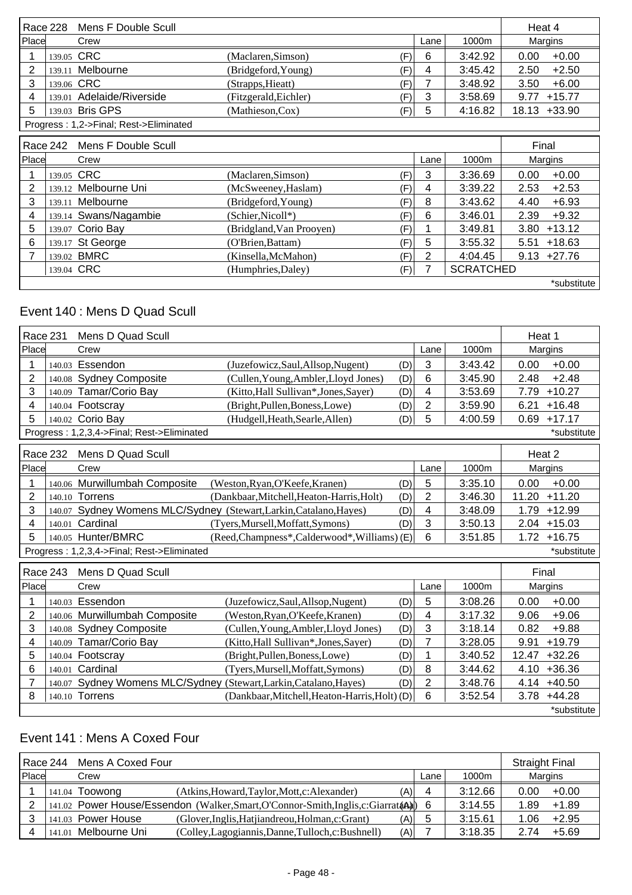| Race 228 | Mens F Double Scull | | | | | Heat 4 | |
|---|---|---|---|---|---|---|---|
| Place | Crew | | | Lane | 1000m | Margins | |
| 1 | 139.05 CRC | (Maclaren,Simson) | (F) | 6 | 3:42.92 | 0.00 | +0.00 |
| 2 | 139.11 Melbourne | (Bridgeford,Young) | (F) | 4 | 3:45.42 | 2.50 | +2.50 |
| 3 | 139.06 CRC | (Strapps,Hieatt) | (F) | 7 | 3:48.92 | 3.50 | +6.00 |
| 4 | 139.01 Adelaide/Riverside | (Fitzgerald,Eichler) | (F) | 3 | 3:58.69 | 9.77 | +15.77 |
| 5 | 139.03 Bris GPS | (Mathieson,Cox) | (F) | 5 | 4:16.82 | 18.13 | +33.90 |

Progress : 1,2->Final; Rest->Eliminated

| Race 242 | Mens F Double Scull | | | | | Final | |
|---|---|---|---|---|---|---|---|
| Place | Crew | | | Lane | 1000m | Margins | |
| 1 | 139.05 CRC | (Maclaren,Simson) | (F) | 3 | 3:36.69 | 0.00 | +0.00 |
| 2 | 139.12 Melbourne Uni | (McSweeney,Haslam) | (F) | 4 | 3:39.22 | 2.53 | +2.53 |
| 3 | 139.11 Melbourne | (Bridgeford,Young) | (F) | 8 | 3:43.62 | 4.40 | +6.93 |
| 4 | 139.14 Swans/Nagambie | (Schier,Nicoll*) | (F) | 6 | 3:46.01 | 2.39 | +9.32 |
| 5 | 139.07 Corio Bay | (Bridgland,Van Prooyen) | (F) | 1 | 3:49.81 | 3.80 | +13.12 |
| 6 | 139.17 St George | (O'Brien,Battam) | (F) | 5 | 3:55.32 | 5.51 | +18.63 |
| 7 | 139.02 BMRC | (Kinsella,McMahon) | (F) | 2 | 4:04.45 | 9.13 | +27.76 |
| | 139.04 CRC | (Humphries,Daley) | (F) | 7 | SCRATCHED | | |

*substitute

## Event 140 : Mens D Quad Scull

| Race 231 | Mens D Quad Scull | | | | | Heat 1 | |
|---|---|---|---|---|---|---|---|
| Place | Crew | | | Lane | 1000m | Margins | |
| 1 | 140.03 Essendon | (Juzefowicz,Saul,Allsop,Nugent) | (D) | 3 | 3:43.42 | 0.00 | +0.00 |
| 2 | 140.08 Sydney Composite | (Cullen,Young,Ambler,Lloyd Jones) | (D) | 6 | 3:45.90 | 2.48 | +2.48 |
| 3 | 140.09 Tamar/Corio Bay | (Kitto,Hall Sullivan*,Jones,Sayer) | (D) | 4 | 3:53.69 | 7.79 | +10.27 |
| 4 | 140.04 Footscray | (Bright,Pullen,Boness,Lowe) | (D) | 2 | 3:59.90 | 6.21 | +16.48 |
| 5 | 140.02 Corio Bay | (Hudgell,Heath,Searle,Allen) | (D) | 5 | 4:00.59 | 0.69 | +17.17 |

Progress : 1,2,3,4->Final; Rest->Eliminated *substitute

| Race 232 | Mens D Quad Scull | | | | | Heat 2 | |
|---|---|---|---|---|---|---|---|
| Place | Crew | | | Lane | 1000m | Margins | |
| 1 | 140.06 Murwillumbah Composite | (Weston,Ryan,O'Keefe,Kranen) | (D) | 5 | 3:35.10 | 0.00 | +0.00 |
| 2 | 140.10 Torrens | (Dankbaar,Mitchell,Heaton-Harris,Holt) | (D) | 2 | 3:46.30 | 11.20 | +11.20 |
| 3 | 140.07 Sydney Womens MLC/Sydney | (Stewart,Larkin,Catalano,Hayes) | (D) | 4 | 3:48.09 | 1.79 | +12.99 |
| 4 | 140.01 Cardinal | (Tyers,Mursell,Moffatt,Symons) | (D) | 3 | 3:50.13 | 2.04 | +15.03 |
| 5 | 140.05 Hunter/BMRC | (Reed,Champness*,Calderwood*,Williams) | (E) | 6 | 3:51.85 | 1.72 | +16.75 |

Progress : 1,2,3,4->Final; Rest->Eliminated *substitute

| Race 243 | Mens D Quad Scull | | | | | Final | |
|---|---|---|---|---|---|---|---|
| Place | Crew | | | Lane | 1000m | Margins | |
| 1 | 140.03 Essendon | (Juzefowicz,Saul,Allsop,Nugent) | (D) | 5 | 3:08.26 | 0.00 | +0.00 |
| 2 | 140.06 Murwillumbah Composite | (Weston,Ryan,O'Keefe,Kranen) | (D) | 4 | 3:17.32 | 9.06 | +9.06 |
| 3 | 140.08 Sydney Composite | (Cullen,Young,Ambler,Lloyd Jones) | (D) | 3 | 3:18.14 | 0.82 | +9.88 |
| 4 | 140.09 Tamar/Corio Bay | (Kitto,Hall Sullivan*,Jones,Sayer) | (D) | 7 | 3:28.05 | 9.91 | +19.79 |
| 5 | 140.04 Footscray | (Bright,Pullen,Boness,Lowe) | (D) | 1 | 3:40.52 | 12.47 | +32.26 |
| 6 | 140.01 Cardinal | (Tyers,Mursell,Moffatt,Symons) | (D) | 8 | 3:44.62 | 4.10 | +36.36 |
| 7 | 140.07 Sydney Womens MLC/Sydney | (Stewart,Larkin,Catalano,Hayes) | (D) | 2 | 3:48.76 | 4.14 | +40.50 |
| 8 | 140.10 Torrens | (Dankbaar,Mitchell,Heaton-Harris,Holt) | (D) | 6 | 3:52.54 | 3.78 | +44.28 |

*substitute

## Event 141 : Mens A Coxed Four

| Race 244 | Mens A Coxed Four | | | | | Straight Final | |
|---|---|---|---|---|---|---|---|
| Place | Crew | | | Lane | 1000m | Margins | |
| 1 | 141.04 Toowong | (Atkins,Howard,Taylor,Mott,c:Alexander) | (A) | 4 | 3:12.66 | 0.00 | +0.00 |
| 2 | 141.02 Power House/Essendon | (Walker,Smart,O'Connor-Smith,Inglis,c:Giarratana) | (A) | 6 | 3:14.55 | 1.89 | +1.89 |
| 3 | 141.03 Power House | (Glover,Inglis,Hatjiandreou,Holman,c:Grant) | (A) | 5 | 3:15.61 | 1.06 | +2.95 |
| 4 | 141.01 Melbourne Uni | (Colley,Lagogiannis,Danne,Tulloch,c:Bushnell) | (A) | 7 | 3:18.35 | 2.74 | +5.69 |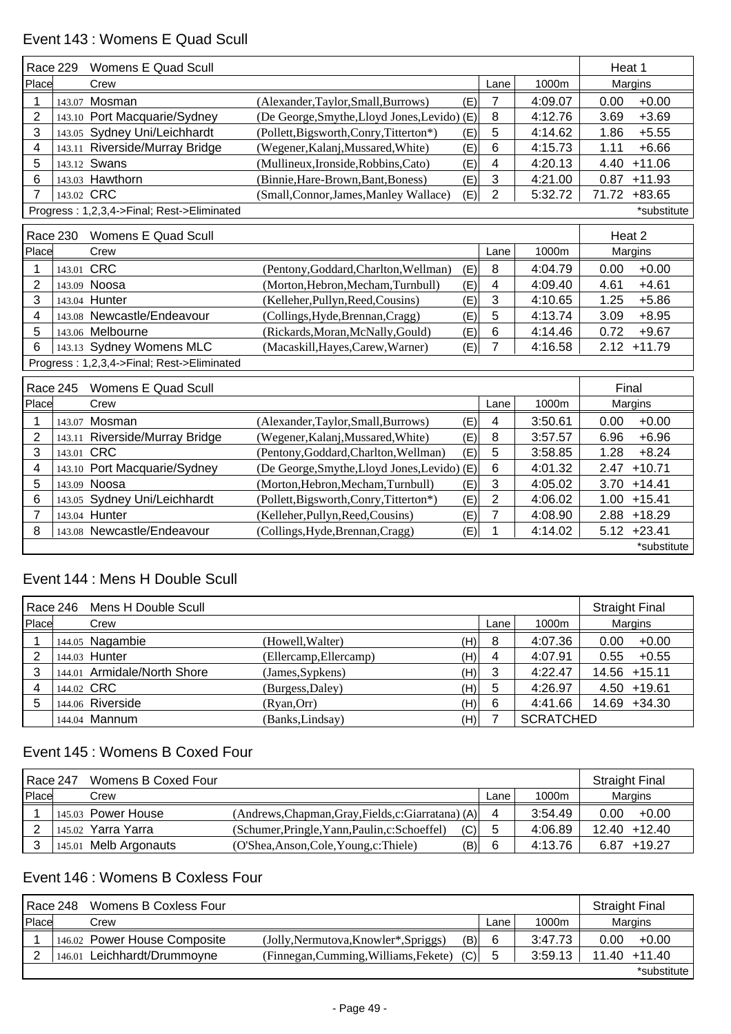## Event 143 : Womens E Quad Scull

| Race 229 | Womens E Quad Scull | | | | | Heat 1 | |
|---|---|---|---|---|---|---|---|
| Place | Crew | | | Lane | 1000m | Margins | |
| 1 | 143.07 Mosman | (Alexander,Taylor,Small,Burrows) | (E) | 7 | 4:09.07 | 0.00 | +0.00 |
| 2 | 143.10 Port Macquarie/Sydney | (De George,Smythe,Lloyd Jones,Levido) | (E) | 8 | 4:12.76 | 3.69 | +3.69 |
| 3 | 143.05 Sydney Uni/Leichhardt | (Pollett,Bigsworth,Conry,Titterton*) | (E) | 5 | 4:14.62 | 1.86 | +5.55 |
| 4 | 143.11 Riverside/Murray Bridge | (Wegener,Kalanj,Mussared,White) | (E) | 6 | 4:15.73 | 1.11 | +6.66 |
| 5 | 143.12 Swans | (Mullineux,Ironside,Robbins,Cato) | (E) | 4 | 4:20.13 | 4.40 | +11.06 |
| 6 | 143.03 Hawthorn | (Binnie,Hare-Brown,Bant,Boness) | (E) | 3 | 4:21.00 | 0.87 | +11.93 |
| 7 | 143.02 CRC | (Small,Connor,James,Manley Wallace) | (E) | 2 | 5:32.72 | 71.72 | +83.65 |
| Progress : 1,2,3,4->Final; Rest->Eliminated | | | | | | | *substitute |

| Race 230 | Womens E Quad Scull | | | | | Heat 2 | |
|---|---|---|---|---|---|---|---|
| Place | Crew | | | Lane | 1000m | Margins | |
| 1 | 143.01 CRC | (Pentony,Goddard,Charlton,Wellman) | (E) | 8 | 4:04.79 | 0.00 | +0.00 |
| 2 | 143.09 Noosa | (Morton,Hebron,Mecham,Turnbull) | (E) | 4 | 4:09.40 | 4.61 | +4.61 |
| 3 | 143.04 Hunter | (Kelleher,Pullyn,Reed,Cousins) | (E) | 3 | 4:10.65 | 1.25 | +5.86 |
| 4 | 143.08 Newcastle/Endeavour | (Collings,Hyde,Brennan,Cragg) | (E) | 5 | 4:13.74 | 3.09 | +8.95 |
| 5 | 143.06 Melbourne | (Rickards,Moran,McNally,Gould) | (E) | 6 | 4:14.46 | 0.72 | +9.67 |
| 6 | 143.13 Sydney Womens MLC | (Macaskill,Hayes,Carew,Warner) | (E) | 7 | 4:16.58 | 2.12 | +11.79 |
| Progress : 1,2,3,4->Final; Rest->Eliminated | | | | | | | |

| Race 245 | Womens E Quad Scull | | | | | Final | |
|---|---|---|---|---|---|---|---|
| Place | Crew | | | Lane | 1000m | Margins | |
| 1 | 143.07 Mosman | (Alexander,Taylor,Small,Burrows) | (E) | 4 | 3:50.61 | 0.00 | +0.00 |
| 2 | 143.11 Riverside/Murray Bridge | (Wegener,Kalanj,Mussared,White) | (E) | 8 | 3:57.57 | 6.96 | +6.96 |
| 3 | 143.01 CRC | (Pentony,Goddard,Charlton,Wellman) | (E) | 5 | 3:58.85 | 1.28 | +8.24 |
| 4 | 143.10 Port Macquarie/Sydney | (De George,Smythe,Lloyd Jones,Levido) | (E) | 6 | 4:01.32 | 2.47 | +10.71 |
| 5 | 143.09 Noosa | (Morton,Hebron,Mecham,Turnbull) | (E) | 3 | 4:05.02 | 3.70 | +14.41 |
| 6 | 143.05 Sydney Uni/Leichhardt | (Pollett,Bigsworth,Conry,Titterton*) | (E) | 2 | 4:06.02 | 1.00 | +15.41 |
| 7 | 143.04 Hunter | (Kelleher,Pullyn,Reed,Cousins) | (E) | 7 | 4:08.90 | 2.88 | +18.29 |
| 8 | 143.08 Newcastle/Endeavour | (Collings,Hyde,Brennan,Cragg) | (E) | 1 | 4:14.02 | 5.12 | +23.41 |
| | | | | | | | *substitute |

## Event 144 : Mens H Double Scull

| Race 246 | Mens H Double Scull | | | | | Straight Final | |
|---|---|---|---|---|---|---|---|
| Place | Crew | | | Lane | 1000m | Margins | |
| 1 | 144.05 Nagambie | (Howell,Walter) | (H) | 8 | 4:07.36 | 0.00 | +0.00 |
| 2 | 144.03 Hunter | (Ellercamp,Ellercamp) | (H) | 4 | 4:07.91 | 0.55 | +0.55 |
| 3 | 144.01 Armidale/North Shore | (James,Sypkens) | (H) | 3 | 4:22.47 | 14.56 | +15.11 |
| 4 | 144.02 CRC | (Burgess,Daley) | (H) | 5 | 4:26.97 | 4.50 | +19.61 |
| 5 | 144.06 Riverside | (Ryan,Orr) | (H) | 6 | 4:41.66 | 14.69 | +34.30 |
| | 144.04 Mannum | (Banks,Lindsay) | (H) | 7 | SCRATCHED | | |

## Event 145 : Womens B Coxed Four

| Race 247 | Womens B Coxed Four | | | | | Straight Final | |
|---|---|---|---|---|---|---|---|
| Place | Crew | | | Lane | 1000m | Margins | |
| 1 | 145.03 Power House | (Andrews,Chapman,Gray,Fields,c:Giarratana) | (A) | 4 | 3:54.49 | 0.00 | +0.00 |
| 2 | 145.02 Yarra Yarra | (Schumer,Pringle,Yann,Paulin,c:Schoeffel) | (C) | 5 | 4:06.89 | 12.40 | +12.40 |
| 3 | 145.01 Melb Argonauts | (O'Shea,Anson,Cole,Young,c:Thiele) | (B) | 6 | 4:13.76 | 6.87 | +19.27 |

## Event 146 : Womens B Coxless Four

| Race 248 | Womens B Coxless Four | | | | | Straight Final | |
|---|---|---|---|---|---|---|---|
| Place | Crew | | | Lane | 1000m | Margins | |
| 1 | 146.02 Power House Composite | (Jolly,Nermutova,Knowler*,Spriggs) | (B) | 6 | 3:47.73 | 0.00 | +0.00 |
| 2 | 146.01 Leichhardt/Drummoyne | (Finnegan,Cumming,Williams,Fekete) | (C) | 5 | 3:59.13 | 11.40 | +11.40 |
| | | | | | | | *substitute |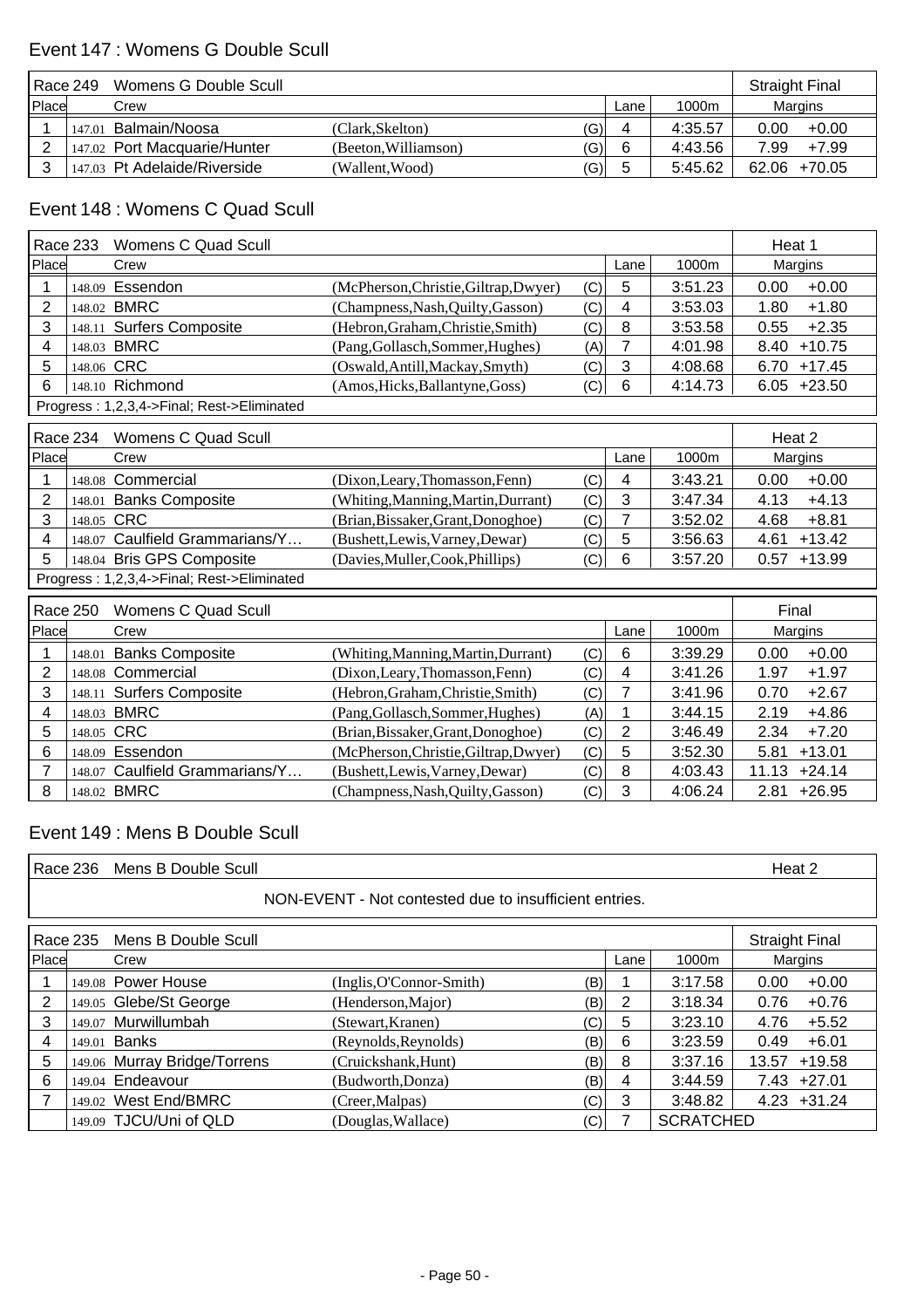## Event 147 : Womens G Double Scull

| Race 249 | Womens G Double Scull | | | | | Straight Final | |
|---|---|---|---|---|---|---|---|
| Place | Crew | | | Lane | 1000m | Margins | |
| 1 | 147.01 Balmain/Noosa | (Clark,Skelton) | (G) | 4 | 4:35.57 | 0.00 | +0.00 |
| 2 | 147.02 Port Macquarie/Hunter | (Beeton,Williamson) | (G) | 6 | 4:43.56 | 7.99 | +7.99 |
| 3 | 147.03 Pt Adelaide/Riverside | (Wallent,Wood) | (G) | 5 | 5:45.62 | 62.06 | +70.05 |

## Event 148 : Womens C Quad Scull

| Race 233 | Womens C Quad Scull | | | | | Heat 1 | |
|---|---|---|---|---|---|---|---|
| Place | Crew | | | Lane | 1000m | Margins | |
| 1 | 148.09 Essendon | (McPherson,Christie,Giltrap,Dwyer) | (C) | 5 | 3:51.23 | 0.00 | +0.00 |
| 2 | 148.02 BMRC | (Champness,Nash,Quilty,Gasson) | (C) | 4 | 3:53.03 | 1.80 | +1.80 |
| 3 | 148.11 Surfers Composite | (Hebron,Graham,Christie,Smith) | (C) | 8 | 3:53.58 | 0.55 | +2.35 |
| 4 | 148.03 BMRC | (Pang,Gollasch,Sommer,Hughes) | (A) | 7 | 4:01.98 | 8.40 | +10.75 |
| 5 | 148.06 CRC | (Oswald,Antill,Mackay,Smyth) | (C) | 3 | 4:08.68 | 6.70 | +17.45 |
| 6 | 148.10 Richmond | (Amos,Hicks,Ballantyne,Goss) | (C) | 6 | 4:14.73 | 6.05 | +23.50 |

Progress : 1,2,3,4->Final; Rest->Eliminated

| Race 234 | Womens C Quad Scull | | | | | Heat 2 | |
|---|---|---|---|---|---|---|---|
| Place | Crew | | | Lane | 1000m | Margins | |
| 1 | 148.08 Commercial | (Dixon,Leary,Thomasson,Fenn) | (C) | 4 | 3:43.21 | 0.00 | +0.00 |
| 2 | 148.01 Banks Composite | (Whiting,Manning,Martin,Durrant) | (C) | 3 | 3:47.34 | 4.13 | +4.13 |
| 3 | 148.05 CRC | (Brian,Bissaker,Grant,Donoghoe) | (C) | 7 | 3:52.02 | 4.68 | +8.81 |
| 4 | 148.07 Caulfield Grammarians/Y… | (Bushett,Lewis,Varney,Dewar) | (C) | 5 | 3:56.63 | 4.61 | +13.42 |
| 5 | 148.04 Bris GPS Composite | (Davies,Muller,Cook,Phillips) | (C) | 6 | 3:57.20 | 0.57 | +13.99 |

Progress : 1,2,3,4->Final; Rest->Eliminated

| Race 250 | Womens C Quad Scull | | | | | Final | |
|---|---|---|---|---|---|---|---|
| Place | Crew | | | Lane | 1000m | Margins | |
| 1 | 148.01 Banks Composite | (Whiting,Manning,Martin,Durrant) | (C) | 6 | 3:39.29 | 0.00 | +0.00 |
| 2 | 148.08 Commercial | (Dixon,Leary,Thomasson,Fenn) | (C) | 4 | 3:41.26 | 1.97 | +1.97 |
| 3 | 148.11 Surfers Composite | (Hebron,Graham,Christie,Smith) | (C) | 7 | 3:41.96 | 0.70 | +2.67 |
| 4 | 148.03 BMRC | (Pang,Gollasch,Sommer,Hughes) | (A) | 1 | 3:44.15 | 2.19 | +4.86 |
| 5 | 148.05 CRC | (Brian,Bissaker,Grant,Donoghoe) | (C) | 2 | 3:46.49 | 2.34 | +7.20 |
| 6 | 148.09 Essendon | (McPherson,Christie,Giltrap,Dwyer) | (C) | 5 | 3:52.30 | 5.81 | +13.01 |
| 7 | 148.07 Caulfield Grammarians/Y… | (Bushett,Lewis,Varney,Dewar) | (C) | 8 | 4:03.43 | 11.13 | +24.14 |
| 8 | 148.02 BMRC | (Champness,Nash,Quilty,Gasson) | (C) | 3 | 4:06.24 | 2.81 | +26.95 |

## Event 149 : Mens B Double Scull

| Race 236 | Mens B Double Scull | Heat 2 |
|---|---|---|

NON-EVENT - Not contested due to insufficient entries.

| Race 235 | Mens B Double Scull | | | | | Straight Final | |
|---|---|---|---|---|---|---|---|
| Place | Crew | | | Lane | 1000m | Margins | |
| 1 | 149.08 Power House | (Inglis,O'Connor-Smith) | (B) | 1 | 3:17.58 | 0.00 | +0.00 |
| 2 | 149.05 Glebe/St George | (Henderson,Major) | (B) | 2 | 3:18.34 | 0.76 | +0.76 |
| 3 | 149.07 Murwillumbah | (Stewart,Kranen) | (C) | 5 | 3:23.10 | 4.76 | +5.52 |
| 4 | 149.01 Banks | (Reynolds,Reynolds) | (B) | 6 | 3:23.59 | 0.49 | +6.01 |
| 5 | 149.06 Murray Bridge/Torrens | (Cruickshank,Hunt) | (B) | 8 | 3:37.16 | 13.57 | +19.58 |
| 6 | 149.04 Endeavour | (Budworth,Donza) | (B) | 4 | 3:44.59 | 7.43 | +27.01 |
| 7 | 149.02 West End/BMRC | (Creer,Malpas) | (C) | 3 | 3:48.82 | 4.23 | +31.24 |
| | 149.09 TJCU/Uni of QLD | (Douglas,Wallace) | (C) | 7 | SCRATCHED | | |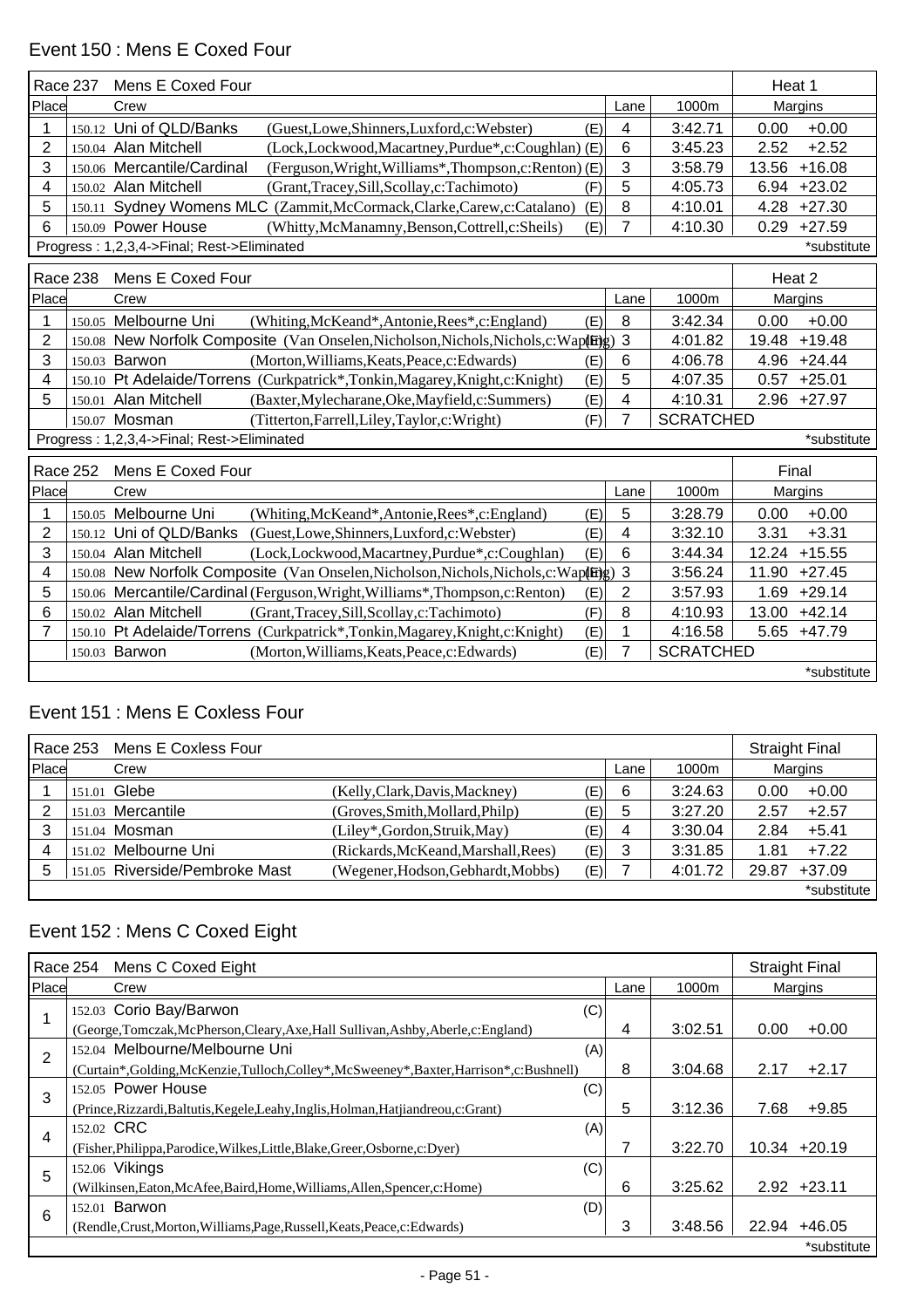## Event 150 : Mens E Coxed Four

| Race 237 | Mens E Coxed Four | | | | | | Heat 1 | |
|---|---|---|---|---|---|---|---|---|
| Place | | Crew | | | Lane | 1000m | Margins | |
| 1 | 150.12 | Uni of QLD/Banks | (Guest,Lowe,Shinners,Luxford,c:Webster) | (E) | 4 | 3:42.71 | 0.00 | +0.00 |
| 2 | 150.04 | Alan Mitchell | (Lock,Lockwood,Macartney,Purdue*,c:Coughlan) | (E) | 6 | 3:45.23 | 2.52 | +2.52 |
| 3 | 150.06 | Mercantile/Cardinal | (Ferguson,Wright,Williams*,Thompson,c:Renton) | (E) | 3 | 3:58.79 | 13.56 | +16.08 |
| 4 | 150.02 | Alan Mitchell | (Grant,Tracey,Sill,Scollay,c:Tachimoto) | (F) | 5 | 4:05.73 | 6.94 | +23.02 |
| 5 | 150.11 | Sydney Womens MLC | (Zammit,McCormack,Clarke,Carew,c:Catalano) | (E) | 8 | 4:10.01 | 4.28 | +27.30 |
| 6 | 150.09 | Power House | (Whitty,McManamny,Benson,Cottrell,c:Sheils) | (E) | 7 | 4:10.30 | 0.29 | +27.59 |

Progress : 1,2,3,4->Final; Rest->Eliminated

*substitute

| Race 238 | Mens E Coxed Four | | | | | | Heat 2 | |
|---|---|---|---|---|---|---|---|---|
| Place | | Crew | | | Lane | 1000m | Margins | |
| 1 | 150.05 | Melbourne Uni | (Whiting,McKeand*,Antonie,Rees*,c:England) | (E) | 8 | 3:42.34 | 0.00 | +0.00 |
| 2 | 150.08 | New Norfolk Composite | (Van Onselen,Nicholson,Nichols,Nichols,c:Wapling) | (E) | 3 | 4:01.82 | 19.48 | +19.48 |
| 3 | 150.03 | Barwon | (Morton,Williams,Keats,Peace,c:Edwards) | (E) | 6 | 4:06.78 | 4.96 | +24.44 |
| 4 | 150.10 | Pt Adelaide/Torrens | (Curkpatrick*,Tonkin,Magarey,Knight,c:Knight) | (E) | 5 | 4:07.35 | 0.57 | +25.01 |
| 5 | 150.01 | Alan Mitchell | (Baxter,Mylecharane,Oke,Mayfield,c:Summers) | (E) | 4 | 4:10.31 | 2.96 | +27.97 |
| | 150.07 | Mosman | (Titterton,Farrell,Liley,Taylor,c:Wright) | (F) | 7 | SCRATCHED | | |

Progress : 1,2,3,4->Final; Rest->Eliminated

*substitute

| Race 252 | Mens E Coxed Four | | | | | | Final | |
|---|---|---|---|---|---|---|---|---|
| Place | | Crew | | | Lane | 1000m | Margins | |
| 1 | 150.05 | Melbourne Uni | (Whiting,McKeand*,Antonie,Rees*,c:England) | (E) | 5 | 3:28.79 | 0.00 | +0.00 |
| 2 | 150.12 | Uni of QLD/Banks | (Guest,Lowe,Shinners,Luxford,c:Webster) | (E) | 4 | 3:32.10 | 3.31 | +3.31 |
| 3 | 150.04 | Alan Mitchell | (Lock,Lockwood,Macartney,Purdue*,c:Coughlan) | (E) | 6 | 3:44.34 | 12.24 | +15.55 |
| 4 | 150.08 | New Norfolk Composite | (Van Onselen,Nicholson,Nichols,Nichols,c:Wapling) | (E) | 3 | 3:56.24 | 11.90 | +27.45 |
| 5 | 150.06 | Mercantile/Cardinal | (Ferguson,Wright,Williams*,Thompson,c:Renton) | (E) | 2 | 3:57.93 | 1.69 | +29.14 |
| 6 | 150.02 | Alan Mitchell | (Grant,Tracey,Sill,Scollay,c:Tachimoto) | (F) | 8 | 4:10.93 | 13.00 | +42.14 |
| 7 | 150.10 | Pt Adelaide/Torrens | (Curkpatrick*,Tonkin,Magarey,Knight,c:Knight) | (E) | 1 | 4:16.58 | 5.65 | +47.79 |
| | 150.03 | Barwon | (Morton,Williams,Keats,Peace,c:Edwards) | (E) | 7 | SCRATCHED | | |

*substitute

## Event 151 : Mens E Coxless Four

| Race 253 | Mens E Coxless Four | | | | | | Straight Final | |
|---|---|---|---|---|---|---|---|---|
| Place | | Crew | | | Lane | 1000m | Margins | |
| 1 | 151.01 | Glebe | (Kelly,Clark,Davis,Mackney) | (E) | 6 | 3:24.63 | 0.00 | +0.00 |
| 2 | 151.03 | Mercantile | (Groves,Smith,Mollard,Philp) | (E) | 5 | 3:27.20 | 2.57 | +2.57 |
| 3 | 151.04 | Mosman | (Liley*,Gordon,Struik,May) | (E) | 4 | 3:30.04 | 2.84 | +5.41 |
| 4 | 151.02 | Melbourne Uni | (Rickards,McKeand,Marshall,Rees) | (E) | 3 | 3:31.85 | 1.81 | +7.22 |
| 5 | 151.05 | Riverside/Pembroke Mast | (Wegener,Hodson,Gebhardt,Mobbs) | (E) | 7 | 4:01.72 | 29.87 | +37.09 |

*substitute

## Event 152 : Mens C Coxed Eight

| Race 254 | Mens C Coxed Eight | | | | | | Straight Final | |
|---|---|---|---|---|---|---|---|---|
| Place | | Crew | | | Lane | 1000m | Margins | |
| 1 | 152.03 | Corio Bay/Barwon | (George,Tomczak,McPherson,Cleary,Axe,Hall Sullivan,Ashby,Aberle,c:England) | (C) | 4 | 3:02.51 | 0.00 | +0.00 |
| 2 | 152.04 | Melbourne/Melbourne Uni | (Curtain*,Golding,McKenzie,Tulloch,Colley*,McSweeney*,Baxter,Harrison*,c:Bushnell) | (A) | 8 | 3:04.68 | 2.17 | +2.17 |
| 3 | 152.05 | Power House | (Prince,Rizzardi,Baltutis,Kegele,Leahy,Inglis,Holman,Hatjiandreou,c:Grant) | (C) | 5 | 3:12.36 | 7.68 | +9.85 |
| 4 | 152.02 | CRC | (Fisher,Philippa,Parodice,Wilkes,Little,Blake,Greer,Osborne,c:Dyer) | (A) | 7 | 3:22.70 | 10.34 | +20.19 |
| 5 | 152.06 | Vikings | (Wilkinsen,Eaton,McAfee,Baird,Home,Williams,Allen,Spencer,c:Home) | (C) | 6 | 3:25.62 | 2.92 | +23.11 |
| 6 | 152.01 | Barwon | (Rendle,Crust,Morton,Williams,Page,Russell,Keats,Peace,c:Edwards) | (D) | 3 | 3:48.56 | 22.94 | +46.05 |

*substitute